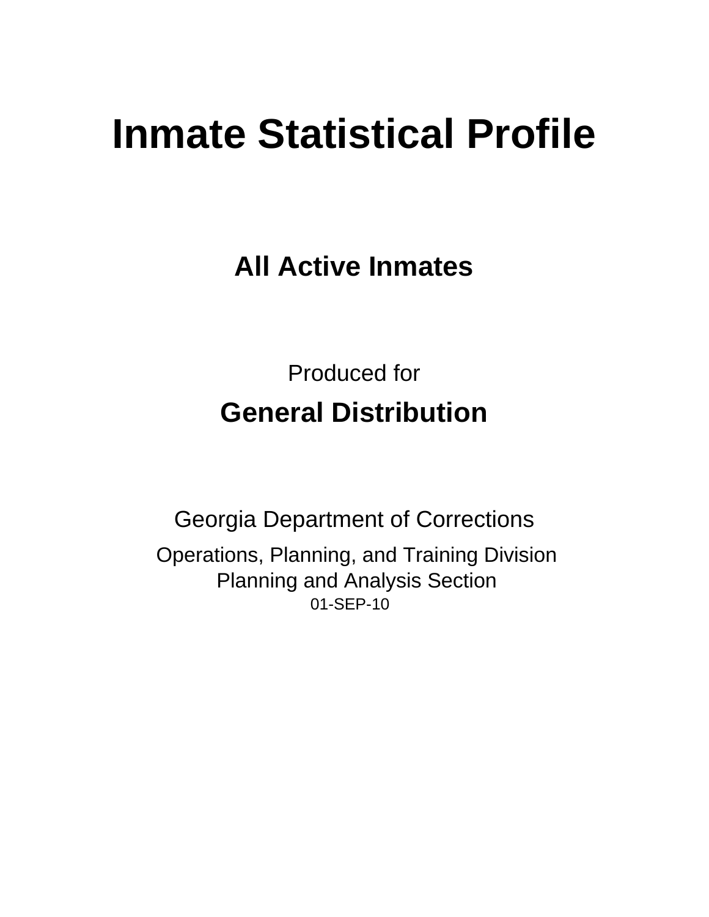# Inmate Statistical Profile

## All Active Inmates

Produced for

## General Distribution

Georgia Department of Corrections

Operations, Planning, and Training Division
Planning and Analysis Section
01-SEP-10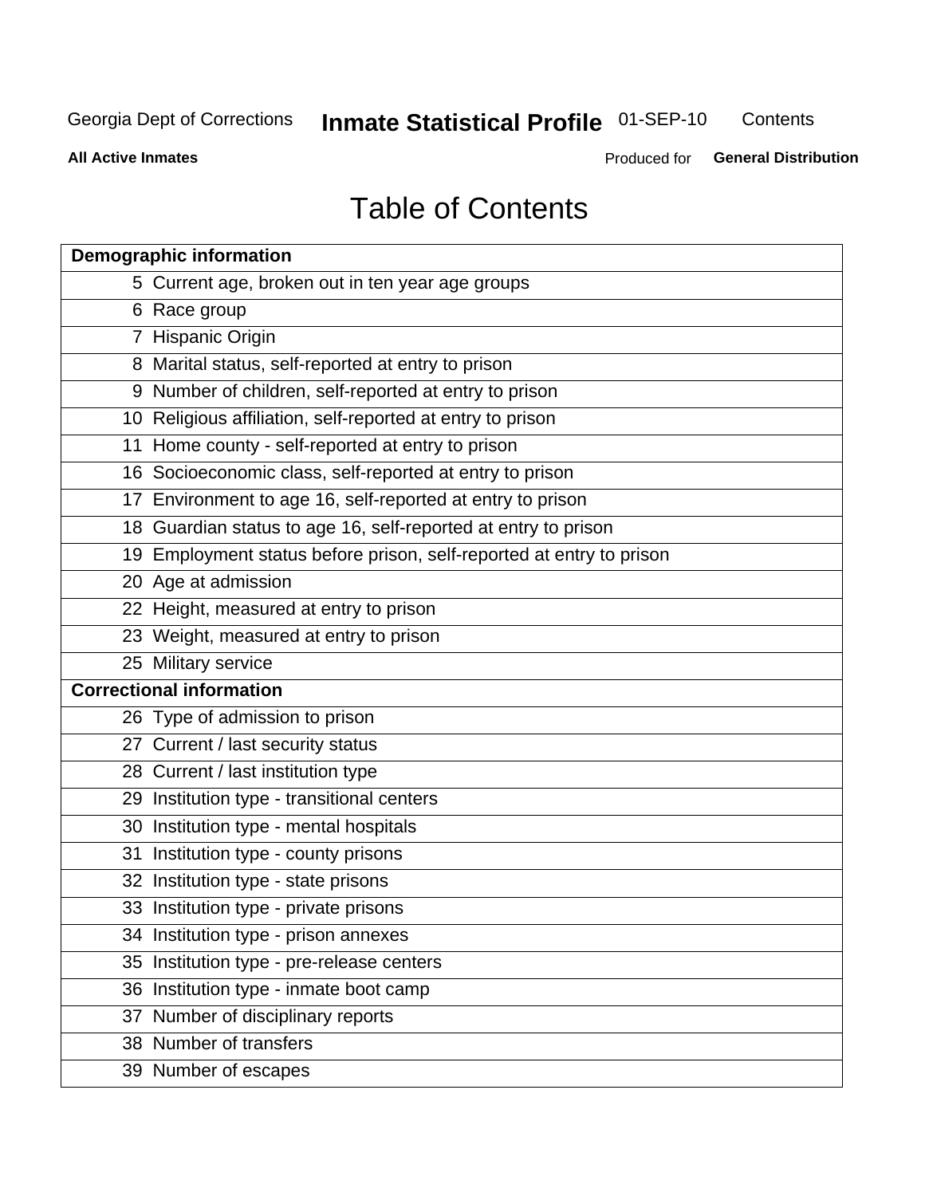# Table of Contents

| Demographic information | |
|---|---|
| 5 | Current age, broken out in ten year age groups |
| 6 | Race group |
| 7 | Hispanic Origin |
| 8 | Marital status, self-reported at entry to prison |
| 9 | Number of children, self-reported at entry to prison |
| 10 | Religious affiliation, self-reported at entry to prison |
| 11 | Home county - self-reported at entry to prison |
| 16 | Socioeconomic class, self-reported at entry to prison |
| 17 | Environment to age 16, self-reported at entry to prison |
| 18 | Guardian status to age 16, self-reported at entry to prison |
| 19 | Employment status before prison, self-reported at entry to prison |
| 20 | Age at admission |
| 22 | Height, measured at entry to prison |
| 23 | Weight, measured at entry to prison |
| 25 | Military service |
| **Correctional information** | |
| 26 | Type of admission to prison |
| 27 | Current / last security status |
| 28 | Current / last institution type |
| 29 | Institution type - transitional centers |
| 30 | Institution type - mental hospitals |
| 31 | Institution type - county prisons |
| 32 | Institution type - state prisons |
| 33 | Institution type - private prisons |
| 34 | Institution type - prison annexes |
| 35 | Institution type - pre-release centers |
| 36 | Institution type - inmate boot camp |
| 37 | Number of disciplinary reports |
| 38 | Number of transfers |
| 39 | Number of escapes |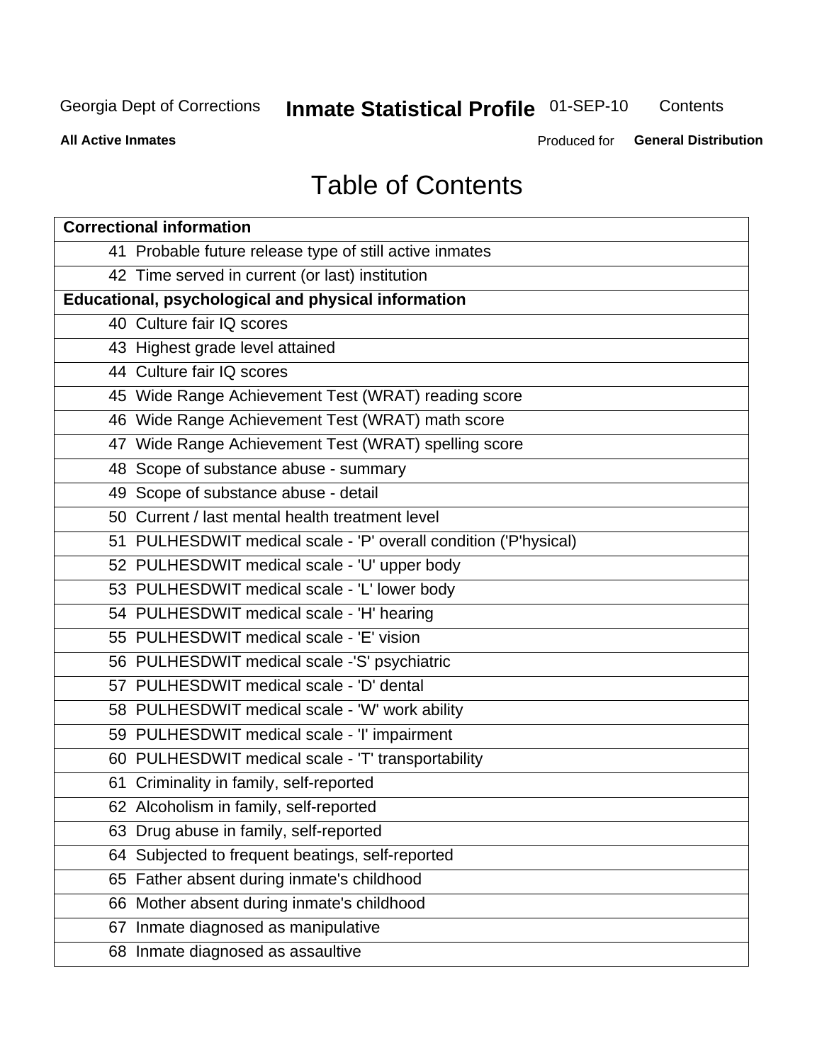# Table of Contents

| Correctional information |
|---|
| 41 Probable future release type of still active inmates |
| 42 Time served in current (or last) institution |
| **Educational, psychological and physical information** |
| 40 Culture fair IQ scores |
| 43 Highest grade level attained |
| 44 Culture fair IQ scores |
| 45 Wide Range Achievement Test (WRAT) reading score |
| 46 Wide Range Achievement Test (WRAT) math score |
| 47 Wide Range Achievement Test (WRAT) spelling score |
| 48 Scope of substance abuse - summary |
| 49 Scope of substance abuse - detail |
| 50 Current / last mental health treatment level |
| 51 PULHESDWIT medical scale - 'P' overall condition ('P'hysical) |
| 52 PULHESDWIT medical scale - 'U' upper body |
| 53 PULHESDWIT medical scale - 'L' lower body |
| 54 PULHESDWIT medical scale - 'H' hearing |
| 55 PULHESDWIT medical scale - 'E' vision |
| 56 PULHESDWIT medical scale -'S' psychiatric |
| 57 PULHESDWIT medical scale - 'D' dental |
| 58 PULHESDWIT medical scale - 'W' work ability |
| 59 PULHESDWIT medical scale - 'I' impairment |
| 60 PULHESDWIT medical scale - 'T' transportability |
| 61 Criminality in family, self-reported |
| 62 Alcoholism in family, self-reported |
| 63 Drug abuse in family, self-reported |
| 64 Subjected to frequent beatings, self-reported |
| 65 Father absent during inmate's childhood |
| 66 Mother absent during inmate's childhood |
| 67 Inmate diagnosed as manipulative |
| 68 Inmate diagnosed as assaultive |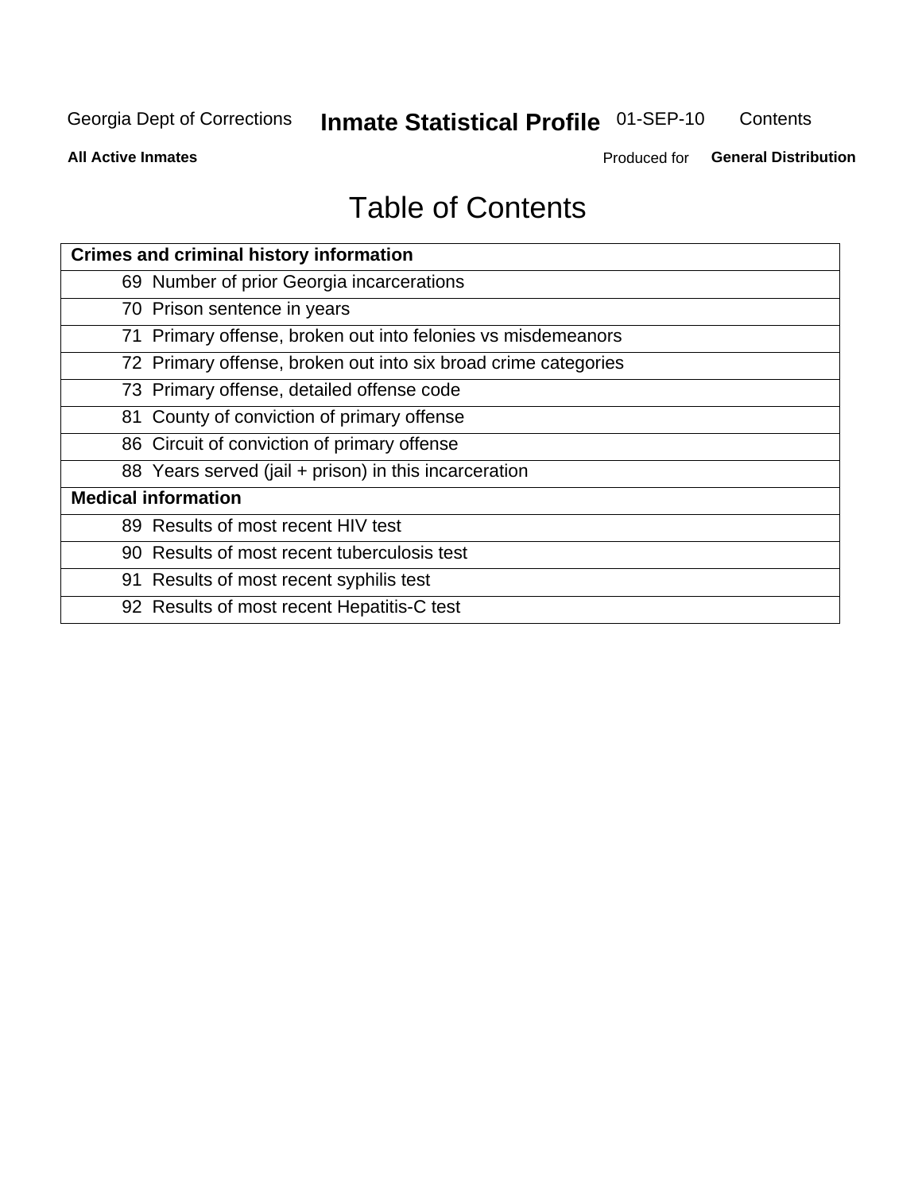# Table of Contents

| Crimes and criminal history information |
|---|
| 69 Number of prior Georgia incarcerations |
| 70 Prison sentence in years |
| 71 Primary offense, broken out into felonies vs misdemeanors |
| 72 Primary offense, broken out into six broad crime categories |
| 73 Primary offense, detailed offense code |
| 81 County of conviction of primary offense |
| 86 Circuit of conviction of primary offense |
| 88 Years served (jail + prison) in this incarceration |
| **Medical information** |
| 89 Results of most recent HIV test |
| 90 Results of most recent tuberculosis test |
| 91 Results of most recent syphilis test |
| 92 Results of most recent Hepatitis-C test |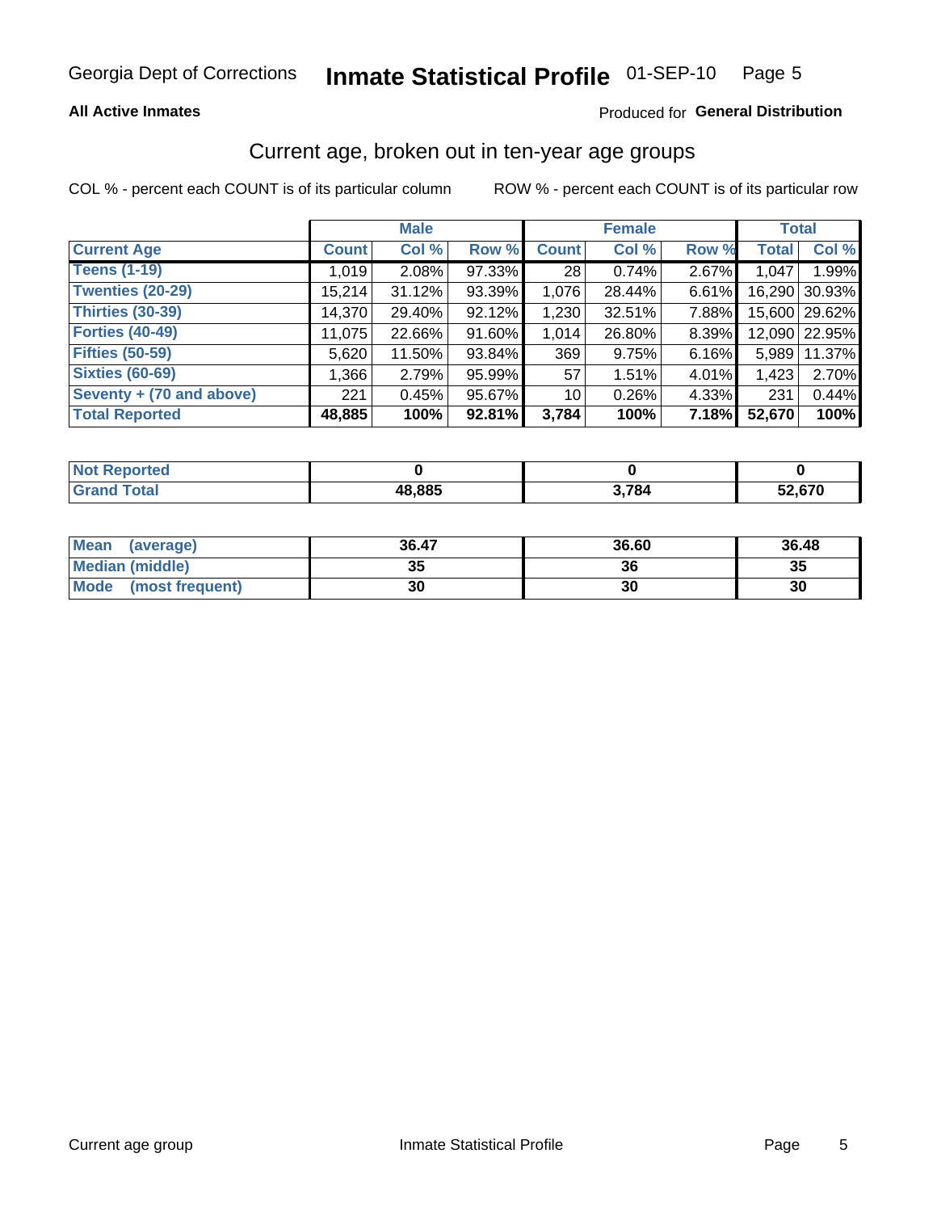Georgia Dept of Corrections **Inmate Statistical Profile** 01-SEP-10

**All Active Inmates**

Produced for **General Distribution**

## Current age, broken out in ten-year age groups

COL % - percent each COUNT is of its particular column

ROW % - percent each COUNT is of its particular row

| | Male | | | Female | | | Total | |
|---|---|---|---|---|---|---|---|---|
| **Current Age** | **Count** | **Col %** | **Row %** | **Count** | **Col %** | **Row %** | **Total** | **Col %** |
| **Teens (1-19)** | 1,019 | 2.08% | 97.33% | 28 | 0.74% | 2.67% | 1,047 | 1.99% |
| **Twenties (20-29)** | 15,214 | 31.12% | 93.39% | 1,076 | 28.44% | 6.61% | 16,290 | 30.93% |
| **Thirties (30-39)** | 14,370 | 29.40% | 92.12% | 1,230 | 32.51% | 7.88% | 15,600 | 29.62% |
| **Forties (40-49)** | 11,075 | 22.66% | 91.60% | 1,014 | 26.80% | 8.39% | 12,090 | 22.95% |
| **Fifties (50-59)** | 5,620 | 11.50% | 93.84% | 369 | 9.75% | 6.16% | 5,989 | 11.37% |
| **Sixties (60-69)** | 1,366 | 2.79% | 95.99% | 57 | 1.51% | 4.01% | 1,423 | 2.70% |
| **Seventy + (70 and above)** | 221 | 0.45% | 95.67% | 10 | 0.26% | 4.33% | 231 | 0.44% |
| **Total Reported** | **48,885** | **100%** | **92.81%** | **3,784** | **100%** | **7.18%** | **52,670** | **100%** |

| | Male | Female | Total |
|---|---|---|---|
| **Not Reported** | **0** | **0** | **0** |
| **Grand Total** | **48,885** | **3,784** | **52,670** |

| | Male | Female | Total |
|---|---|---|---|
| **Mean (average)** | **36.47** | **36.60** | **36.48** |
| **Median (middle)** | **35** | **36** | **35** |
| **Mode (most frequent)** | **30** | **30** | **30** |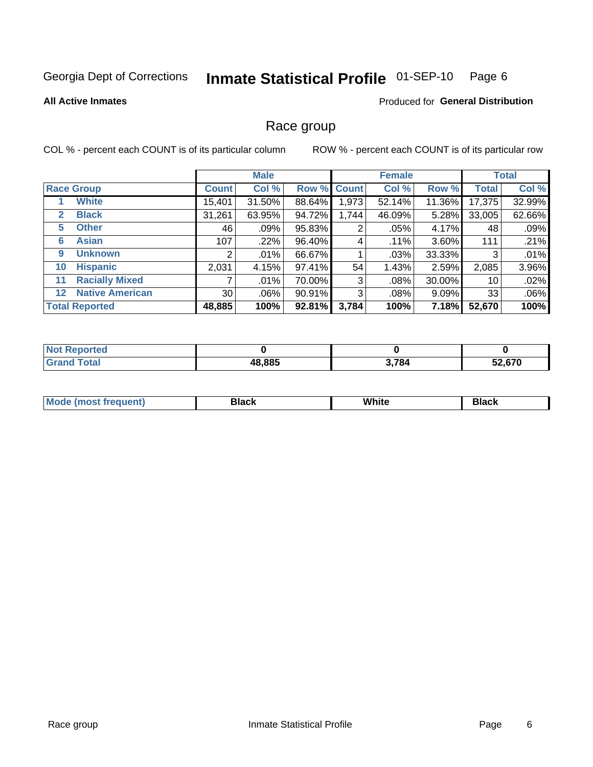Georgia Dept of Corrections **Inmate Statistical Profile** 01-SEP-10

**All Active Inmates**

Produced for **General Distribution**

## Race group

COL % - percent each COUNT is of its particular column

ROW % - percent each COUNT is of its particular row

| | | Male | | | Female | | | Total | |
|---|---|---|---|---|---|---|---|---|---|
| **Race Group** | | **Count** | **Col %** | **Row %** | **Count** | **Col %** | **Row %** | **Total** | **Col %** |
| 1 | **White** | 15,401 | 31.50% | 88.64% | 1,973 | 52.14% | 11.36% | 17,375 | 32.99% |
| 2 | **Black** | 31,261 | 63.95% | 94.72% | 1,744 | 46.09% | 5.28% | 33,005 | 62.66% |
| 5 | **Other** | 46 | .09% | 95.83% | 2 | .05% | 4.17% | 48 | .09% |
| 6 | **Asian** | 107 | .22% | 96.40% | 4 | .11% | 3.60% | 111 | .21% |
| 9 | **Unknown** | 2 | .01% | 66.67% | 1 | .03% | 33.33% | 3 | .01% |
| 10 | **Hispanic** | 2,031 | 4.15% | 97.41% | 54 | 1.43% | 2.59% | 2,085 | 3.96% |
| 11 | **Racially Mixed** | 7 | .01% | 70.00% | 3 | .08% | 30.00% | 10 | .02% |
| 12 | **Native American** | 30 | .06% | 90.91% | 3 | .08% | 9.09% | 33 | .06% |
| **Total Reported** | | **48,885** | **100%** | **92.81%** | **3,784** | **100%** | **7.18%** | **52,670** | **100%** |

| | Male | Female | Total |
|---|---|---|---|
| **Not Reported** | **0** | **0** | **0** |
| **Grand Total** | **48,885** | **3,784** | **52,670** |

| | Male | Female | Total |
|---|---|---|---|
| **Mode (most frequent)** | **Black** | **White** | **Black** |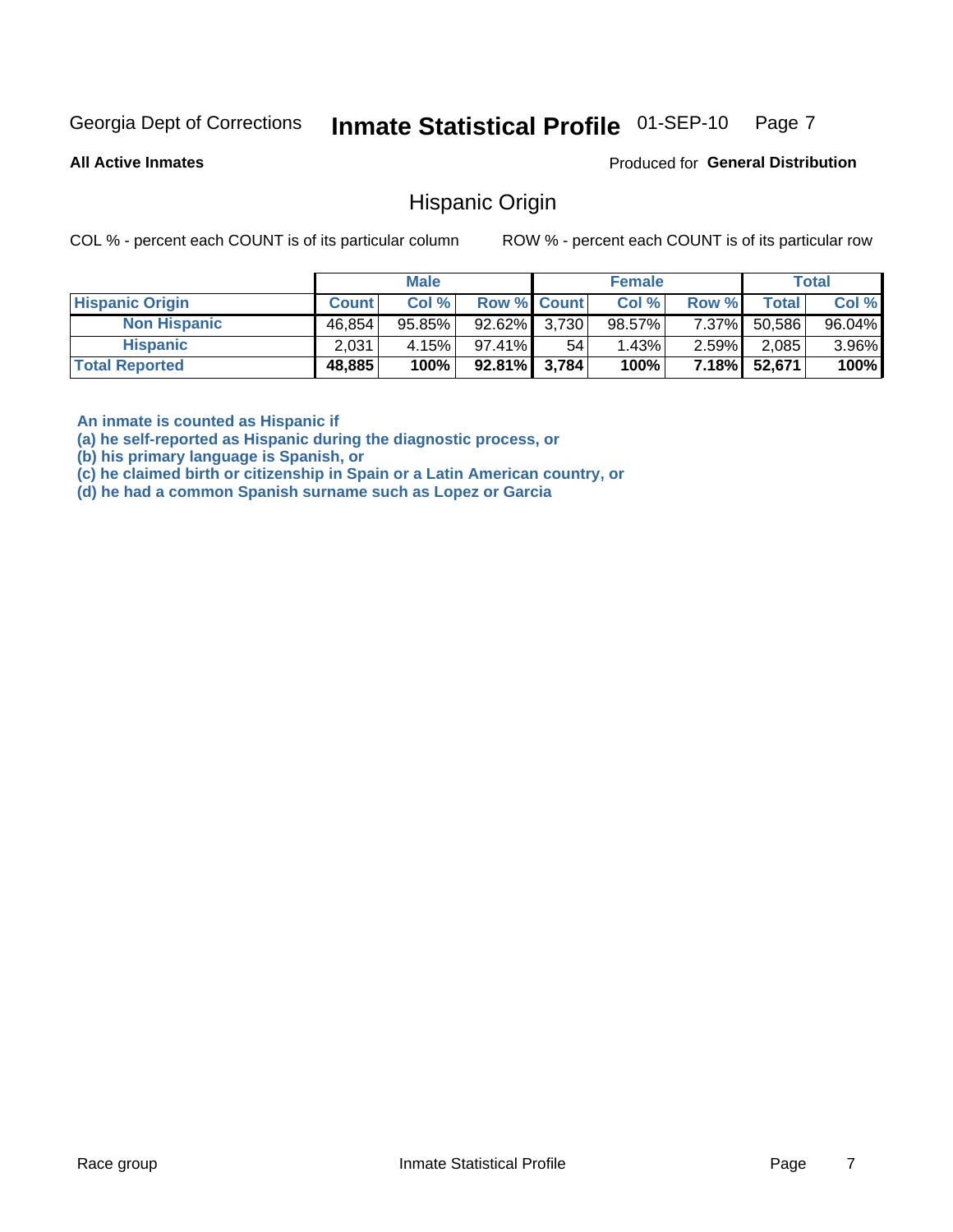Georgia Dept of Corrections **Inmate Statistical Profile** 01-SEP-10

**All Active Inmates**

Produced for **General Distribution**

## Hispanic Origin

COL % - percent each COUNT is of its particular column      ROW % - percent each COUNT is of its particular row

| | Male | | | Female | | | Total | |
|---|---|---|---|---|---|---|---|---|
| **Hispanic Origin** | **Count** | **Col %** | **Row %** | **Count** | **Col %** | **Row %** | **Total** | **Col %** |
| **Non Hispanic** | 46,854 | 95.85% | 92.62% | 3,730 | 98.57% | 7.37% | 50,586 | 96.04% |
| **Hispanic** | 2,031 | 4.15% | 97.41% | 54 | 1.43% | 2.59% | 2,085 | 3.96% |
| **Total Reported** | **48,885** | **100%** | **92.81%** | **3,784** | **100%** | **7.18%** | **52,671** | **100%** |

**An inmate is counted as Hispanic if**
**(a) he self-reported as Hispanic during the diagnostic process, or**
**(b) his primary language is Spanish, or**
**(c) he claimed birth or citizenship in Spain or a Latin American country, or**
**(d) he had a common Spanish surname such as Lopez or Garcia**

Race group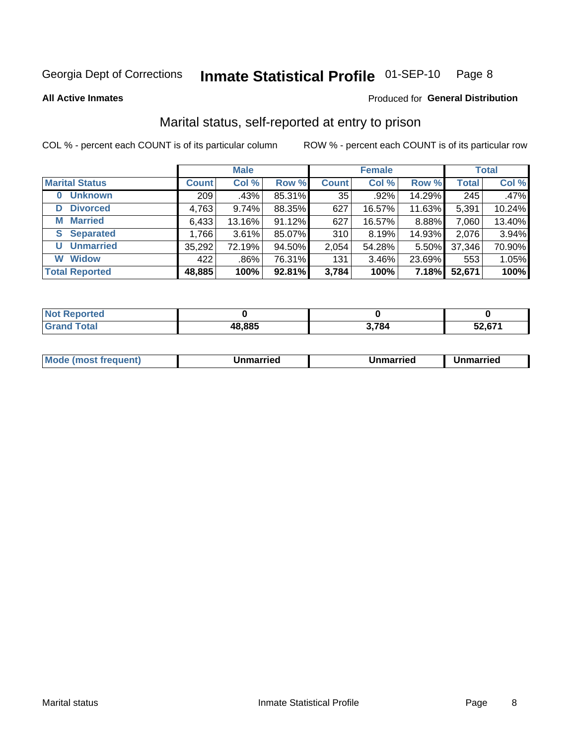Georgia Dept of Corrections **Inmate Statistical Profile** 01-SEP-10

**All Active Inmates**

Produced for **General Distribution**

## Marital status, self-reported at entry to prison

COL % - percent each COUNT is of its particular column

ROW % - percent each COUNT is of its particular row

| | Male | | | Female | | | Total | |
|---|---|---|---|---|---|---|---|---|
| **Marital Status** | **Count** | **Col %** | **Row %** | **Count** | **Col %** | **Row %** | **Total** | **Col %** |
| 0 Unknown | 209 | .43% | 85.31% | 35 | .92% | 14.29% | 245 | .47% |
| D Divorced | 4,763 | 9.74% | 88.35% | 627 | 16.57% | 11.63% | 5,391 | 10.24% |
| M Married | 6,433 | 13.16% | 91.12% | 627 | 16.57% | 8.88% | 7,060 | 13.40% |
| S Separated | 1,766 | 3.61% | 85.07% | 310 | 8.19% | 14.93% | 2,076 | 3.94% |
| U Unmarried | 35,292 | 72.19% | 94.50% | 2,054 | 54.28% | 5.50% | 37,346 | 70.90% |
| W Widow | 422 | .86% | 76.31% | 131 | 3.46% | 23.69% | 553 | 1.05% |
| **Total Reported** | **48,885** | **100%** | **92.81%** | **3,784** | **100%** | **7.18%** | **52,671** | **100%** |

| | Male | Female | Total |
|---|---|---|---|
| Not Reported | 0 | 0 | 0 |
| Grand Total | 48,885 | 3,784 | 52,671 |

| | Male | Female | Total |
|---|---|---|---|
| Mode (most frequent) | Unmarried | Unmarried | Unmarried |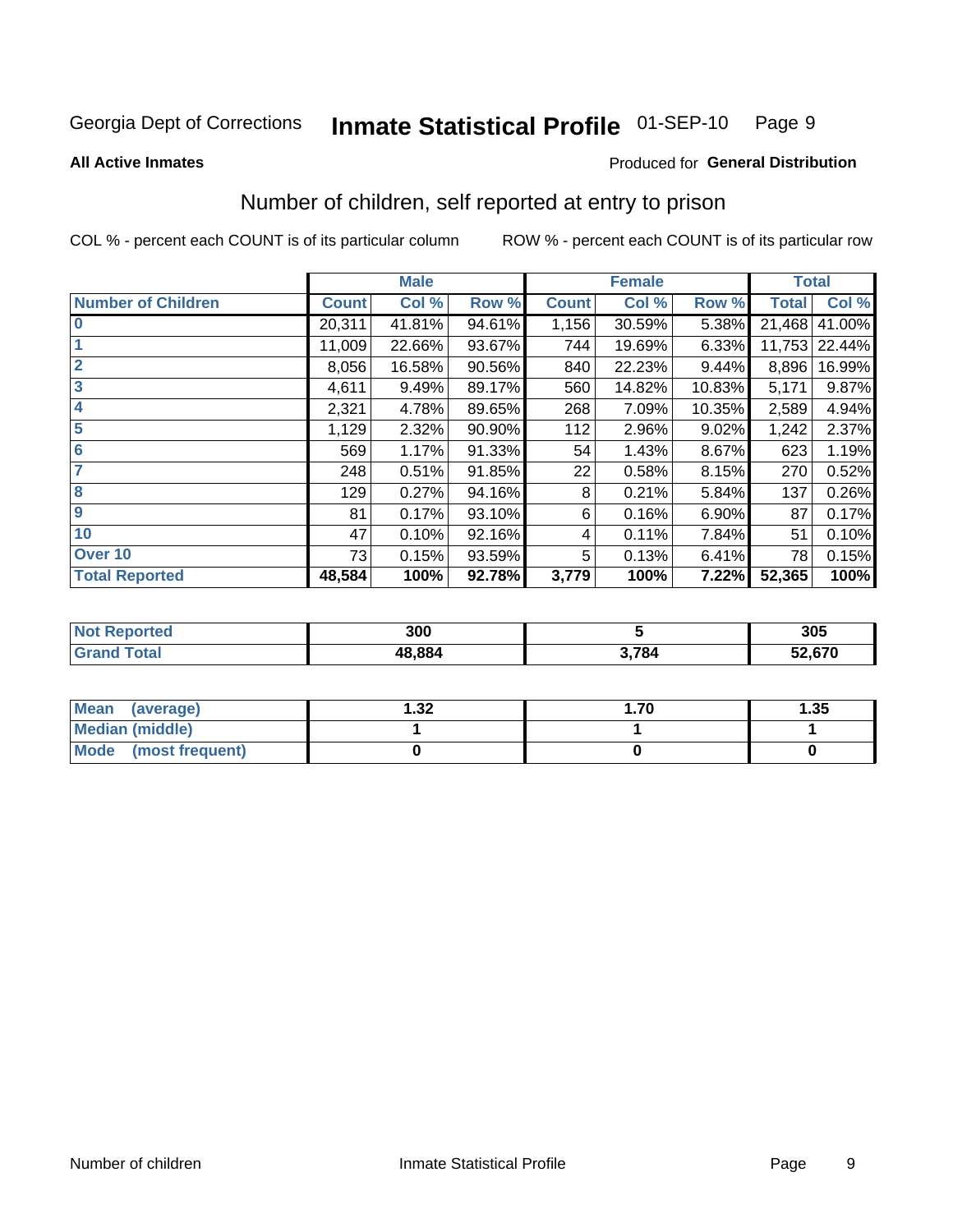Georgia Dept of Corrections **Inmate Statistical Profile** 01-SEP-10

**All Active Inmates**

Produced for **General Distribution**

## Number of children, self reported at entry to prison

COL % - percent each COUNT is of its particular column    ROW % - percent each COUNT is of its particular row

| | Male | | | Female | | | Total | |
|---|---|---|---|---|---|---|---|---|
| **Number of Children** | **Count** | **Col %** | **Row %** | **Count** | **Col %** | **Row %** | **Total** | **Col %** |
| **0** | 20,311 | 41.81% | 94.61% | 1,156 | 30.59% | 5.38% | 21,468 | 41.00% |
| **1** | 11,009 | 22.66% | 93.67% | 744 | 19.69% | 6.33% | 11,753 | 22.44% |
| **2** | 8,056 | 16.58% | 90.56% | 840 | 22.23% | 9.44% | 8,896 | 16.99% |
| **3** | 4,611 | 9.49% | 89.17% | 560 | 14.82% | 10.83% | 5,171 | 9.87% |
| **4** | 2,321 | 4.78% | 89.65% | 268 | 7.09% | 10.35% | 2,589 | 4.94% |
| **5** | 1,129 | 2.32% | 90.90% | 112 | 2.96% | 9.02% | 1,242 | 2.37% |
| **6** | 569 | 1.17% | 91.33% | 54 | 1.43% | 8.67% | 623 | 1.19% |
| **7** | 248 | 0.51% | 91.85% | 22 | 0.58% | 8.15% | 270 | 0.52% |
| **8** | 129 | 0.27% | 94.16% | 8 | 0.21% | 5.84% | 137 | 0.26% |
| **9** | 81 | 0.17% | 93.10% | 6 | 0.16% | 6.90% | 87 | 0.17% |
| **10** | 47 | 0.10% | 92.16% | 4 | 0.11% | 7.84% | 51 | 0.10% |
| **Over 10** | 73 | 0.15% | 93.59% | 5 | 0.13% | 6.41% | 78 | 0.15% |
| **Total Reported** | **48,584** | **100%** | **92.78%** | **3,779** | **100%** | **7.22%** | **52,365** | **100%** |

| | Male | Female | Total |
|---|---|---|---|
| **Not Reported** | **300** | **5** | **305** |
| **Grand Total** | **48,884** | **3,784** | **52,670** |

| | Male | Female | Total |
|---|---|---|---|
| **Mean (average)** | **1.32** | **1.70** | **1.35** |
| **Median (middle)** | **1** | **1** | **1** |
| **Mode (most frequent)** | **0** | **0** | **0** |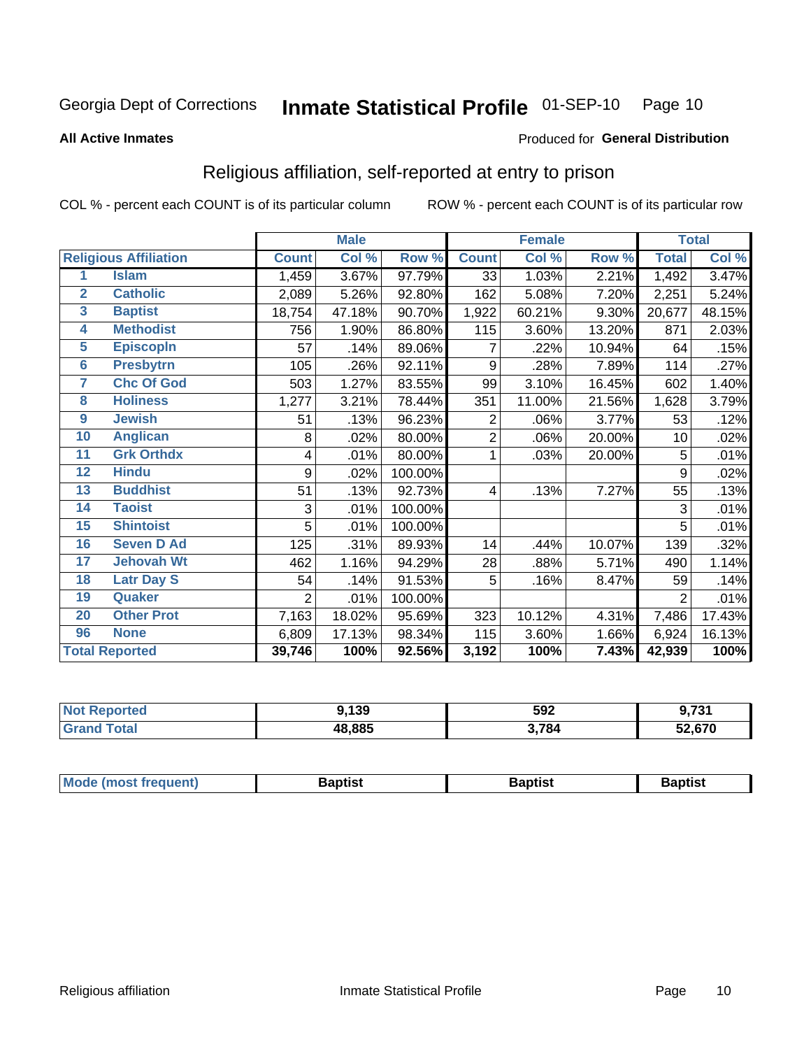Georgia Dept of Corrections **Inmate Statistical Profile** 01-SEP-10

**All Active Inmates**

Produced for **General Distribution**

## Religious affiliation, self-reported at entry to prison

COL % - percent each COUNT is of its particular column    ROW % - percent each COUNT is of its particular row

| | | Male | | | Female | | | Total | |
|---|---|---|---|---|---|---|---|---|---|
| **Religious Affiliation** | | **Count** | **Col %** | **Row %** | **Count** | **Col %** | **Row %** | **Total** | **Col %** |
| 1 | Islam | 1,459 | 3.67% | 97.79% | 33 | 1.03% | 2.21% | 1,492 | 3.47% |
| 2 | Catholic | 2,089 | 5.26% | 92.80% | 162 | 5.08% | 7.20% | 2,251 | 5.24% |
| 3 | Baptist | 18,754 | 47.18% | 90.70% | 1,922 | 60.21% | 9.30% | 20,677 | 48.15% |
| 4 | Methodist | 756 | 1.90% | 86.80% | 115 | 3.60% | 13.20% | 871 | 2.03% |
| 5 | Episcopln | 57 | .14% | 89.06% | 7 | .22% | 10.94% | 64 | .15% |
| 6 | Presbytrn | 105 | .26% | 92.11% | 9 | .28% | 7.89% | 114 | .27% |
| 7 | Chc Of God | 503 | 1.27% | 83.55% | 99 | 3.10% | 16.45% | 602 | 1.40% |
| 8 | Holiness | 1,277 | 3.21% | 78.44% | 351 | 11.00% | 21.56% | 1,628 | 3.79% |
| 9 | Jewish | 51 | .13% | 96.23% | 2 | .06% | 3.77% | 53 | .12% |
| 10 | Anglican | 8 | .02% | 80.00% | 2 | .06% | 20.00% | 10 | .02% |
| 11 | Grk Orthdx | 4 | .01% | 80.00% | 1 | .03% | 20.00% | 5 | .01% |
| 12 | Hindu | 9 | .02% | 100.00% | | | | 9 | .02% |
| 13 | Buddhist | 51 | .13% | 92.73% | 4 | .13% | 7.27% | 55 | .13% |
| 14 | Taoist | 3 | .01% | 100.00% | | | | 3 | .01% |
| 15 | Shintoist | 5 | .01% | 100.00% | | | | 5 | .01% |
| 16 | Seven D Ad | 125 | .31% | 89.93% | 14 | .44% | 10.07% | 139 | .32% |
| 17 | Jehovah Wt | 462 | 1.16% | 94.29% | 28 | .88% | 5.71% | 490 | 1.14% |
| 18 | Latr Day S | 54 | .14% | 91.53% | 5 | .16% | 8.47% | 59 | .14% |
| 19 | Quaker | 2 | .01% | 100.00% | | | | 2 | .01% |
| 20 | Other Prot | 7,163 | 18.02% | 95.69% | 323 | 10.12% | 4.31% | 7,486 | 17.43% |
| 96 | None | 6,809 | 17.13% | 98.34% | 115 | 3.60% | 1.66% | 6,924 | 16.13% |
| **Total Reported** | | **39,746** | **100%** | **92.56%** | **3,192** | **100%** | **7.43%** | **42,939** | **100%** |

| | Male | Female | Total |
|---|---|---|---|
| **Not Reported** | **9,139** | **592** | **9,731** |
| **Grand Total** | **48,885** | **3,784** | **52,670** |

| | Male | Female | Total |
|---|---|---|---|
| **Mode (most frequent)** | **Baptist** | **Baptist** | **Baptist** |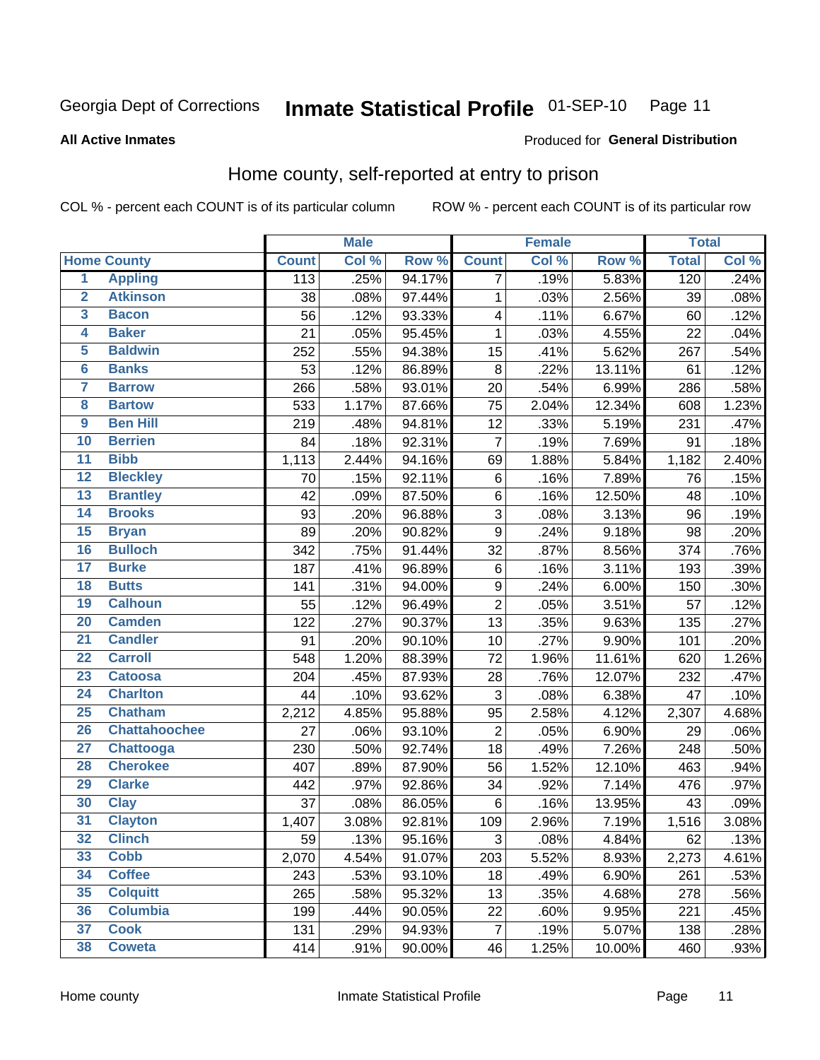Georgia Dept of Corrections **Inmate Statistical Profile** 01-SEP-10

**All Active Inmates**

Produced for **General Distribution**

## Home county, self-reported at entry to prison

COL % - percent each COUNT is of its particular column    ROW % - percent each COUNT is of its particular row

| Home County | | Male | | | Female | | | Total | |
|---|---|---|---|---|---|---|---|---|---|
| | | Count | Col % | Row % | Count | Col % | Row % | Total | Col % |
| 1 | Appling | 113 | .25% | 94.17% | 7 | .19% | 5.83% | 120 | .24% |
| 2 | Atkinson | 38 | .08% | 97.44% | 1 | .03% | 2.56% | 39 | .08% |
| 3 | Bacon | 56 | .12% | 93.33% | 4 | .11% | 6.67% | 60 | .12% |
| 4 | Baker | 21 | .05% | 95.45% | 1 | .03% | 4.55% | 22 | .04% |
| 5 | Baldwin | 252 | .55% | 94.38% | 15 | .41% | 5.62% | 267 | .54% |
| 6 | Banks | 53 | .12% | 86.89% | 8 | .22% | 13.11% | 61 | .12% |
| 7 | Barrow | 266 | .58% | 93.01% | 20 | .54% | 6.99% | 286 | .58% |
| 8 | Bartow | 533 | 1.17% | 87.66% | 75 | 2.04% | 12.34% | 608 | 1.23% |
| 9 | Ben Hill | 219 | .48% | 94.81% | 12 | .33% | 5.19% | 231 | .47% |
| 10 | Berrien | 84 | .18% | 92.31% | 7 | .19% | 7.69% | 91 | .18% |
| 11 | Bibb | 1,113 | 2.44% | 94.16% | 69 | 1.88% | 5.84% | 1,182 | 2.40% |
| 12 | Bleckley | 70 | .15% | 92.11% | 6 | .16% | 7.89% | 76 | .15% |
| 13 | Brantley | 42 | .09% | 87.50% | 6 | .16% | 12.50% | 48 | .10% |
| 14 | Brooks | 93 | .20% | 96.88% | 3 | .08% | 3.13% | 96 | .19% |
| 15 | Bryan | 89 | .20% | 90.82% | 9 | .24% | 9.18% | 98 | .20% |
| 16 | Bulloch | 342 | .75% | 91.44% | 32 | .87% | 8.56% | 374 | .76% |
| 17 | Burke | 187 | .41% | 96.89% | 6 | .16% | 3.11% | 193 | .39% |
| 18 | Butts | 141 | .31% | 94.00% | 9 | .24% | 6.00% | 150 | .30% |
| 19 | Calhoun | 55 | .12% | 96.49% | 2 | .05% | 3.51% | 57 | .12% |
| 20 | Camden | 122 | .27% | 90.37% | 13 | .35% | 9.63% | 135 | .27% |
| 21 | Candler | 91 | .20% | 90.10% | 10 | .27% | 9.90% | 101 | .20% |
| 22 | Carroll | 548 | 1.20% | 88.39% | 72 | 1.96% | 11.61% | 620 | 1.26% |
| 23 | Catoosa | 204 | .45% | 87.93% | 28 | .76% | 12.07% | 232 | .47% |
| 24 | Charlton | 44 | .10% | 93.62% | 3 | .08% | 6.38% | 47 | .10% |
| 25 | Chatham | 2,212 | 4.85% | 95.88% | 95 | 2.58% | 4.12% | 2,307 | 4.68% |
| 26 | Chattahoochee | 27 | .06% | 93.10% | 2 | .05% | 6.90% | 29 | .06% |
| 27 | Chattooga | 230 | .50% | 92.74% | 18 | .49% | 7.26% | 248 | .50% |
| 28 | Cherokee | 407 | .89% | 87.90% | 56 | 1.52% | 12.10% | 463 | .94% |
| 29 | Clarke | 442 | .97% | 92.86% | 34 | .92% | 7.14% | 476 | .97% |
| 30 | Clay | 37 | .08% | 86.05% | 6 | .16% | 13.95% | 43 | .09% |
| 31 | Clayton | 1,407 | 3.08% | 92.81% | 109 | 2.96% | 7.19% | 1,516 | 3.08% |
| 32 | Clinch | 59 | .13% | 95.16% | 3 | .08% | 4.84% | 62 | .13% |
| 33 | Cobb | 2,070 | 4.54% | 91.07% | 203 | 5.52% | 8.93% | 2,273 | 4.61% |
| 34 | Coffee | 243 | .53% | 93.10% | 18 | .49% | 6.90% | 261 | .53% |
| 35 | Colquitt | 265 | .58% | 95.32% | 13 | .35% | 4.68% | 278 | .56% |
| 36 | Columbia | 199 | .44% | 90.05% | 22 | .60% | 9.95% | 221 | .45% |
| 37 | Cook | 131 | .29% | 94.93% | 7 | .19% | 5.07% | 138 | .28% |
| 38 | Coweta | 414 | .91% | 90.00% | 46 | 1.25% | 10.00% | 460 | .93% |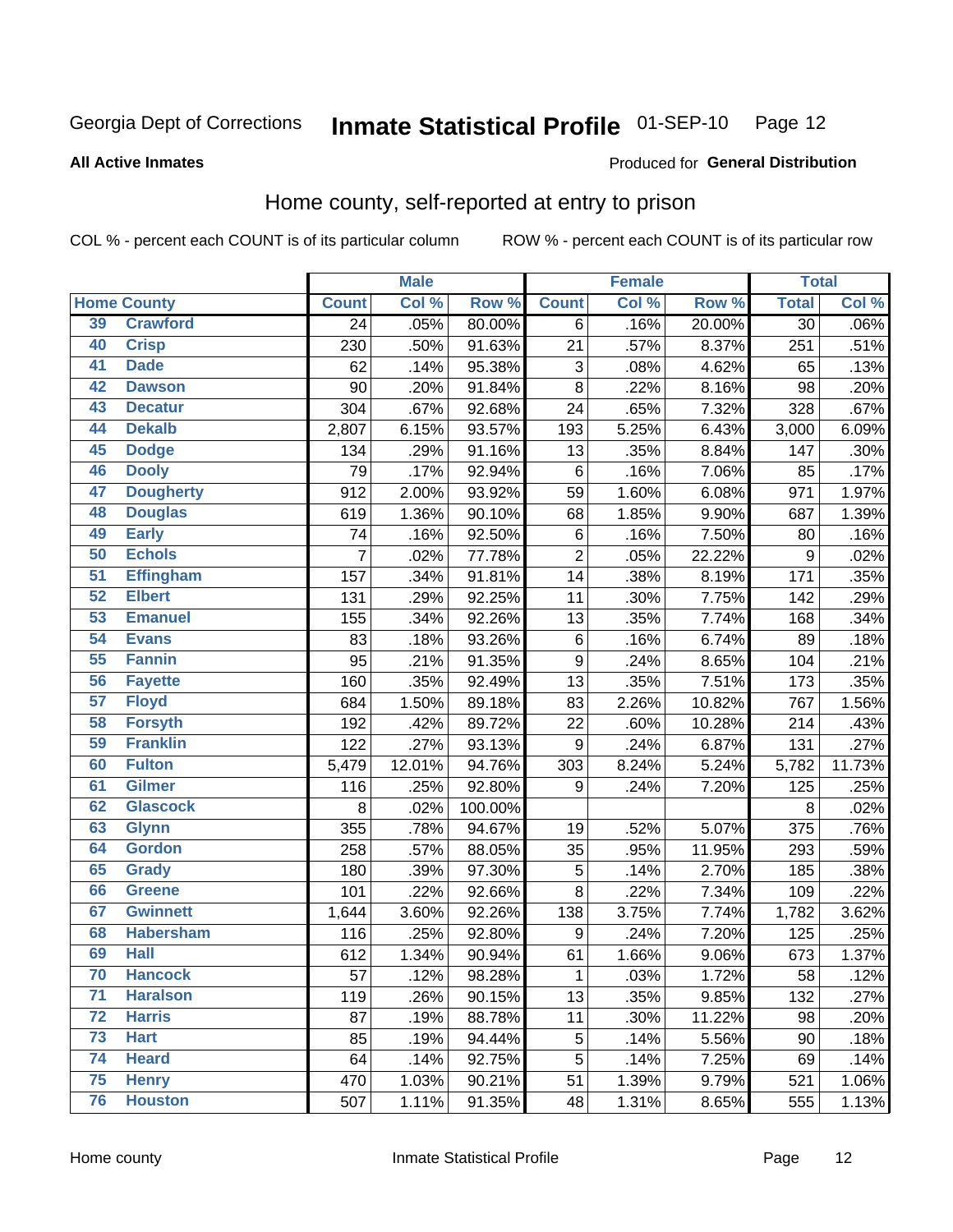Georgia Dept of Corrections **Inmate Statistical Profile** 01-SEP-10

**All Active Inmates**

Produced for **General Distribution**

## Home county, self-reported at entry to prison

COL % - percent each COUNT is of its particular column ROW % - percent each COUNT is of its particular row

| Home County | | Male | | | Female | | | Total | |
|---|---|---|---|---|---|---|---|---|---|
| | | Count | Col % | Row % | Count | Col % | Row % | Total | Col % |
| 39 | Crawford | 24 | .05% | 80.00% | 6 | .16% | 20.00% | 30 | .06% |
| 40 | Crisp | 230 | .50% | 91.63% | 21 | .57% | 8.37% | 251 | .51% |
| 41 | Dade | 62 | .14% | 95.38% | 3 | .08% | 4.62% | 65 | .13% |
| 42 | Dawson | 90 | .20% | 91.84% | 8 | .22% | 8.16% | 98 | .20% |
| 43 | Decatur | 304 | .67% | 92.68% | 24 | .65% | 7.32% | 328 | .67% |
| 44 | Dekalb | 2,807 | 6.15% | 93.57% | 193 | 5.25% | 6.43% | 3,000 | 6.09% |
| 45 | Dodge | 134 | .29% | 91.16% | 13 | .35% | 8.84% | 147 | .30% |
| 46 | Dooly | 79 | .17% | 92.94% | 6 | .16% | 7.06% | 85 | .17% |
| 47 | Dougherty | 912 | 2.00% | 93.92% | 59 | 1.60% | 6.08% | 971 | 1.97% |
| 48 | Douglas | 619 | 1.36% | 90.10% | 68 | 1.85% | 9.90% | 687 | 1.39% |
| 49 | Early | 74 | .16% | 92.50% | 6 | .16% | 7.50% | 80 | .16% |
| 50 | Echols | 7 | .02% | 77.78% | 2 | .05% | 22.22% | 9 | .02% |
| 51 | Effingham | 157 | .34% | 91.81% | 14 | .38% | 8.19% | 171 | .35% |
| 52 | Elbert | 131 | .29% | 92.25% | 11 | .30% | 7.75% | 142 | .29% |
| 53 | Emanuel | 155 | .34% | 92.26% | 13 | .35% | 7.74% | 168 | .34% |
| 54 | Evans | 83 | .18% | 93.26% | 6 | .16% | 6.74% | 89 | .18% |
| 55 | Fannin | 95 | .21% | 91.35% | 9 | .24% | 8.65% | 104 | .21% |
| 56 | Fayette | 160 | .35% | 92.49% | 13 | .35% | 7.51% | 173 | .35% |
| 57 | Floyd | 684 | 1.50% | 89.18% | 83 | 2.26% | 10.82% | 767 | 1.56% |
| 58 | Forsyth | 192 | .42% | 89.72% | 22 | .60% | 10.28% | 214 | .43% |
| 59 | Franklin | 122 | .27% | 93.13% | 9 | .24% | 6.87% | 131 | .27% |
| 60 | Fulton | 5,479 | 12.01% | 94.76% | 303 | 8.24% | 5.24% | 5,782 | 11.73% |
| 61 | Gilmer | 116 | .25% | 92.80% | 9 | .24% | 7.20% | 125 | .25% |
| 62 | Glascock | 8 | .02% | 100.00% | | | | 8 | .02% |
| 63 | Glynn | 355 | .78% | 94.67% | 19 | .52% | 5.07% | 375 | .76% |
| 64 | Gordon | 258 | .57% | 88.05% | 35 | .95% | 11.95% | 293 | .59% |
| 65 | Grady | 180 | .39% | 97.30% | 5 | .14% | 2.70% | 185 | .38% |
| 66 | Greene | 101 | .22% | 92.66% | 8 | .22% | 7.34% | 109 | .22% |
| 67 | Gwinnett | 1,644 | 3.60% | 92.26% | 138 | 3.75% | 7.74% | 1,782 | 3.62% |
| 68 | Habersham | 116 | .25% | 92.80% | 9 | .24% | 7.20% | 125 | .25% |
| 69 | Hall | 612 | 1.34% | 90.94% | 61 | 1.66% | 9.06% | 673 | 1.37% |
| 70 | Hancock | 57 | .12% | 98.28% | 1 | .03% | 1.72% | 58 | .12% |
| 71 | Haralson | 119 | .26% | 90.15% | 13 | .35% | 9.85% | 132 | .27% |
| 72 | Harris | 87 | .19% | 88.78% | 11 | .30% | 11.22% | 98 | .20% |
| 73 | Hart | 85 | .19% | 94.44% | 5 | .14% | 5.56% | 90 | .18% |
| 74 | Heard | 64 | .14% | 92.75% | 5 | .14% | 7.25% | 69 | .14% |
| 75 | Henry | 470 | 1.03% | 90.21% | 51 | 1.39% | 9.79% | 521 | 1.06% |
| 76 | Houston | 507 | 1.11% | 91.35% | 48 | 1.31% | 8.65% | 555 | 1.13% |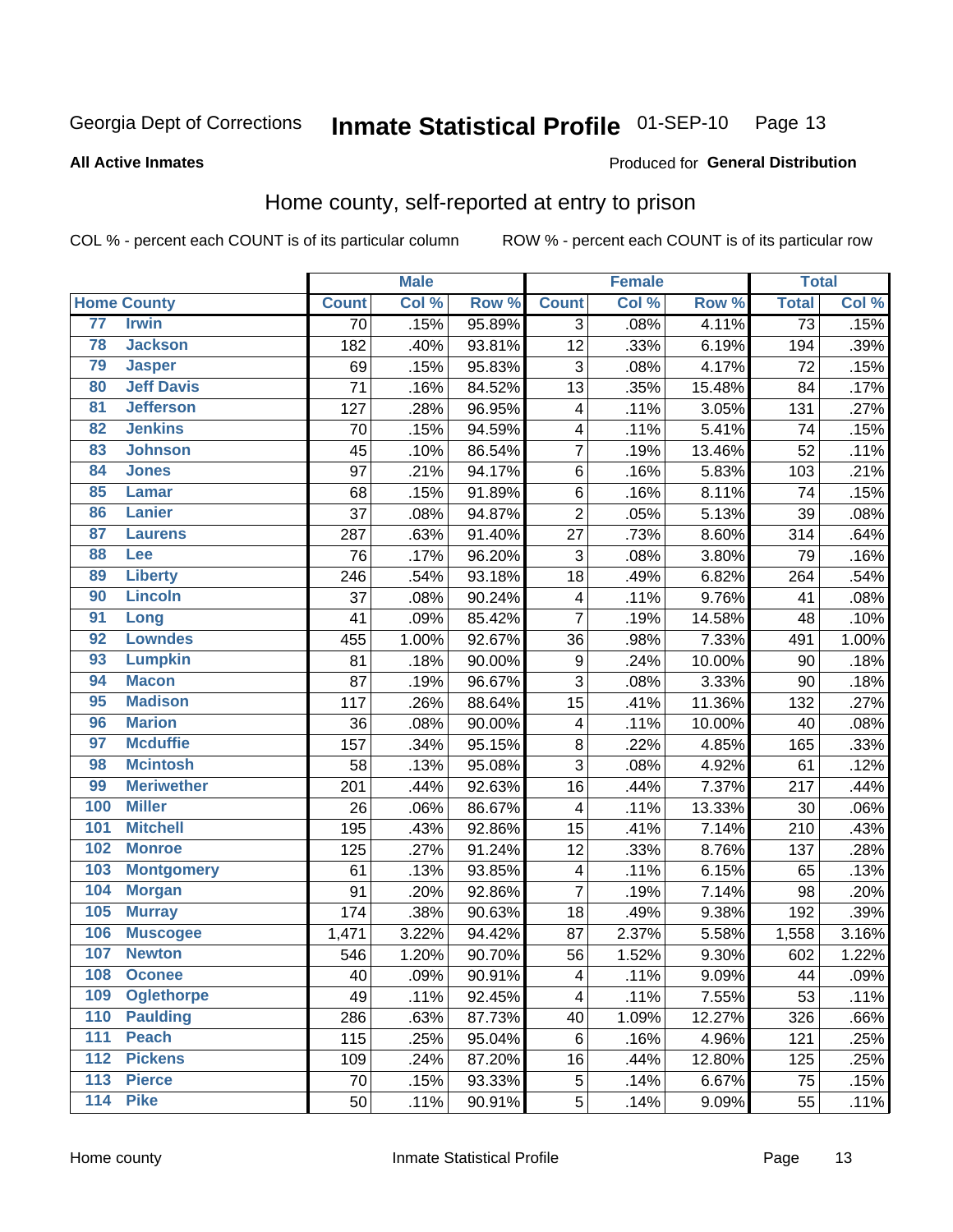Georgia Dept of Corrections **Inmate Statistical Profile** 01-SEP-10

**All Active Inmates**

Produced for **General Distribution**

## Home county, self-reported at entry to prison

COL % - percent each COUNT is of its particular column ROW % - percent each COUNT is of its particular row

| Home County | | Male | | | Female | | | Total | |
|---|---|---|---|---|---|---|---|---|---|
| | | Count | Col % | Row % | Count | Col % | Row % | Total | Col % |
| 77 | Irwin | 70 | .15% | 95.89% | 3 | .08% | 4.11% | 73 | .15% |
| 78 | Jackson | 182 | .40% | 93.81% | 12 | .33% | 6.19% | 194 | .39% |
| 79 | Jasper | 69 | .15% | 95.83% | 3 | .08% | 4.17% | 72 | .15% |
| 80 | Jeff Davis | 71 | .16% | 84.52% | 13 | .35% | 15.48% | 84 | .17% |
| 81 | Jefferson | 127 | .28% | 96.95% | 4 | .11% | 3.05% | 131 | .27% |
| 82 | Jenkins | 70 | .15% | 94.59% | 4 | .11% | 5.41% | 74 | .15% |
| 83 | Johnson | 45 | .10% | 86.54% | 7 | .19% | 13.46% | 52 | .11% |
| 84 | Jones | 97 | .21% | 94.17% | 6 | .16% | 5.83% | 103 | .21% |
| 85 | Lamar | 68 | .15% | 91.89% | 6 | .16% | 8.11% | 74 | .15% |
| 86 | Lanier | 37 | .08% | 94.87% | 2 | .05% | 5.13% | 39 | .08% |
| 87 | Laurens | 287 | .63% | 91.40% | 27 | .73% | 8.60% | 314 | .64% |
| 88 | Lee | 76 | .17% | 96.20% | 3 | .08% | 3.80% | 79 | .16% |
| 89 | Liberty | 246 | .54% | 93.18% | 18 | .49% | 6.82% | 264 | .54% |
| 90 | Lincoln | 37 | .08% | 90.24% | 4 | .11% | 9.76% | 41 | .08% |
| 91 | Long | 41 | .09% | 85.42% | 7 | .19% | 14.58% | 48 | .10% |
| 92 | Lowndes | 455 | 1.00% | 92.67% | 36 | .98% | 7.33% | 491 | 1.00% |
| 93 | Lumpkin | 81 | .18% | 90.00% | 9 | .24% | 10.00% | 90 | .18% |
| 94 | Macon | 87 | .19% | 96.67% | 3 | .08% | 3.33% | 90 | .18% |
| 95 | Madison | 117 | .26% | 88.64% | 15 | .41% | 11.36% | 132 | .27% |
| 96 | Marion | 36 | .08% | 90.00% | 4 | .11% | 10.00% | 40 | .08% |
| 97 | Mcduffie | 157 | .34% | 95.15% | 8 | .22% | 4.85% | 165 | .33% |
| 98 | Mcintosh | 58 | .13% | 95.08% | 3 | .08% | 4.92% | 61 | .12% |
| 99 | Meriwether | 201 | .44% | 92.63% | 16 | .44% | 7.37% | 217 | .44% |
| 100 | Miller | 26 | .06% | 86.67% | 4 | .11% | 13.33% | 30 | .06% |
| 101 | Mitchell | 195 | .43% | 92.86% | 15 | .41% | 7.14% | 210 | .43% |
| 102 | Monroe | 125 | .27% | 91.24% | 12 | .33% | 8.76% | 137 | .28% |
| 103 | Montgomery | 61 | .13% | 93.85% | 4 | .11% | 6.15% | 65 | .13% |
| 104 | Morgan | 91 | .20% | 92.86% | 7 | .19% | 7.14% | 98 | .20% |
| 105 | Murray | 174 | .38% | 90.63% | 18 | .49% | 9.38% | 192 | .39% |
| 106 | Muscogee | 1,471 | 3.22% | 94.42% | 87 | 2.37% | 5.58% | 1,558 | 3.16% |
| 107 | Newton | 546 | 1.20% | 90.70% | 56 | 1.52% | 9.30% | 602 | 1.22% |
| 108 | Oconee | 40 | .09% | 90.91% | 4 | .11% | 9.09% | 44 | .09% |
| 109 | Oglethorpe | 49 | .11% | 92.45% | 4 | .11% | 7.55% | 53 | .11% |
| 110 | Paulding | 286 | .63% | 87.73% | 40 | 1.09% | 12.27% | 326 | .66% |
| 111 | Peach | 115 | .25% | 95.04% | 6 | .16% | 4.96% | 121 | .25% |
| 112 | Pickens | 109 | .24% | 87.20% | 16 | .44% | 12.80% | 125 | .25% |
| 113 | Pierce | 70 | .15% | 93.33% | 5 | .14% | 6.67% | 75 | .15% |
| 114 | Pike | 50 | .11% | 90.91% | 5 | .14% | 9.09% | 55 | .11% |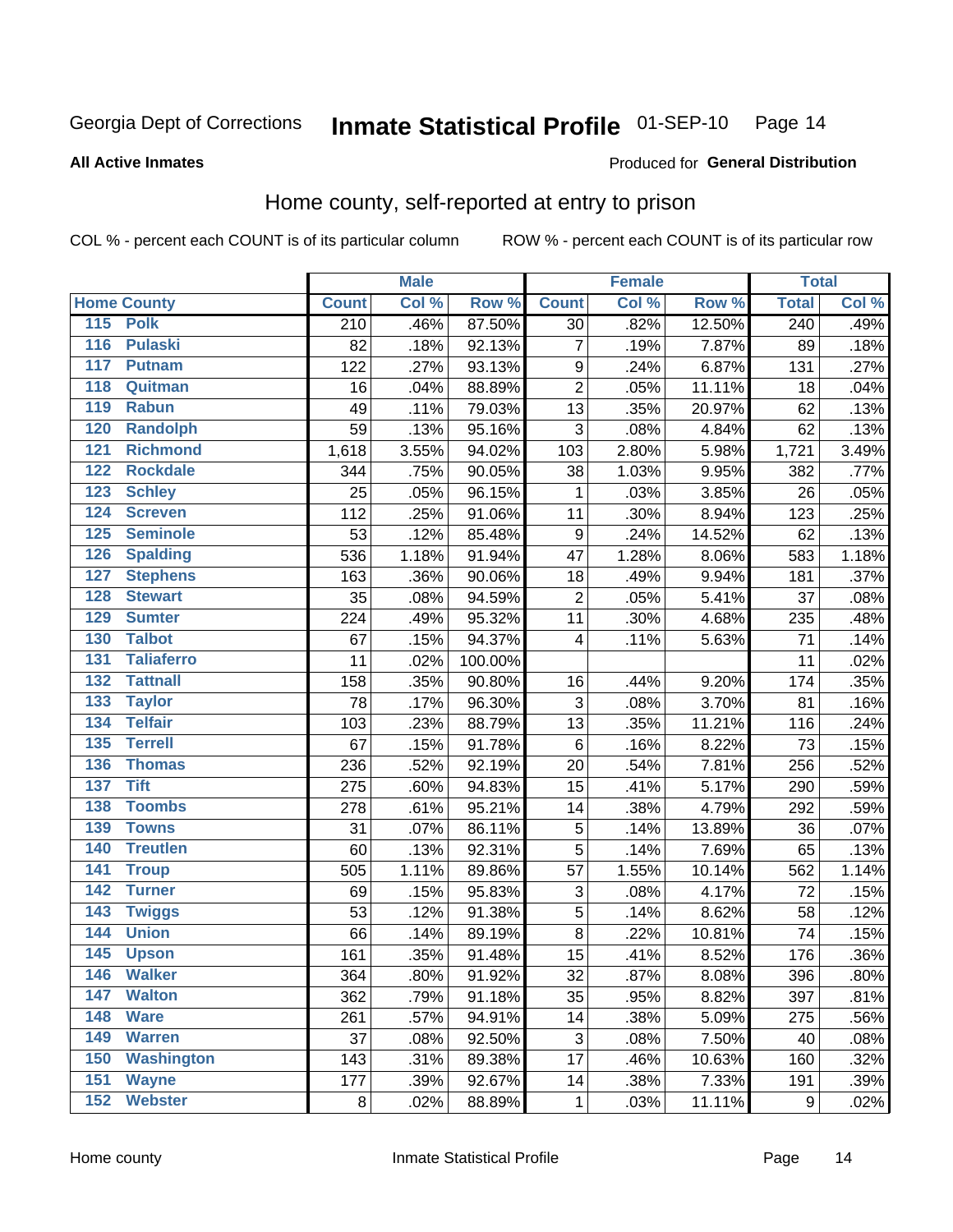Georgia Dept of Corrections **Inmate Statistical Profile** 01-SEP-10

**All Active Inmates**

Produced for **General Distribution**

## Home county, self-reported at entry to prison

COL % - percent each COUNT is of its particular column ROW % - percent each COUNT is of its particular row

| Home County | | Male | | | Female | | | Total | |
|---|---|---|---|---|---|---|---|---|---|
| | | Count | Col % | Row % | Count | Col % | Row % | Total | Col % |
| 115 | Polk | 210 | .46% | 87.50% | 30 | .82% | 12.50% | 240 | .49% |
| 116 | Pulaski | 82 | .18% | 92.13% | 7 | .19% | 7.87% | 89 | .18% |
| 117 | Putnam | 122 | .27% | 93.13% | 9 | .24% | 6.87% | 131 | .27% |
| 118 | Quitman | 16 | .04% | 88.89% | 2 | .05% | 11.11% | 18 | .04% |
| 119 | Rabun | 49 | .11% | 79.03% | 13 | .35% | 20.97% | 62 | .13% |
| 120 | Randolph | 59 | .13% | 95.16% | 3 | .08% | 4.84% | 62 | .13% |
| 121 | Richmond | 1,618 | 3.55% | 94.02% | 103 | 2.80% | 5.98% | 1,721 | 3.49% |
| 122 | Rockdale | 344 | .75% | 90.05% | 38 | 1.03% | 9.95% | 382 | .77% |
| 123 | Schley | 25 | .05% | 96.15% | 1 | .03% | 3.85% | 26 | .05% |
| 124 | Screven | 112 | .25% | 91.06% | 11 | .30% | 8.94% | 123 | .25% |
| 125 | Seminole | 53 | .12% | 85.48% | 9 | .24% | 14.52% | 62 | .13% |
| 126 | Spalding | 536 | 1.18% | 91.94% | 47 | 1.28% | 8.06% | 583 | 1.18% |
| 127 | Stephens | 163 | .36% | 90.06% | 18 | .49% | 9.94% | 181 | .37% |
| 128 | Stewart | 35 | .08% | 94.59% | 2 | .05% | 5.41% | 37 | .08% |
| 129 | Sumter | 224 | .49% | 95.32% | 11 | .30% | 4.68% | 235 | .48% |
| 130 | Talbot | 67 | .15% | 94.37% | 4 | .11% | 5.63% | 71 | .14% |
| 131 | Taliaferro | 11 | .02% | 100.00% | | | | 11 | .02% |
| 132 | Tattnall | 158 | .35% | 90.80% | 16 | .44% | 9.20% | 174 | .35% |
| 133 | Taylor | 78 | .17% | 96.30% | 3 | .08% | 3.70% | 81 | .16% |
| 134 | Telfair | 103 | .23% | 88.79% | 13 | .35% | 11.21% | 116 | .24% |
| 135 | Terrell | 67 | .15% | 91.78% | 6 | .16% | 8.22% | 73 | .15% |
| 136 | Thomas | 236 | .52% | 92.19% | 20 | .54% | 7.81% | 256 | .52% |
| 137 | Tift | 275 | .60% | 94.83% | 15 | .41% | 5.17% | 290 | .59% |
| 138 | Toombs | 278 | .61% | 95.21% | 14 | .38% | 4.79% | 292 | .59% |
| 139 | Towns | 31 | .07% | 86.11% | 5 | .14% | 13.89% | 36 | .07% |
| 140 | Treutlen | 60 | .13% | 92.31% | 5 | .14% | 7.69% | 65 | .13% |
| 141 | Troup | 505 | 1.11% | 89.86% | 57 | 1.55% | 10.14% | 562 | 1.14% |
| 142 | Turner | 69 | .15% | 95.83% | 3 | .08% | 4.17% | 72 | .15% |
| 143 | Twiggs | 53 | .12% | 91.38% | 5 | .14% | 8.62% | 58 | .12% |
| 144 | Union | 66 | .14% | 89.19% | 8 | .22% | 10.81% | 74 | .15% |
| 145 | Upson | 161 | .35% | 91.48% | 15 | .41% | 8.52% | 176 | .36% |
| 146 | Walker | 364 | .80% | 91.92% | 32 | .87% | 8.08% | 396 | .80% |
| 147 | Walton | 362 | .79% | 91.18% | 35 | .95% | 8.82% | 397 | .81% |
| 148 | Ware | 261 | .57% | 94.91% | 14 | .38% | 5.09% | 275 | .56% |
| 149 | Warren | 37 | .08% | 92.50% | 3 | .08% | 7.50% | 40 | .08% |
| 150 | Washington | 143 | .31% | 89.38% | 17 | .46% | 10.63% | 160 | .32% |
| 151 | Wayne | 177 | .39% | 92.67% | 14 | .38% | 7.33% | 191 | .39% |
| 152 | Webster | 8 | .02% | 88.89% | 1 | .03% | 11.11% | 9 | .02% |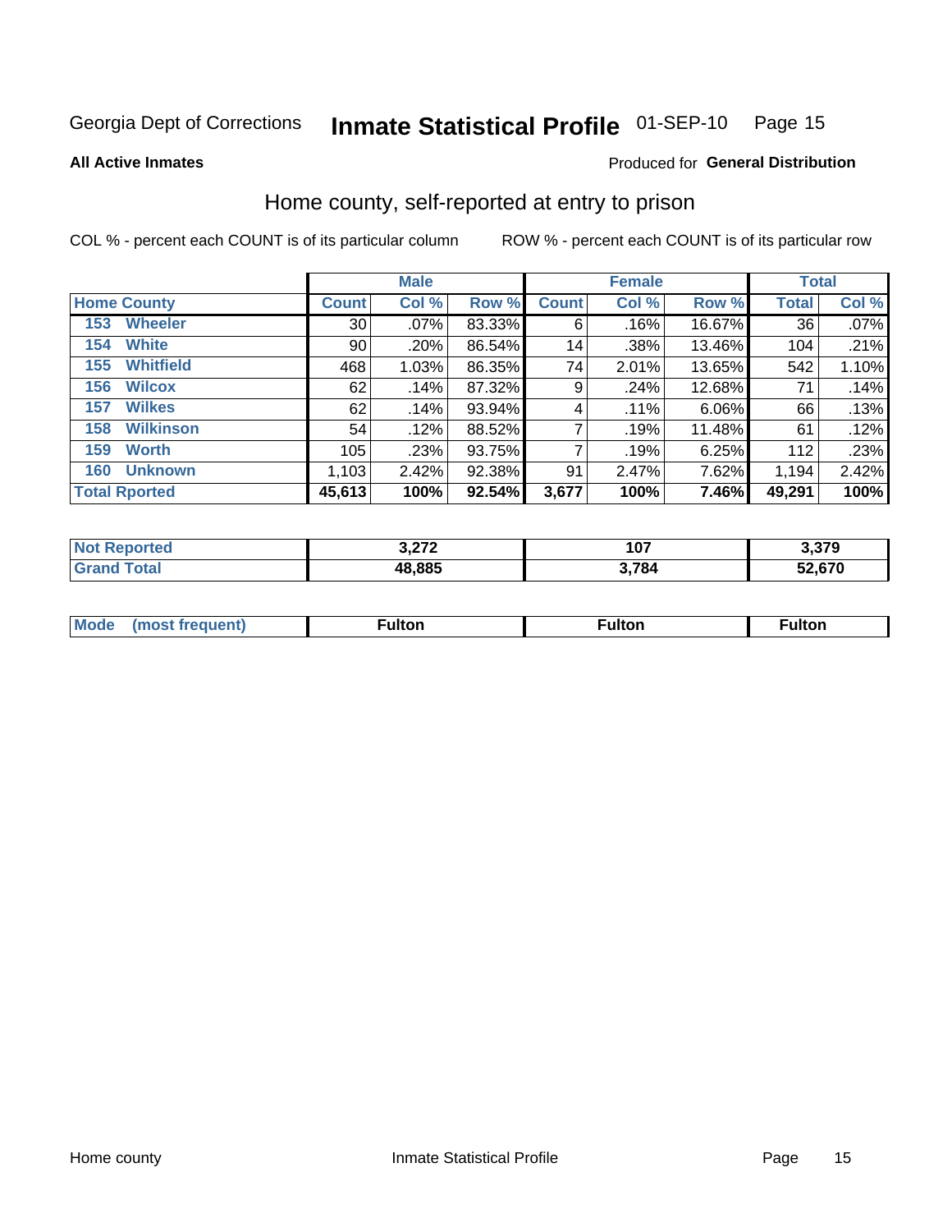Georgia Dept of Corrections **Inmate Statistical Profile** 01-SEP-10

**All Active Inmates**

Produced for **General Distribution**

## Home county, self-reported at entry to prison

COL % - percent each COUNT is of its particular column

ROW % - percent each COUNT is of its particular row

| | Male | | | Female | | | Total | |
|---|---|---|---|---|---|---|---|---|
| **Home County** | **Count** | **Col %** | **Row %** | **Count** | **Col %** | **Row %** | **Total** | **Col %** |
| 153 Wheeler | 30 | .07% | 83.33% | 6 | .16% | 16.67% | 36 | .07% |
| 154 White | 90 | .20% | 86.54% | 14 | .38% | 13.46% | 104 | .21% |
| 155 Whitfield | 468 | 1.03% | 86.35% | 74 | 2.01% | 13.65% | 542 | 1.10% |
| 156 Wilcox | 62 | .14% | 87.32% | 9 | .24% | 12.68% | 71 | .14% |
| 157 Wilkes | 62 | .14% | 93.94% | 4 | .11% | 6.06% | 66 | .13% |
| 158 Wilkinson | 54 | .12% | 88.52% | 7 | .19% | 11.48% | 61 | .12% |
| 159 Worth | 105 | .23% | 93.75% | 7 | .19% | 6.25% | 112 | .23% |
| 160 Unknown | 1,103 | 2.42% | 92.38% | 91 | 2.47% | 7.62% | 1,194 | 2.42% |
| **Total Rported** | **45,613** | **100%** | **92.54%** | **3,677** | **100%** | **7.46%** | **49,291** | **100%** |

| | Male | Female | Total |
|---|---|---|---|
| Not Reported | 3,272 | 107 | 3,379 |
| Grand Total | 48,885 | 3,784 | 52,670 |

| | Male | Female | Total |
|---|---|---|---|
| Mode (most frequent) | Fulton | Fulton | Fulton |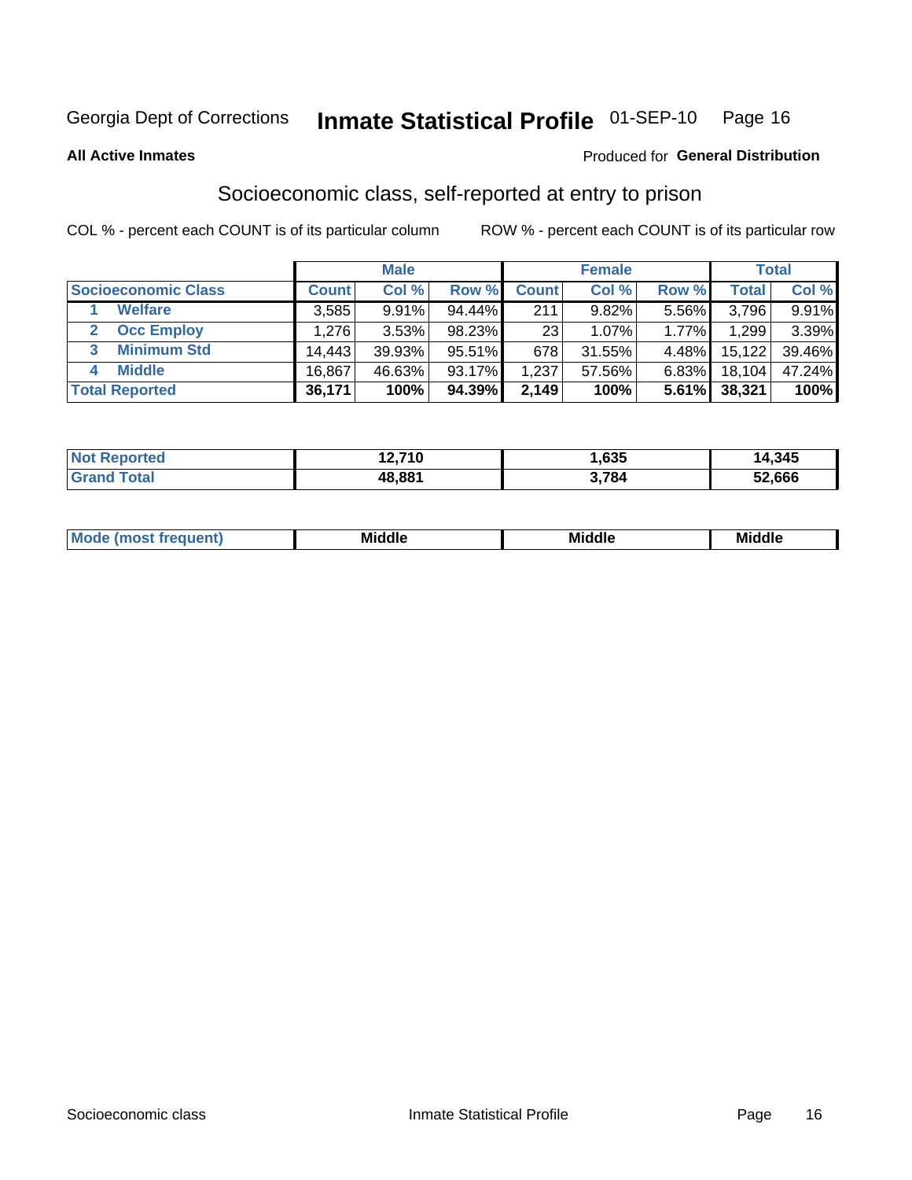Georgia Dept of Corrections **Inmate Statistical Profile** 01-SEP-10

**All Active Inmates**

Produced for **General Distribution**

## Socioeconomic class, self-reported at entry to prison

COL % - percent each COUNT is of its particular column

ROW % - percent each COUNT is of its particular row

| | Male | | | Female | | | Total | |
|---|---|---|---|---|---|---|---|---|
| **Socioeconomic Class** | **Count** | **Col %** | **Row %** | **Count** | **Col %** | **Row %** | **Total** | **Col %** |
| **1 Welfare** | 3,585 | 9.91% | 94.44% | 211 | 9.82% | 5.56% | 3,796 | 9.91% |
| **2 Occ Employ** | 1,276 | 3.53% | 98.23% | 23 | 1.07% | 1.77% | 1,299 | 3.39% |
| **3 Minimum Std** | 14,443 | 39.93% | 95.51% | 678 | 31.55% | 4.48% | 15,122 | 39.46% |
| **4 Middle** | 16,867 | 46.63% | 93.17% | 1,237 | 57.56% | 6.83% | 18,104 | 47.24% |
| **Total Reported** | **36,171** | **100%** | **94.39%** | **2,149** | **100%** | **5.61%** | **38,321** | **100%** |

| | Male | Female | Total |
|---|---|---|---|
| **Not Reported** | **12,710** | **1,635** | **14,345** |
| **Grand Total** | **48,881** | **3,784** | **52,666** |

| | Male | Female | Total |
|---|---|---|---|
| **Mode (most frequent)** | **Middle** | **Middle** | **Middle** |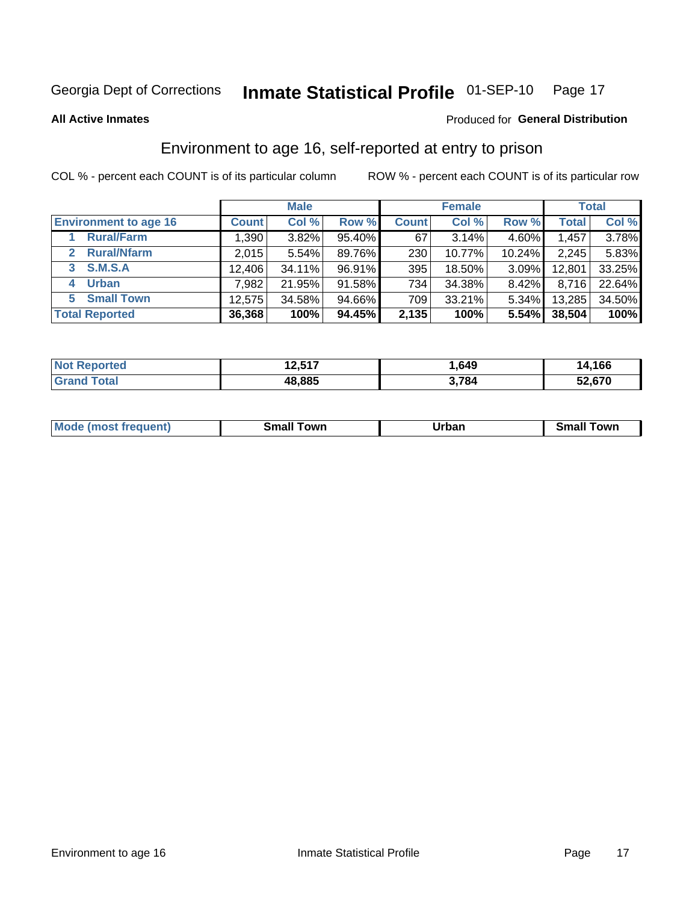Georgia Dept of Corrections **Inmate Statistical Profile** 01-SEP-10

**All Active Inmates**

Produced for **General Distribution**

## Environment to age 16, self-reported at entry to prison

COL % - percent each COUNT is of its particular column

ROW % - percent each COUNT is of its particular row

| | Male | | | Female | | | Total | |
|---|---|---|---|---|---|---|---|---|
| **Environment to age 16** | **Count** | **Col %** | **Row %** | **Count** | **Col %** | **Row %** | **Total** | **Col %** |
| **1 Rural/Farm** | 1,390 | 3.82% | 95.40% | 67 | 3.14% | 4.60% | 1,457 | 3.78% |
| **2 Rural/Nfarm** | 2,015 | 5.54% | 89.76% | 230 | 10.77% | 10.24% | 2,245 | 5.83% |
| **3 S.M.S.A** | 12,406 | 34.11% | 96.91% | 395 | 18.50% | 3.09% | 12,801 | 33.25% |
| **4 Urban** | 7,982 | 21.95% | 91.58% | 734 | 34.38% | 8.42% | 8,716 | 22.64% |
| **5 Small Town** | 12,575 | 34.58% | 94.66% | 709 | 33.21% | 5.34% | 13,285 | 34.50% |
| **Total Reported** | **36,368** | **100%** | **94.45%** | **2,135** | **100%** | **5.54%** | **38,504** | **100%** |

| | Male | Female | Total |
|---|---|---|---|
| **Not Reported** | **12,517** | **1,649** | **14,166** |
| **Grand Total** | **48,885** | **3,784** | **52,670** |

| | Male | Female | Total |
|---|---|---|---|
| **Mode (most frequent)** | **Small Town** | **Urban** | **Small Town** |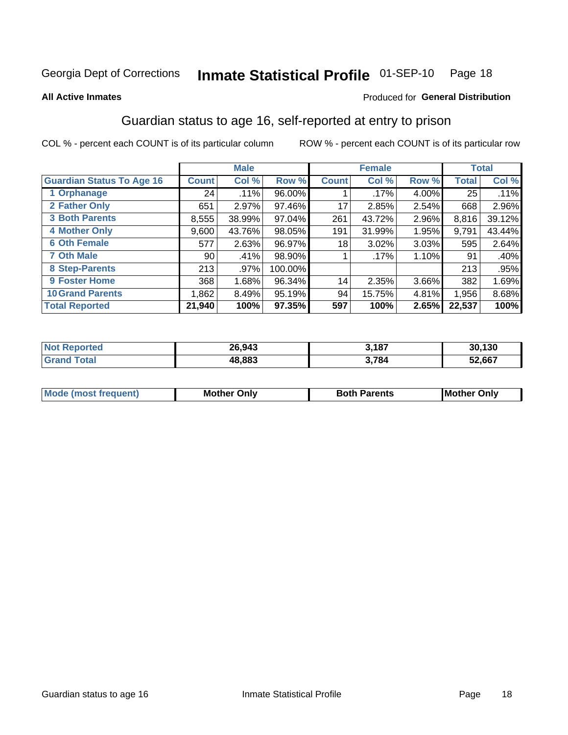Georgia Dept of Corrections **Inmate Statistical Profile** 01-SEP-10

**All Active Inmates**

Produced for **General Distribution**

## Guardian status to age 16, self-reported at entry to prison

COL % - percent each COUNT is of its particular column

ROW % - percent each COUNT is of its particular row

| | Male | | | Female | | | Total | |
|---|---|---|---|---|---|---|---|---|
| **Guardian Status To Age 16** | **Count** | **Col %** | **Row %** | **Count** | **Col %** | **Row %** | **Total** | **Col %** |
| 1 Orphanage | 24 | .11% | 96.00% | 1 | .17% | 4.00% | 25 | .11% |
| 2 Father Only | 651 | 2.97% | 97.46% | 17 | 2.85% | 2.54% | 668 | 2.96% |
| 3 Both Parents | 8,555 | 38.99% | 97.04% | 261 | 43.72% | 2.96% | 8,816 | 39.12% |
| 4 Mother Only | 9,600 | 43.76% | 98.05% | 191 | 31.99% | 1.95% | 9,791 | 43.44% |
| 6 Oth Female | 577 | 2.63% | 96.97% | 18 | 3.02% | 3.03% | 595 | 2.64% |
| 7 Oth Male | 90 | .41% | 98.90% | 1 | .17% | 1.10% | 91 | .40% |
| 8 Step-Parents | 213 | .97% | 100.00% | | | | 213 | .95% |
| 9 Foster Home | 368 | 1.68% | 96.34% | 14 | 2.35% | 3.66% | 382 | 1.69% |
| 10 Grand Parents | 1,862 | 8.49% | 95.19% | 94 | 15.75% | 4.81% | 1,956 | 8.68% |
| **Total Reported** | **21,940** | **100%** | **97.35%** | **597** | **100%** | **2.65%** | **22,537** | **100%** |

| | Male | Female | Total |
|---|---|---|---|
| Not Reported | 26,943 | 3,187 | 30,130 |
| Grand Total | 48,883 | 3,784 | 52,667 |

| | Male | Female | Total |
|---|---|---|---|
| Mode (most frequent) | Mother Only | Both Parents | Mother Only |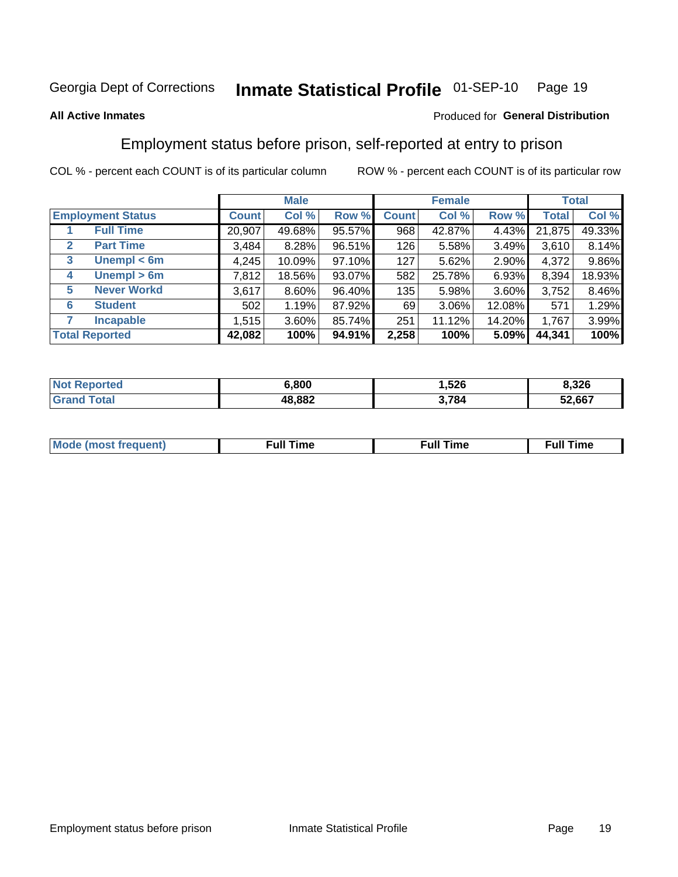Georgia Dept of Corrections **Inmate Statistical Profile** 01-SEP-10

**All Active Inmates**

Produced for **General Distribution**

## Employment status before prison, self-reported at entry to prison

COL % - percent each COUNT is of its particular column    ROW % - percent each COUNT is of its particular row

| | | Male | | | Female | | | Total | |
|---|---|---|---|---|---|---|---|---|---|
| **Employment Status** | | **Count** | **Col %** | **Row %** | **Count** | **Col %** | **Row %** | **Total** | **Col %** |
| 1 | **Full Time** | 20,907 | 49.68% | 95.57% | 968 | 42.87% | 4.43% | 21,875 | 49.33% |
| 2 | **Part Time** | 3,484 | 8.28% | 96.51% | 126 | 5.58% | 3.49% | 3,610 | 8.14% |
| 3 | **Unempl < 6m** | 4,245 | 10.09% | 97.10% | 127 | 5.62% | 2.90% | 4,372 | 9.86% |
| 4 | **Unempl > 6m** | 7,812 | 18.56% | 93.07% | 582 | 25.78% | 6.93% | 8,394 | 18.93% |
| 5 | **Never Workd** | 3,617 | 8.60% | 96.40% | 135 | 5.98% | 3.60% | 3,752 | 8.46% |
| 6 | **Student** | 502 | 1.19% | 87.92% | 69 | 3.06% | 12.08% | 571 | 1.29% |
| 7 | **Incapable** | 1,515 | 3.60% | 85.74% | 251 | 11.12% | 14.20% | 1,767 | 3.99% |
| **Total Reported** | | **42,082** | **100%** | **94.91%** | **2,258** | **100%** | **5.09%** | **44,341** | **100%** |

| | Male | Female | Total |
|---|---|---|---|
| **Not Reported** | **6,800** | **1,526** | **8,326** |
| **Grand Total** | **48,882** | **3,784** | **52,667** |

| | Male | Female | Total |
|---|---|---|---|
| **Mode (most frequent)** | **Full Time** | **Full Time** | **Full Time** |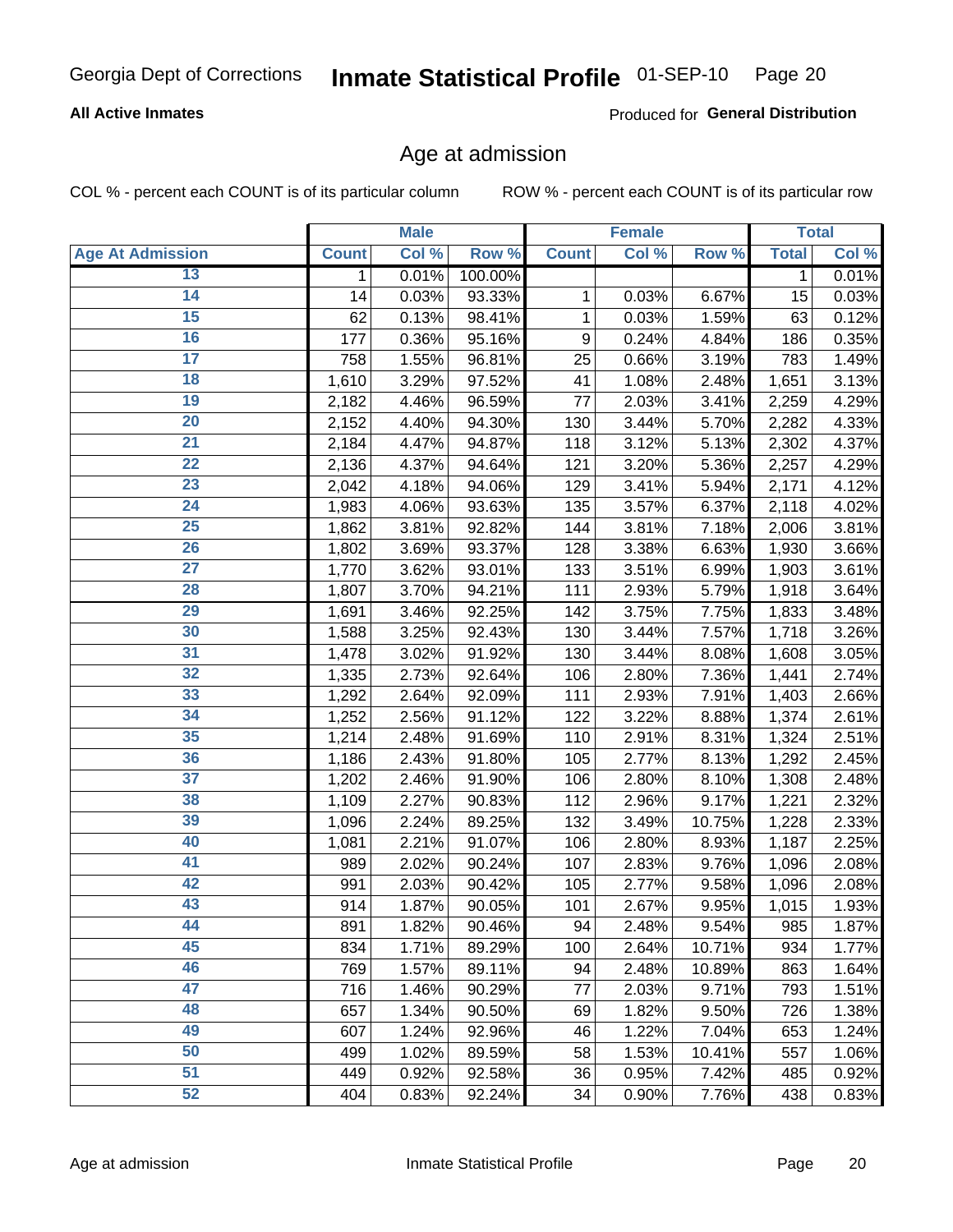Georgia Dept of Corrections **Inmate Statistical Profile** 01-SEP-10

**All Active Inmates**

Produced for **General Distribution**

## Age at admission

COL % - percent each COUNT is of its particular column ROW % - percent each COUNT is of its particular row

| | Male | | | Female | | | Total | |
|---|---|---|---|---|---|---|---|---|
| **Age At Admission** | **Count** | **Col %** | **Row %** | **Count** | **Col %** | **Row %** | **Total** | **Col %** |
| 13 | 1 | 0.01% | 100.00% | | | | 1 | 0.01% |
| 14 | 14 | 0.03% | 93.33% | 1 | 0.03% | 6.67% | 15 | 0.03% |
| 15 | 62 | 0.13% | 98.41% | 1 | 0.03% | 1.59% | 63 | 0.12% |
| 16 | 177 | 0.36% | 95.16% | 9 | 0.24% | 4.84% | 186 | 0.35% |
| 17 | 758 | 1.55% | 96.81% | 25 | 0.66% | 3.19% | 783 | 1.49% |
| 18 | 1,610 | 3.29% | 97.52% | 41 | 1.08% | 2.48% | 1,651 | 3.13% |
| 19 | 2,182 | 4.46% | 96.59% | 77 | 2.03% | 3.41% | 2,259 | 4.29% |
| 20 | 2,152 | 4.40% | 94.30% | 130 | 3.44% | 5.70% | 2,282 | 4.33% |
| 21 | 2,184 | 4.47% | 94.87% | 118 | 3.12% | 5.13% | 2,302 | 4.37% |
| 22 | 2,136 | 4.37% | 94.64% | 121 | 3.20% | 5.36% | 2,257 | 4.29% |
| 23 | 2,042 | 4.18% | 94.06% | 129 | 3.41% | 5.94% | 2,171 | 4.12% |
| 24 | 1,983 | 4.06% | 93.63% | 135 | 3.57% | 6.37% | 2,118 | 4.02% |
| 25 | 1,862 | 3.81% | 92.82% | 144 | 3.81% | 7.18% | 2,006 | 3.81% |
| 26 | 1,802 | 3.69% | 93.37% | 128 | 3.38% | 6.63% | 1,930 | 3.66% |
| 27 | 1,770 | 3.62% | 93.01% | 133 | 3.51% | 6.99% | 1,903 | 3.61% |
| 28 | 1,807 | 3.70% | 94.21% | 111 | 2.93% | 5.79% | 1,918 | 3.64% |
| 29 | 1,691 | 3.46% | 92.25% | 142 | 3.75% | 7.75% | 1,833 | 3.48% |
| 30 | 1,588 | 3.25% | 92.43% | 130 | 3.44% | 7.57% | 1,718 | 3.26% |
| 31 | 1,478 | 3.02% | 91.92% | 130 | 3.44% | 8.08% | 1,608 | 3.05% |
| 32 | 1,335 | 2.73% | 92.64% | 106 | 2.80% | 7.36% | 1,441 | 2.74% |
| 33 | 1,292 | 2.64% | 92.09% | 111 | 2.93% | 7.91% | 1,403 | 2.66% |
| 34 | 1,252 | 2.56% | 91.12% | 122 | 3.22% | 8.88% | 1,374 | 2.61% |
| 35 | 1,214 | 2.48% | 91.69% | 110 | 2.91% | 8.31% | 1,324 | 2.51% |
| 36 | 1,186 | 2.43% | 91.80% | 105 | 2.77% | 8.13% | 1,292 | 2.45% |
| 37 | 1,202 | 2.46% | 91.90% | 106 | 2.80% | 8.10% | 1,308 | 2.48% |
| 38 | 1,109 | 2.27% | 90.83% | 112 | 2.96% | 9.17% | 1,221 | 2.32% |
| 39 | 1,096 | 2.24% | 89.25% | 132 | 3.49% | 10.75% | 1,228 | 2.33% |
| 40 | 1,081 | 2.21% | 91.07% | 106 | 2.80% | 8.93% | 1,187 | 2.25% |
| 41 | 989 | 2.02% | 90.24% | 107 | 2.83% | 9.76% | 1,096 | 2.08% |
| 42 | 991 | 2.03% | 90.42% | 105 | 2.77% | 9.58% | 1,096 | 2.08% |
| 43 | 914 | 1.87% | 90.05% | 101 | 2.67% | 9.95% | 1,015 | 1.93% |
| 44 | 891 | 1.82% | 90.46% | 94 | 2.48% | 9.54% | 985 | 1.87% |
| 45 | 834 | 1.71% | 89.29% | 100 | 2.64% | 10.71% | 934 | 1.77% |
| 46 | 769 | 1.57% | 89.11% | 94 | 2.48% | 10.89% | 863 | 1.64% |
| 47 | 716 | 1.46% | 90.29% | 77 | 2.03% | 9.71% | 793 | 1.51% |
| 48 | 657 | 1.34% | 90.50% | 69 | 1.82% | 9.50% | 726 | 1.38% |
| 49 | 607 | 1.24% | 92.96% | 46 | 1.22% | 7.04% | 653 | 1.24% |
| 50 | 499 | 1.02% | 89.59% | 58 | 1.53% | 10.41% | 557 | 1.06% |
| 51 | 449 | 0.92% | 92.58% | 36 | 0.95% | 7.42% | 485 | 0.92% |
| 52 | 404 | 0.83% | 92.24% | 34 | 0.90% | 7.76% | 438 | 0.83% |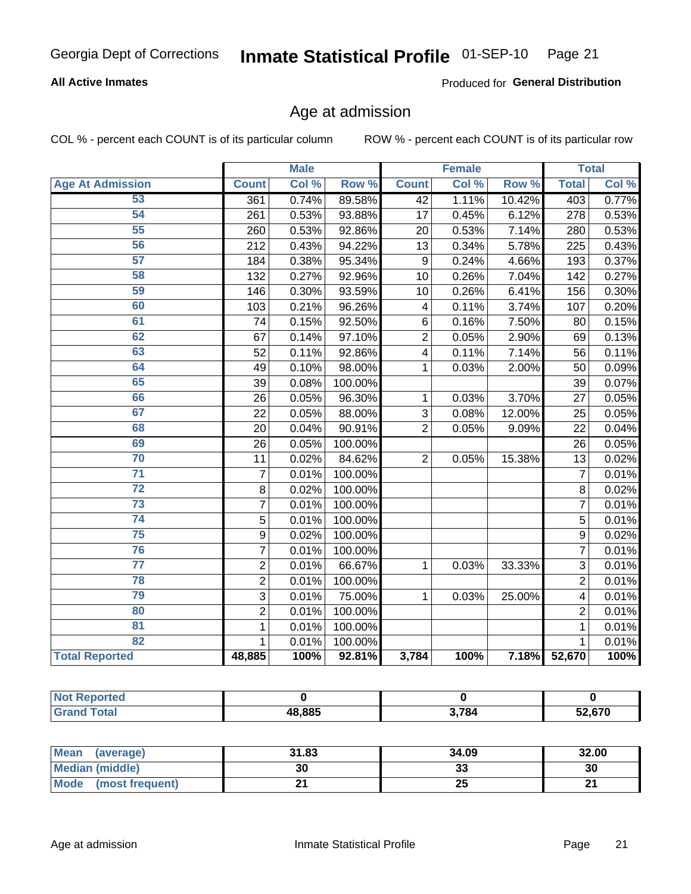**All Active Inmates**

Produced for **General Distribution**

## Age at admission

COL % - percent each COUNT is of its particular column

ROW % - percent each COUNT is of its particular row

| | Male | | | Female | | | Total | |
|---|---|---|---|---|---|---|---|---|
| **Age At Admission** | **Count** | **Col %** | **Row %** | **Count** | **Col %** | **Row %** | **Total** | **Col %** |
| 53 | 361 | 0.74% | 89.58% | 42 | 1.11% | 10.42% | 403 | 0.77% |
| 54 | 261 | 0.53% | 93.88% | 17 | 0.45% | 6.12% | 278 | 0.53% |
| 55 | 260 | 0.53% | 92.86% | 20 | 0.53% | 7.14% | 280 | 0.53% |
| 56 | 212 | 0.43% | 94.22% | 13 | 0.34% | 5.78% | 225 | 0.43% |
| 57 | 184 | 0.38% | 95.34% | 9 | 0.24% | 4.66% | 193 | 0.37% |
| 58 | 132 | 0.27% | 92.96% | 10 | 0.26% | 7.04% | 142 | 0.27% |
| 59 | 146 | 0.30% | 93.59% | 10 | 0.26% | 6.41% | 156 | 0.30% |
| 60 | 103 | 0.21% | 96.26% | 4 | 0.11% | 3.74% | 107 | 0.20% |
| 61 | 74 | 0.15% | 92.50% | 6 | 0.16% | 7.50% | 80 | 0.15% |
| 62 | 67 | 0.14% | 97.10% | 2 | 0.05% | 2.90% | 69 | 0.13% |
| 63 | 52 | 0.11% | 92.86% | 4 | 0.11% | 7.14% | 56 | 0.11% |
| 64 | 49 | 0.10% | 98.00% | 1 | 0.03% | 2.00% | 50 | 0.09% |
| 65 | 39 | 0.08% | 100.00% | | | | 39 | 0.07% |
| 66 | 26 | 0.05% | 96.30% | 1 | 0.03% | 3.70% | 27 | 0.05% |
| 67 | 22 | 0.05% | 88.00% | 3 | 0.08% | 12.00% | 25 | 0.05% |
| 68 | 20 | 0.04% | 90.91% | 2 | 0.05% | 9.09% | 22 | 0.04% |
| 69 | 26 | 0.05% | 100.00% | | | | 26 | 0.05% |
| 70 | 11 | 0.02% | 84.62% | 2 | 0.05% | 15.38% | 13 | 0.02% |
| 71 | 7 | 0.01% | 100.00% | | | | 7 | 0.01% |
| 72 | 8 | 0.02% | 100.00% | | | | 8 | 0.02% |
| 73 | 7 | 0.01% | 100.00% | | | | 7 | 0.01% |
| 74 | 5 | 0.01% | 100.00% | | | | 5 | 0.01% |
| 75 | 9 | 0.02% | 100.00% | | | | 9 | 0.02% |
| 76 | 7 | 0.01% | 100.00% | | | | 7 | 0.01% |
| 77 | 2 | 0.01% | 66.67% | 1 | 0.03% | 33.33% | 3 | 0.01% |
| 78 | 2 | 0.01% | 100.00% | | | | 2 | 0.01% |
| 79 | 3 | 0.01% | 75.00% | 1 | 0.03% | 25.00% | 4 | 0.01% |
| 80 | 2 | 0.01% | 100.00% | | | | 2 | 0.01% |
| 81 | 1 | 0.01% | 100.00% | | | | 1 | 0.01% |
| 82 | 1 | 0.01% | 100.00% | | | | 1 | 0.01% |
| **Total Reported** | **48,885** | **100%** | **92.81%** | **3,784** | **100%** | **7.18%** | **52,670** | **100%** |

| | Male | Female | Total |
|---|---|---|---|
| **Not Reported** | **0** | **0** | **0** |
| **Grand Total** | **48,885** | **3,784** | **52,670** |

| | Male | Female | Total |
|---|---|---|---|
| **Mean (average)** | **31.83** | **34.09** | **32.00** |
| **Median (middle)** | **30** | **33** | **30** |
| **Mode (most frequent)** | **21** | **25** | **21** |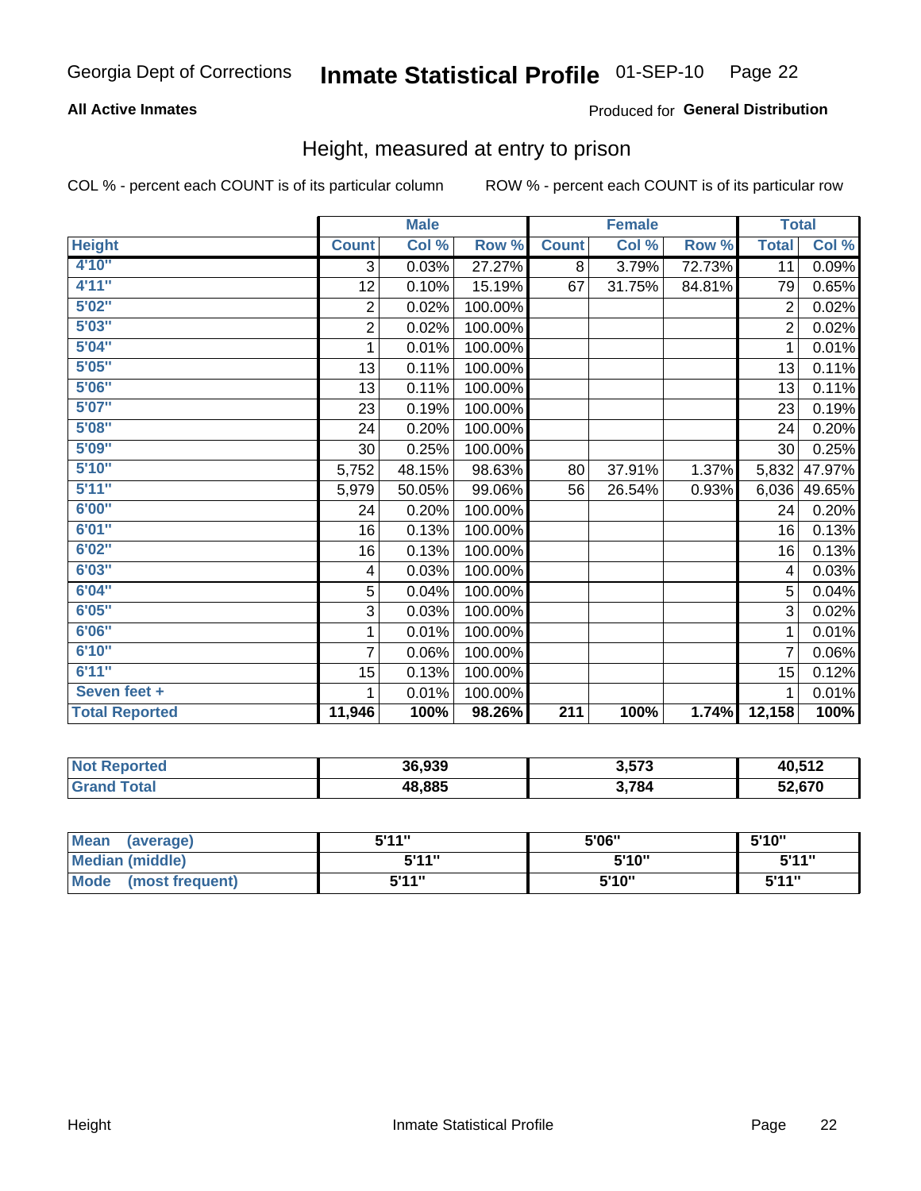Georgia Dept of Corrections **Inmate Statistical Profile** 01-SEP-10 Page 22

**All Active Inmates**

Produced for **General Distribution**

## Height, measured at entry to prison

COL % - percent each COUNT is of its particular column

ROW % - percent each COUNT is of its particular row

| | Male | | | Female | | | Total | |
|---|---|---|---|---|---|---|---|---|
| **Height** | **Count** | **Col %** | **Row %** | **Count** | **Col %** | **Row %** | **Total** | **Col %** |
| 4'10" | 3 | 0.03% | 27.27% | 8 | 3.79% | 72.73% | 11 | 0.09% |
| 4'11" | 12 | 0.10% | 15.19% | 67 | 31.75% | 84.81% | 79 | 0.65% |
| 5'02" | 2 | 0.02% | 100.00% | | | | 2 | 0.02% |
| 5'03" | 2 | 0.02% | 100.00% | | | | 2 | 0.02% |
| 5'04" | 1 | 0.01% | 100.00% | | | | 1 | 0.01% |
| 5'05" | 13 | 0.11% | 100.00% | | | | 13 | 0.11% |
| 5'06" | 13 | 0.11% | 100.00% | | | | 13 | 0.11% |
| 5'07" | 23 | 0.19% | 100.00% | | | | 23 | 0.19% |
| 5'08" | 24 | 0.20% | 100.00% | | | | 24 | 0.20% |
| 5'09" | 30 | 0.25% | 100.00% | | | | 30 | 0.25% |
| 5'10" | 5,752 | 48.15% | 98.63% | 80 | 37.91% | 1.37% | 5,832 | 47.97% |
| 5'11" | 5,979 | 50.05% | 99.06% | 56 | 26.54% | 0.93% | 6,036 | 49.65% |
| 6'00" | 24 | 0.20% | 100.00% | | | | 24 | 0.20% |
| 6'01" | 16 | 0.13% | 100.00% | | | | 16 | 0.13% |
| 6'02" | 16 | 0.13% | 100.00% | | | | 16 | 0.13% |
| 6'03" | 4 | 0.03% | 100.00% | | | | 4 | 0.03% |
| 6'04" | 5 | 0.04% | 100.00% | | | | 5 | 0.04% |
| 6'05" | 3 | 0.03% | 100.00% | | | | 3 | 0.02% |
| 6'06" | 1 | 0.01% | 100.00% | | | | 1 | 0.01% |
| 6'10" | 7 | 0.06% | 100.00% | | | | 7 | 0.06% |
| 6'11" | 15 | 0.13% | 100.00% | | | | 15 | 0.12% |
| Seven feet + | 1 | 0.01% | 100.00% | | | | 1 | 0.01% |
| **Total Reported** | **11,946** | **100%** | **98.26%** | **211** | **100%** | **1.74%** | **12,158** | **100%** |

| | Male | Female | Total |
|---|---|---|---|
| Not Reported | 36,939 | 3,573 | 40,512 |
| Grand Total | 48,885 | 3,784 | 52,670 |

| | Male | Female | Total |
|---|---|---|---|
| Mean (average) | 5'11" | 5'06" | 5'10" |
| Median (middle) | 5'11" | 5'10" | 5'11" |
| Mode (most frequent) | 5'11" | 5'10" | 5'11" |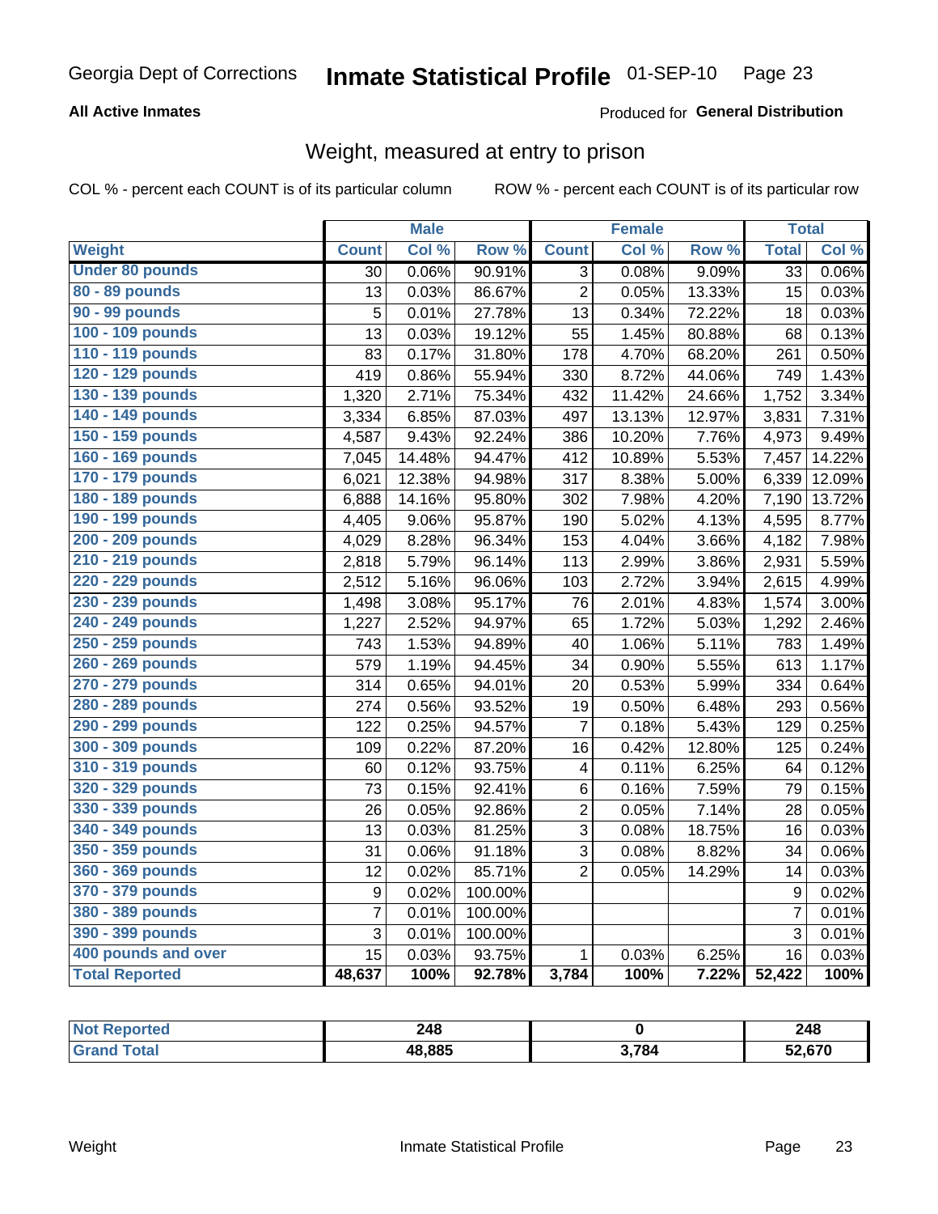Georgia Dept of Corrections **Inmate Statistical Profile** 01-SEP-10

**All Active Inmates**

Produced for **General Distribution**

## Weight, measured at entry to prison

COL % - percent each COUNT is of its particular column        ROW % - percent each COUNT is of its particular row

| | Male | | | Female | | | Total | |
|---|---|---|---|---|---|---|---|---|
| **Weight** | **Count** | **Col %** | **Row %** | **Count** | **Col %** | **Row %** | **Total** | **Col %** |
| **Under 80 pounds** | 30 | 0.06% | 90.91% | 3 | 0.08% | 9.09% | 33 | 0.06% |
| **80 - 89 pounds** | 13 | 0.03% | 86.67% | 2 | 0.05% | 13.33% | 15 | 0.03% |
| **90 - 99 pounds** | 5 | 0.01% | 27.78% | 13 | 0.34% | 72.22% | 18 | 0.03% |
| **100 - 109 pounds** | 13 | 0.03% | 19.12% | 55 | 1.45% | 80.88% | 68 | 0.13% |
| **110 - 119 pounds** | 83 | 0.17% | 31.80% | 178 | 4.70% | 68.20% | 261 | 0.50% |
| **120 - 129 pounds** | 419 | 0.86% | 55.94% | 330 | 8.72% | 44.06% | 749 | 1.43% |
| **130 - 139 pounds** | 1,320 | 2.71% | 75.34% | 432 | 11.42% | 24.66% | 1,752 | 3.34% |
| **140 - 149 pounds** | 3,334 | 6.85% | 87.03% | 497 | 13.13% | 12.97% | 3,831 | 7.31% |
| **150 - 159 pounds** | 4,587 | 9.43% | 92.24% | 386 | 10.20% | 7.76% | 4,973 | 9.49% |
| **160 - 169 pounds** | 7,045 | 14.48% | 94.47% | 412 | 10.89% | 5.53% | 7,457 | 14.22% |
| **170 - 179 pounds** | 6,021 | 12.38% | 94.98% | 317 | 8.38% | 5.00% | 6,339 | 12.09% |
| **180 - 189 pounds** | 6,888 | 14.16% | 95.80% | 302 | 7.98% | 4.20% | 7,190 | 13.72% |
| **190 - 199 pounds** | 4,405 | 9.06% | 95.87% | 190 | 5.02% | 4.13% | 4,595 | 8.77% |
| **200 - 209 pounds** | 4,029 | 8.28% | 96.34% | 153 | 4.04% | 3.66% | 4,182 | 7.98% |
| **210 - 219 pounds** | 2,818 | 5.79% | 96.14% | 113 | 2.99% | 3.86% | 2,931 | 5.59% |
| **220 - 229 pounds** | 2,512 | 5.16% | 96.06% | 103 | 2.72% | 3.94% | 2,615 | 4.99% |
| **230 - 239 pounds** | 1,498 | 3.08% | 95.17% | 76 | 2.01% | 4.83% | 1,574 | 3.00% |
| **240 - 249 pounds** | 1,227 | 2.52% | 94.97% | 65 | 1.72% | 5.03% | 1,292 | 2.46% |
| **250 - 259 pounds** | 743 | 1.53% | 94.89% | 40 | 1.06% | 5.11% | 783 | 1.49% |
| **260 - 269 pounds** | 579 | 1.19% | 94.45% | 34 | 0.90% | 5.55% | 613 | 1.17% |
| **270 - 279 pounds** | 314 | 0.65% | 94.01% | 20 | 0.53% | 5.99% | 334 | 0.64% |
| **280 - 289 pounds** | 274 | 0.56% | 93.52% | 19 | 0.50% | 6.48% | 293 | 0.56% |
| **290 - 299 pounds** | 122 | 0.25% | 94.57% | 7 | 0.18% | 5.43% | 129 | 0.25% |
| **300 - 309 pounds** | 109 | 0.22% | 87.20% | 16 | 0.42% | 12.80% | 125 | 0.24% |
| **310 - 319 pounds** | 60 | 0.12% | 93.75% | 4 | 0.11% | 6.25% | 64 | 0.12% |
| **320 - 329 pounds** | 73 | 0.15% | 92.41% | 6 | 0.16% | 7.59% | 79 | 0.15% |
| **330 - 339 pounds** | 26 | 0.05% | 92.86% | 2 | 0.05% | 7.14% | 28 | 0.05% |
| **340 - 349 pounds** | 13 | 0.03% | 81.25% | 3 | 0.08% | 18.75% | 16 | 0.03% |
| **350 - 359 pounds** | 31 | 0.06% | 91.18% | 3 | 0.08% | 8.82% | 34 | 0.06% |
| **360 - 369 pounds** | 12 | 0.02% | 85.71% | 2 | 0.05% | 14.29% | 14 | 0.03% |
| **370 - 379 pounds** | 9 | 0.02% | 100.00% | | | | 9 | 0.02% |
| **380 - 389 pounds** | 7 | 0.01% | 100.00% | | | | 7 | 0.01% |
| **390 - 399 pounds** | 3 | 0.01% | 100.00% | | | | 3 | 0.01% |
| **400 pounds and over** | 15 | 0.03% | 93.75% | 1 | 0.03% | 6.25% | 16 | 0.03% |
| **Total Reported** | **48,637** | **100%** | **92.78%** | **3,784** | **100%** | **7.22%** | **52,422** | **100%** |

| | Male | Female | Total |
|---|---|---|---|
| **Not Reported** | **248** | **0** | **248** |
| **Grand Total** | **48,885** | **3,784** | **52,670** |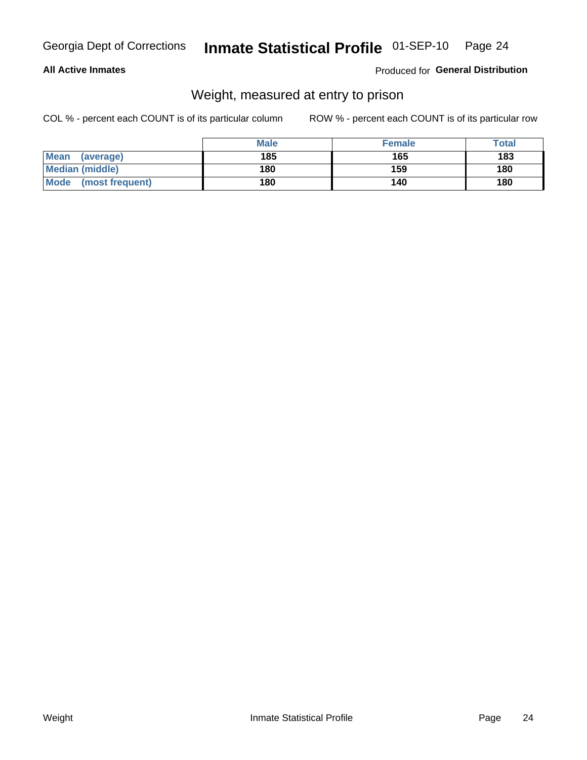Georgia Dept of Corrections **Inmate Statistical Profile** 01-SEP-10

**All Active Inmates**

Produced for **General Distribution**

## Weight, measured at entry to prison

COL % - percent each COUNT is of its particular column

ROW % - percent each COUNT is of its particular row

| | Male | Female | Total |
|---|---|---|---|
| **Mean (average)** | **185** | **165** | **183** |
| **Median (middle)** | **180** | **159** | **180** |
| **Mode (most frequent)** | **180** | **140** | **180** |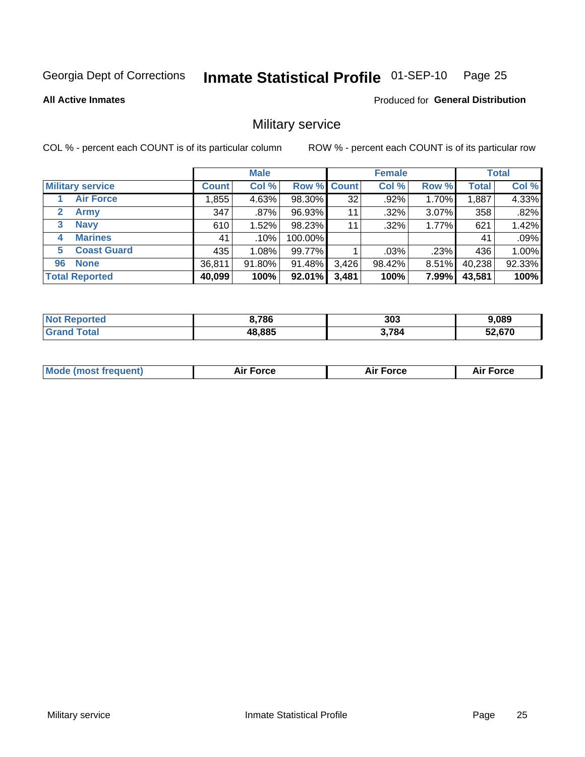Georgia Dept of Corrections **Inmate Statistical Profile** 01-SEP-10 Page 25

**All Active Inmates**

Produced for **General Distribution**

## Military service

COL % - percent each COUNT is of its particular column

ROW % - percent each COUNT is of its particular row

| | | Male | | | Female | | | Total | |
|---|---|---|---|---|---|---|---|---|---|
| **Military service** | | **Count** | **Col %** | **Row %** | **Count** | **Col %** | **Row %** | **Total** | **Col %** |
| 1 | Air Force | 1,855 | 4.63% | 98.30% | 32 | .92% | 1.70% | 1,887 | 4.33% |
| 2 | Army | 347 | .87% | 96.93% | 11 | .32% | 3.07% | 358 | .82% |
| 3 | Navy | 610 | 1.52% | 98.23% | 11 | .32% | 1.77% | 621 | 1.42% |
| 4 | Marines | 41 | .10% | 100.00% | | | | 41 | .09% |
| 5 | Coast Guard | 435 | 1.08% | 99.77% | 1 | .03% | .23% | 436 | 1.00% |
| 96 | None | 36,811 | 91.80% | 91.48% | 3,426 | 98.42% | 8.51% | 40,238 | 92.33% |
| **Total Reported** | | **40,099** | **100%** | **92.01%** | **3,481** | **100%** | **7.99%** | **43,581** | **100%** |

| | Male | Female | Total |
|---|---|---|---|
| **Not Reported** | **8,786** | **303** | **9,089** |
| **Grand Total** | **48,885** | **3,784** | **52,670** |

| | Male | Female | Total |
|---|---|---|---|
| **Mode (most frequent)** | **Air Force** | **Air Force** | **Air Force** |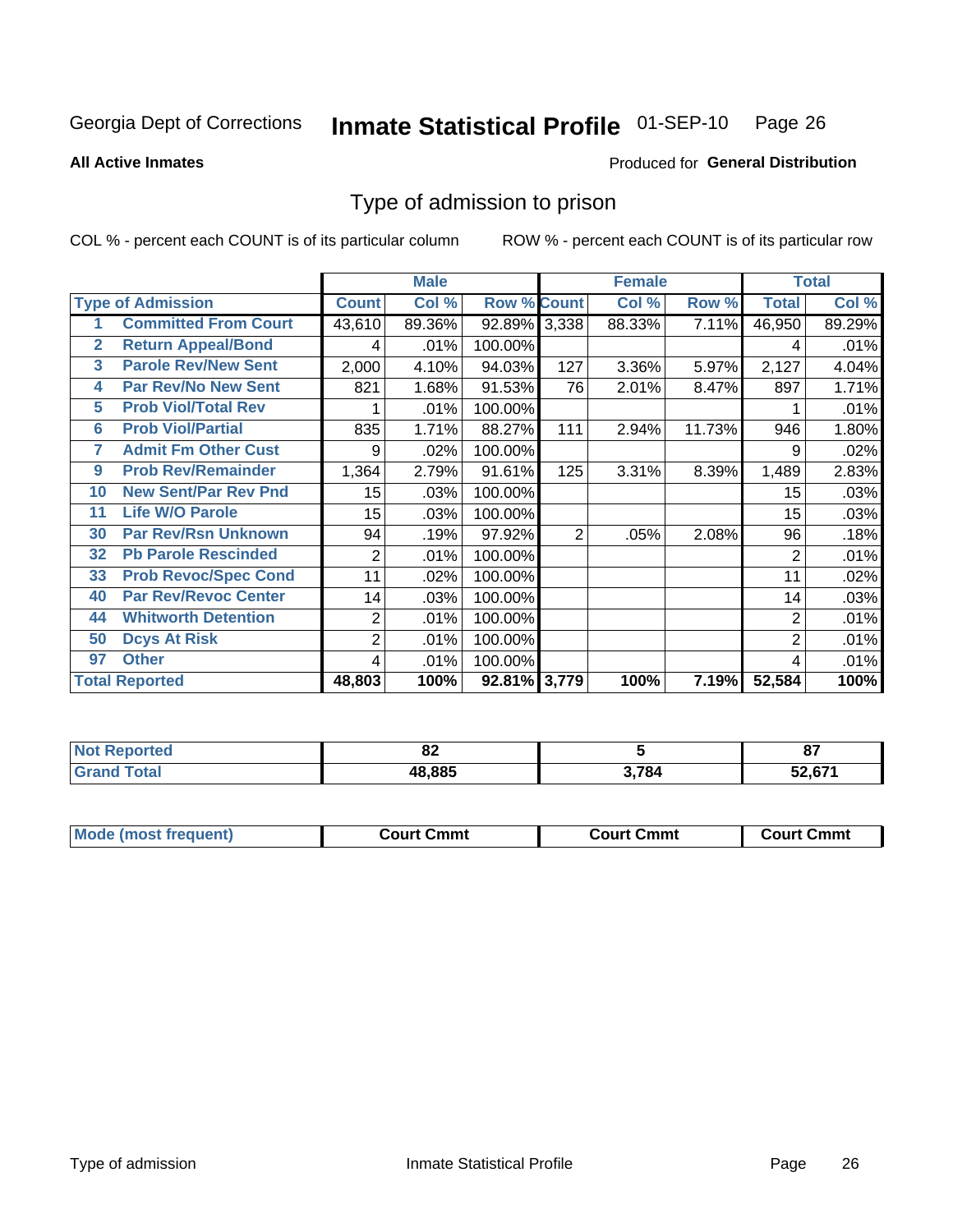Georgia Dept of Corrections **Inmate Statistical Profile** 01-SEP-10

**All Active Inmates**

Produced for **General Distribution**

## Type of admission to prison

COL % - percent each COUNT is of its particular column

ROW % - percent each COUNT is of its particular row

| | | Male | | | Female | | | Total | |
|---|---|---|---|---|---|---|---|---|---|
| | **Type of Admission** | **Count** | **Col %** | **Row %** | **Count** | **Col %** | **Row %** | **Total** | **Col %** |
| 1 | **Committed From Court** | 43,610 | 89.36% | 92.89% | 3,338 | 88.33% | 7.11% | 46,950 | 89.29% |
| 2 | **Return Appeal/Bond** | 4 | .01% | 100.00% | | | | 4 | .01% |
| 3 | **Parole Rev/New Sent** | 2,000 | 4.10% | 94.03% | 127 | 3.36% | 5.97% | 2,127 | 4.04% |
| 4 | **Par Rev/No New Sent** | 821 | 1.68% | 91.53% | 76 | 2.01% | 8.47% | 897 | 1.71% |
| 5 | **Prob Viol/Total Rev** | 1 | .01% | 100.00% | | | | 1 | .01% |
| 6 | **Prob Viol/Partial** | 835 | 1.71% | 88.27% | 111 | 2.94% | 11.73% | 946 | 1.80% |
| 7 | **Admit Fm Other Cust** | 9 | .02% | 100.00% | | | | 9 | .02% |
| 9 | **Prob Rev/Remainder** | 1,364 | 2.79% | 91.61% | 125 | 3.31% | 8.39% | 1,489 | 2.83% |
| 10 | **New Sent/Par Rev Pnd** | 15 | .03% | 100.00% | | | | 15 | .03% |
| 11 | **Life W/O Parole** | 15 | .03% | 100.00% | | | | 15 | .03% |
| 30 | **Par Rev/Rsn Unknown** | 94 | .19% | 97.92% | 2 | .05% | 2.08% | 96 | .18% |
| 32 | **Pb Parole Rescinded** | 2 | .01% | 100.00% | | | | 2 | .01% |
| 33 | **Prob Revoc/Spec Cond** | 11 | .02% | 100.00% | | | | 11 | .02% |
| 40 | **Par Rev/Revoc Center** | 14 | .03% | 100.00% | | | | 14 | .03% |
| 44 | **Whitworth Detention** | 2 | .01% | 100.00% | | | | 2 | .01% |
| 50 | **Dcys At Risk** | 2 | .01% | 100.00% | | | | 2 | .01% |
| 97 | **Other** | 4 | .01% | 100.00% | | | | 4 | .01% |
| **Total Reported** | | **48,803** | **100%** | **92.81%** | **3,779** | **100%** | **7.19%** | **52,584** | **100%** |

| | Male | Female | Total |
|---|---|---|---|
| **Not Reported** | **82** | **5** | **87** |
| **Grand Total** | **48,885** | **3,784** | **52,671** |

| | Male | Female | Total |
|---|---|---|---|
| **Mode (most frequent)** | **Court Cmmt** | **Court Cmmt** | **Court Cmmt** |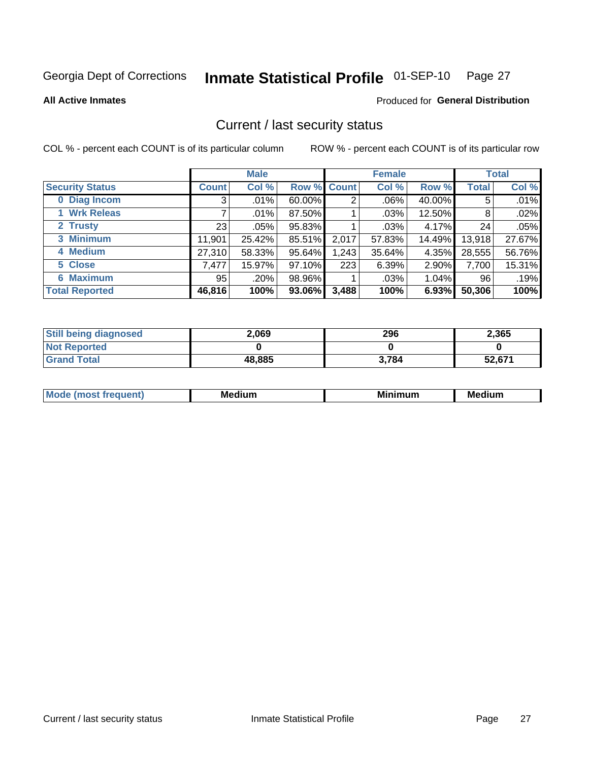Georgia Dept of Corrections **Inmate Statistical Profile** 01-SEP-10 Page 27

**All Active Inmates**

Produced for **General Distribution**

## Current / last security status

COL % - percent each COUNT is of its particular column

ROW % - percent each COUNT is of its particular row

| | Male | | | Female | | | Total | |
|---|---|---|---|---|---|---|---|---|
| **Security Status** | **Count** | **Col %** | **Row %** | **Count** | **Col %** | **Row %** | **Total** | **Col %** |
| 0 Diag Incom | 3 | .01% | 60.00% | 2 | .06% | 40.00% | 5 | .01% |
| 1 Wrk Releas | 7 | .01% | 87.50% | 1 | .03% | 12.50% | 8 | .02% |
| 2 Trusty | 23 | .05% | 95.83% | 1 | .03% | 4.17% | 24 | .05% |
| 3 Minimum | 11,901 | 25.42% | 85.51% | 2,017 | 57.83% | 14.49% | 13,918 | 27.67% |
| 4 Medium | 27,310 | 58.33% | 95.64% | 1,243 | 35.64% | 4.35% | 28,555 | 56.76% |
| 5 Close | 7,477 | 15.97% | 97.10% | 223 | 6.39% | 2.90% | 7,700 | 15.31% |
| 6 Maximum | 95 | .20% | 98.96% | 1 | .03% | 1.04% | 96 | .19% |
| **Total Reported** | **46,816** | **100%** | **93.06%** | **3,488** | **100%** | **6.93%** | **50,306** | **100%** |

| | Male | Female | Total |
|---|---|---|---|
| Still being diagnosed | **2,069** | **296** | **2,365** |
| Not Reported | **0** | **0** | **0** |
| Grand Total | **48,885** | **3,784** | **52,671** |

| | Male | Female | Total |
|---|---|---|---|
| Mode (most frequent) | **Medium** | **Minimum** | **Medium** |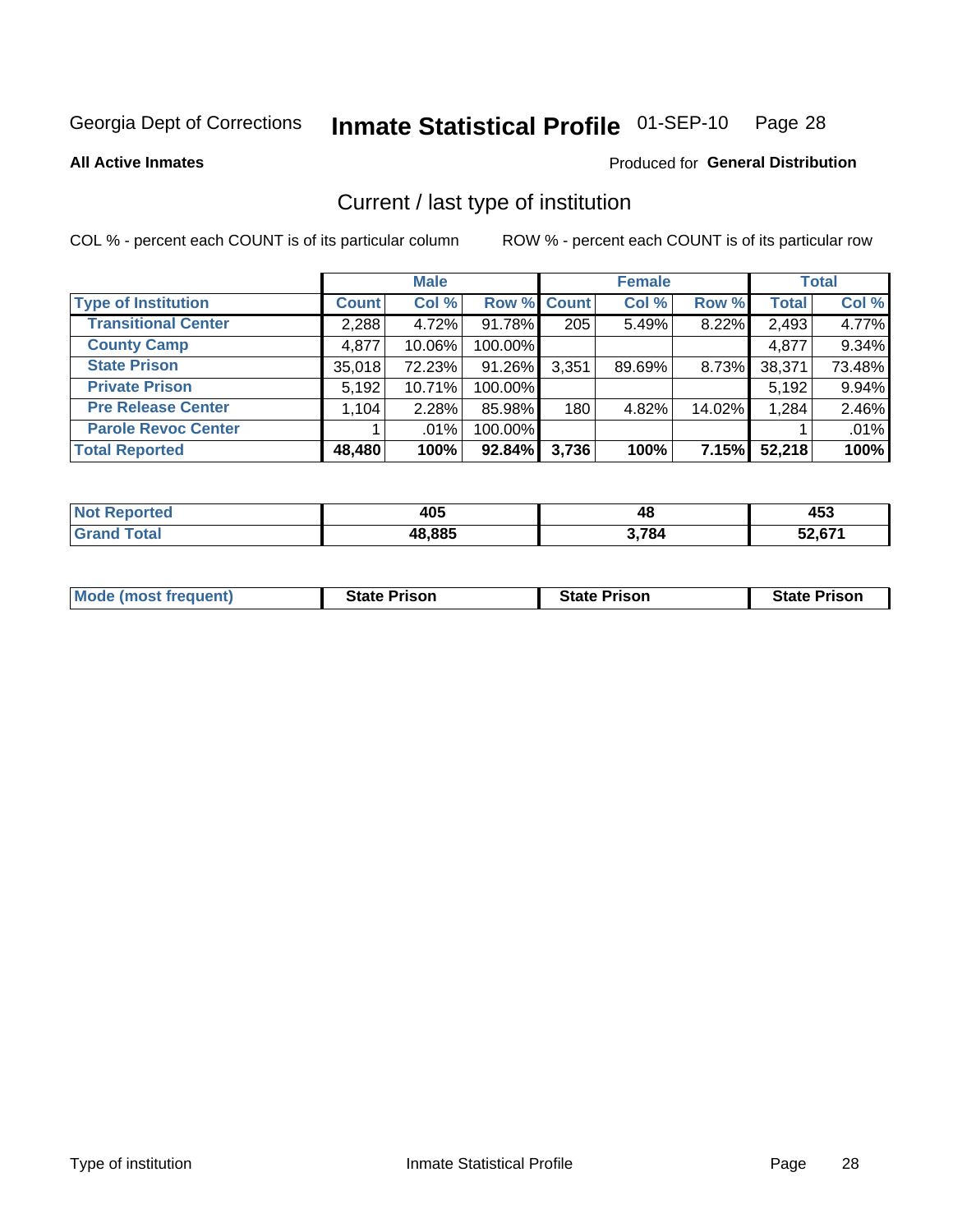Georgia Dept of Corrections **Inmate Statistical Profile** 01-SEP-10

**All Active Inmates**

Produced for **General Distribution**

## Current / last type of institution

COL % - percent each COUNT is of its particular column

ROW % - percent each COUNT is of its particular row

| | Male | | | Female | | | Total | |
|---|---|---|---|---|---|---|---|---|
| **Type of Institution** | **Count** | **Col %** | **Row %** | **Count** | **Col %** | **Row %** | **Total** | **Col %** |
| **Transitional Center** | 2,288 | 4.72% | 91.78% | 205 | 5.49% | 8.22% | 2,493 | 4.77% |
| **County Camp** | 4,877 | 10.06% | 100.00% | | | | 4,877 | 9.34% |
| **State Prison** | 35,018 | 72.23% | 91.26% | 3,351 | 89.69% | 8.73% | 38,371 | 73.48% |
| **Private Prison** | 5,192 | 10.71% | 100.00% | | | | 5,192 | 9.94% |
| **Pre Release Center** | 1,104 | 2.28% | 85.98% | 180 | 4.82% | 14.02% | 1,284 | 2.46% |
| **Parole Revoc Center** | 1 | .01% | 100.00% | | | | 1 | .01% |
| **Total Reported** | **48,480** | **100%** | **92.84%** | **3,736** | **100%** | **7.15%** | **52,218** | **100%** |

| | Male | Female | Total |
|---|---|---|---|
| **Not Reported** | **405** | **48** | **453** |
| **Grand Total** | **48,885** | **3,784** | **52,671** |

| | Male | Female | Total |
|---|---|---|---|
| **Mode (most frequent)** | **State Prison** | **State Prison** | **State Prison** |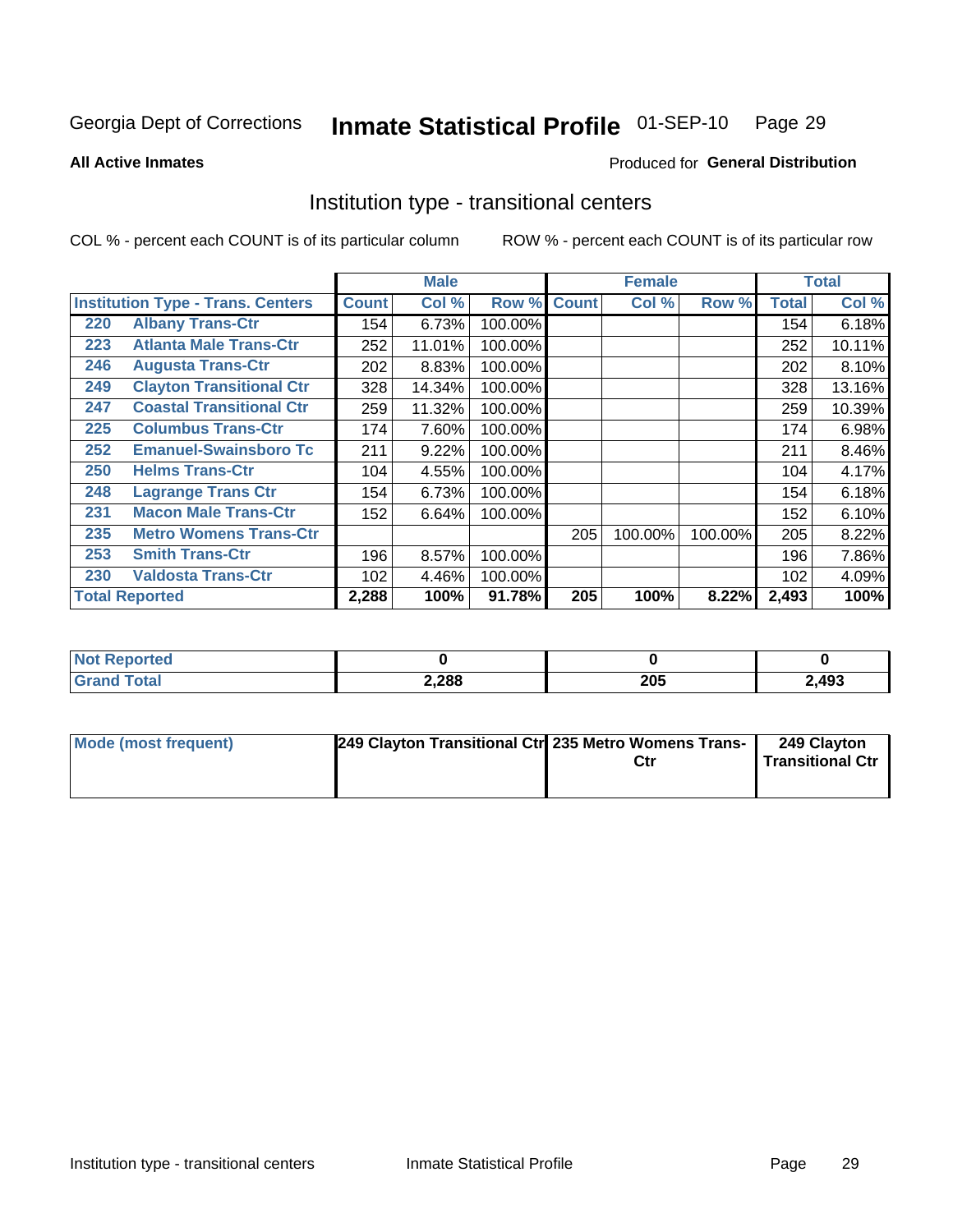Georgia Dept of Corrections **Inmate Statistical Profile** 01-SEP-10

**All Active Inmates**

Produced for **General Distribution**

## Institution type - transitional centers

COL % - percent each COUNT is of its particular column ROW % - percent each COUNT is of its particular row

| | | Male | | | Female | | | Total | |
|---|---|---|---|---|---|---|---|---|---|
| **Institution Type - Trans. Centers** | | **Count** | **Col %** | **Row %** | **Count** | **Col %** | **Row %** | **Total** | **Col %** |
| 220 | Albany Trans-Ctr | 154 | 6.73% | 100.00% | | | | 154 | 6.18% |
| 223 | Atlanta Male Trans-Ctr | 252 | 11.01% | 100.00% | | | | 252 | 10.11% |
| 246 | Augusta Trans-Ctr | 202 | 8.83% | 100.00% | | | | 202 | 8.10% |
| 249 | Clayton Transitional Ctr | 328 | 14.34% | 100.00% | | | | 328 | 13.16% |
| 247 | Coastal Transitional Ctr | 259 | 11.32% | 100.00% | | | | 259 | 10.39% |
| 225 | Columbus Trans-Ctr | 174 | 7.60% | 100.00% | | | | 174 | 6.98% |
| 252 | Emanuel-Swainsboro Tc | 211 | 9.22% | 100.00% | | | | 211 | 8.46% |
| 250 | Helms Trans-Ctr | 104 | 4.55% | 100.00% | | | | 104 | 4.17% |
| 248 | Lagrange Trans Ctr | 154 | 6.73% | 100.00% | | | | 154 | 6.18% |
| 231 | Macon Male Trans-Ctr | 152 | 6.64% | 100.00% | | | | 152 | 6.10% |
| 235 | Metro Womens Trans-Ctr | | | | 205 | 100.00% | 100.00% | 205 | 8.22% |
| 253 | Smith Trans-Ctr | 196 | 8.57% | 100.00% | | | | 196 | 7.86% |
| 230 | Valdosta Trans-Ctr | 102 | 4.46% | 100.00% | | | | 102 | 4.09% |
| **Total Reported** | | **2,288** | **100%** | **91.78%** | **205** | **100%** | **8.22%** | **2,493** | **100%** |

| | Male | Female | Total |
|---|---|---|---|
| **Not Reported** | **0** | **0** | **0** |
| **Grand Total** | **2,288** | **205** | **2,493** |

| | Male | Female | Total |
|---|---|---|---|
| **Mode (most frequent)** | **249 Clayton Transitional Ctr** | **235 Metro Womens Trans-Ctr** | **249 Clayton Transitional Ctr** |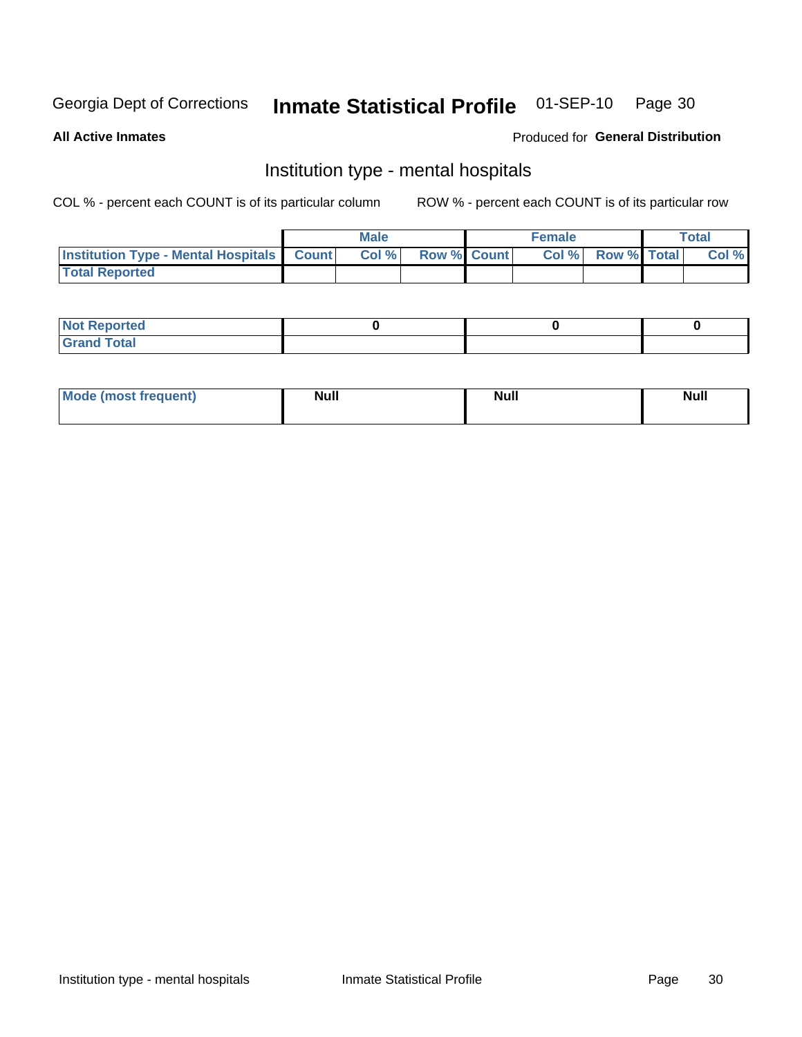Georgia Dept of Corrections **Inmate Statistical Profile** 01-SEP-10 Page 30

**All Active Inmates**

Produced for **General Distribution**

## Institution type - mental hospitals

COL % - percent each COUNT is of its particular column

ROW % - percent each COUNT is of its particular row

| | Male | | | Female | | | Total | |
|---|---|---|---|---|---|---|---|---|
| **Institution Type - Mental Hospitals** | **Count** | **Col %** | **Row %** | **Count** | **Col %** | **Row %** | **Total** | **Col %** |
| **Total Reported** | | | | | | | | |

| | Male | Female | Total |
|---|---|---|---|
| **Not Reported** | **0** | **0** | **0** |
| **Grand Total** | | | |

| | Male | Female | Total |
|---|---|---|---|
| **Mode (most frequent)** | **Null** | **Null** | **Null** |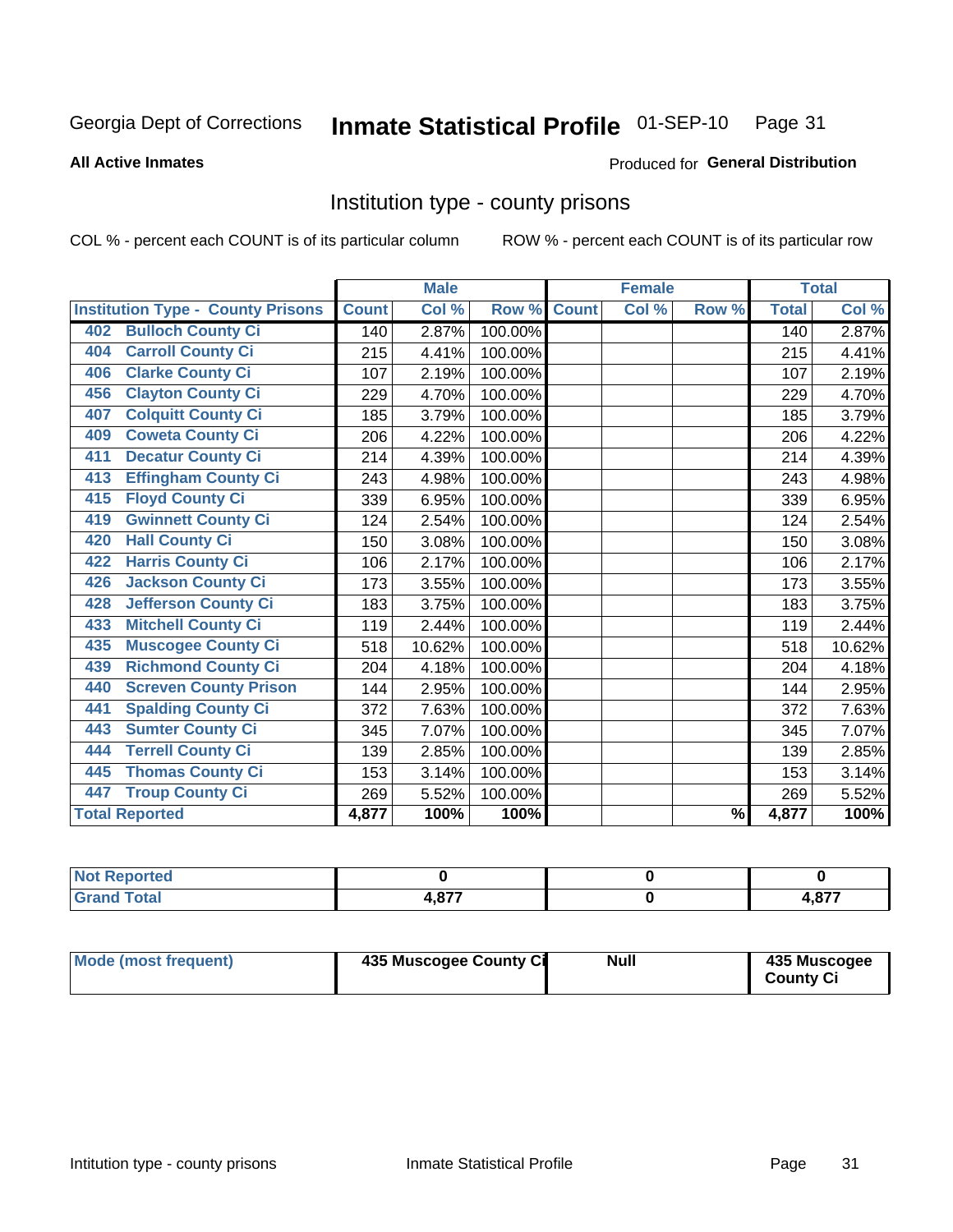Georgia Dept of Corrections **Inmate Statistical Profile** 01-SEP-10

**All Active Inmates**

Produced for **General Distribution**

## Institution type - county prisons

COL % - percent each COUNT is of its particular column

ROW % - percent each COUNT is of its particular row

| Institution Type - County Prisons | Male | | | Female | | | Total | |
|---|---|---|---|---|---|---|---|---|
| | Count | Col % | Row % | Count | Col % | Row % | Total | Col % |
| 402 Bulloch County Ci | 140 | 2.87% | 100.00% | | | | 140 | 2.87% |
| 404 Carroll County Ci | 215 | 4.41% | 100.00% | | | | 215 | 4.41% |
| 406 Clarke County Ci | 107 | 2.19% | 100.00% | | | | 107 | 2.19% |
| 456 Clayton County Ci | 229 | 4.70% | 100.00% | | | | 229 | 4.70% |
| 407 Colquitt County Ci | 185 | 3.79% | 100.00% | | | | 185 | 3.79% |
| 409 Coweta County Ci | 206 | 4.22% | 100.00% | | | | 206 | 4.22% |
| 411 Decatur County Ci | 214 | 4.39% | 100.00% | | | | 214 | 4.39% |
| 413 Effingham County Ci | 243 | 4.98% | 100.00% | | | | 243 | 4.98% |
| 415 Floyd County Ci | 339 | 6.95% | 100.00% | | | | 339 | 6.95% |
| 419 Gwinnett County Ci | 124 | 2.54% | 100.00% | | | | 124 | 2.54% |
| 420 Hall County Ci | 150 | 3.08% | 100.00% | | | | 150 | 3.08% |
| 422 Harris County Ci | 106 | 2.17% | 100.00% | | | | 106 | 2.17% |
| 426 Jackson County Ci | 173 | 3.55% | 100.00% | | | | 173 | 3.55% |
| 428 Jefferson County Ci | 183 | 3.75% | 100.00% | | | | 183 | 3.75% |
| 433 Mitchell County Ci | 119 | 2.44% | 100.00% | | | | 119 | 2.44% |
| 435 Muscogee County Ci | 518 | 10.62% | 100.00% | | | | 518 | 10.62% |
| 439 Richmond County Ci | 204 | 4.18% | 100.00% | | | | 204 | 4.18% |
| 440 Screven County Prison | 144 | 2.95% | 100.00% | | | | 144 | 2.95% |
| 441 Spalding County Ci | 372 | 7.63% | 100.00% | | | | 372 | 7.63% |
| 443 Sumter County Ci | 345 | 7.07% | 100.00% | | | | 345 | 7.07% |
| 444 Terrell County Ci | 139 | 2.85% | 100.00% | | | | 139 | 2.85% |
| 445 Thomas County Ci | 153 | 3.14% | 100.00% | | | | 153 | 3.14% |
| 447 Troup County Ci | 269 | 5.52% | 100.00% | | | | 269 | 5.52% |
| **Total Reported** | **4,877** | **100%** | **100%** | | | **%** | **4,877** | **100%** |

| | Male | Female | Total |
|---|---|---|---|
| Not Reported | 0 | 0 | 0 |
| Grand Total | 4,877 | 0 | 4,877 |

| | Male | Female | Total |
|---|---|---|---|
| Mode (most frequent) | 435 Muscogee County Ci | Null | 435 Muscogee County Ci |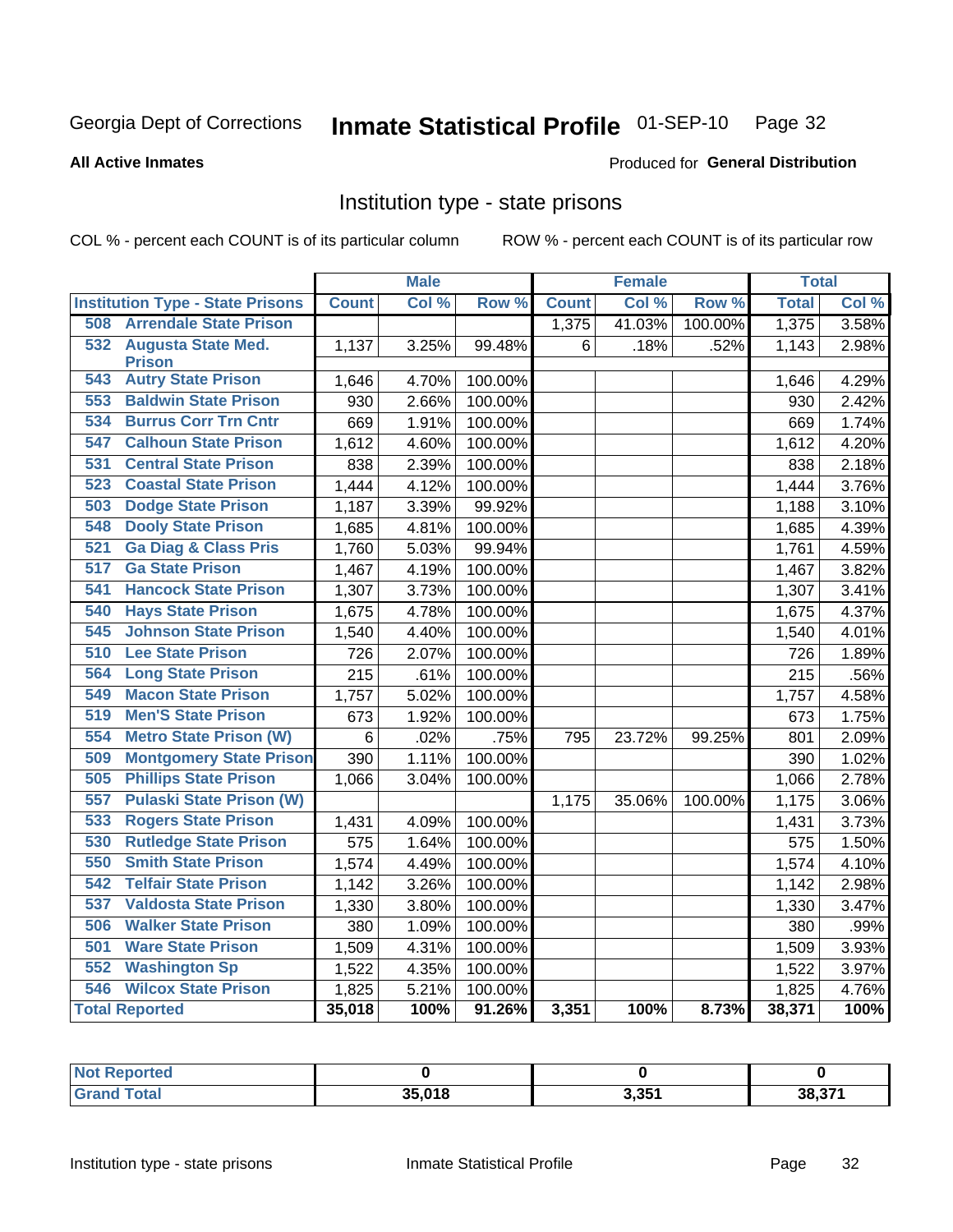Georgia Dept of Corrections **Inmate Statistical Profile** 01-SEP-10

**All Active Inmates** Produced for **General Distribution**

## Institution type - state prisons

COL % - percent each COUNT is of its particular column ROW % - percent each COUNT is of its particular row

| | Male | | | Female | | | Total | |
|---|---|---|---|---|---|---|---|---|
| **Institution Type - State Prisons** | **Count** | **Col %** | **Row %** | **Count** | **Col %** | **Row %** | **Total** | **Col %** |
| **508 Arrendale State Prison** | | | | 1,375 | 41.03% | 100.00% | 1,375 | 3.58% |
| **532 Augusta State Med. Prison** | 1,137 | 3.25% | 99.48% | 6 | .18% | .52% | 1,143 | 2.98% |
| **543 Autry State Prison** | 1,646 | 4.70% | 100.00% | | | | 1,646 | 4.29% |
| **553 Baldwin State Prison** | 930 | 2.66% | 100.00% | | | | 930 | 2.42% |
| **534 Burrus Corr Trn Cntr** | 669 | 1.91% | 100.00% | | | | 669 | 1.74% |
| **547 Calhoun State Prison** | 1,612 | 4.60% | 100.00% | | | | 1,612 | 4.20% |
| **531 Central State Prison** | 838 | 2.39% | 100.00% | | | | 838 | 2.18% |
| **523 Coastal State Prison** | 1,444 | 4.12% | 100.00% | | | | 1,444 | 3.76% |
| **503 Dodge State Prison** | 1,187 | 3.39% | 99.92% | | | | 1,188 | 3.10% |
| **548 Dooly State Prison** | 1,685 | 4.81% | 100.00% | | | | 1,685 | 4.39% |
| **521 Ga Diag & Class Pris** | 1,760 | 5.03% | 99.94% | | | | 1,761 | 4.59% |
| **517 Ga State Prison** | 1,467 | 4.19% | 100.00% | | | | 1,467 | 3.82% |
| **541 Hancock State Prison** | 1,307 | 3.73% | 100.00% | | | | 1,307 | 3.41% |
| **540 Hays State Prison** | 1,675 | 4.78% | 100.00% | | | | 1,675 | 4.37% |
| **545 Johnson State Prison** | 1,540 | 4.40% | 100.00% | | | | 1,540 | 4.01% |
| **510 Lee State Prison** | 726 | 2.07% | 100.00% | | | | 726 | 1.89% |
| **564 Long State Prison** | 215 | .61% | 100.00% | | | | 215 | .56% |
| **549 Macon State Prison** | 1,757 | 5.02% | 100.00% | | | | 1,757 | 4.58% |
| **519 Men'S State Prison** | 673 | 1.92% | 100.00% | | | | 673 | 1.75% |
| **554 Metro State Prison (W)** | 6 | .02% | .75% | 795 | 23.72% | 99.25% | 801 | 2.09% |
| **509 Montgomery State Prison** | 390 | 1.11% | 100.00% | | | | 390 | 1.02% |
| **505 Phillips State Prison** | 1,066 | 3.04% | 100.00% | | | | 1,066 | 2.78% |
| **557 Pulaski State Prison (W)** | | | | 1,175 | 35.06% | 100.00% | 1,175 | 3.06% |
| **533 Rogers State Prison** | 1,431 | 4.09% | 100.00% | | | | 1,431 | 3.73% |
| **530 Rutledge State Prison** | 575 | 1.64% | 100.00% | | | | 575 | 1.50% |
| **550 Smith State Prison** | 1,574 | 4.49% | 100.00% | | | | 1,574 | 4.10% |
| **542 Telfair State Prison** | 1,142 | 3.26% | 100.00% | | | | 1,142 | 2.98% |
| **537 Valdosta State Prison** | 1,330 | 3.80% | 100.00% | | | | 1,330 | 3.47% |
| **506 Walker State Prison** | 380 | 1.09% | 100.00% | | | | 380 | .99% |
| **501 Ware State Prison** | 1,509 | 4.31% | 100.00% | | | | 1,509 | 3.93% |
| **552 Washington Sp** | 1,522 | 4.35% | 100.00% | | | | 1,522 | 3.97% |
| **546 Wilcox State Prison** | 1,825 | 5.21% | 100.00% | | | | 1,825 | 4.76% |
| **Total Reported** | **35,018** | **100%** | **91.26%** | **3,351** | **100%** | **8.73%** | **38,371** | **100%** |

| | Male | Female | Total |
|---|---|---|---|
| **Not Reported** | **0** | **0** | **0** |
| **Grand Total** | **35,018** | **3,351** | **38,371** |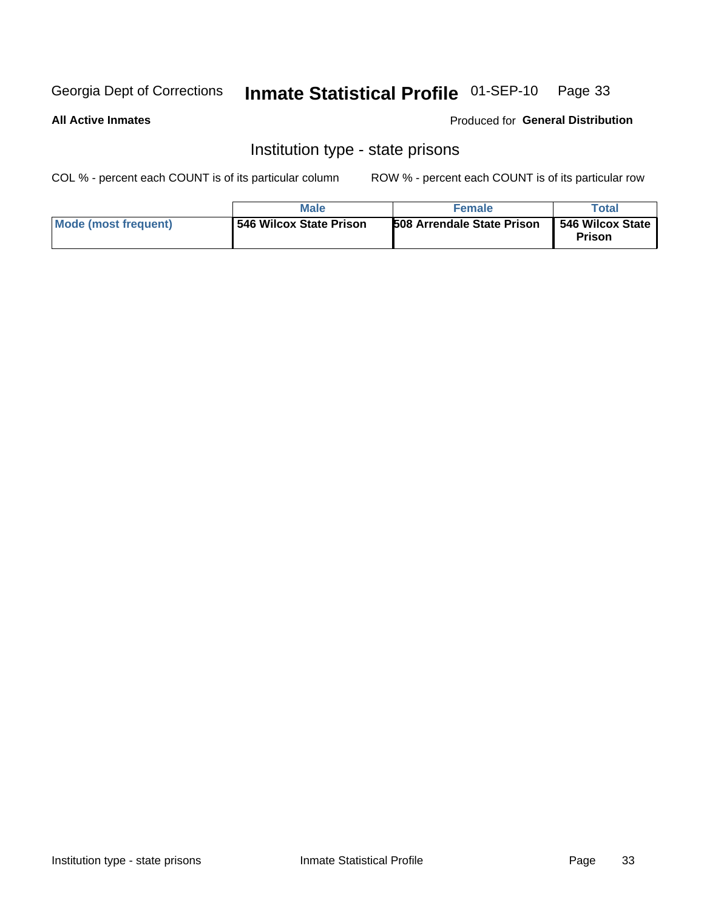Georgia Dept of Corrections **Inmate Statistical Profile** 01-SEP-10

**All Active Inmates**

Produced for **General Distribution**

## Institution type - state prisons

COL % - percent each COUNT is of its particular column

ROW % - percent each COUNT is of its particular row

| | Male | Female | Total |
|---|---|---|---|
| Mode (most frequent) | 546 Wilcox State Prison | 508 Arrendale State Prison | 546 Wilcox State Prison |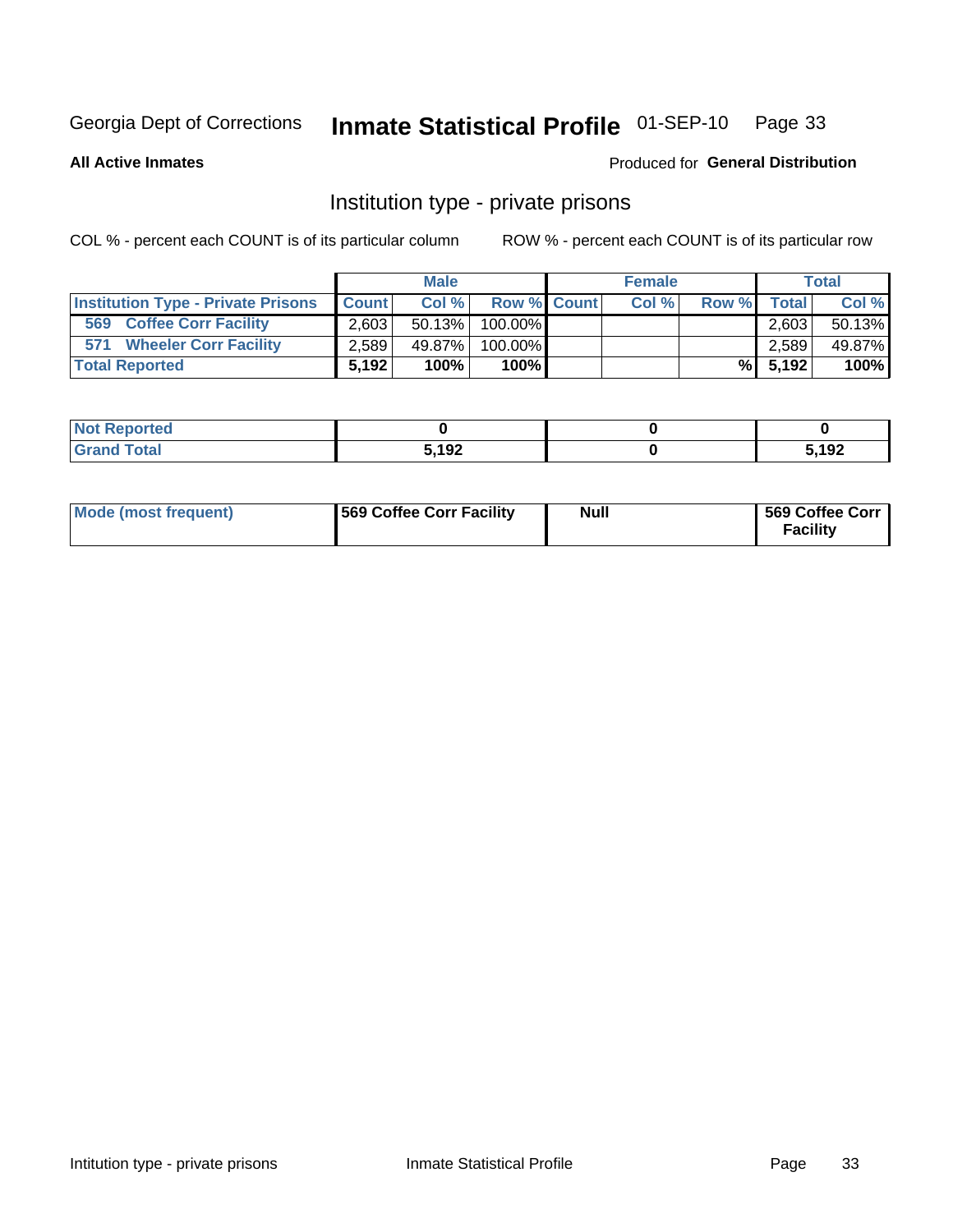Georgia Dept of Corrections **Inmate Statistical Profile** 01-SEP-10

**All Active Inmates**

Produced for **General Distribution**

## Institution type - private prisons

COL % - percent each COUNT is of its particular column ROW % - percent each COUNT is of its particular row

| | Male | | | Female | | | Total | |
|---|---|---|---|---|---|---|---|---|
| **Institution Type - Private Prisons** | **Count** | **Col %** | **Row %** | **Count** | **Col %** | **Row %** | **Total** | **Col %** |
| 569 Coffee Corr Facility | 2,603 | 50.13% | 100.00% | | | | 2,603 | 50.13% |
| 571 Wheeler Corr Facility | 2,589 | 49.87% | 100.00% | | | | 2,589 | 49.87% |
| **Total Reported** | **5,192** | **100%** | **100%** | | | **%** | **5,192** | **100%** |

| | Male | Female | Total |
|---|---|---|---|
| **Not Reported** | **0** | **0** | **0** |
| **Grand Total** | **5,192** | **0** | **5,192** |

| | Male | Female | Total |
|---|---|---|---|
| **Mode (most frequent)** | **569 Coffee Corr Facility** | **Null** | **569 Coffee Corr Facility** |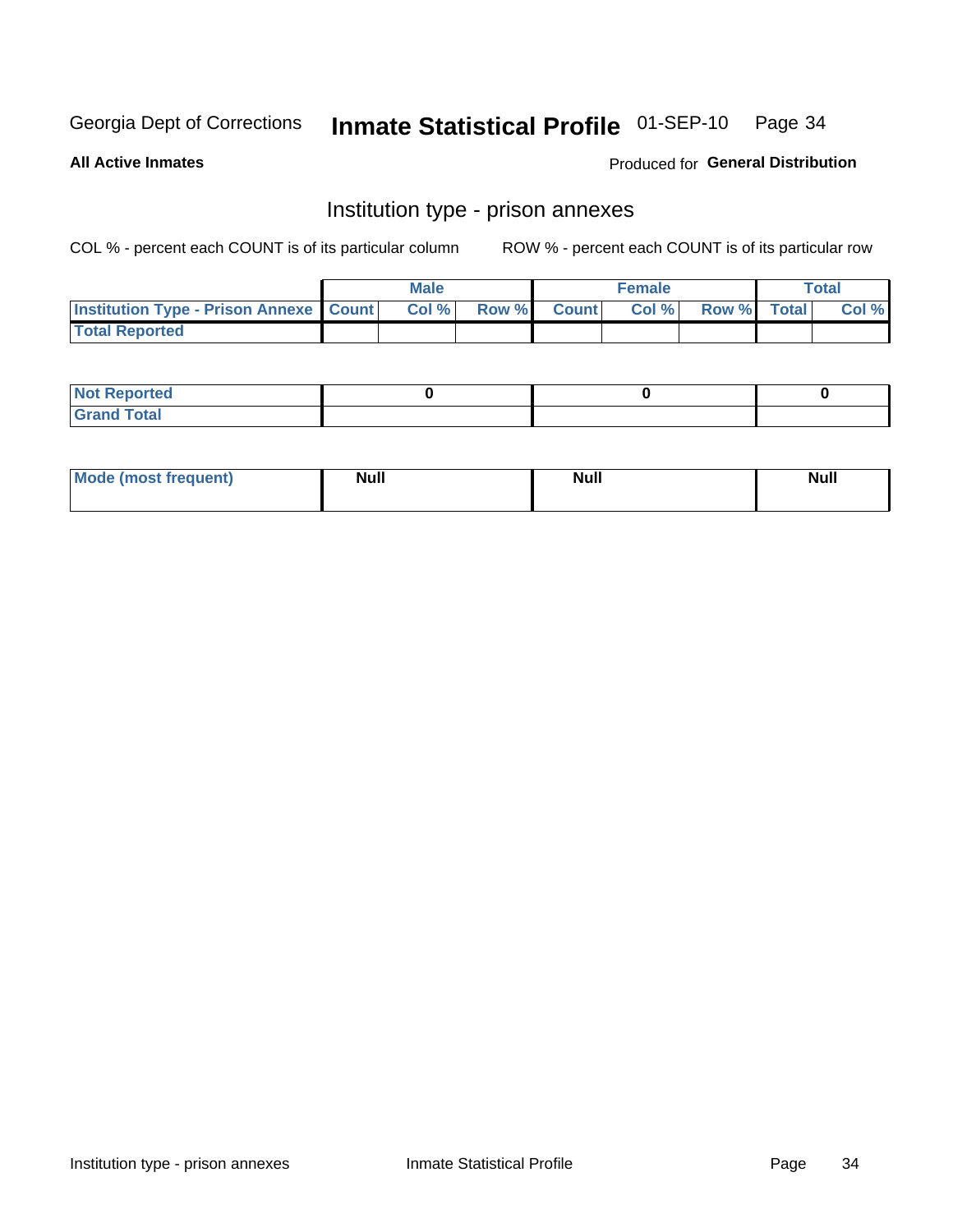Georgia Dept of Corrections **Inmate Statistical Profile** 01-SEP-10

**All Active Inmates** Produced for **General Distribution**

## Institution type - prison annexes

COL % - percent each COUNT is of its particular column ROW % - percent each COUNT is of its particular row

| | Male | | | Female | | | Total | |
|---|---|---|---|---|---|---|---|---|
| **Institution Type - Prison Annexe** | **Count** | **Col %** | **Row %** | **Count** | **Col %** | **Row %** | **Total** | **Col %** |
| **Total Reported** | | | | | | | | |

| | Male | Female | Total |
|---|---|---|---|
| **Not Reported** | **0** | **0** | **0** |
| **Grand Total** | | | |

| | Male | Female | Total |
|---|---|---|---|
| **Mode (most frequent)** | **Null** | **Null** | **Null** |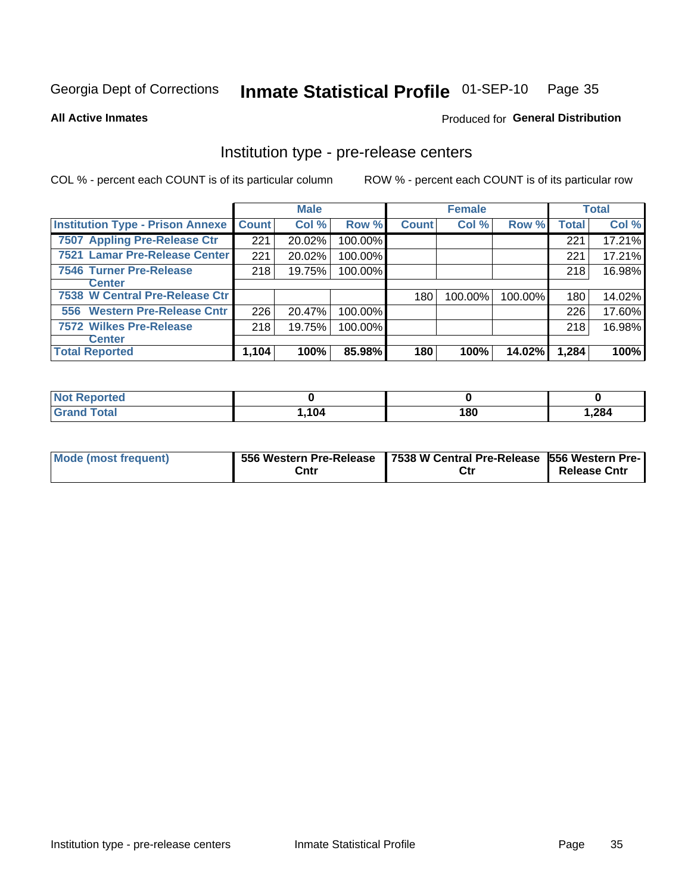Georgia Dept of Corrections **Inmate Statistical Profile** 01-SEP-10

**All Active Inmates**

Produced for **General Distribution**

## Institution type - pre-release centers

COL % - percent each COUNT is of its particular column ROW % - percent each COUNT is of its particular row

| | Male | | | Female | | | Total | |
|---|---|---|---|---|---|---|---|---|
| **Institution Type - Prison Annexe** | **Count** | **Col %** | **Row %** | **Count** | **Col %** | **Row %** | **Total** | **Col %** |
| 7507 Appling Pre-Release Ctr | 221 | 20.02% | 100.00% | | | | 221 | 17.21% |
| 7521 Lamar Pre-Release Center | 221 | 20.02% | 100.00% | | | | 221 | 17.21% |
| 7546 Turner Pre-Release Center | 218 | 19.75% | 100.00% | | | | 218 | 16.98% |
| 7538 W Central Pre-Release Ctr | | | | 180 | 100.00% | 100.00% | 180 | 14.02% |
| 556 Western Pre-Release Cntr | 226 | 20.47% | 100.00% | | | | 226 | 17.60% |
| 7572 Wilkes Pre-Release Center | 218 | 19.75% | 100.00% | | | | 218 | 16.98% |
| **Total Reported** | **1,104** | **100%** | **85.98%** | **180** | **100%** | **14.02%** | **1,284** | **100%** |

| | Male | Female | Total |
|---|---|---|---|
| **Not Reported** | **0** | **0** | **0** |
| **Grand Total** | **1,104** | **180** | **1,284** |

| | Male | Female | Total |
|---|---|---|---|
| **Mode (most frequent)** | **556 Western Pre-Release Cntr** | **7538 W Central Pre-Release Ctr** | **556 Western Pre-Release Cntr** |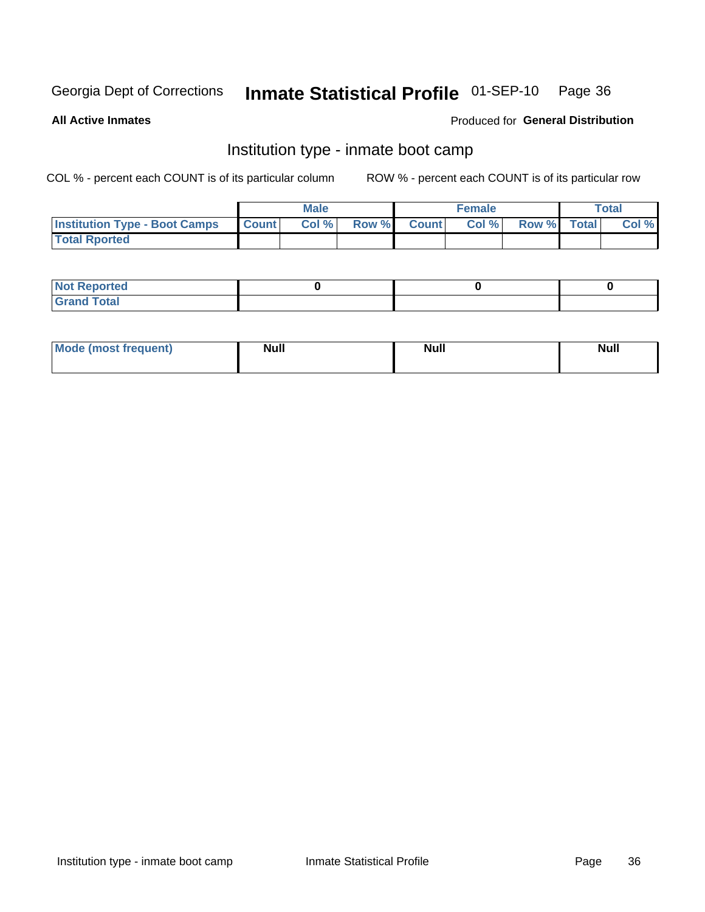Georgia Dept of Corrections **Inmate Statistical Profile** 01-SEP-10

**All Active Inmates**

Produced for **General Distribution**

## Institution type - inmate boot camp

COL % - percent each COUNT is of its particular column

ROW % - percent each COUNT is of its particular row

| | Male | | | Female | | | Total | |
|---|---|---|---|---|---|---|---|---|
| **Institution Type - Boot Camps** | **Count** | **Col %** | **Row %** | **Count** | **Col %** | **Row %** | **Total** | **Col %** |
| **Total Rported** | | | | | | | | |

| | Male | Female | Total |
|---|---|---|---|
| **Not Reported** | 0 | 0 | 0 |
| **Grand Total** | | | |

| | Male | Female | Total |
|---|---|---|---|
| **Mode (most frequent)** | Null | Null | Null |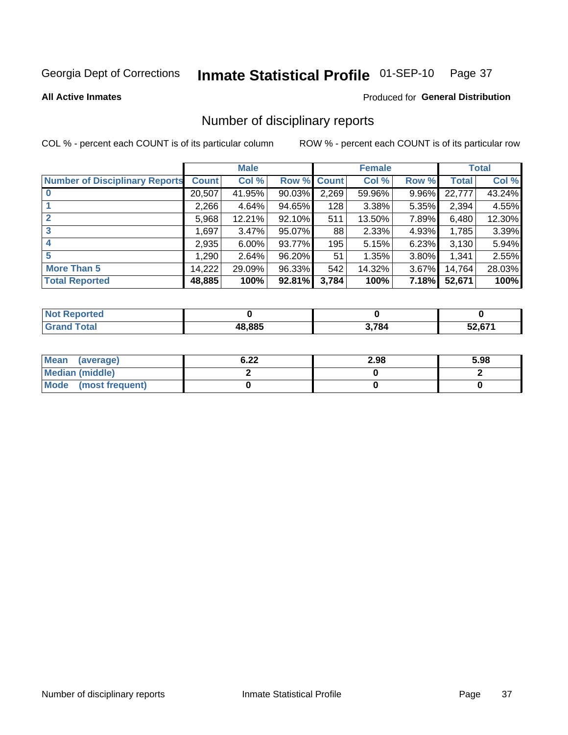Georgia Dept of Corrections **Inmate Statistical Profile** 01-SEP-10

**All Active Inmates**

Produced for **General Distribution**

## Number of disciplinary reports

COL % - percent each COUNT is of its particular column

ROW % - percent each COUNT is of its particular row

| | Male | | | Female | | | Total | |
|---|---|---|---|---|---|---|---|---|
| **Number of Disciplinary Reports** | **Count** | **Col %** | **Row %** | **Count** | **Col %** | **Row %** | **Total** | **Col %** |
| **0** | 20,507 | 41.95% | 90.03% | 2,269 | 59.96% | 9.96% | 22,777 | 43.24% |
| **1** | 2,266 | 4.64% | 94.65% | 128 | 3.38% | 5.35% | 2,394 | 4.55% |
| **2** | 5,968 | 12.21% | 92.10% | 511 | 13.50% | 7.89% | 6,480 | 12.30% |
| **3** | 1,697 | 3.47% | 95.07% | 88 | 2.33% | 4.93% | 1,785 | 3.39% |
| **4** | 2,935 | 6.00% | 93.77% | 195 | 5.15% | 6.23% | 3,130 | 5.94% |
| **5** | 1,290 | 2.64% | 96.20% | 51 | 1.35% | 3.80% | 1,341 | 2.55% |
| **More Than 5** | 14,222 | 29.09% | 96.33% | 542 | 14.32% | 3.67% | 14,764 | 28.03% |
| **Total Reported** | **48,885** | **100%** | **92.81%** | **3,784** | **100%** | **7.18%** | **52,671** | **100%** |

| | Male | Female | Total |
|---|---|---|---|
| **Not Reported** | **0** | **0** | **0** |
| **Grand Total** | **48,885** | **3,784** | **52,671** |

| | Male | Female | Total |
|---|---|---|---|
| **Mean (average)** | **6.22** | **2.98** | **5.98** |
| **Median (middle)** | **2** | **0** | **2** |
| **Mode (most frequent)** | **0** | **0** | **0** |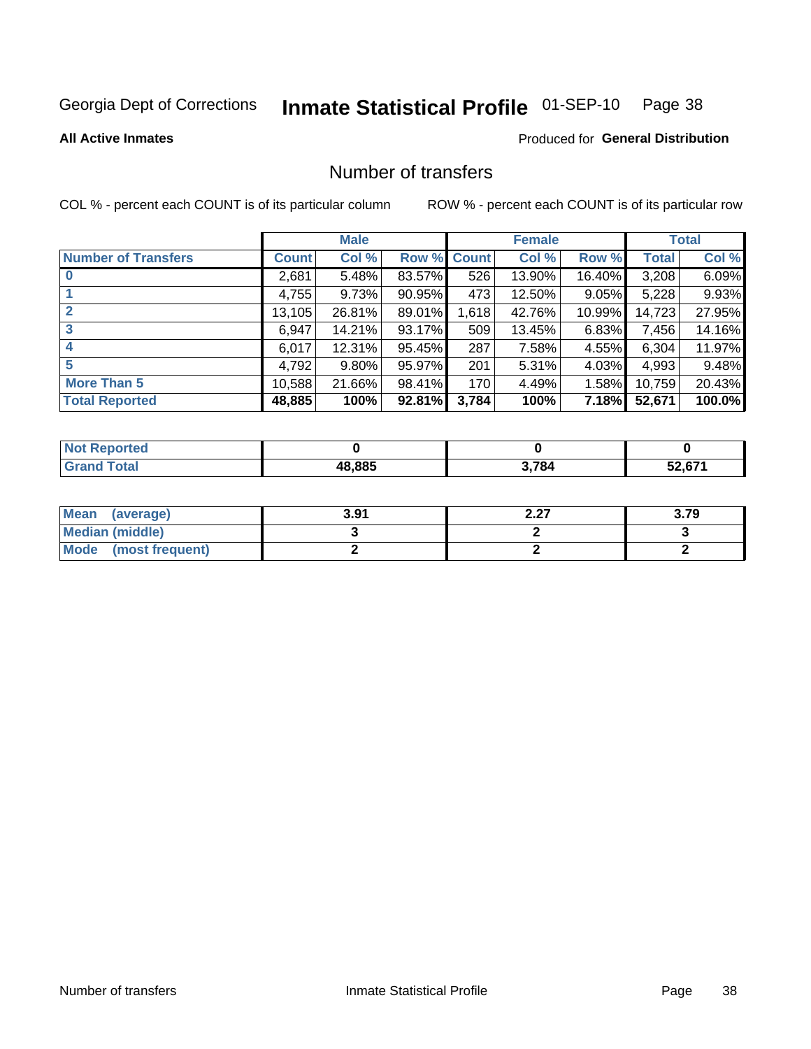Georgia Dept of Corrections **Inmate Statistical Profile** 01-SEP-10

**All Active Inmates**

Produced for **General Distribution**

## Number of transfers

COL % - percent each COUNT is of its particular column

ROW % - percent each COUNT is of its particular row

| | Male | | | Female | | | Total | |
|---|---|---|---|---|---|---|---|---|
| **Number of Transfers** | **Count** | **Col %** | **Row %** | **Count** | **Col %** | **Row %** | **Total** | **Col %** |
| **0** | 2,681 | 5.48% | 83.57% | 526 | 13.90% | 16.40% | 3,208 | 6.09% |
| **1** | 4,755 | 9.73% | 90.95% | 473 | 12.50% | 9.05% | 5,228 | 9.93% |
| **2** | 13,105 | 26.81% | 89.01% | 1,618 | 42.76% | 10.99% | 14,723 | 27.95% |
| **3** | 6,947 | 14.21% | 93.17% | 509 | 13.45% | 6.83% | 7,456 | 14.16% |
| **4** | 6,017 | 12.31% | 95.45% | 287 | 7.58% | 4.55% | 6,304 | 11.97% |
| **5** | 4,792 | 9.80% | 95.97% | 201 | 5.31% | 4.03% | 4,993 | 9.48% |
| **More Than 5** | 10,588 | 21.66% | 98.41% | 170 | 4.49% | 1.58% | 10,759 | 20.43% |
| **Total Reported** | **48,885** | **100%** | **92.81%** | **3,784** | **100%** | **7.18%** | **52,671** | **100.0%** |

| | Male | Female | Total |
|---|---|---|---|
| **Not Reported** | **0** | **0** | **0** |
| **Grand Total** | **48,885** | **3,784** | **52,671** |

| | Male | Female | Total |
|---|---|---|---|
| **Mean (average)** | **3.91** | **2.27** | **3.79** |
| **Median (middle)** | **3** | **2** | **3** |
| **Mode (most frequent)** | **2** | **2** | **2** |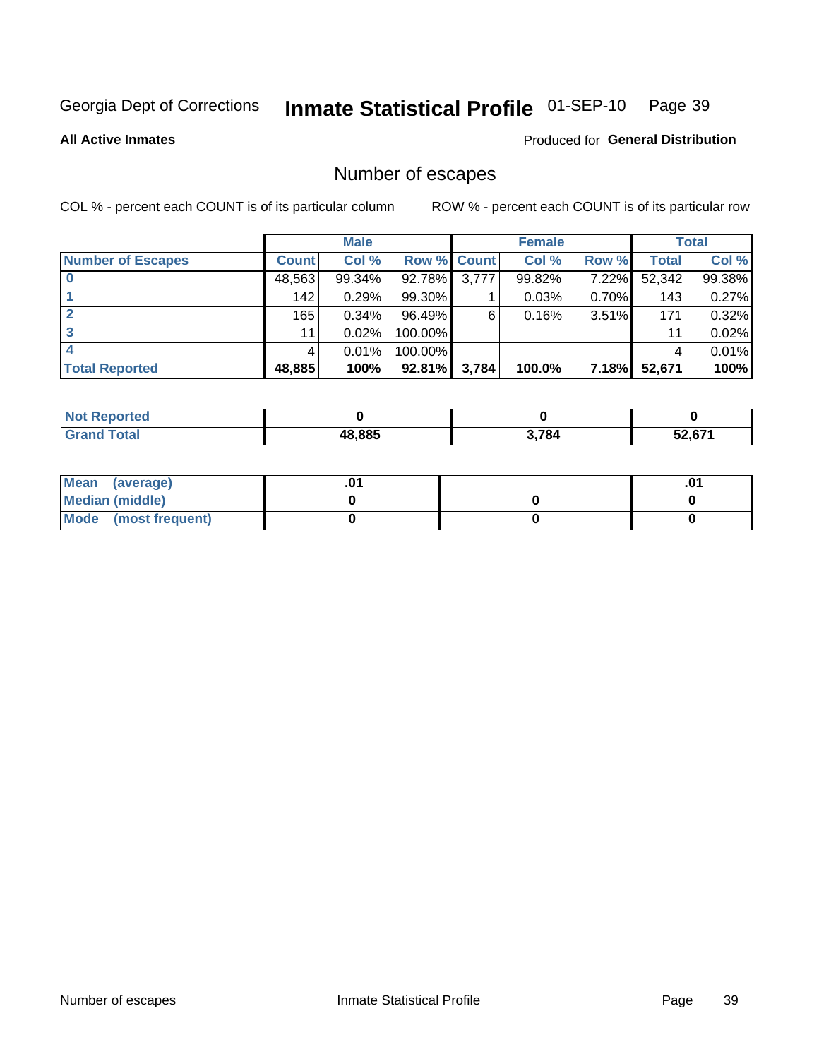Georgia Dept of Corrections **Inmate Statistical Profile** 01-SEP-10

**All Active Inmates**

Produced for **General Distribution**

## Number of escapes

COL % - percent each COUNT is of its particular column

ROW % - percent each COUNT is of its particular row

| | Male | | | Female | | | Total | |
|---|---|---|---|---|---|---|---|---|
| **Number of Escapes** | **Count** | **Col %** | **Row %** | **Count** | **Col %** | **Row %** | **Total** | **Col %** |
| **0** | 48,563 | 99.34% | 92.78% | 3,777 | 99.82% | 7.22% | 52,342 | 99.38% |
| **1** | 142 | 0.29% | 99.30% | 1 | 0.03% | 0.70% | 143 | 0.27% |
| **2** | 165 | 0.34% | 96.49% | 6 | 0.16% | 3.51% | 171 | 0.32% |
| **3** | 11 | 0.02% | 100.00% | | | | 11 | 0.02% |
| **4** | 4 | 0.01% | 100.00% | | | | 4 | 0.01% |
| **Total Reported** | **48,885** | **100%** | **92.81%** | **3,784** | **100.0%** | **7.18%** | **52,671** | **100%** |

| | Male | Female | Total |
|---|---|---|---|
| **Not Reported** | **0** | **0** | **0** |
| **Grand Total** | **48,885** | **3,784** | **52,671** |

| | Male | Female | Total |
|---|---|---|---|
| **Mean (average)** | **.01** | | **.01** |
| **Median (middle)** | **0** | **0** | **0** |
| **Mode (most frequent)** | **0** | **0** | **0** |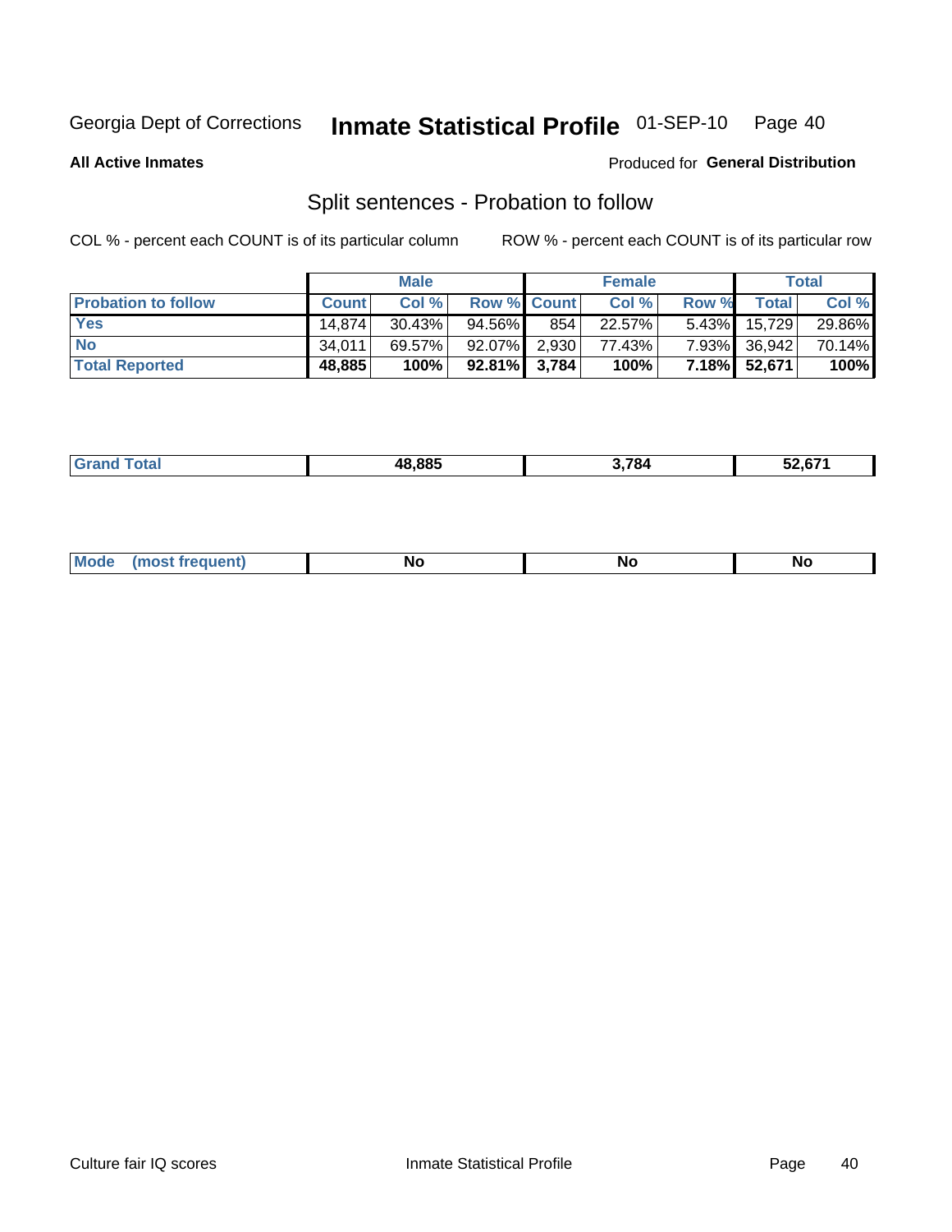Georgia Dept of Corrections **Inmate Statistical Profile** 01-SEP-10

**All Active Inmates**

Produced for **General Distribution**

## Split sentences - Probation to follow

COL % - percent each COUNT is of its particular column

ROW % - percent each COUNT is of its particular row

| | Male | | | Female | | | Total | |
|---|---|---|---|---|---|---|---|---|
| **Probation to follow** | **Count** | **Col %** | **Row %** | **Count** | **Col %** | **Row %** | **Total** | **Col %** |
| **Yes** | 14,874 | 30.43% | 94.56% | 854 | 22.57% | 5.43% | 15,729 | 29.86% |
| **No** | 34,011 | 69.57% | 92.07% | 2,930 | 77.43% | 7.93% | 36,942 | 70.14% |
| **Total Reported** | **48,885** | **100%** | **92.81%** | **3,784** | **100%** | **7.18%** | **52,671** | **100%** |

| | Male | Female | Total |
|---|---|---|---|
| **Grand Total** | **48,885** | **3,784** | **52,671** |

| | Male | Female | Total |
|---|---|---|---|
| **Mode (most frequent)** | **No** | **No** | **No** |

Culture fair IQ scores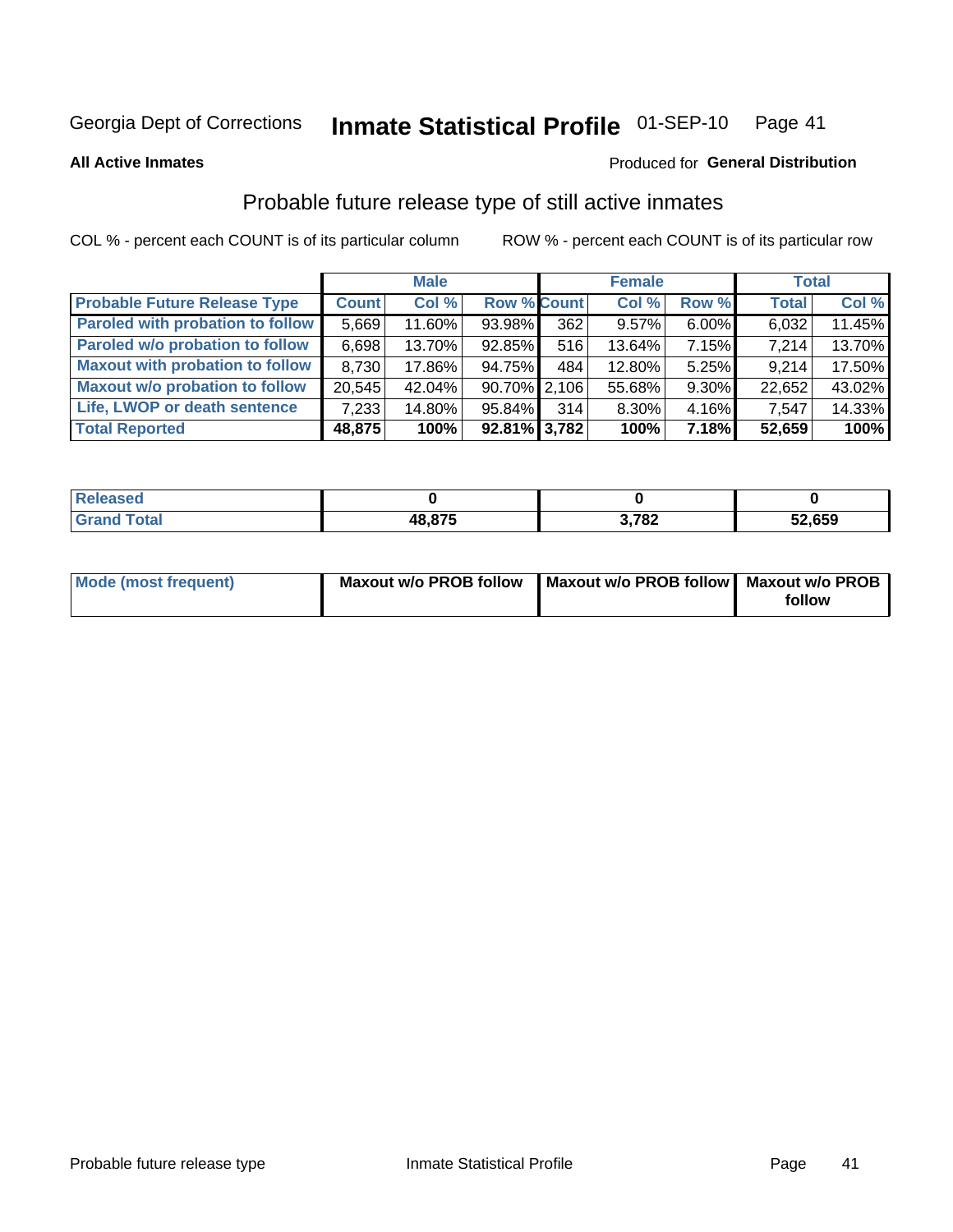Georgia Dept of Corrections **Inmate Statistical Profile** 01-SEP-10

**All Active Inmates**

Produced for **General Distribution**

## Probable future release type of still active inmates

COL % - percent each COUNT is of its particular column ROW % - percent each COUNT is of its particular row

| | Male | | | Female | | | Total | |
|---|---|---|---|---|---|---|---|---|
| **Probable Future Release Type** | **Count** | **Col %** | **Row %** | **Count** | **Col %** | **Row %** | **Total** | **Col %** |
| **Paroled with probation to follow** | 5,669 | 11.60% | 93.98% | 362 | 9.57% | 6.00% | 6,032 | 11.45% |
| **Paroled w/o probation to follow** | 6,698 | 13.70% | 92.85% | 516 | 13.64% | 7.15% | 7,214 | 13.70% |
| **Maxout with probation to follow** | 8,730 | 17.86% | 94.75% | 484 | 12.80% | 5.25% | 9,214 | 17.50% |
| **Maxout w/o probation to follow** | 20,545 | 42.04% | 90.70% | 2,106 | 55.68% | 9.30% | 22,652 | 43.02% |
| **Life, LWOP or death sentence** | 7,233 | 14.80% | 95.84% | 314 | 8.30% | 4.16% | 7,547 | 14.33% |
| **Total Reported** | **48,875** | **100%** | **92.81%** | **3,782** | **100%** | **7.18%** | **52,659** | **100%** |

| | Male | Female | Total |
|---|---|---|---|
| **Released** | **0** | **0** | **0** |
| **Grand Total** | **48,875** | **3,782** | **52,659** |

| | Male | Female | Total |
|---|---|---|---|
| **Mode (most frequent)** | **Maxout w/o PROB follow** | **Maxout w/o PROB follow** | **Maxout w/o PROB follow** |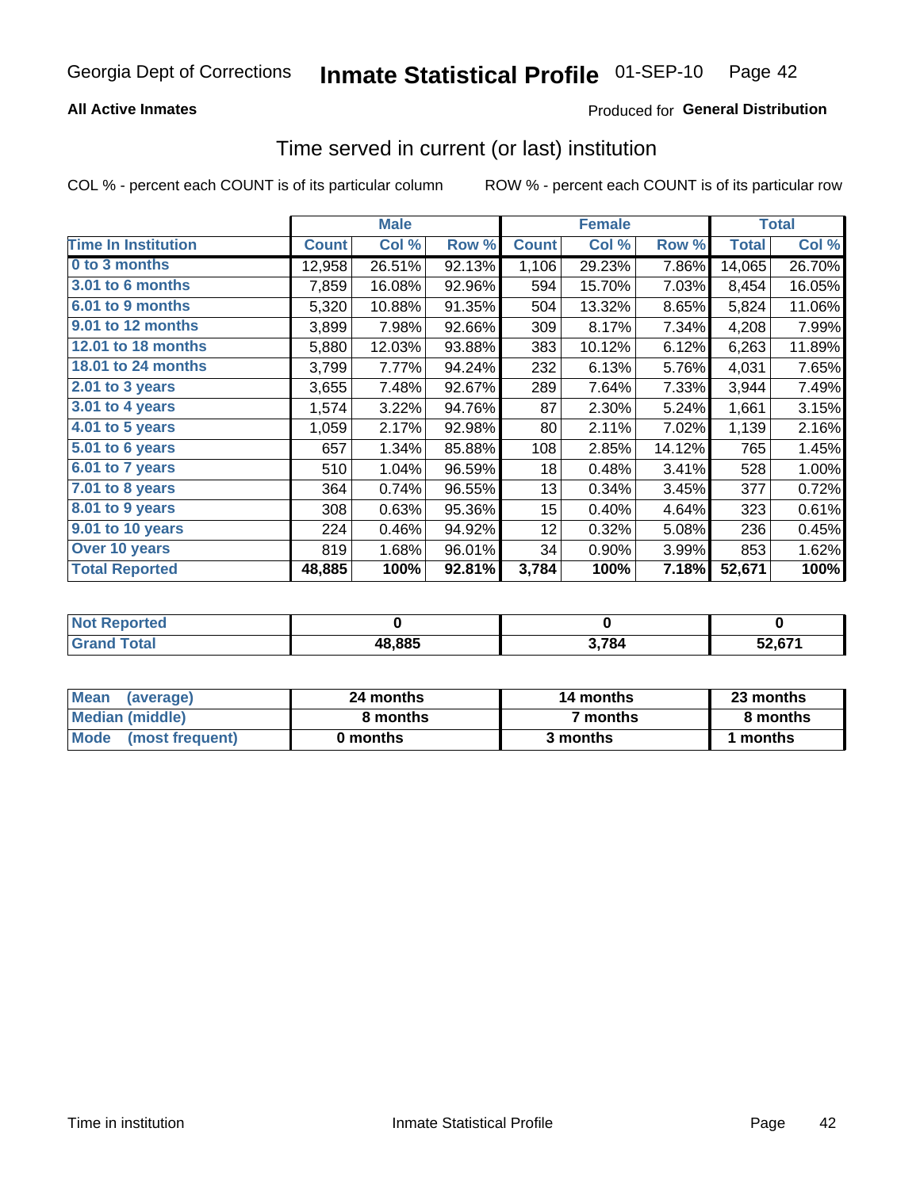Georgia Dept of Corrections **Inmate Statistical Profile** 01-SEP-10

**All Active Inmates**

Produced for **General Distribution**

## Time served in current (or last) institution

COL % - percent each COUNT is of its particular column ROW % - percent each COUNT is of its particular row

| | Male | | | Female | | | Total | |
|---|---|---|---|---|---|---|---|---|
| **Time In Institution** | **Count** | **Col %** | **Row %** | **Count** | **Col %** | **Row %** | **Total** | **Col %** |
| **0 to 3 months** | 12,958 | 26.51% | 92.13% | 1,106 | 29.23% | 7.86% | 14,065 | 26.70% |
| **3.01 to 6 months** | 7,859 | 16.08% | 92.96% | 594 | 15.70% | 7.03% | 8,454 | 16.05% |
| **6.01 to 9 months** | 5,320 | 10.88% | 91.35% | 504 | 13.32% | 8.65% | 5,824 | 11.06% |
| **9.01 to 12 months** | 3,899 | 7.98% | 92.66% | 309 | 8.17% | 7.34% | 4,208 | 7.99% |
| **12.01 to 18 months** | 5,880 | 12.03% | 93.88% | 383 | 10.12% | 6.12% | 6,263 | 11.89% |
| **18.01 to 24 months** | 3,799 | 7.77% | 94.24% | 232 | 6.13% | 5.76% | 4,031 | 7.65% |
| **2.01 to 3 years** | 3,655 | 7.48% | 92.67% | 289 | 7.64% | 7.33% | 3,944 | 7.49% |
| **3.01 to 4 years** | 1,574 | 3.22% | 94.76% | 87 | 2.30% | 5.24% | 1,661 | 3.15% |
| **4.01 to 5 years** | 1,059 | 2.17% | 92.98% | 80 | 2.11% | 7.02% | 1,139 | 2.16% |
| **5.01 to 6 years** | 657 | 1.34% | 85.88% | 108 | 2.85% | 14.12% | 765 | 1.45% |
| **6.01 to 7 years** | 510 | 1.04% | 96.59% | 18 | 0.48% | 3.41% | 528 | 1.00% |
| **7.01 to 8 years** | 364 | 0.74% | 96.55% | 13 | 0.34% | 3.45% | 377 | 0.72% |
| **8.01 to 9 years** | 308 | 0.63% | 95.36% | 15 | 0.40% | 4.64% | 323 | 0.61% |
| **9.01 to 10 years** | 224 | 0.46% | 94.92% | 12 | 0.32% | 5.08% | 236 | 0.45% |
| **Over 10 years** | 819 | 1.68% | 96.01% | 34 | 0.90% | 3.99% | 853 | 1.62% |
| **Total Reported** | **48,885** | **100%** | **92.81%** | **3,784** | **100%** | **7.18%** | **52,671** | **100%** |

| | Male | Female | Total |
|---|---|---|---|
| **Not Reported** | **0** | **0** | **0** |
| **Grand Total** | **48,885** | **3,784** | **52,671** |

| | Male | Female | Total |
|---|---|---|---|
| **Mean (average)** | **24 months** | **14 months** | **23 months** |
| **Median (middle)** | **8 months** | **7 months** | **8 months** |
| **Mode (most frequent)** | **0 months** | **3 months** | **1 months** |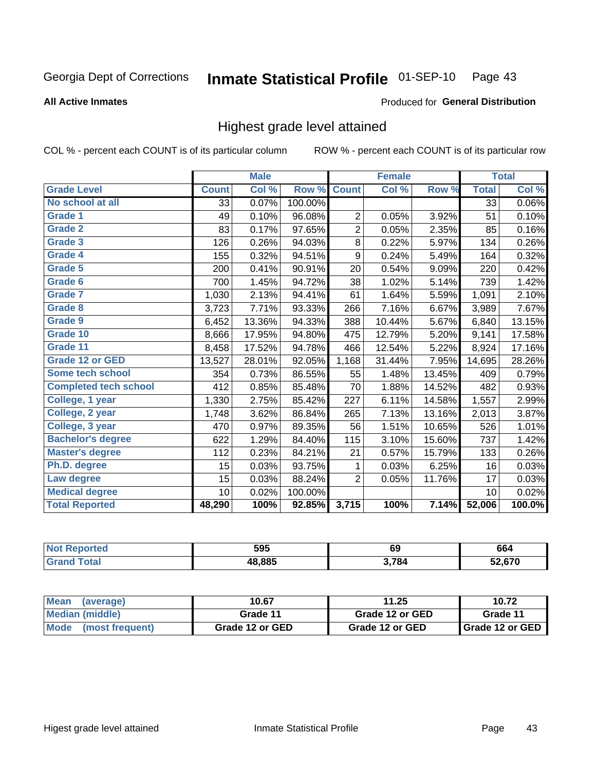Georgia Dept of Corrections **Inmate Statistical Profile** 01-SEP-10

**All Active Inmates**

Produced for **General Distribution**

## Highest grade level attained

COL % - percent each COUNT is of its particular column     ROW % - percent each COUNT is of its particular row

| | Male | | | Female | | | Total | |
|---|---|---|---|---|---|---|---|---|
| **Grade Level** | **Count** | **Col %** | **Row %** | **Count** | **Col %** | **Row %** | **Total** | **Col %** |
| No school at all | 33 | 0.07% | 100.00% | | | | 33 | 0.06% |
| Grade 1 | 49 | 0.10% | 96.08% | 2 | 0.05% | 3.92% | 51 | 0.10% |
| Grade 2 | 83 | 0.17% | 97.65% | 2 | 0.05% | 2.35% | 85 | 0.16% |
| Grade 3 | 126 | 0.26% | 94.03% | 8 | 0.22% | 5.97% | 134 | 0.26% |
| Grade 4 | 155 | 0.32% | 94.51% | 9 | 0.24% | 5.49% | 164 | 0.32% |
| Grade 5 | 200 | 0.41% | 90.91% | 20 | 0.54% | 9.09% | 220 | 0.42% |
| Grade 6 | 700 | 1.45% | 94.72% | 38 | 1.02% | 5.14% | 739 | 1.42% |
| Grade 7 | 1,030 | 2.13% | 94.41% | 61 | 1.64% | 5.59% | 1,091 | 2.10% |
| Grade 8 | 3,723 | 7.71% | 93.33% | 266 | 7.16% | 6.67% | 3,989 | 7.67% |
| Grade 9 | 6,452 | 13.36% | 94.33% | 388 | 10.44% | 5.67% | 6,840 | 13.15% |
| Grade 10 | 8,666 | 17.95% | 94.80% | 475 | 12.79% | 5.20% | 9,141 | 17.58% |
| Grade 11 | 8,458 | 17.52% | 94.78% | 466 | 12.54% | 5.22% | 8,924 | 17.16% |
| Grade 12 or GED | 13,527 | 28.01% | 92.05% | 1,168 | 31.44% | 7.95% | 14,695 | 28.26% |
| Some tech school | 354 | 0.73% | 86.55% | 55 | 1.48% | 13.45% | 409 | 0.79% |
| Completed tech school | 412 | 0.85% | 85.48% | 70 | 1.88% | 14.52% | 482 | 0.93% |
| College, 1 year | 1,330 | 2.75% | 85.42% | 227 | 6.11% | 14.58% | 1,557 | 2.99% |
| College, 2 year | 1,748 | 3.62% | 86.84% | 265 | 7.13% | 13.16% | 2,013 | 3.87% |
| College, 3 year | 470 | 0.97% | 89.35% | 56 | 1.51% | 10.65% | 526 | 1.01% |
| Bachelor's degree | 622 | 1.29% | 84.40% | 115 | 3.10% | 15.60% | 737 | 1.42% |
| Master's degree | 112 | 0.23% | 84.21% | 21 | 0.57% | 15.79% | 133 | 0.26% |
| Ph.D. degree | 15 | 0.03% | 93.75% | 1 | 0.03% | 6.25% | 16 | 0.03% |
| Law degree | 15 | 0.03% | 88.24% | 2 | 0.05% | 11.76% | 17 | 0.03% |
| Medical degree | 10 | 0.02% | 100.00% | | | | 10 | 0.02% |
| **Total Reported** | **48,290** | **100%** | **92.85%** | **3,715** | **100%** | **7.14%** | **52,006** | **100.0%** |

| | Male | Female | Total |
|---|---|---|---|
| Not Reported | 595 | 69 | 664 |
| Grand Total | 48,885 | 3,784 | 52,670 |

| | Male | Female | Total |
|---|---|---|---|
| Mean (average) | 10.67 | 11.25 | 10.72 |
| Median (middle) | Grade 11 | Grade 12 or GED | Grade 11 |
| Mode (most frequent) | Grade 12 or GED | Grade 12 or GED | Grade 12 or GED |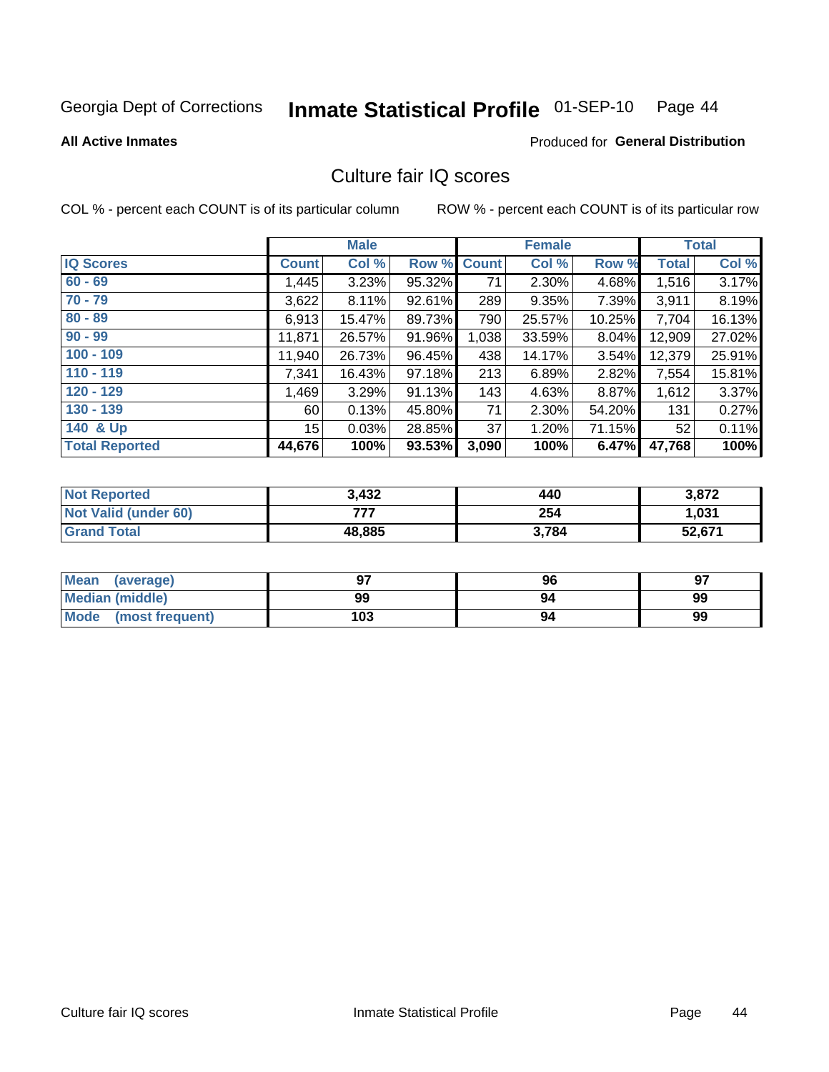Georgia Dept of Corrections **Inmate Statistical Profile** 01-SEP-10

**All Active Inmates**

Produced for **General Distribution**

## Culture fair IQ scores

COL % - percent each COUNT is of its particular column    ROW % - percent each COUNT is of its particular row

| | Male | | | Female | | | Total | |
|---|---|---|---|---|---|---|---|---|
| **IQ Scores** | **Count** | **Col %** | **Row %** | **Count** | **Col %** | **Row %** | **Total** | **Col %** |
| 60 - 69 | 1,445 | 3.23% | 95.32% | 71 | 2.30% | 4.68% | 1,516 | 3.17% |
| 70 - 79 | 3,622 | 8.11% | 92.61% | 289 | 9.35% | 7.39% | 3,911 | 8.19% |
| 80 - 89 | 6,913 | 15.47% | 89.73% | 790 | 25.57% | 10.25% | 7,704 | 16.13% |
| 90 - 99 | 11,871 | 26.57% | 91.96% | 1,038 | 33.59% | 8.04% | 12,909 | 27.02% |
| 100 - 109 | 11,940 | 26.73% | 96.45% | 438 | 14.17% | 3.54% | 12,379 | 25.91% |
| 110 - 119 | 7,341 | 16.43% | 97.18% | 213 | 6.89% | 2.82% | 7,554 | 15.81% |
| 120 - 129 | 1,469 | 3.29% | 91.13% | 143 | 4.63% | 8.87% | 1,612 | 3.37% |
| 130 - 139 | 60 | 0.13% | 45.80% | 71 | 2.30% | 54.20% | 131 | 0.27% |
| 140 & Up | 15 | 0.03% | 28.85% | 37 | 1.20% | 71.15% | 52 | 0.11% |
| **Total Reported** | **44,676** | **100%** | **93.53%** | **3,090** | **100%** | **6.47%** | **47,768** | **100%** |

| | Male | Female | Total |
|---|---|---|---|
| Not Reported | 3,432 | 440 | 3,872 |
| Not Valid (under 60) | 777 | 254 | 1,031 |
| Grand Total | 48,885 | 3,784 | 52,671 |

| | Male | Female | Total |
|---|---|---|---|
| Mean (average) | 97 | 96 | 97 |
| Median (middle) | 99 | 94 | 99 |
| Mode (most frequent) | 103 | 94 | 99 |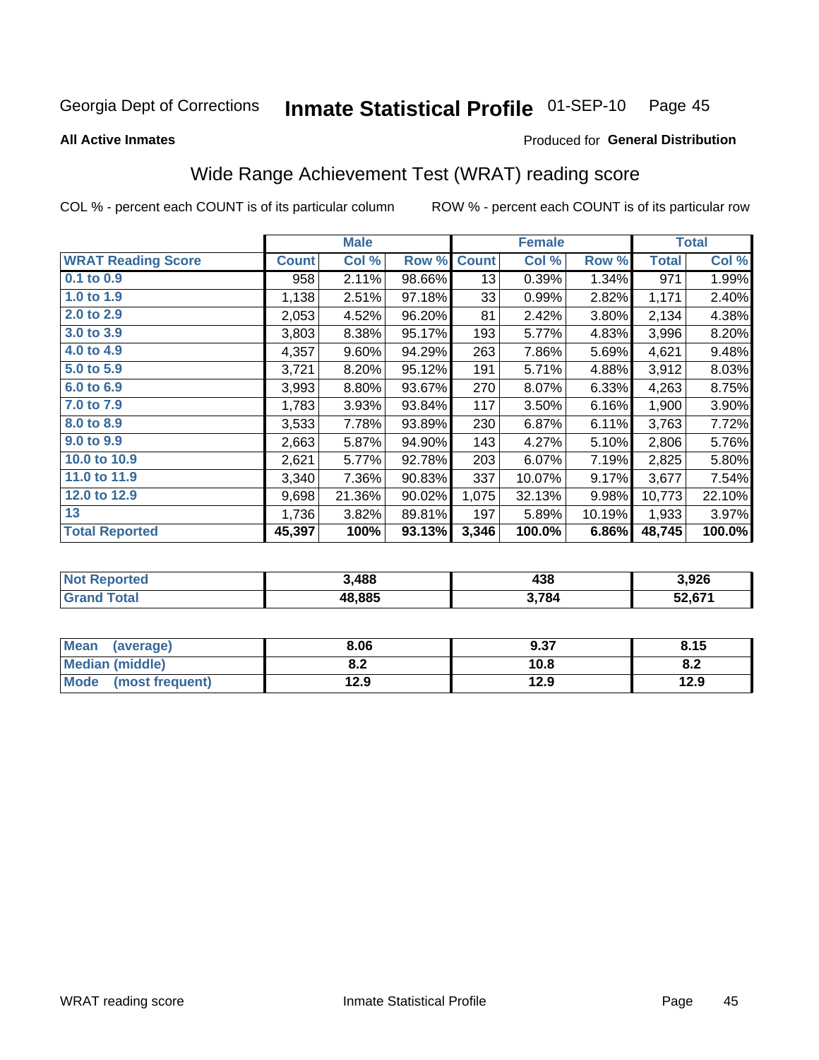Georgia Dept of Corrections **Inmate Statistical Profile** 01-SEP-10

**All Active Inmates**

Produced for **General Distribution**

## Wide Range Achievement Test (WRAT) reading score

COL % - percent each COUNT is of its particular column    ROW % - percent each COUNT is of its particular row

| | Male | | | Female | | | Total | |
|---|---|---|---|---|---|---|---|---|
| **WRAT Reading Score** | **Count** | **Col %** | **Row %** | **Count** | **Col %** | **Row %** | **Total** | **Col %** |
| 0.1 to 0.9 | 958 | 2.11% | 98.66% | 13 | 0.39% | 1.34% | 971 | 1.99% |
| 1.0 to 1.9 | 1,138 | 2.51% | 97.18% | 33 | 0.99% | 2.82% | 1,171 | 2.40% |
| 2.0 to 2.9 | 2,053 | 4.52% | 96.20% | 81 | 2.42% | 3.80% | 2,134 | 4.38% |
| 3.0 to 3.9 | 3,803 | 8.38% | 95.17% | 193 | 5.77% | 4.83% | 3,996 | 8.20% |
| 4.0 to 4.9 | 4,357 | 9.60% | 94.29% | 263 | 7.86% | 5.69% | 4,621 | 9.48% |
| 5.0 to 5.9 | 3,721 | 8.20% | 95.12% | 191 | 5.71% | 4.88% | 3,912 | 8.03% |
| 6.0 to 6.9 | 3,993 | 8.80% | 93.67% | 270 | 8.07% | 6.33% | 4,263 | 8.75% |
| 7.0 to 7.9 | 1,783 | 3.93% | 93.84% | 117 | 3.50% | 6.16% | 1,900 | 3.90% |
| 8.0 to 8.9 | 3,533 | 7.78% | 93.89% | 230 | 6.87% | 6.11% | 3,763 | 7.72% |
| 9.0 to 9.9 | 2,663 | 5.87% | 94.90% | 143 | 4.27% | 5.10% | 2,806 | 5.76% |
| 10.0 to 10.9 | 2,621 | 5.77% | 92.78% | 203 | 6.07% | 7.19% | 2,825 | 5.80% |
| 11.0 to 11.9 | 3,340 | 7.36% | 90.83% | 337 | 10.07% | 9.17% | 3,677 | 7.54% |
| 12.0 to 12.9 | 9,698 | 21.36% | 90.02% | 1,075 | 32.13% | 9.98% | 10,773 | 22.10% |
| 13 | 1,736 | 3.82% | 89.81% | 197 | 5.89% | 10.19% | 1,933 | 3.97% |
| **Total Reported** | **45,397** | **100%** | **93.13%** | **3,346** | **100.0%** | **6.86%** | **48,745** | **100.0%** |

| | Male | Female | Total |
|---|---|---|---|
| **Not Reported** | **3,488** | **438** | **3,926** |
| **Grand Total** | **48,885** | **3,784** | **52,671** |

| | Male | Female | Total |
|---|---|---|---|
| **Mean (average)** | **8.06** | **9.37** | **8.15** |
| **Median (middle)** | **8.2** | **10.8** | **8.2** |
| **Mode (most frequent)** | **12.9** | **12.9** | **12.9** |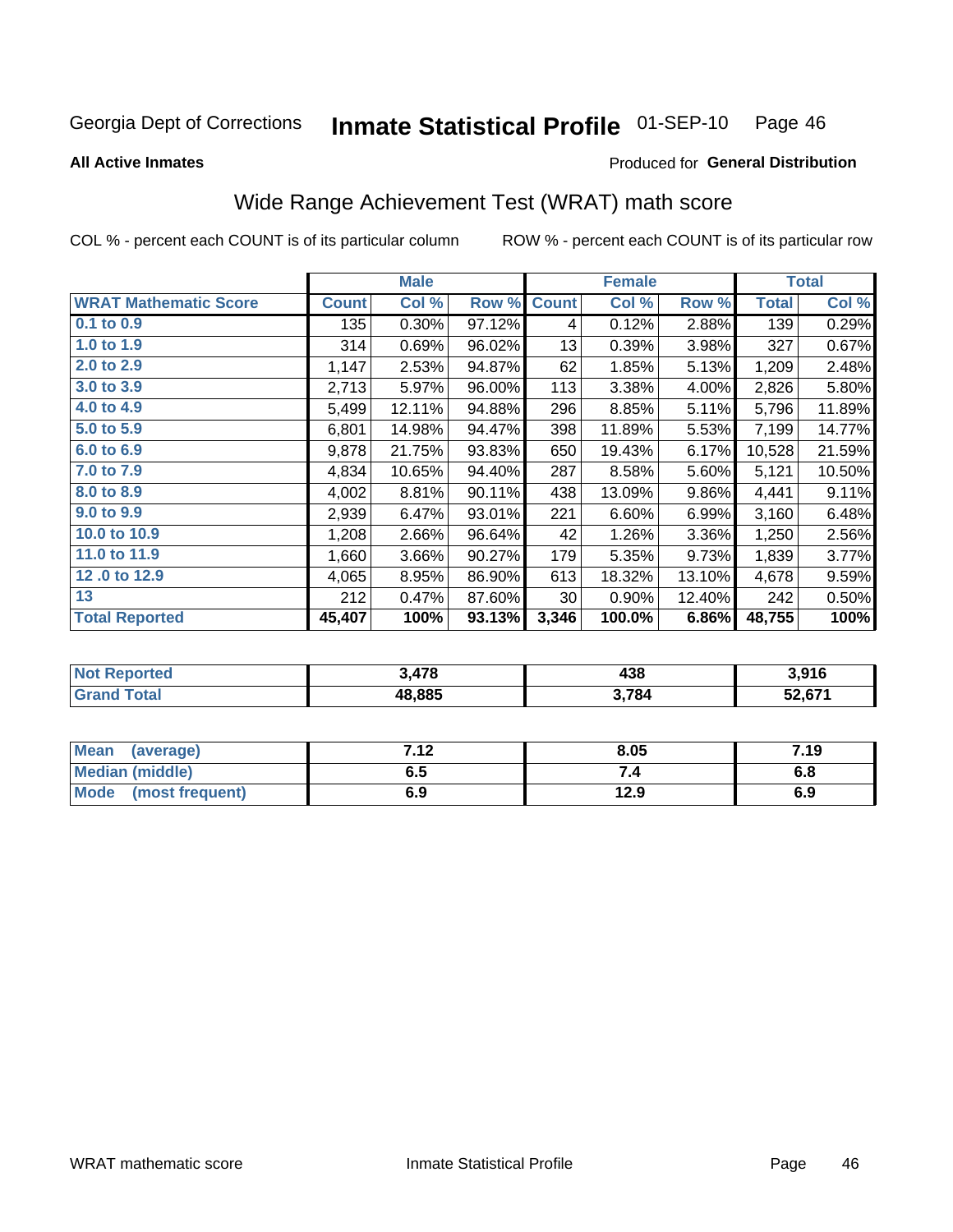Georgia Dept of Corrections **Inmate Statistical Profile** 01-SEP-10

**All Active Inmates**

Produced for **General Distribution**

## Wide Range Achievement Test (WRAT) math score

COL % - percent each COUNT is of its particular column ROW % - percent each COUNT is of its particular row

| | Male | | | Female | | | Total | |
|---|---|---|---|---|---|---|---|---|
| **WRAT Mathematic Score** | **Count** | **Col %** | **Row %** | **Count** | **Col %** | **Row %** | **Total** | **Col %** |
| **0.1 to 0.9** | 135 | 0.30% | 97.12% | 4 | 0.12% | 2.88% | 139 | 0.29% |
| **1.0 to 1.9** | 314 | 0.69% | 96.02% | 13 | 0.39% | 3.98% | 327 | 0.67% |
| **2.0 to 2.9** | 1,147 | 2.53% | 94.87% | 62 | 1.85% | 5.13% | 1,209 | 2.48% |
| **3.0 to 3.9** | 2,713 | 5.97% | 96.00% | 113 | 3.38% | 4.00% | 2,826 | 5.80% |
| **4.0 to 4.9** | 5,499 | 12.11% | 94.88% | 296 | 8.85% | 5.11% | 5,796 | 11.89% |
| **5.0 to 5.9** | 6,801 | 14.98% | 94.47% | 398 | 11.89% | 5.53% | 7,199 | 14.77% |
| **6.0 to 6.9** | 9,878 | 21.75% | 93.83% | 650 | 19.43% | 6.17% | 10,528 | 21.59% |
| **7.0 to 7.9** | 4,834 | 10.65% | 94.40% | 287 | 8.58% | 5.60% | 5,121 | 10.50% |
| **8.0 to 8.9** | 4,002 | 8.81% | 90.11% | 438 | 13.09% | 9.86% | 4,441 | 9.11% |
| **9.0 to 9.9** | 2,939 | 6.47% | 93.01% | 221 | 6.60% | 6.99% | 3,160 | 6.48% |
| **10.0 to 10.9** | 1,208 | 2.66% | 96.64% | 42 | 1.26% | 3.36% | 1,250 | 2.56% |
| **11.0 to 11.9** | 1,660 | 3.66% | 90.27% | 179 | 5.35% | 9.73% | 1,839 | 3.77% |
| **12 .0 to 12.9** | 4,065 | 8.95% | 86.90% | 613 | 18.32% | 13.10% | 4,678 | 9.59% |
| **13** | 212 | 0.47% | 87.60% | 30 | 0.90% | 12.40% | 242 | 0.50% |
| **Total Reported** | **45,407** | **100%** | **93.13%** | **3,346** | **100.0%** | **6.86%** | **48,755** | **100%** |

| | Male | Female | Total |
|---|---|---|---|
| **Not Reported** | **3,478** | **438** | **3,916** |
| **Grand Total** | **48,885** | **3,784** | **52,671** |

| | Male | Female | Total |
|---|---|---|---|
| **Mean (average)** | **7.12** | **8.05** | **7.19** |
| **Median (middle)** | **6.5** | **7.4** | **6.8** |
| **Mode (most frequent)** | **6.9** | **12.9** | **6.9** |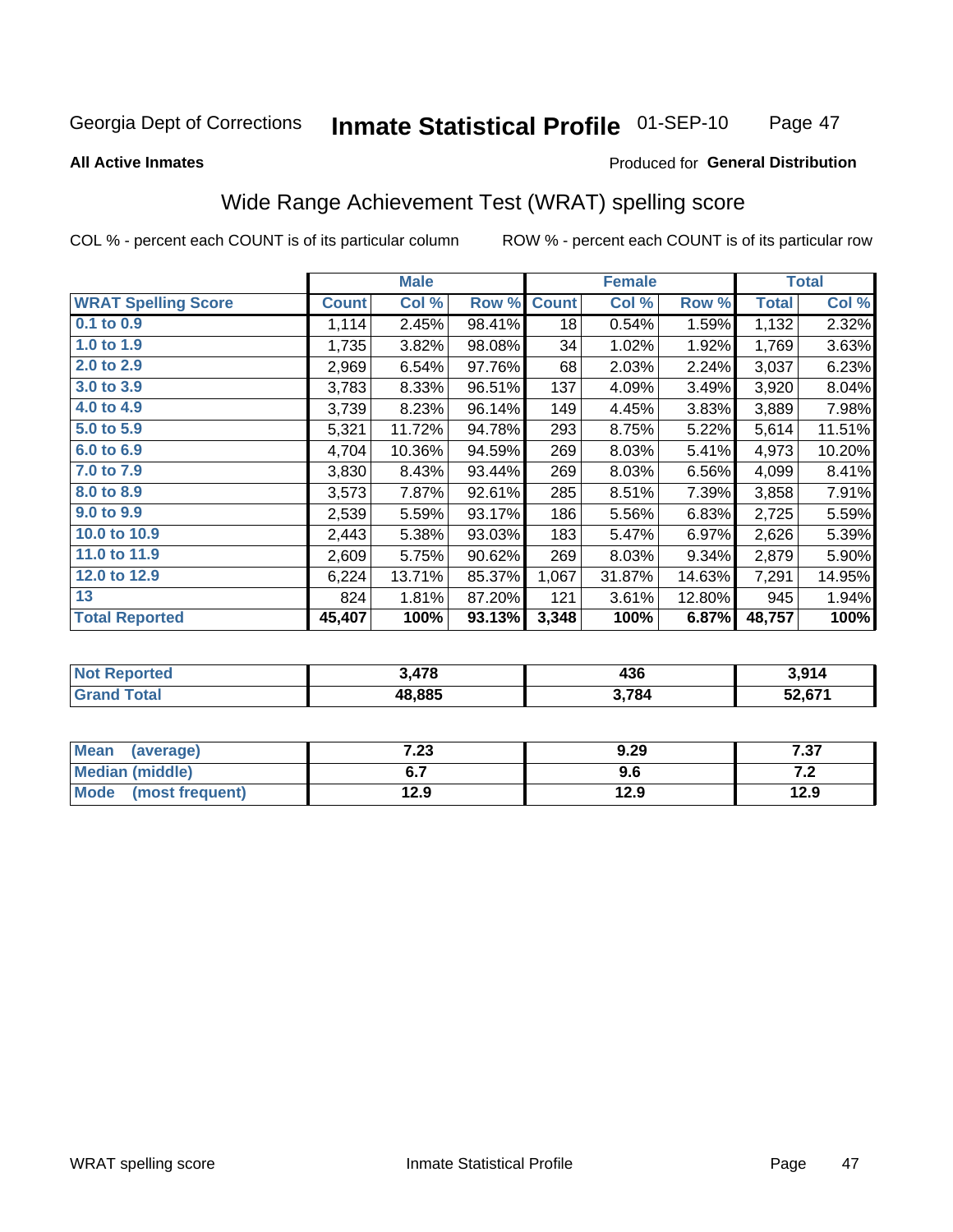Georgia Dept of Corrections **Inmate Statistical Profile** 01-SEP-10

**All Active Inmates**

Produced for **General Distribution**

## Wide Range Achievement Test (WRAT) spelling score

COL % - percent each COUNT is of its particular column ROW % - percent each COUNT is of its particular row

| | Male | | | Female | | | Total | |
|---|---|---|---|---|---|---|---|---|
| **WRAT Spelling Score** | **Count** | **Col %** | **Row %** | **Count** | **Col %** | **Row %** | **Total** | **Col %** |
| 0.1 to 0.9 | 1,114 | 2.45% | 98.41% | 18 | 0.54% | 1.59% | 1,132 | 2.32% |
| 1.0 to 1.9 | 1,735 | 3.82% | 98.08% | 34 | 1.02% | 1.92% | 1,769 | 3.63% |
| 2.0 to 2.9 | 2,969 | 6.54% | 97.76% | 68 | 2.03% | 2.24% | 3,037 | 6.23% |
| 3.0 to 3.9 | 3,783 | 8.33% | 96.51% | 137 | 4.09% | 3.49% | 3,920 | 8.04% |
| 4.0 to 4.9 | 3,739 | 8.23% | 96.14% | 149 | 4.45% | 3.83% | 3,889 | 7.98% |
| 5.0 to 5.9 | 5,321 | 11.72% | 94.78% | 293 | 8.75% | 5.22% | 5,614 | 11.51% |
| 6.0 to 6.9 | 4,704 | 10.36% | 94.59% | 269 | 8.03% | 5.41% | 4,973 | 10.20% |
| 7.0 to 7.9 | 3,830 | 8.43% | 93.44% | 269 | 8.03% | 6.56% | 4,099 | 8.41% |
| 8.0 to 8.9 | 3,573 | 7.87% | 92.61% | 285 | 8.51% | 7.39% | 3,858 | 7.91% |
| 9.0 to 9.9 | 2,539 | 5.59% | 93.17% | 186 | 5.56% | 6.83% | 2,725 | 5.59% |
| 10.0 to 10.9 | 2,443 | 5.38% | 93.03% | 183 | 5.47% | 6.97% | 2,626 | 5.39% |
| 11.0 to 11.9 | 2,609 | 5.75% | 90.62% | 269 | 8.03% | 9.34% | 2,879 | 5.90% |
| 12.0 to 12.9 | 6,224 | 13.71% | 85.37% | 1,067 | 31.87% | 14.63% | 7,291 | 14.95% |
| 13 | 824 | 1.81% | 87.20% | 121 | 3.61% | 12.80% | 945 | 1.94% |
| **Total Reported** | **45,407** | **100%** | **93.13%** | **3,348** | **100%** | **6.87%** | **48,757** | **100%** |

| | Male | Female | Total |
|---|---|---|---|
| Not Reported | 3,478 | 436 | 3,914 |
| Grand Total | 48,885 | 3,784 | 52,671 |

| | Male | Female | Total |
|---|---|---|---|
| Mean (average) | 7.23 | 9.29 | 7.37 |
| Median (middle) | 6.7 | 9.6 | 7.2 |
| Mode (most frequent) | 12.9 | 12.9 | 12.9 |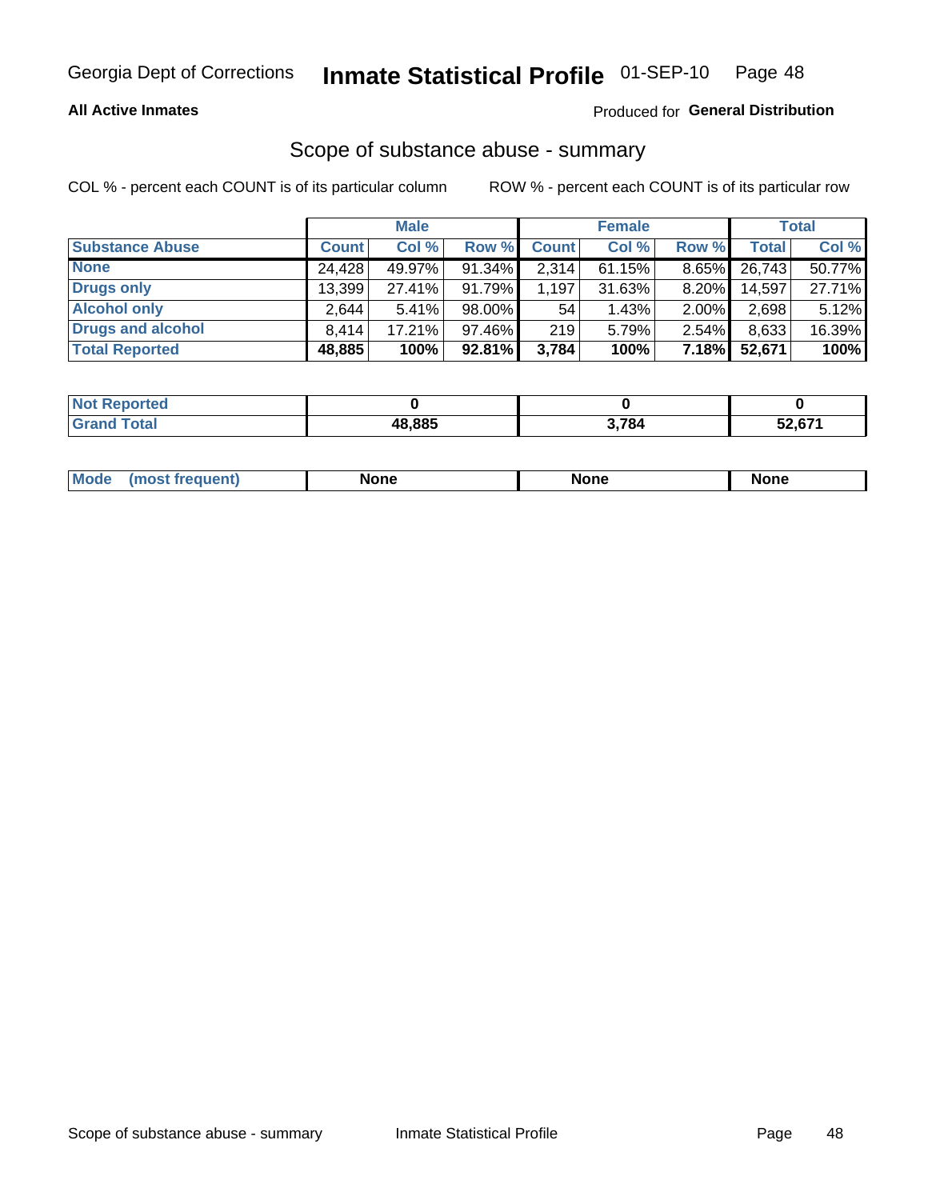Georgia Dept of Corrections **Inmate Statistical Profile** 01-SEP-10

**All Active Inmates**

Produced for **General Distribution**

## Scope of substance abuse - summary

COL % - percent each COUNT is of its particular column ROW % - percent each COUNT is of its particular row

| | Male | | | Female | | | Total | |
|---|---|---|---|---|---|---|---|---|
| **Substance Abuse** | **Count** | **Col %** | **Row %** | **Count** | **Col %** | **Row %** | **Total** | **Col %** |
| **None** | 24,428 | 49.97% | 91.34% | 2,314 | 61.15% | 8.65% | 26,743 | 50.77% |
| **Drugs only** | 13,399 | 27.41% | 91.79% | 1,197 | 31.63% | 8.20% | 14,597 | 27.71% |
| **Alcohol only** | 2,644 | 5.41% | 98.00% | 54 | 1.43% | 2.00% | 2,698 | 5.12% |
| **Drugs and alcohol** | 8,414 | 17.21% | 97.46% | 219 | 5.79% | 2.54% | 8,633 | 16.39% |
| **Total Reported** | **48,885** | **100%** | **92.81%** | **3,784** | **100%** | **7.18%** | **52,671** | **100%** |

| | Male | Female | Total |
|---|---|---|---|
| **Not Reported** | **0** | **0** | **0** |
| **Grand Total** | **48,885** | **3,784** | **52,671** |

| | Male | Female | Total |
|---|---|---|---|
| **Mode (most frequent)** | **None** | **None** | **None** |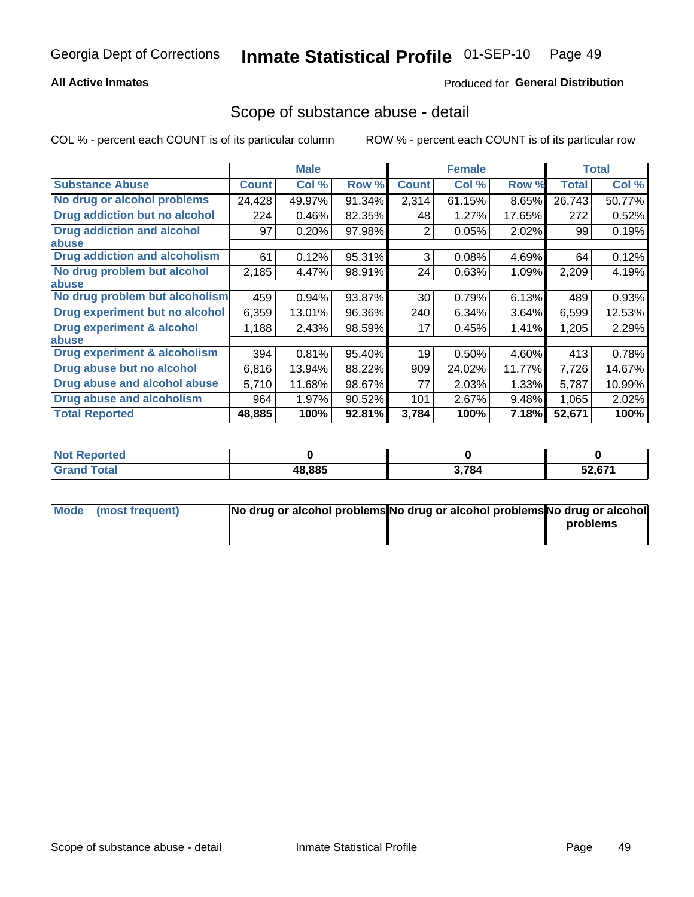Georgia Dept of Corrections **Inmate Statistical Profile** 01-SEP-10

**All Active Inmates**

Produced for **General Distribution**

## Scope of substance abuse - detail

COL % - percent each COUNT is of its particular column ROW % - percent each COUNT is of its particular row

| | Male | | | Female | | | Total | |
|---|---|---|---|---|---|---|---|---|
| **Substance Abuse** | **Count** | **Col %** | **Row %** | **Count** | **Col %** | **Row %** | **Total** | **Col %** |
| **No drug or alcohol problems** | 24,428 | 49.97% | 91.34% | 2,314 | 61.15% | 8.65% | 26,743 | 50.77% |
| **Drug addiction but no alcohol** | 224 | 0.46% | 82.35% | 48 | 1.27% | 17.65% | 272 | 0.52% |
| **Drug addiction and alcohol abuse** | 97 | 0.20% | 97.98% | 2 | 0.05% | 2.02% | 99 | 0.19% |
| **Drug addiction and alcoholism** | 61 | 0.12% | 95.31% | 3 | 0.08% | 4.69% | 64 | 0.12% |
| **No drug problem but alcohol abuse** | 2,185 | 4.47% | 98.91% | 24 | 0.63% | 1.09% | 2,209 | 4.19% |
| **No drug problem but alcoholism** | 459 | 0.94% | 93.87% | 30 | 0.79% | 6.13% | 489 | 0.93% |
| **Drug experiment but no alcohol** | 6,359 | 13.01% | 96.36% | 240 | 6.34% | 3.64% | 6,599 | 12.53% |
| **Drug experiment & alcohol abuse** | 1,188 | 2.43% | 98.59% | 17 | 0.45% | 1.41% | 1,205 | 2.29% |
| **Drug experiment & alcoholism** | 394 | 0.81% | 95.40% | 19 | 0.50% | 4.60% | 413 | 0.78% |
| **Drug abuse but no alcohol** | 6,816 | 13.94% | 88.22% | 909 | 24.02% | 11.77% | 7,726 | 14.67% |
| **Drug abuse and alcohol abuse** | 5,710 | 11.68% | 98.67% | 77 | 2.03% | 1.33% | 5,787 | 10.99% |
| **Drug abuse and alcoholism** | 964 | 1.97% | 90.52% | 101 | 2.67% | 9.48% | 1,065 | 2.02% |
| **Total Reported** | **48,885** | **100%** | **92.81%** | **3,784** | **100%** | **7.18%** | **52,671** | **100%** |

| | Male | Female | Total |
|---|---|---|---|
| **Not Reported** | **0** | **0** | **0** |
| **Grand Total** | **48,885** | **3,784** | **52,671** |

| | Male | Female | Total |
|---|---|---|---|
| **Mode (most frequent)** | **No drug or alcohol problems** | **No drug or alcohol problems** | **No drug or alcohol problems** |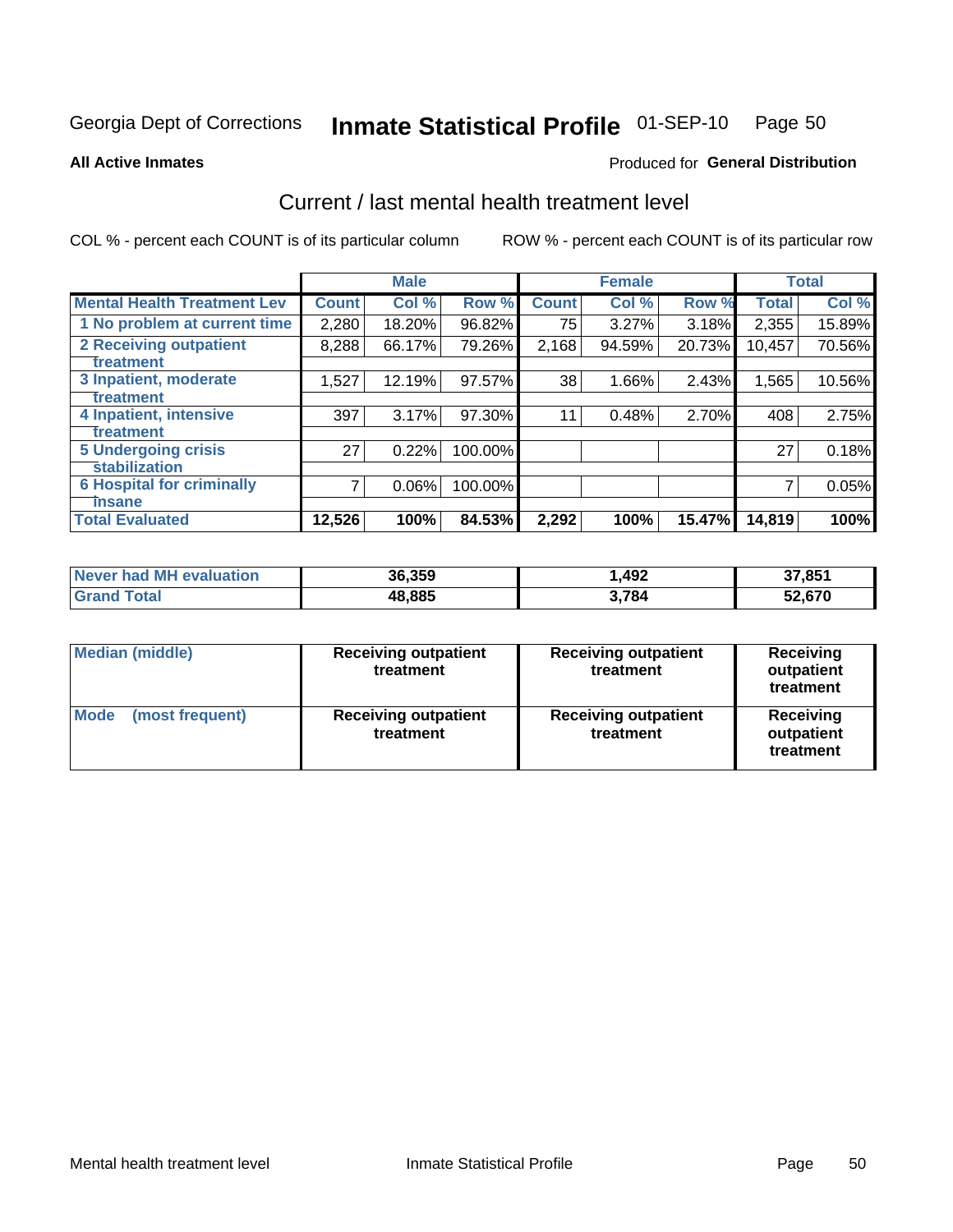Georgia Dept of Corrections **Inmate Statistical Profile** 01-SEP-10 Page 50

**All Active Inmates**

Produced for **General Distribution**

## Current / last mental health treatment level

COL % - percent each COUNT is of its particular column

ROW % - percent each COUNT is of its particular row

| | Male | | | Female | | | Total | |
|---|---|---|---|---|---|---|---|---|
| **Mental Health Treatment Lev** | **Count** | **Col %** | **Row %** | **Count** | **Col %** | **Row %** | **Total** | **Col %** |
| 1 No problem at current time | 2,280 | 18.20% | 96.82% | 75 | 3.27% | 3.18% | 2,355 | 15.89% |
| 2 Receiving outpatient treatment | 8,288 | 66.17% | 79.26% | 2,168 | 94.59% | 20.73% | 10,457 | 70.56% |
| 3 Inpatient, moderate treatment | 1,527 | 12.19% | 97.57% | 38 | 1.66% | 2.43% | 1,565 | 10.56% |
| 4 Inpatient, intensive treatment | 397 | 3.17% | 97.30% | 11 | 0.48% | 2.70% | 408 | 2.75% |
| 5 Undergoing crisis stabilization | 27 | 0.22% | 100.00% | | | | 27 | 0.18% |
| 6 Hospital for criminally insane | 7 | 0.06% | 100.00% | | | | 7 | 0.05% |
| **Total Evaluated** | **12,526** | **100%** | **84.53%** | **2,292** | **100%** | **15.47%** | **14,819** | **100%** |

| | Male | Female | Total |
|---|---|---|---|
| **Never had MH evaluation** | **36,359** | **1,492** | **37,851** |
| **Grand Total** | **48,885** | **3,784** | **52,670** |

| | Male | Female | Total |
|---|---|---|---|
| **Median (middle)** | **Receiving outpatient treatment** | **Receiving outpatient treatment** | **Receiving outpatient treatment** |
| **Mode (most frequent)** | **Receiving outpatient treatment** | **Receiving outpatient treatment** | **Receiving outpatient treatment** |

Mental health treatment level Inmate Statistical Profile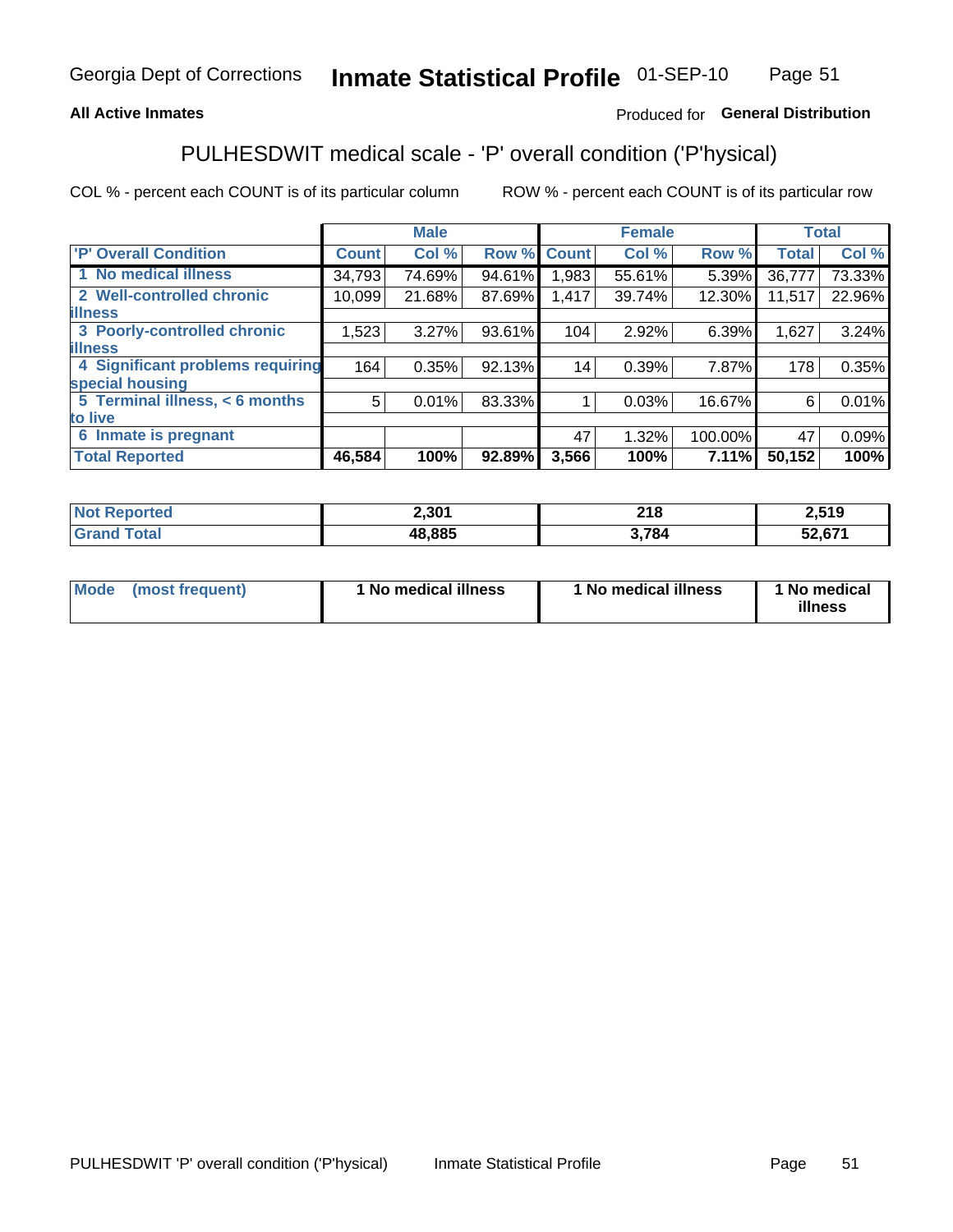## All Active Inmates

Produced for **General Distribution**

# PULHESDWIT medical scale - 'P' overall condition ('P'hysical)

COL % - percent each COUNT is of its particular column

ROW % - percent each COUNT is of its particular row

| | Male | | | Female | | | Total | |
|---|---|---|---|---|---|---|---|---|
| **'P' Overall Condition** | **Count** | **Col %** | **Row %** | **Count** | **Col %** | **Row %** | **Total** | **Col %** |
| **1 No medical illness** | 34,793 | 74.69% | 94.61% | 1,983 | 55.61% | 5.39% | 36,777 | 73.33% |
| **2 Well-controlled chronic illness** | 10,099 | 21.68% | 87.69% | 1,417 | 39.74% | 12.30% | 11,517 | 22.96% |
| **3 Poorly-controlled chronic illness** | 1,523 | 3.27% | 93.61% | 104 | 2.92% | 6.39% | 1,627 | 3.24% |
| **4 Significant problems requiring special housing** | 164 | 0.35% | 92.13% | 14 | 0.39% | 7.87% | 178 | 0.35% |
| **5 Terminal illness, < 6 months to live** | 5 | 0.01% | 83.33% | 1 | 0.03% | 16.67% | 6 | 0.01% |
| **6 Inmate is pregnant** | | | | 47 | 1.32% | 100.00% | 47 | 0.09% |
| **Total Reported** | **46,584** | **100%** | **92.89%** | **3,566** | **100%** | **7.11%** | **50,152** | **100%** |

| | Male | Female | Total |
|---|---|---|---|
| **Not Reported** | **2,301** | **218** | **2,519** |
| **Grand Total** | **48,885** | **3,784** | **52,671** |

| | Male | Female | Total |
|---|---|---|---|
| **Mode (most frequent)** | **1 No medical illness** | **1 No medical illness** | **1 No medical illness** |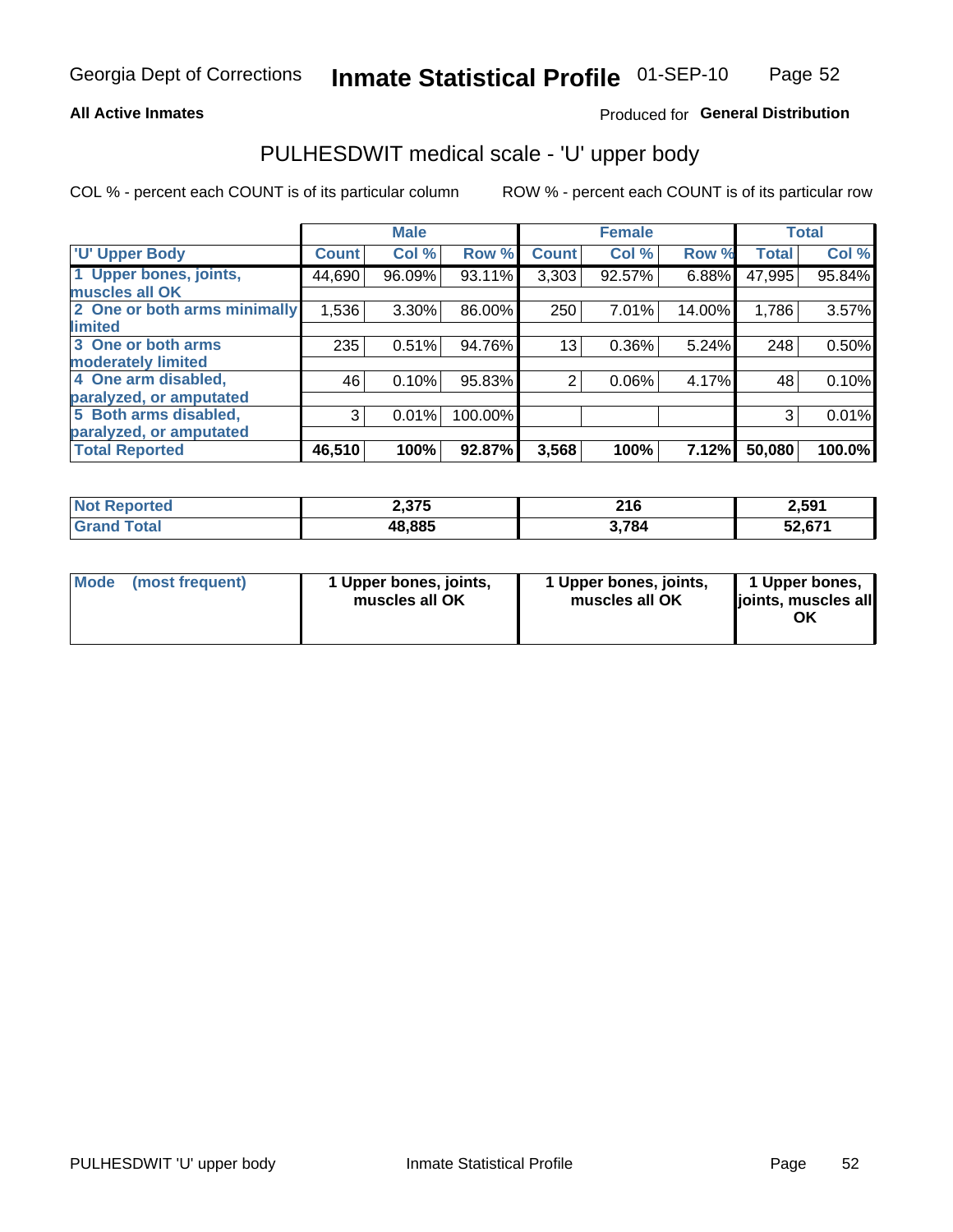**All Active Inmates** Produced for **General Distribution**

## PULHESDWIT medical scale - 'U' upper body

COL % - percent each COUNT is of its particular column ROW % - percent each COUNT is of its particular row

| | Male | | | Female | | | Total | |
|---|---|---|---|---|---|---|---|---|
| 'U' Upper Body | Count | Col % | Row % | Count | Col % | Row % | Total | Col % |
| 1 Upper bones, joints, muscles all OK | 44,690 | 96.09% | 93.11% | 3,303 | 92.57% | 6.88% | 47,995 | 95.84% |
| 2 One or both arms minimally limited | 1,536 | 3.30% | 86.00% | 250 | 7.01% | 14.00% | 1,786 | 3.57% |
| 3 One or both arms moderately limited | 235 | 0.51% | 94.76% | 13 | 0.36% | 5.24% | 248 | 0.50% |
| 4 One arm disabled, paralyzed, or amputated | 46 | 0.10% | 95.83% | 2 | 0.06% | 4.17% | 48 | 0.10% |
| 5 Both arms disabled, paralyzed, or amputated | 3 | 0.01% | 100.00% | | | | 3 | 0.01% |
| **Total Reported** | **46,510** | **100%** | **92.87%** | **3,568** | **100%** | **7.12%** | **50,080** | **100.0%** |

| | Male | Female | Total |
|---|---|---|---|
| Not Reported | 2,375 | 216 | 2,591 |
| Grand Total | 48,885 | 3,784 | 52,671 |

| | Male | Female | Total |
|---|---|---|---|
| Mode (most frequent) | 1 Upper bones, joints, muscles all OK | 1 Upper bones, joints, muscles all OK | 1 Upper bones, joints, muscles all OK |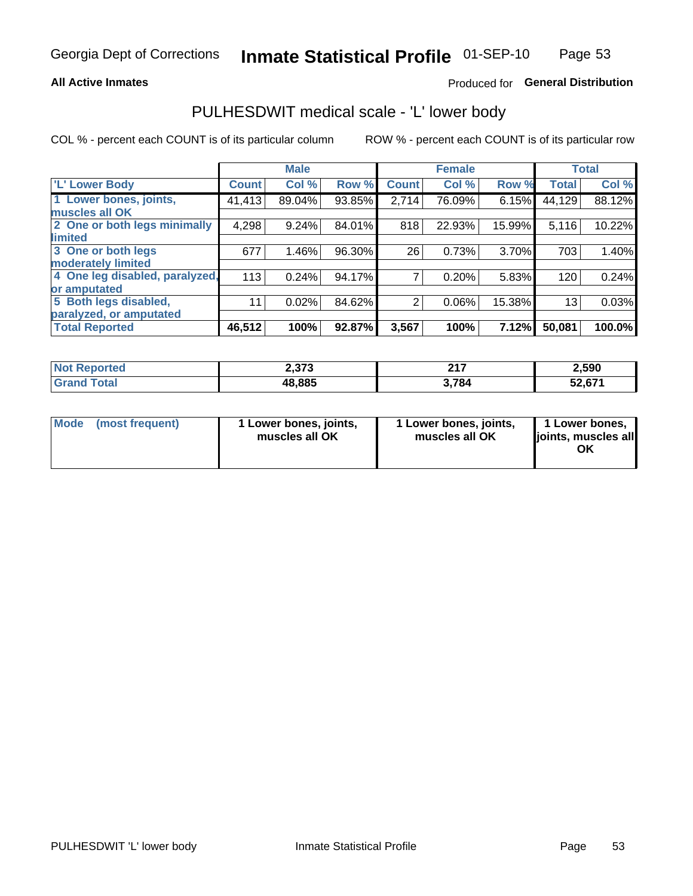Georgia Dept of Corrections **Inmate Statistical Profile** 01-SEP-10

**All Active Inmates**

Produced for **General Distribution**

## PULHESDWIT medical scale - 'L' lower body

COL % - percent each COUNT is of its particular column

ROW % - percent each COUNT is of its particular row

| | Male | | | Female | | | Total | |
|---|---|---|---|---|---|---|---|---|
| 'L' Lower Body | Count | Col % | Row % | Count | Col % | Row % | Total | Col % |
| 1 Lower bones, joints, muscles all OK | 41,413 | 89.04% | 93.85% | 2,714 | 76.09% | 6.15% | 44,129 | 88.12% |
| 2 One or both legs minimally limited | 4,298 | 9.24% | 84.01% | 818 | 22.93% | 15.99% | 5,116 | 10.22% |
| 3 One or both legs moderately limited | 677 | 1.46% | 96.30% | 26 | 0.73% | 3.70% | 703 | 1.40% |
| 4 One leg disabled, paralyzed, or amputated | 113 | 0.24% | 94.17% | 7 | 0.20% | 5.83% | 120 | 0.24% |
| 5 Both legs disabled, paralyzed, or amputated | 11 | 0.02% | 84.62% | 2 | 0.06% | 15.38% | 13 | 0.03% |
| **Total Reported** | **46,512** | **100%** | **92.87%** | **3,567** | **100%** | **7.12%** | **50,081** | **100.0%** |

| | Male | Female | Total |
|---|---|---|---|
| Not Reported | 2,373 | 217 | 2,590 |
| Grand Total | 48,885 | 3,784 | 52,671 |

| | Male | Female | Total |
|---|---|---|---|
| Mode (most frequent) | 1 Lower bones, joints, muscles all OK | 1 Lower bones, joints, muscles all OK | 1 Lower bones, joints, muscles all OK |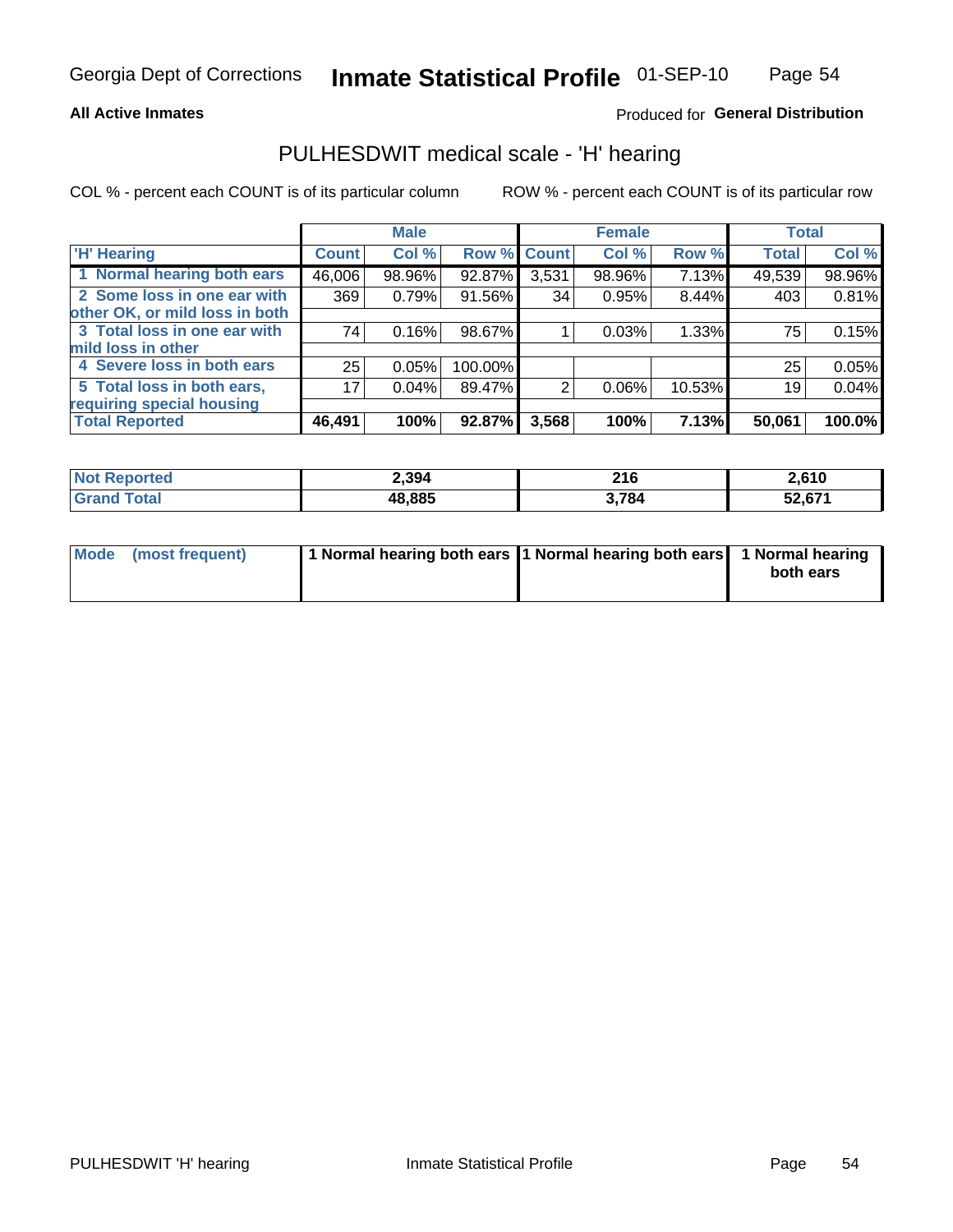Georgia Dept of Corrections **Inmate Statistical Profile** 01-SEP-10

**All Active Inmates**

Produced for **General Distribution**

## PULHESDWIT medical scale - 'H' hearing

COL % - percent each COUNT is of its particular column

ROW % - percent each COUNT is of its particular row

| | Male | | | Female | | | Total | |
|---|---|---|---|---|---|---|---|---|
| **'H' Hearing** | **Count** | **Col %** | **Row %** | **Count** | **Col %** | **Row %** | **Total** | **Col %** |
| **1 Normal hearing both ears** | 46,006 | 98.96% | 92.87% | 3,531 | 98.96% | 7.13% | 49,539 | 98.96% |
| **2 Some loss in one ear with other OK, or mild loss in both** | 369 | 0.79% | 91.56% | 34 | 0.95% | 8.44% | 403 | 0.81% |
| **3 Total loss in one ear with mild loss in other** | 74 | 0.16% | 98.67% | 1 | 0.03% | 1.33% | 75 | 0.15% |
| **4 Severe loss in both ears** | 25 | 0.05% | 100.00% | | | | 25 | 0.05% |
| **5 Total loss in both ears, requiring special housing** | 17 | 0.04% | 89.47% | 2 | 0.06% | 10.53% | 19 | 0.04% |
| **Total Reported** | **46,491** | **100%** | **92.87%** | **3,568** | **100%** | **7.13%** | **50,061** | **100.0%** |

| | Male | Female | Total |
|---|---|---|---|
| **Not Reported** | **2,394** | **216** | **2,610** |
| **Grand Total** | **48,885** | **3,784** | **52,671** |

| | Male | Female | Total |
|---|---|---|---|
| **Mode (most frequent)** | **1 Normal hearing both ears** | **1 Normal hearing both ears** | **1 Normal hearing both ears** |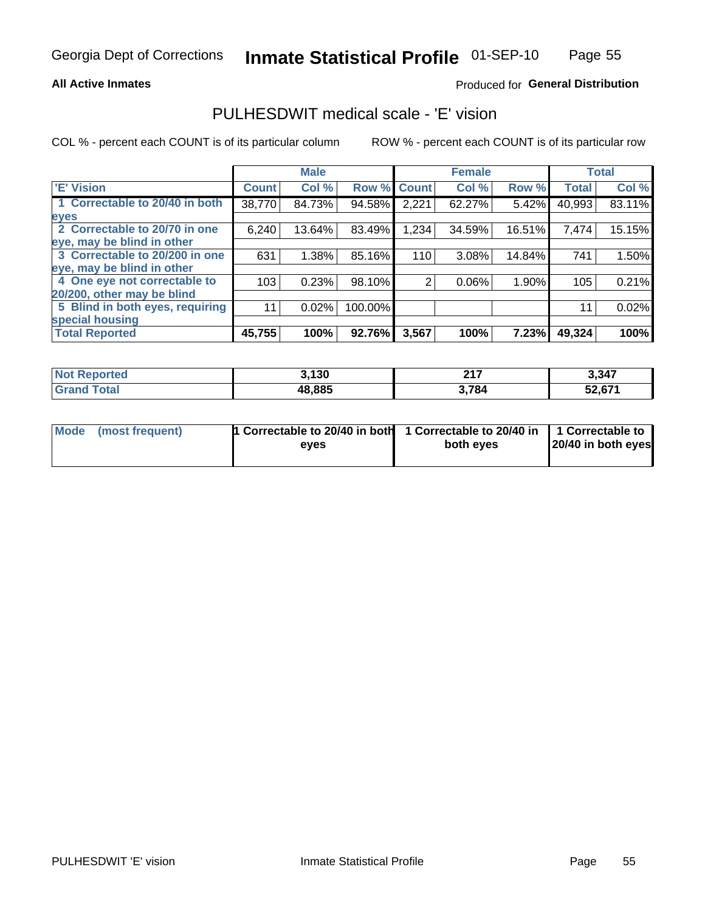Georgia Dept of Corrections **Inmate Statistical Profile** 01-SEP-10

**All Active Inmates**

Produced for **General Distribution**

## PULHESDWIT medical scale - 'E' vision

COL % - percent each COUNT is of its particular column

ROW % - percent each COUNT is of its particular row

| | Male | | | Female | | | Total | |
|---|---|---|---|---|---|---|---|---|
| **'E' Vision** | **Count** | **Col %** | **Row %** | **Count** | **Col %** | **Row %** | **Total** | **Col %** |
| **1 Correctable to 20/40 in both eyes** | 38,770 | 84.73% | 94.58% | 2,221 | 62.27% | 5.42% | 40,993 | 83.11% |
| **2 Correctable to 20/70 in one eye, may be blind in other** | 6,240 | 13.64% | 83.49% | 1,234 | 34.59% | 16.51% | 7,474 | 15.15% |
| **3 Correctable to 20/200 in one eye, may be blind in other** | 631 | 1.38% | 85.16% | 110 | 3.08% | 14.84% | 741 | 1.50% |
| **4 One eye not correctable to 20/200, other may be blind** | 103 | 0.23% | 98.10% | 2 | 0.06% | 1.90% | 105 | 0.21% |
| **5 Blind in both eyes, requiring special housing** | 11 | 0.02% | 100.00% | | | | 11 | 0.02% |
| **Total Reported** | **45,755** | **100%** | **92.76%** | **3,567** | **100%** | **7.23%** | **49,324** | **100%** |

| | Male | Female | Total |
|---|---|---|---|
| **Not Reported** | **3,130** | **217** | **3,347** |
| **Grand Total** | **48,885** | **3,784** | **52,671** |

| | Male | Female | Total |
|---|---|---|---|
| **Mode (most frequent)** | **1 Correctable to 20/40 in both eyes** | **1 Correctable to 20/40 in both eyes** | **1 Correctable to 20/40 in both eyes** |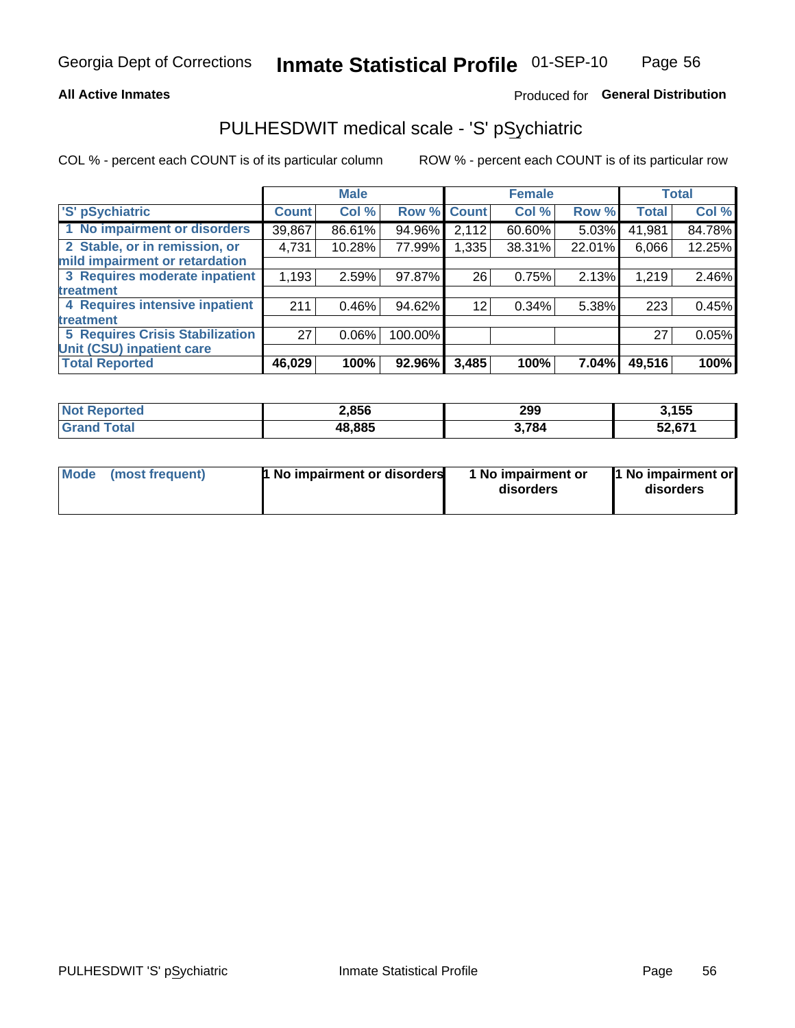Georgia Dept of Corrections **Inmate Statistical Profile** 01-SEP-10

**All Active Inmates**

Produced for **General Distribution**

## PULHESDWIT medical scale - 'S' pSychiatric

COL % - percent each COUNT is of its particular column

ROW % - percent each COUNT is of its particular row

| 'S' pSychiatric | Male | | | Female | | | Total | |
|---|---|---|---|---|---|---|---|---|
| | Count | Col % | Row % | Count | Col % | Row % | Total | Col % |
| 1 No impairment or disorders | 39,867 | 86.61% | 94.96% | 2,112 | 60.60% | 5.03% | 41,981 | 84.78% |
| 2 Stable, or in remission, or mild impairment or retardation | 4,731 | 10.28% | 77.99% | 1,335 | 38.31% | 22.01% | 6,066 | 12.25% |
| 3 Requires moderate inpatient treatment | 1,193 | 2.59% | 97.87% | 26 | 0.75% | 2.13% | 1,219 | 2.46% |
| 4 Requires intensive inpatient treatment | 211 | 0.46% | 94.62% | 12 | 0.34% | 5.38% | 223 | 0.45% |
| 5 Requires Crisis Stabilization Unit (CSU) inpatient care | 27 | 0.06% | 100.00% | | | | 27 | 0.05% |
| **Total Reported** | **46,029** | **100%** | **92.96%** | **3,485** | **100%** | **7.04%** | **49,516** | **100%** |

| | Male | Female | Total |
|---|---|---|---|
| Not Reported | 2,856 | 299 | 3,155 |
| Grand Total | 48,885 | 3,784 | 52,671 |

| | Male | Female | Total |
|---|---|---|---|
| Mode (most frequent) | 1 No impairment or disorders | 1 No impairment or disorders | 1 No impairment or disorders |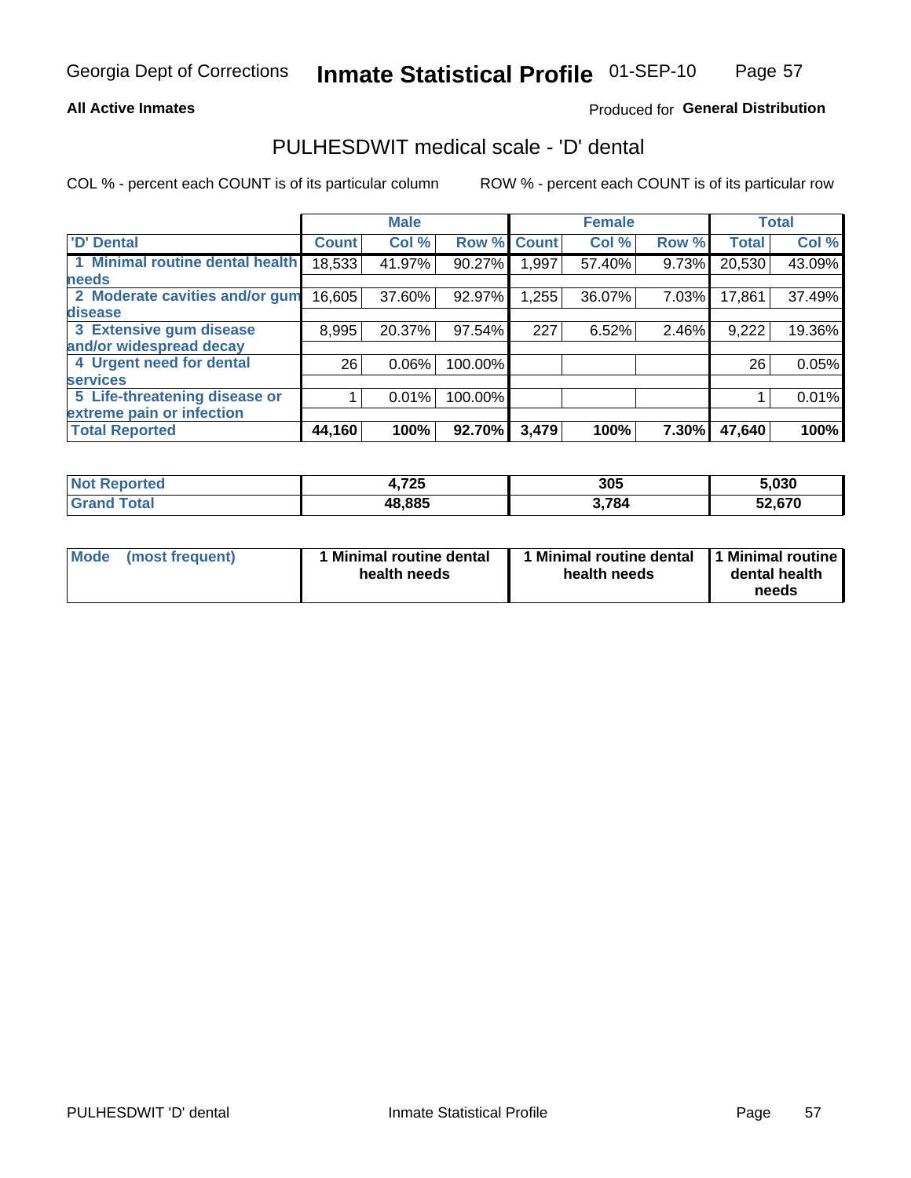Georgia Dept of Corrections **Inmate Statistical Profile** 01-SEP-10

**All Active Inmates**

Produced for **General Distribution**

## PULHESDWIT medical scale - 'D' dental

COL % - percent each COUNT is of its particular column

ROW % - percent each COUNT is of its particular row

| | Male | | | Female | | | Total | |
|---|---|---|---|---|---|---|---|---|
| **'D' Dental** | **Count** | **Col %** | **Row %** | **Count** | **Col %** | **Row %** | **Total** | **Col %** |
| **1 Minimal routine dental health needs** | 18,533 | 41.97% | 90.27% | 1,997 | 57.40% | 9.73% | 20,530 | 43.09% |
| **2 Moderate cavities and/or gum disease** | 16,605 | 37.60% | 92.97% | 1,255 | 36.07% | 7.03% | 17,861 | 37.49% |
| **3 Extensive gum disease and/or widespread decay** | 8,995 | 20.37% | 97.54% | 227 | 6.52% | 2.46% | 9,222 | 19.36% |
| **4 Urgent need for dental services** | 26 | 0.06% | 100.00% | | | | 26 | 0.05% |
| **5 Life-threatening disease or extreme pain or infection** | 1 | 0.01% | 100.00% | | | | 1 | 0.01% |
| **Total Reported** | **44,160** | **100%** | **92.70%** | **3,479** | **100%** | **7.30%** | **47,640** | **100%** |

| | Male | Female | Total |
|---|---|---|---|
| **Not Reported** | **4,725** | **305** | **5,030** |
| **Grand Total** | **48,885** | **3,784** | **52,670** |

| | Male | Female | Total |
|---|---|---|---|
| **Mode (most frequent)** | **1 Minimal routine dental health needs** | **1 Minimal routine dental health needs** | **1 Minimal routine dental health needs** |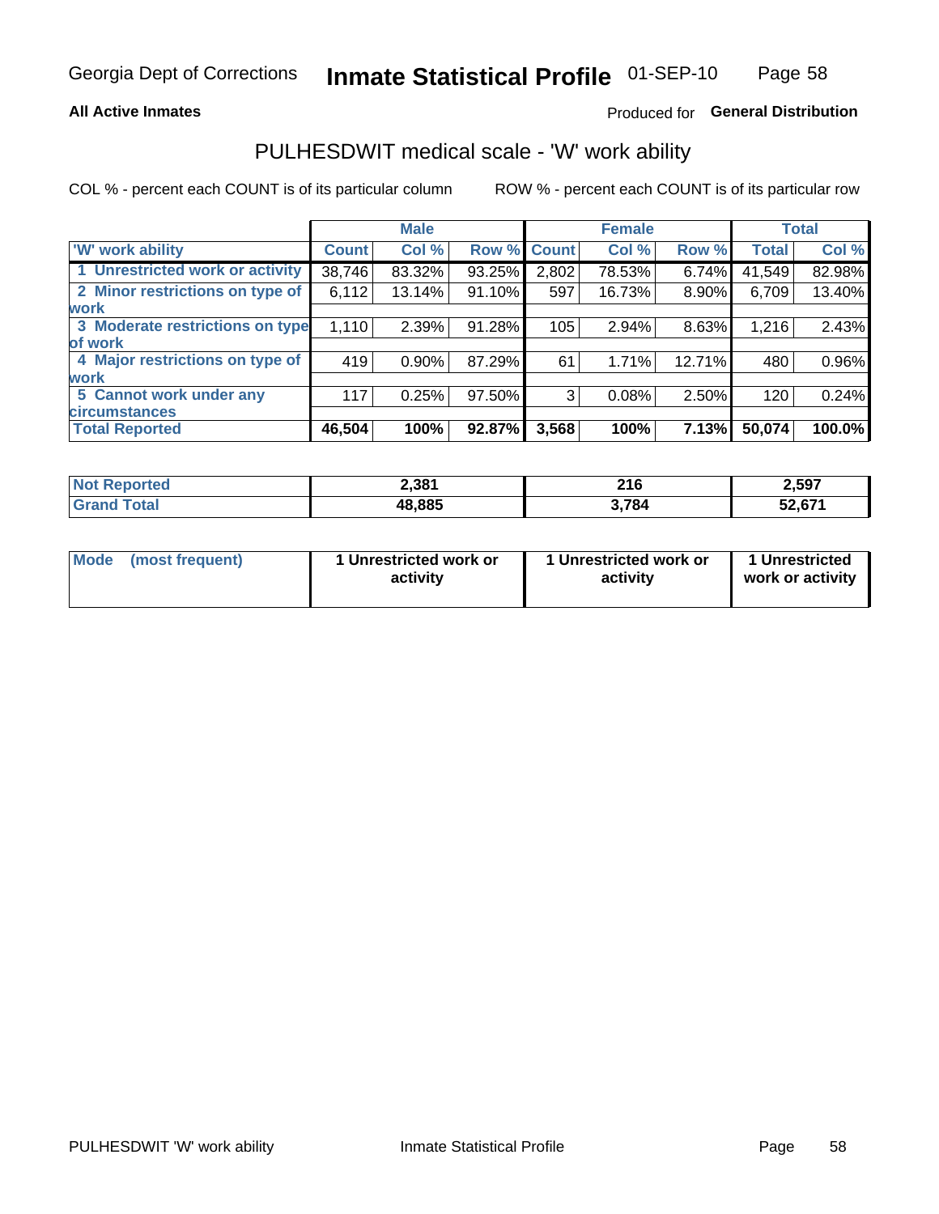Georgia Dept of Corrections **Inmate Statistical Profile** 01-SEP-10

**All Active Inmates**

Produced for **General Distribution**

## PULHESDWIT medical scale - 'W' work ability

COL % - percent each COUNT is of its particular column

ROW % - percent each COUNT is of its particular row

| | Male | | | Female | | | Total | |
|---|---|---|---|---|---|---|---|---|
| **'W' work ability** | **Count** | **Col %** | **Row %** | **Count** | **Col %** | **Row %** | **Total** | **Col %** |
| 1 Unrestricted work or activity | 38,746 | 83.32% | 93.25% | 2,802 | 78.53% | 6.74% | 41,549 | 82.98% |
| 2 Minor restrictions on type of work | 6,112 | 13.14% | 91.10% | 597 | 16.73% | 8.90% | 6,709 | 13.40% |
| 3 Moderate restrictions on type of work | 1,110 | 2.39% | 91.28% | 105 | 2.94% | 8.63% | 1,216 | 2.43% |
| 4 Major restrictions on type of work | 419 | 0.90% | 87.29% | 61 | 1.71% | 12.71% | 480 | 0.96% |
| 5 Cannot work under any circumstances | 117 | 0.25% | 97.50% | 3 | 0.08% | 2.50% | 120 | 0.24% |
| **Total Reported** | **46,504** | **100%** | **92.87%** | **3,568** | **100%** | **7.13%** | **50,074** | **100.0%** |

| | Male | Female | Total |
|---|---|---|---|
| **Not Reported** | **2,381** | **216** | **2,597** |
| **Grand Total** | **48,885** | **3,784** | **52,671** |

| | Male | Female | Total |
|---|---|---|---|
| **Mode (most frequent)** | **1 Unrestricted work or activity** | **1 Unrestricted work or activity** | **1 Unrestricted work or activity** |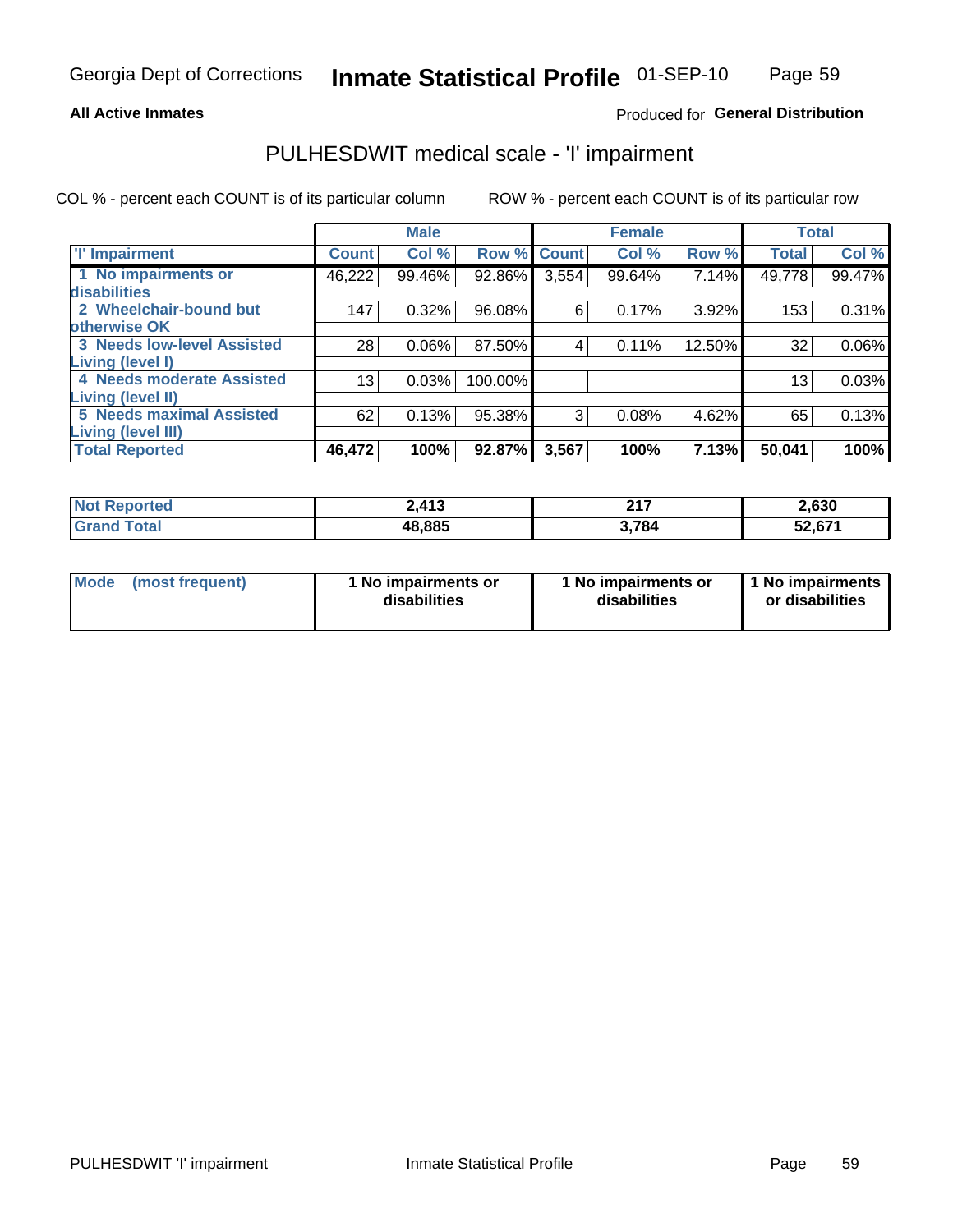Georgia Dept of Corrections **Inmate Statistical Profile** 01-SEP-10

**All Active Inmates**

Produced for **General Distribution**

# PULHESDWIT medical scale - 'I' impairment

COL % - percent each COUNT is of its particular column    ROW % - percent each COUNT is of its particular row

| | Male | | | Female | | | Total | |
|---|---|---|---|---|---|---|---|---|
| **'I' Impairment** | **Count** | **Col %** | **Row %** | **Count** | **Col %** | **Row %** | **Total** | **Col %** |
| **1 No impairments or disabilities** | 46,222 | 99.46% | 92.86% | 3,554 | 99.64% | 7.14% | 49,778 | 99.47% |
| **2 Wheelchair-bound but otherwise OK** | 147 | 0.32% | 96.08% | 6 | 0.17% | 3.92% | 153 | 0.31% |
| **3 Needs low-level Assisted Living (level I)** | 28 | 0.06% | 87.50% | 4 | 0.11% | 12.50% | 32 | 0.06% |
| **4 Needs moderate Assisted Living (level II)** | 13 | 0.03% | 100.00% | | | | 13 | 0.03% |
| **5 Needs maximal Assisted Living (level III)** | 62 | 0.13% | 95.38% | 3 | 0.08% | 4.62% | 65 | 0.13% |
| **Total Reported** | **46,472** | **100%** | **92.87%** | **3,567** | **100%** | **7.13%** | **50,041** | **100%** |

| | Male | Female | Total |
|---|---|---|---|
| **Not Reported** | **2,413** | **217** | **2,630** |
| **Grand Total** | **48,885** | **3,784** | **52,671** |

| **Mode (most frequent)** | **1 No impairments or disabilities** | **1 No impairments or disabilities** | **1 No impairments or disabilities** |
|---|---|---|---|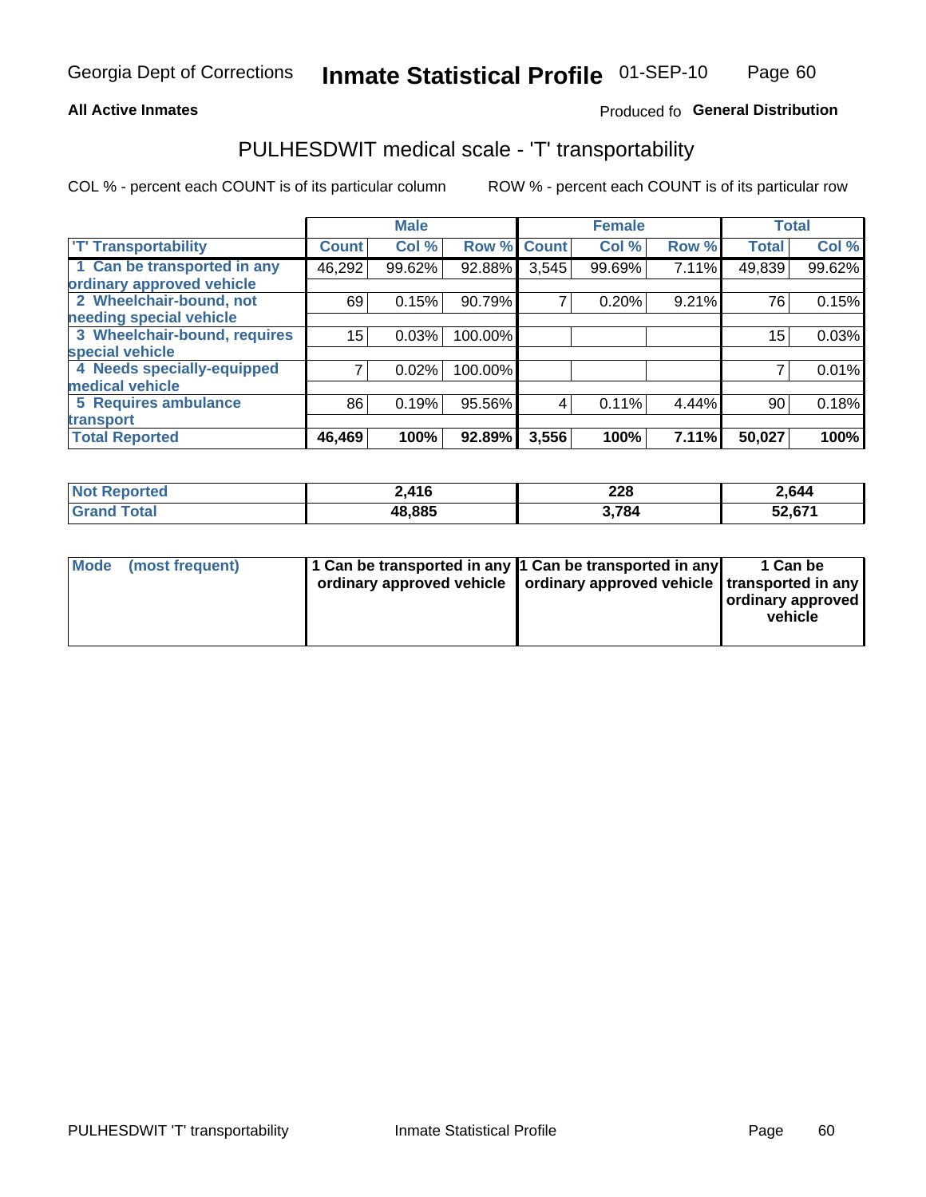Georgia Dept of Corrections **Inmate Statistical Profile** 01-SEP-10

**All Active Inmates**

Produced fo **General Distribution**

## PULHESDWIT medical scale - 'T' transportability

COL % - percent each COUNT is of its particular column

ROW % - percent each COUNT is of its particular row

| | Male | | | Female | | | Total | |
|---|---|---|---|---|---|---|---|---|
| 'T' Transportability | Count | Col % | Row % | Count | Col % | Row % | Total | Col % |
| 1 Can be transported in any ordinary approved vehicle | 46,292 | 99.62% | 92.88% | 3,545 | 99.69% | 7.11% | 49,839 | 99.62% |
| 2 Wheelchair-bound, not needing special vehicle | 69 | 0.15% | 90.79% | 7 | 0.20% | 9.21% | 76 | 0.15% |
| 3 Wheelchair-bound, requires special vehicle | 15 | 0.03% | 100.00% | | | | 15 | 0.03% |
| 4 Needs specially-equipped medical vehicle | 7 | 0.02% | 100.00% | | | | 7 | 0.01% |
| 5 Requires ambulance transport | 86 | 0.19% | 95.56% | 4 | 0.11% | 4.44% | 90 | 0.18% |
| **Total Reported** | **46,469** | **100%** | **92.89%** | **3,556** | **100%** | **7.11%** | **50,027** | **100%** |

| | Male | Female | Total |
|---|---|---|---|
| **Not Reported** | **2,416** | **228** | **2,644** |
| **Grand Total** | **48,885** | **3,784** | **52,671** |

| | Male | Female | Total |
|---|---|---|---|
| **Mode (most frequent)** | **1 Can be transported in any ordinary approved vehicle** | **1 Can be transported in any ordinary approved vehicle** | **1 Can be transported in any ordinary approved vehicle** |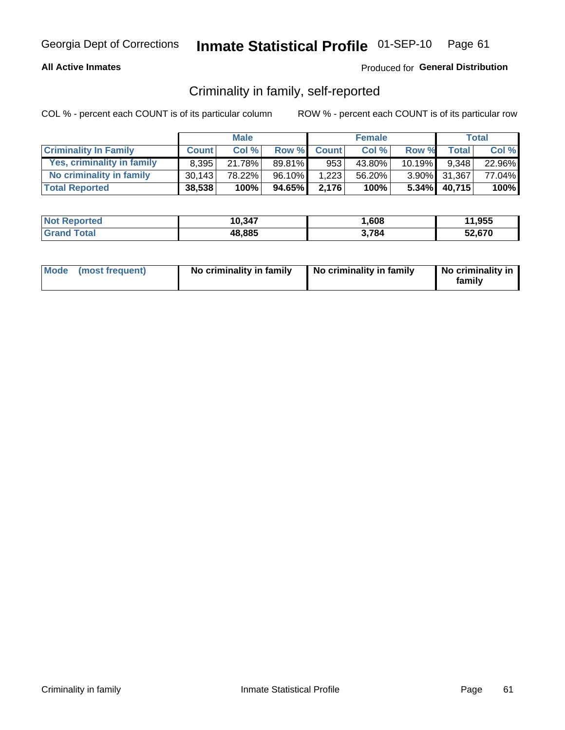# Criminality in family, self-reported

**All Active Inmates**

Produced for **General Distribution**

COL % - percent each COUNT is of its particular column

ROW % - percent each COUNT is of its particular row

| | Male | | | Female | | | Total | |
|---|---|---|---|---|---|---|---|---|
| **Criminality In Family** | **Count** | **Col %** | **Row %** | **Count** | **Col %** | **Row %** | **Total** | **Col %** |
| **Yes, criminality in family** | 8,395 | 21.78% | 89.81% | 953 | 43.80% | 10.19% | 9,348 | 22.96% |
| **No criminality in family** | 30,143 | 78.22% | 96.10% | 1,223 | 56.20% | 3.90% | 31,367 | 77.04% |
| **Total Reported** | **38,538** | **100%** | **94.65%** | **2,176** | **100%** | **5.34%** | **40,715** | **100%** |

| | Male | Female | Total |
|---|---|---|---|
| **Not Reported** | **10,347** | **1,608** | **11,955** |
| **Grand Total** | **48,885** | **3,784** | **52,670** |

| | Male | Female | Total |
|---|---|---|---|
| **Mode (most frequent)** | **No criminality in family** | **No criminality in family** | **No criminality in family** |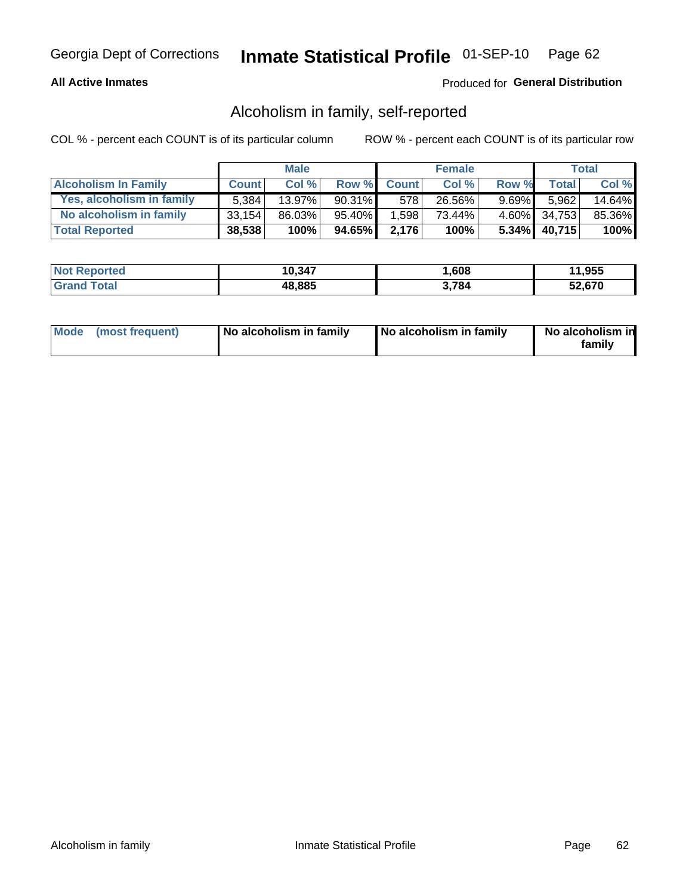Georgia Dept of Corrections **Inmate Statistical Profile** 01-SEP-10

**All Active Inmates**

Produced for **General Distribution**

## Alcoholism in family, self-reported

COL % - percent each COUNT is of its particular column

ROW % - percent each COUNT is of its particular row

| | Male | | | Female | | | Total | |
|---|---|---|---|---|---|---|---|---|
| **Alcoholism In Family** | **Count** | **Col %** | **Row %** | **Count** | **Col %** | **Row %** | **Total** | **Col %** |
| **Yes, alcoholism in family** | 5,384 | 13.97% | 90.31% | 578 | 26.56% | 9.69% | 5,962 | 14.64% |
| **No alcoholism in family** | 33,154 | 86.03% | 95.40% | 1,598 | 73.44% | 4.60% | 34,753 | 85.36% |
| **Total Reported** | **38,538** | **100%** | **94.65%** | **2,176** | **100%** | **5.34%** | **40,715** | **100%** |

| | Male | Female | Total |
|---|---|---|---|
| **Not Reported** | **10,347** | **1,608** | **11,955** |
| **Grand Total** | **48,885** | **3,784** | **52,670** |

| | Male | Female | Total |
|---|---|---|---|
| **Mode (most frequent)** | **No alcoholism in family** | **No alcoholism in family** | **No alcoholism in family** |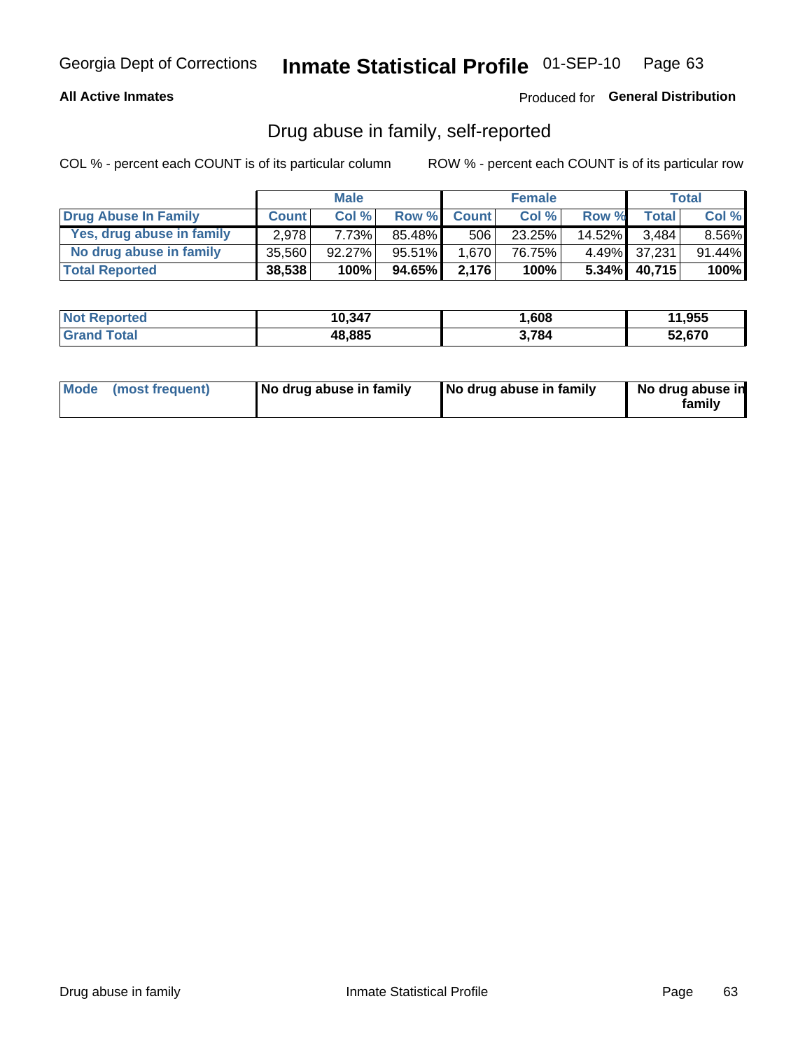**All Active Inmates** — Produced for **General Distribution**

## Drug abuse in family, self-reported

COL % - percent each COUNT is of its particular column

ROW % - percent each COUNT is of its particular row

| | Male | | | Female | | | Total | |
|---|---|---|---|---|---|---|---|---|
| **Drug Abuse In Family** | **Count** | **Col %** | **Row %** | **Count** | **Col %** | **Row %** | **Total** | **Col %** |
| Yes, drug abuse in family | 2,978 | 7.73% | 85.48% | 506 | 23.25% | 14.52% | 3,484 | 8.56% |
| No drug abuse in family | 35,560 | 92.27% | 95.51% | 1,670 | 76.75% | 4.49% | 37,231 | 91.44% |
| **Total Reported** | **38,538** | **100%** | **94.65%** | **2,176** | **100%** | **5.34%** | **40,715** | **100%** |

| | Male | Female | Total |
|---|---|---|---|
| Not Reported | 10,347 | 1,608 | 11,955 |
| Grand Total | 48,885 | 3,784 | 52,670 |

| Mode (most frequent) | No drug abuse in family | No drug abuse in family | No drug abuse in family |
|---|---|---|---|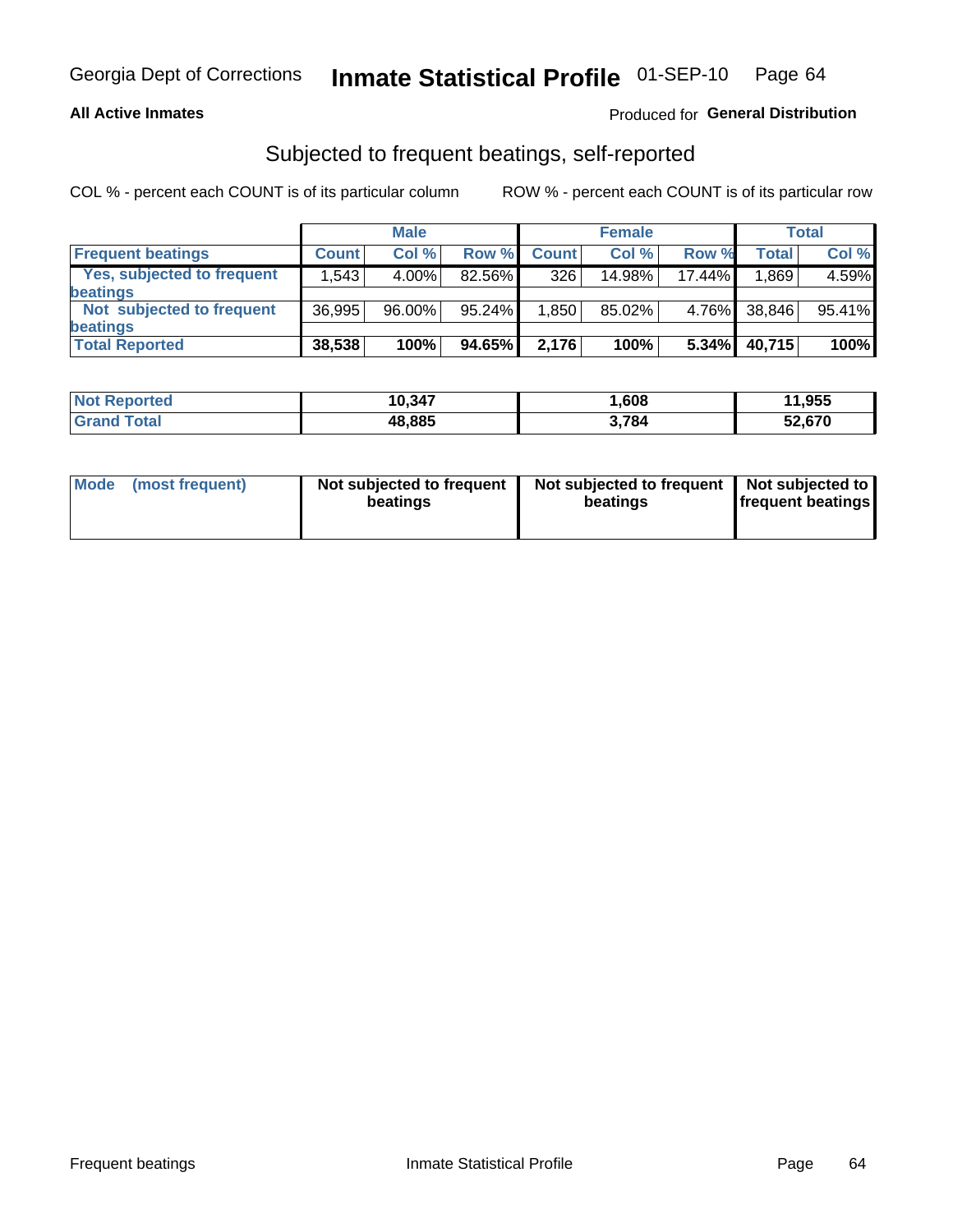Georgia Dept of Corrections **Inmate Statistical Profile** 01-SEP-10 Page 64

**All Active Inmates**

Produced for **General Distribution**

## Subjected to frequent beatings, self-reported

COL % - percent each COUNT is of its particular column

ROW % - percent each COUNT is of its particular row

| | Male | | | Female | | | Total | |
|---|---|---|---|---|---|---|---|---|
| **Frequent beatings** | **Count** | **Col %** | **Row %** | **Count** | **Col %** | **Row %** | **Total** | **Col %** |
| **Yes, subjected to frequent beatings** | 1,543 | 4.00% | 82.56% | 326 | 14.98% | 17.44% | 1,869 | 4.59% |
| **Not subjected to frequent beatings** | 36,995 | 96.00% | 95.24% | 1,850 | 85.02% | 4.76% | 38,846 | 95.41% |
| **Total Reported** | **38,538** | **100%** | **94.65%** | **2,176** | **100%** | **5.34%** | **40,715** | **100%** |

| | Male | Female | Total |
|---|---|---|---|
| **Not Reported** | **10,347** | **1,608** | **11,955** |
| **Grand Total** | **48,885** | **3,784** | **52,670** |

| | Male | Female | Total |
|---|---|---|---|
| **Mode (most frequent)** | **Not subjected to frequent beatings** | **Not subjected to frequent beatings** | **Not subjected to frequent beatings** |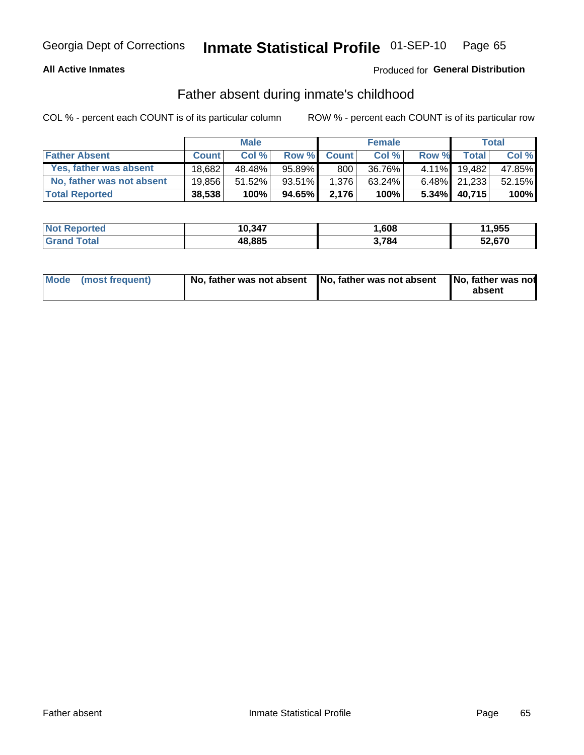Georgia Dept of Corrections **Inmate Statistical Profile** 01-SEP-10

**All Active Inmates**

Produced for **General Distribution**

## Father absent during inmate's childhood

COL % - percent each COUNT is of its particular column

ROW % - percent each COUNT is of its particular row

| | Male | | | Female | | | Total | |
|---|---|---|---|---|---|---|---|---|
| **Father Absent** | **Count** | **Col %** | **Row %** | **Count** | **Col %** | **Row %** | **Total** | **Col %** |
| **Yes, father was absent** | 18,682 | 48.48% | 95.89% | 800 | 36.76% | 4.11% | 19,482 | 47.85% |
| **No, father was not absent** | 19,856 | 51.52% | 93.51% | 1,376 | 63.24% | 6.48% | 21,233 | 52.15% |
| **Total Reported** | **38,538** | **100%** | **94.65%** | **2,176** | **100%** | **5.34%** | **40,715** | **100%** |

| | Male | Female | Total |
|---|---|---|---|
| **Not Reported** | **10,347** | **1,608** | **11,955** |
| **Grand Total** | **48,885** | **3,784** | **52,670** |

| | Male | Female | Total |
|---|---|---|---|
| **Mode (most frequent)** | **No, father was not absent** | **No, father was not absent** | **No, father was not absent** |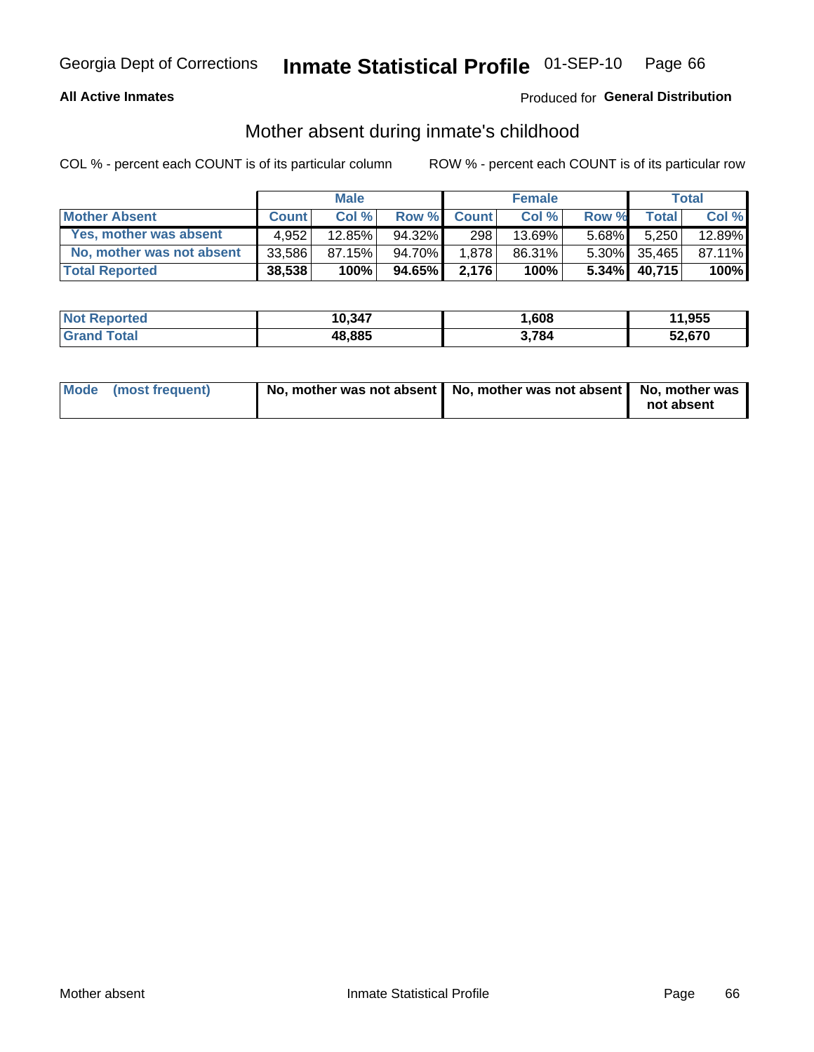Georgia Dept of Corrections **Inmate Statistical Profile** 01-SEP-10

**All Active Inmates**

Produced for **General Distribution**

## Mother absent during inmate's childhood

COL % - percent each COUNT is of its particular column

ROW % - percent each COUNT is of its particular row

| | Male | | | Female | | | Total | |
|---|---|---|---|---|---|---|---|---|
| **Mother Absent** | **Count** | **Col %** | **Row %** | **Count** | **Col %** | **Row %** | **Total** | **Col %** |
| **Yes, mother was absent** | 4,952 | 12.85% | 94.32% | 298 | 13.69% | 5.68% | 5,250 | 12.89% |
| **No, mother was not absent** | 33,586 | 87.15% | 94.70% | 1,878 | 86.31% | 5.30% | 35,465 | 87.11% |
| **Total Reported** | **38,538** | **100%** | **94.65%** | **2,176** | **100%** | **5.34%** | **40,715** | **100%** |

| | Male | Female | Total |
|---|---|---|---|
| **Not Reported** | **10,347** | **1,608** | **11,955** |
| **Grand Total** | **48,885** | **3,784** | **52,670** |

| | Male | Female | Total |
|---|---|---|---|
| **Mode (most frequent)** | **No, mother was not absent** | **No, mother was not absent** | **No, mother was not absent** |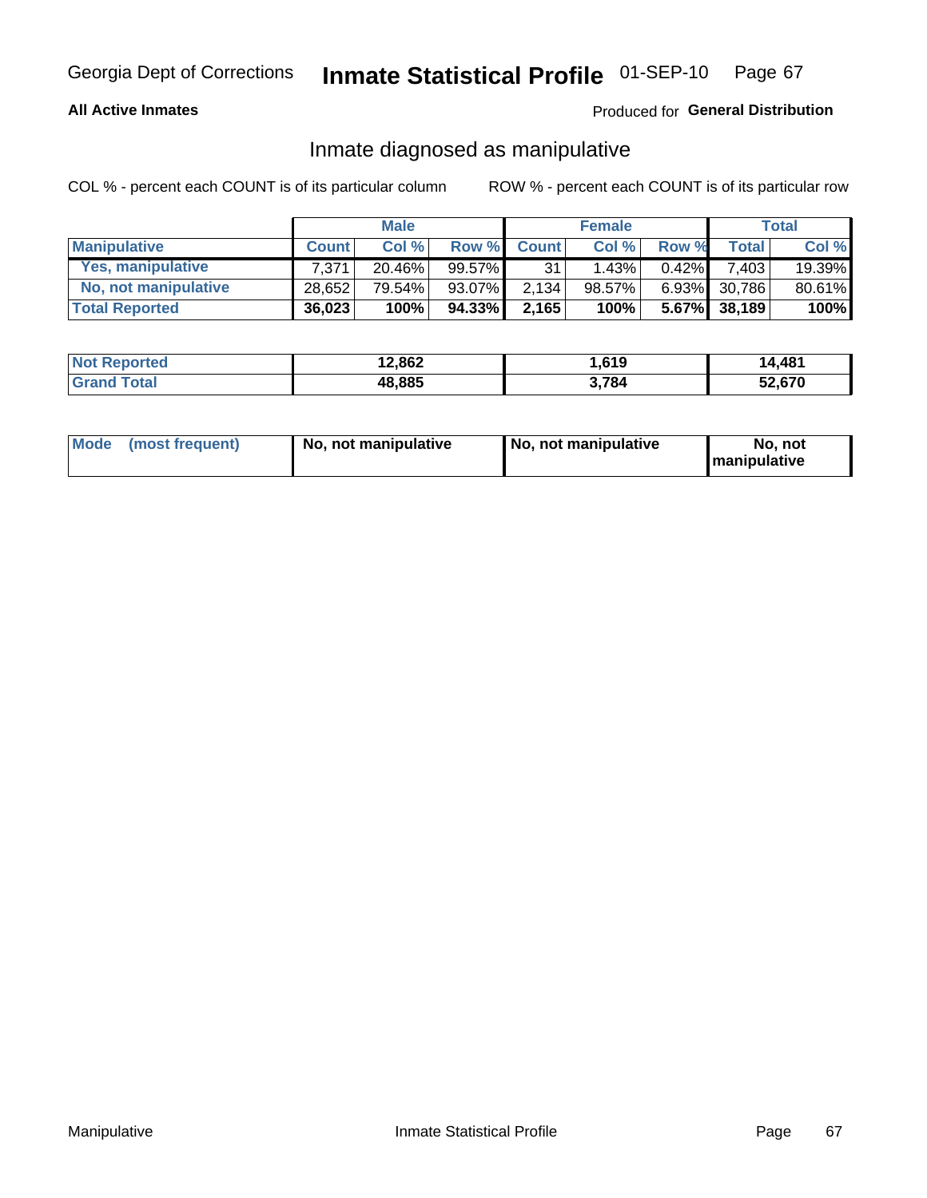# Inmate Statistical Profile

Georgia Dept of Corrections — 01-SEP-10

**All Active Inmates** — Produced for **General Distribution**

## Inmate diagnosed as manipulative

COL % - percent each COUNT is of its particular column

ROW % - percent each COUNT is of its particular row

| | Male | | | Female | | | Total | |
|---|---|---|---|---|---|---|---|---|
| **Manipulative** | **Count** | **Col %** | **Row %** | **Count** | **Col %** | **Row %** | **Total** | **Col %** |
| **Yes, manipulative** | 7,371 | 20.46% | 99.57% | 31 | 1.43% | 0.42% | 7,403 | 19.39% |
| **No, not manipulative** | 28,652 | 79.54% | 93.07% | 2,134 | 98.57% | 6.93% | 30,786 | 80.61% |
| **Total Reported** | **36,023** | **100%** | **94.33%** | **2,165** | **100%** | **5.67%** | **38,189** | **100%** |

| | Male | Female | Total |
|---|---|---|---|
| **Not Reported** | **12,862** | **1,619** | **14,481** |
| **Grand Total** | **48,885** | **3,784** | **52,670** |

| | Male | Female | Total |
|---|---|---|---|
| **Mode (most frequent)** | **No, not manipulative** | **No, not manipulative** | **No, not manipulative** |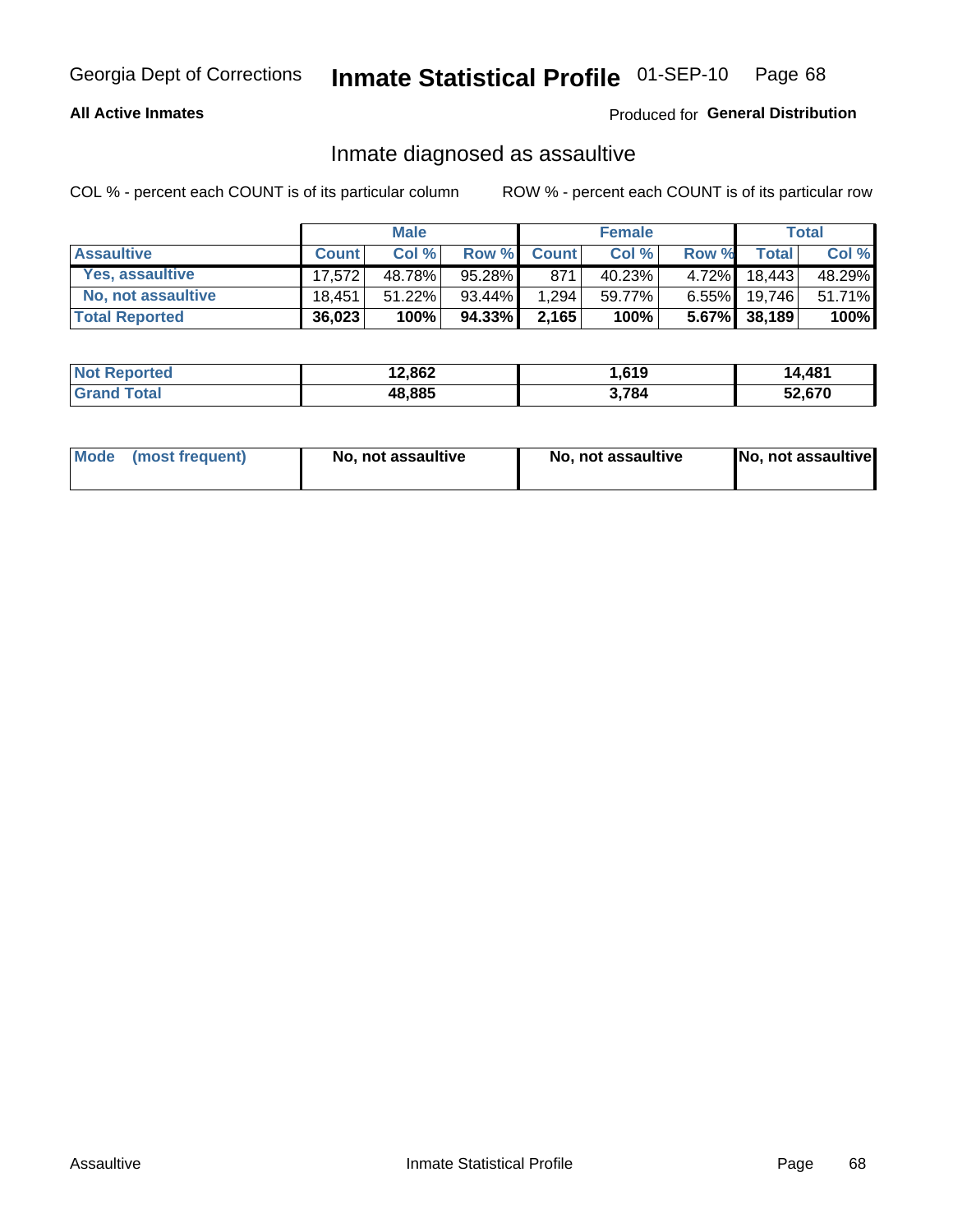Georgia Dept of Corrections **Inmate Statistical Profile** 01-SEP-10 Page 68

**All Active Inmates**

Produced for **General Distribution**

## Inmate diagnosed as assaultive

COL % - percent each COUNT is of its particular column

ROW % - percent each COUNT is of its particular row

| | Male | | | Female | | | Total | |
|---|---|---|---|---|---|---|---|---|
| **Assaultive** | **Count** | **Col %** | **Row %** | **Count** | **Col %** | **Row %** | **Total** | **Col %** |
| **Yes, assaultive** | 17,572 | 48.78% | 95.28% | 871 | 40.23% | 4.72% | 18,443 | 48.29% |
| **No, not assaultive** | 18,451 | 51.22% | 93.44% | 1,294 | 59.77% | 6.55% | 19,746 | 51.71% |
| **Total Reported** | **36,023** | **100%** | **94.33%** | **2,165** | **100%** | **5.67%** | **38,189** | **100%** |

| | Male | Female | Total |
|---|---|---|---|
| **Not Reported** | **12,862** | **1,619** | **14,481** |
| **Grand Total** | **48,885** | **3,784** | **52,670** |

| | Male | Female | Total |
|---|---|---|---|
| **Mode (most frequent)** | **No, not assaultive** | **No, not assaultive** | **No, not assaultive** |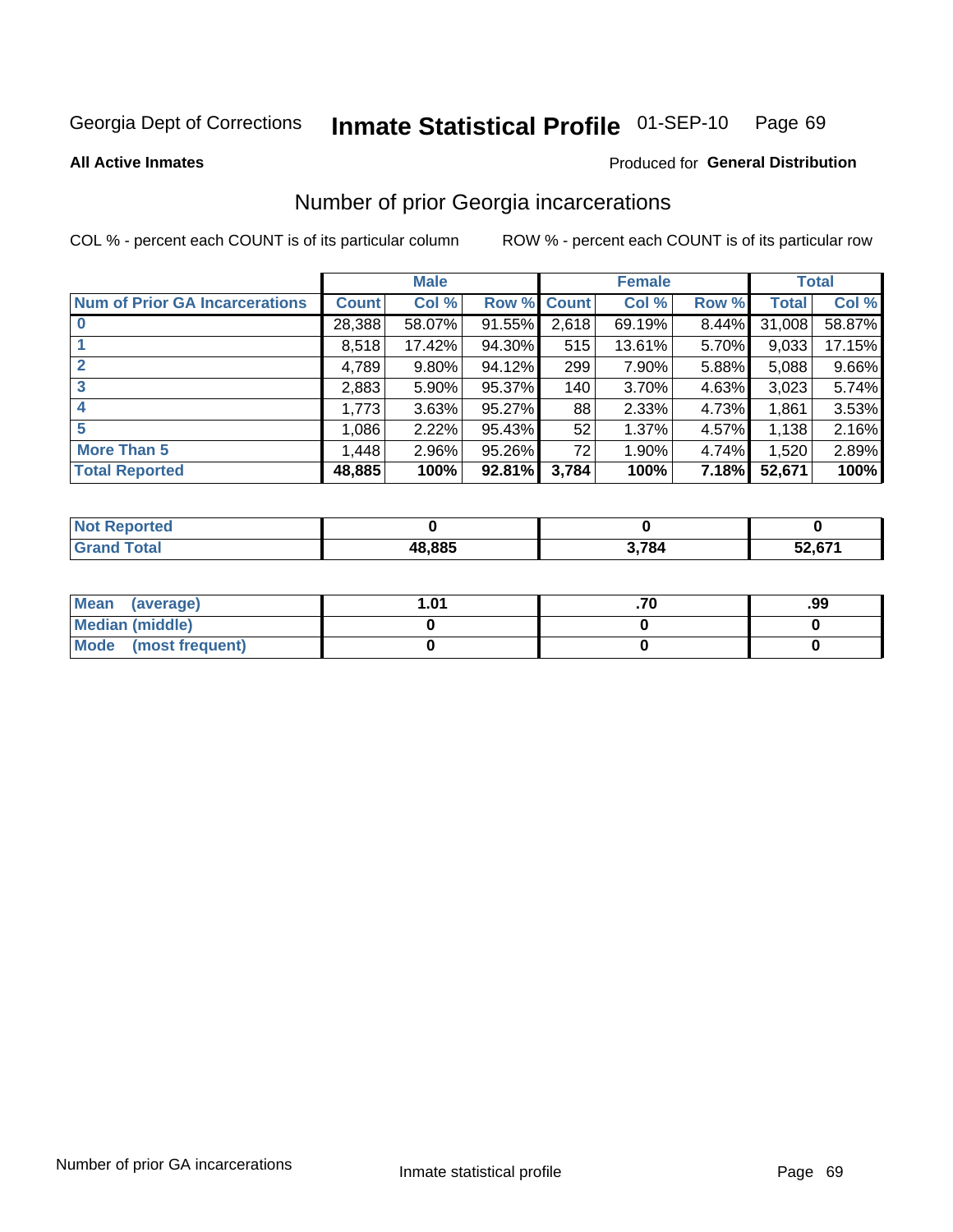Georgia Dept of Corrections **Inmate Statistical Profile** 01-SEP-10 Page 69

**All Active Inmates** Produced for **General Distribution**

## Number of prior Georgia incarcerations

COL % - percent each COUNT is of its particular column ROW % - percent each COUNT is of its particular row

| | Male | | | Female | | | Total | |
|---|---|---|---|---|---|---|---|---|
| **Num of Prior GA Incarcerations** | **Count** | **Col %** | **Row %** | **Count** | **Col %** | **Row %** | **Total** | **Col %** |
| **0** | 28,388 | 58.07% | 91.55% | 2,618 | 69.19% | 8.44% | 31,008 | 58.87% |
| **1** | 8,518 | 17.42% | 94.30% | 515 | 13.61% | 5.70% | 9,033 | 17.15% |
| **2** | 4,789 | 9.80% | 94.12% | 299 | 7.90% | 5.88% | 5,088 | 9.66% |
| **3** | 2,883 | 5.90% | 95.37% | 140 | 3.70% | 4.63% | 3,023 | 5.74% |
| **4** | 1,773 | 3.63% | 95.27% | 88 | 2.33% | 4.73% | 1,861 | 3.53% |
| **5** | 1,086 | 2.22% | 95.43% | 52 | 1.37% | 4.57% | 1,138 | 2.16% |
| **More Than 5** | 1,448 | 2.96% | 95.26% | 72 | 1.90% | 4.74% | 1,520 | 2.89% |
| **Total Reported** | **48,885** | **100%** | **92.81%** | **3,784** | **100%** | **7.18%** | **52,671** | **100%** |

| | Male | Female | Total |
|---|---|---|---|
| **Not Reported** | **0** | **0** | **0** |
| **Grand Total** | **48,885** | **3,784** | **52,671** |

| | Male | Female | Total |
|---|---|---|---|
| **Mean (average)** | **1.01** | **.70** | **.99** |
| **Median (middle)** | **0** | **0** | **0** |
| **Mode (most frequent)** | **0** | **0** | **0** |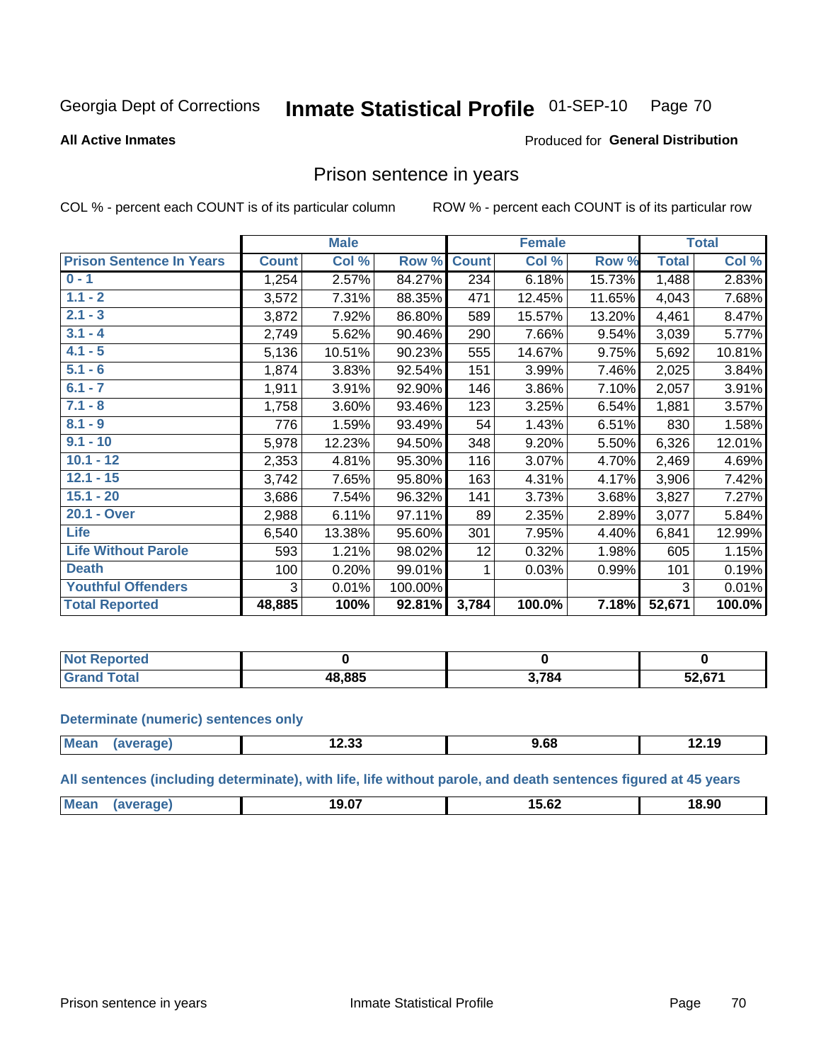Georgia Dept of Corrections **Inmate Statistical Profile** 01-SEP-10 Page 70

**All Active Inmates**

Produced for **General Distribution**

## Prison sentence in years

COL % - percent each COUNT is of its particular column ROW % - percent each COUNT is of its particular row

| | Male | | | Female | | | Total | |
|---|---|---|---|---|---|---|---|---|
| **Prison Sentence In Years** | **Count** | **Col %** | **Row %** | **Count** | **Col %** | **Row %** | **Total** | **Col %** |
| 0 - 1 | 1,254 | 2.57% | 84.27% | 234 | 6.18% | 15.73% | 1,488 | 2.83% |
| 1.1 - 2 | 3,572 | 7.31% | 88.35% | 471 | 12.45% | 11.65% | 4,043 | 7.68% |
| 2.1 - 3 | 3,872 | 7.92% | 86.80% | 589 | 15.57% | 13.20% | 4,461 | 8.47% |
| 3.1 - 4 | 2,749 | 5.62% | 90.46% | 290 | 7.66% | 9.54% | 3,039 | 5.77% |
| 4.1 - 5 | 5,136 | 10.51% | 90.23% | 555 | 14.67% | 9.75% | 5,692 | 10.81% |
| 5.1 - 6 | 1,874 | 3.83% | 92.54% | 151 | 3.99% | 7.46% | 2,025 | 3.84% |
| 6.1 - 7 | 1,911 | 3.91% | 92.90% | 146 | 3.86% | 7.10% | 2,057 | 3.91% |
| 7.1 - 8 | 1,758 | 3.60% | 93.46% | 123 | 3.25% | 6.54% | 1,881 | 3.57% |
| 8.1 - 9 | 776 | 1.59% | 93.49% | 54 | 1.43% | 6.51% | 830 | 1.58% |
| 9.1 - 10 | 5,978 | 12.23% | 94.50% | 348 | 9.20% | 5.50% | 6,326 | 12.01% |
| 10.1 - 12 | 2,353 | 4.81% | 95.30% | 116 | 3.07% | 4.70% | 2,469 | 4.69% |
| 12.1 - 15 | 3,742 | 7.65% | 95.80% | 163 | 4.31% | 4.17% | 3,906 | 7.42% |
| 15.1 - 20 | 3,686 | 7.54% | 96.32% | 141 | 3.73% | 3.68% | 3,827 | 7.27% |
| 20.1 - Over | 2,988 | 6.11% | 97.11% | 89 | 2.35% | 2.89% | 3,077 | 5.84% |
| Life | 6,540 | 13.38% | 95.60% | 301 | 7.95% | 4.40% | 6,841 | 12.99% |
| Life Without Parole | 593 | 1.21% | 98.02% | 12 | 0.32% | 1.98% | 605 | 1.15% |
| Death | 100 | 0.20% | 99.01% | 1 | 0.03% | 0.99% | 101 | 0.19% |
| Youthful Offenders | 3 | 0.01% | 100.00% | | | | 3 | 0.01% |
| **Total Reported** | **48,885** | **100%** | **92.81%** | **3,784** | **100.0%** | **7.18%** | **52,671** | **100.0%** |

| | Male | Female | Total |
|---|---|---|---|
| Not Reported | 0 | 0 | 0 |
| Grand Total | 48,885 | 3,784 | 52,671 |

**Determinate (numeric) sentences only**

| | Male | Female | Total |
|---|---|---|---|
| Mean (average) | 12.33 | 9.68 | 12.19 |

**All sentences (including determinate), with life, life without parole, and death sentences figured at 45 years**

| | Male | Female | Total |
|---|---|---|---|
| Mean (average) | 19.07 | 15.62 | 18.90 |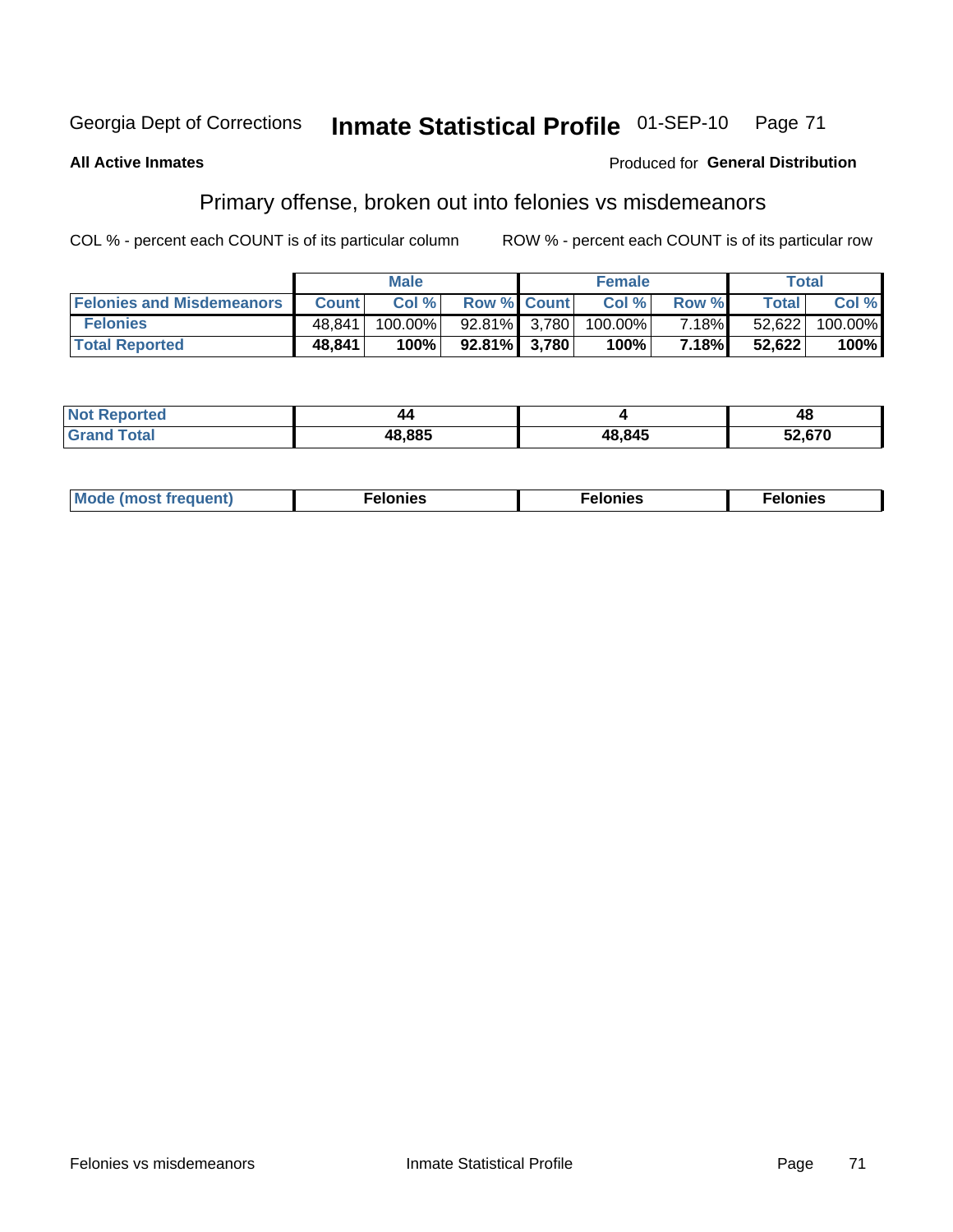Georgia Dept of Corrections **Inmate Statistical Profile** 01-SEP-10

**All Active Inmates**

Produced for **General Distribution**

## Primary offense, broken out into felonies vs misdemeanors

COL % - percent each COUNT is of its particular column

ROW % - percent each COUNT is of its particular row

| | Male | | | Female | | | Total | |
|---|---|---|---|---|---|---|---|---|
| **Felonies and Misdemeanors** | **Count** | **Col %** | **Row %** | **Count** | **Col %** | **Row %** | **Total** | **Col %** |
| **Felonies** | 48,841 | 100.00% | 92.81% | 3,780 | 100.00% | 7.18% | 52,622 | 100.00% |
| **Total Reported** | **48,841** | **100%** | **92.81%** | **3,780** | **100%** | **7.18%** | **52,622** | **100%** |

| | Male | Female | Total |
|---|---|---|---|
| **Not Reported** | **44** | **4** | **48** |
| **Grand Total** | **48,885** | **48,845** | **52,670** |

| | Male | Female | Total |
|---|---|---|---|
| **Mode (most frequent)** | **Felonies** | **Felonies** | **Felonies** |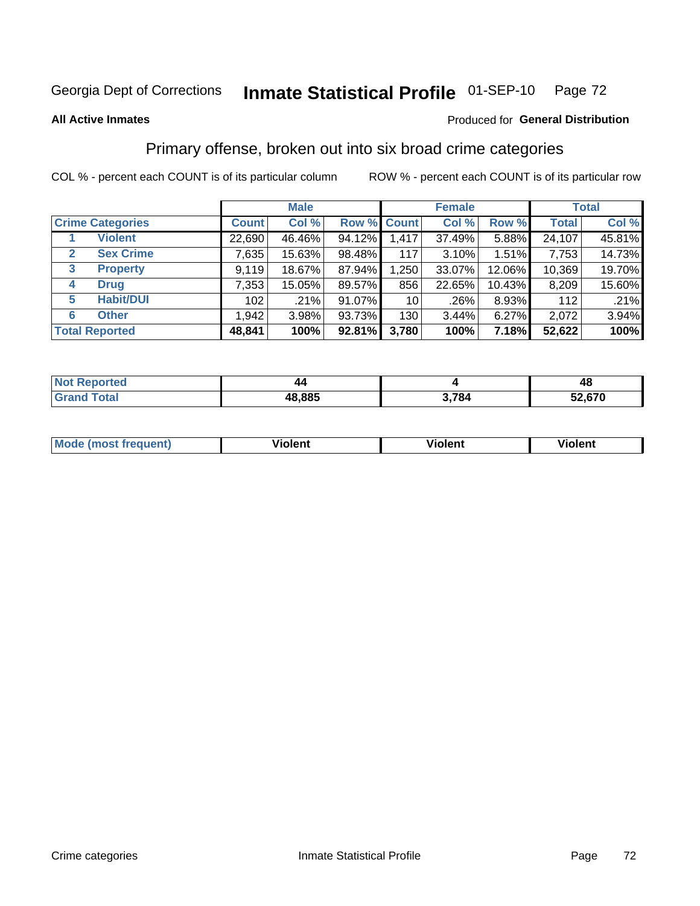Georgia Dept of Corrections **Inmate Statistical Profile** 01-SEP-10

**All Active Inmates**

Produced for **General Distribution**

## Primary offense, broken out into six broad crime categories

COL % - percent each COUNT is of its particular column

ROW % - percent each COUNT is of its particular row

| | | Male | | | Female | | | Total | |
|---|---|---|---|---|---|---|---|---|---|
| **Crime Categories** | | **Count** | **Col %** | **Row %** | **Count** | **Col %** | **Row %** | **Total** | **Col %** |
| 1 | **Violent** | 22,690 | 46.46% | 94.12% | 1,417 | 37.49% | 5.88% | 24,107 | 45.81% |
| 2 | **Sex Crime** | 7,635 | 15.63% | 98.48% | 117 | 3.10% | 1.51% | 7,753 | 14.73% |
| 3 | **Property** | 9,119 | 18.67% | 87.94% | 1,250 | 33.07% | 12.06% | 10,369 | 19.70% |
| 4 | **Drug** | 7,353 | 15.05% | 89.57% | 856 | 22.65% | 10.43% | 8,209 | 15.60% |
| 5 | **Habit/DUI** | 102 | .21% | 91.07% | 10 | .26% | 8.93% | 112 | .21% |
| 6 | **Other** | 1,942 | 3.98% | 93.73% | 130 | 3.44% | 6.27% | 2,072 | 3.94% |
| **Total Reported** | | **48,841** | **100%** | **92.81%** | **3,780** | **100%** | **7.18%** | **52,622** | **100%** |

| | Male | Female | Total |
|---|---|---|---|
| **Not Reported** | **44** | **4** | **48** |
| **Grand Total** | **48,885** | **3,784** | **52,670** |

| | Male | Female | Total |
|---|---|---|---|
| **Mode (most frequent)** | **Violent** | **Violent** | **Violent** |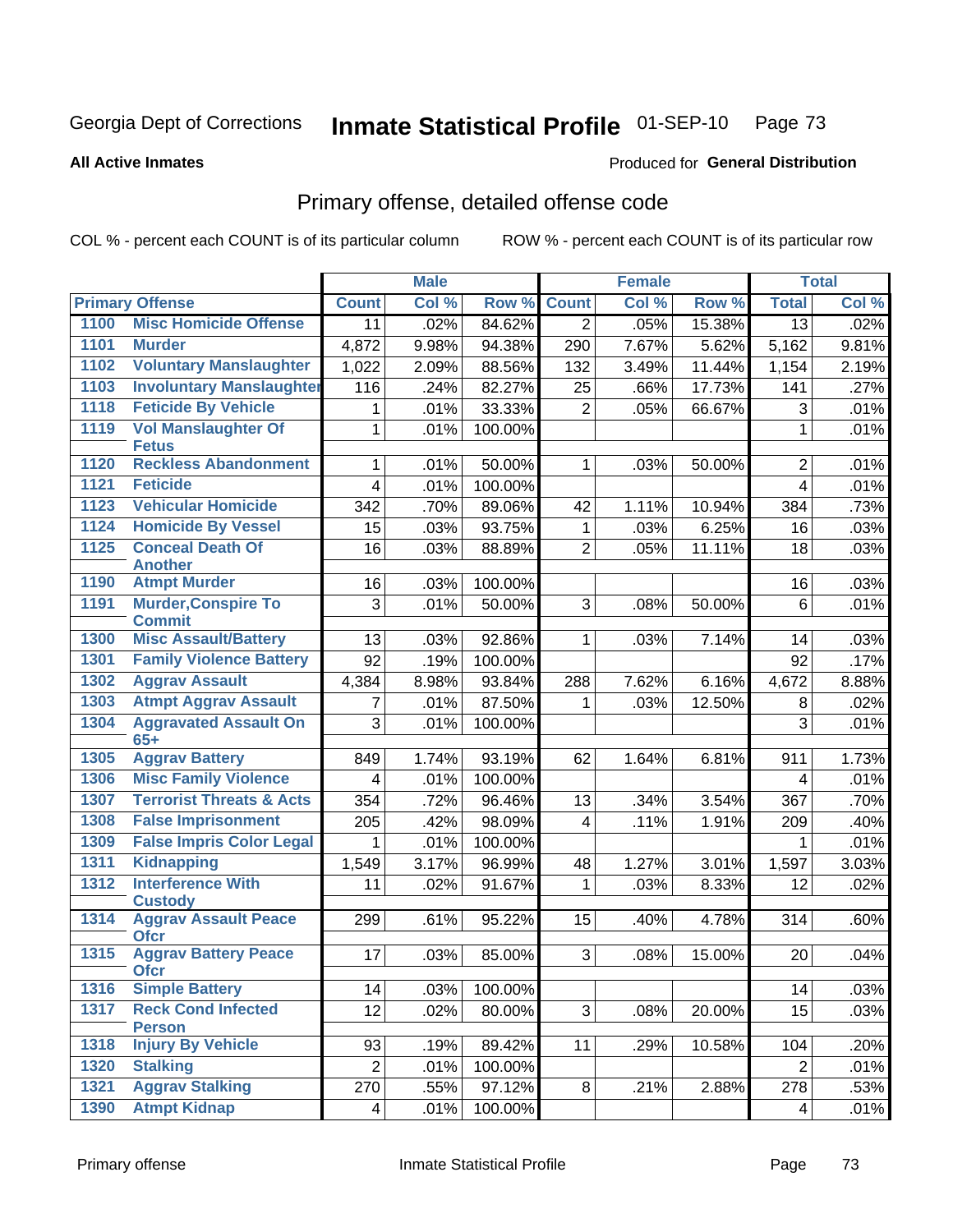Georgia Dept of Corrections **Inmate Statistical Profile** 01-SEP-10

**All Active Inmates**

Produced for **General Distribution**

## Primary offense, detailed offense code

COL % - percent each COUNT is of its particular column ROW % - percent each COUNT is of its particular row

| Primary Offense | | Male | | | Female | | | Total | |
|---|---|---|---|---|---|---|---|---|---|
| | | Count | Col % | Row % | Count | Col % | Row % | Total | Col % |
| 1100 | Misc Homicide Offense | 11 | .02% | 84.62% | 2 | .05% | 15.38% | 13 | .02% |
| 1101 | Murder | 4,872 | 9.98% | 94.38% | 290 | 7.67% | 5.62% | 5,162 | 9.81% |
| 1102 | Voluntary Manslaughter | 1,022 | 2.09% | 88.56% | 132 | 3.49% | 11.44% | 1,154 | 2.19% |
| 1103 | Involuntary Manslaughter | 116 | .24% | 82.27% | 25 | .66% | 17.73% | 141 | .27% |
| 1118 | Feticide By Vehicle | 1 | .01% | 33.33% | 2 | .05% | 66.67% | 3 | .01% |
| 1119 | Vol Manslaughter Of Fetus | 1 | .01% | 100.00% | | | | 1 | .01% |
| 1120 | Reckless Abandonment | 1 | .01% | 50.00% | 1 | .03% | 50.00% | 2 | .01% |
| 1121 | Feticide | 4 | .01% | 100.00% | | | | 4 | .01% |
| 1123 | Vehicular Homicide | 342 | .70% | 89.06% | 42 | 1.11% | 10.94% | 384 | .73% |
| 1124 | Homicide By Vessel | 15 | .03% | 93.75% | 1 | .03% | 6.25% | 16 | .03% |
| 1125 | Conceal Death Of Another | 16 | .03% | 88.89% | 2 | .05% | 11.11% | 18 | .03% |
| 1190 | Atmpt Murder | 16 | .03% | 100.00% | | | | 16 | .03% |
| 1191 | Murder,Conspire To Commit | 3 | .01% | 50.00% | 3 | .08% | 50.00% | 6 | .01% |
| 1300 | Misc Assault/Battery | 13 | .03% | 92.86% | 1 | .03% | 7.14% | 14 | .03% |
| 1301 | Family Violence Battery | 92 | .19% | 100.00% | | | | 92 | .17% |
| 1302 | Aggrav Assault | 4,384 | 8.98% | 93.84% | 288 | 7.62% | 6.16% | 4,672 | 8.88% |
| 1303 | Atmpt Aggrav Assault | 7 | .01% | 87.50% | 1 | .03% | 12.50% | 8 | .02% |
| 1304 | Aggravated Assault On 65+ | 3 | .01% | 100.00% | | | | 3 | .01% |
| 1305 | Aggrav Battery | 849 | 1.74% | 93.19% | 62 | 1.64% | 6.81% | 911 | 1.73% |
| 1306 | Misc Family Violence | 4 | .01% | 100.00% | | | | 4 | .01% |
| 1307 | Terrorist Threats & Acts | 354 | .72% | 96.46% | 13 | .34% | 3.54% | 367 | .70% |
| 1308 | False Imprisonment | 205 | .42% | 98.09% | 4 | .11% | 1.91% | 209 | .40% |
| 1309 | False Impris Color Legal | 1 | .01% | 100.00% | | | | 1 | .01% |
| 1311 | Kidnapping | 1,549 | 3.17% | 96.99% | 48 | 1.27% | 3.01% | 1,597 | 3.03% |
| 1312 | Interference With Custody | 11 | .02% | 91.67% | 1 | .03% | 8.33% | 12 | .02% |
| 1314 | Aggrav Assault Peace Ofcr | 299 | .61% | 95.22% | 15 | .40% | 4.78% | 314 | .60% |
| 1315 | Aggrav Battery Peace Ofcr | 17 | .03% | 85.00% | 3 | .08% | 15.00% | 20 | .04% |
| 1316 | Simple Battery | 14 | .03% | 100.00% | | | | 14 | .03% |
| 1317 | Reck Cond Infected Person | 12 | .02% | 80.00% | 3 | .08% | 20.00% | 15 | .03% |
| 1318 | Injury By Vehicle | 93 | .19% | 89.42% | 11 | .29% | 10.58% | 104 | .20% |
| 1320 | Stalking | 2 | .01% | 100.00% | | | | 2 | .01% |
| 1321 | Aggrav Stalking | 270 | .55% | 97.12% | 8 | .21% | 2.88% | 278 | .53% |
| 1390 | Atmpt Kidnap | 4 | .01% | 100.00% | | | | 4 | .01% |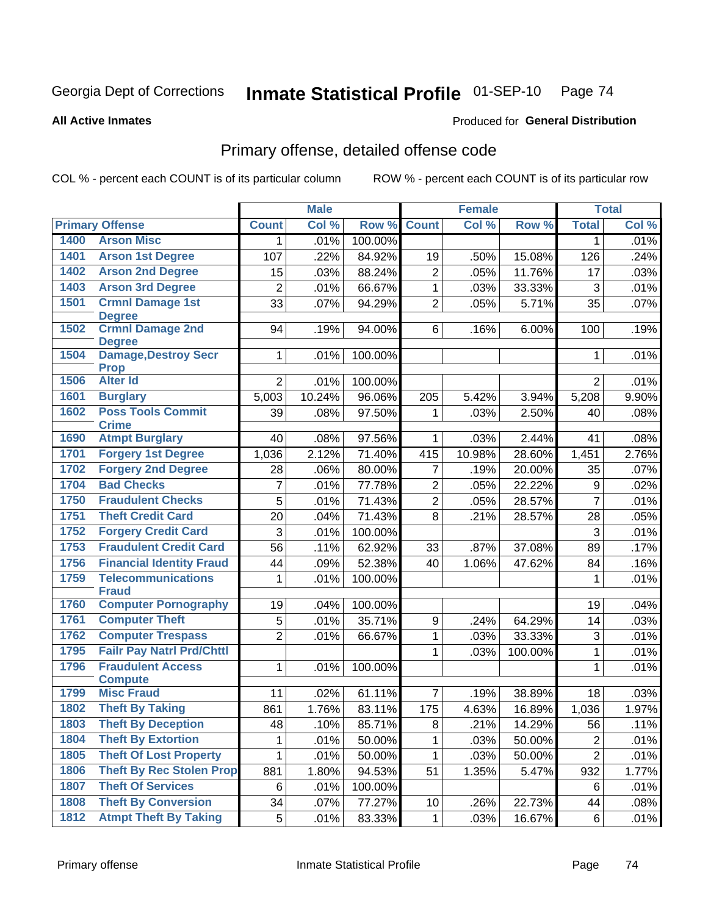Georgia Dept of Corrections **Inmate Statistical Profile** 01-SEP-10

**All Active Inmates**

Produced for **General Distribution**

## Primary offense, detailed offense code

COL % - percent each COUNT is of its particular column ROW % - percent each COUNT is of its particular row

| Primary Offense | | Male | | | Female | | | Total | |
|---|---|---|---|---|---|---|---|---|---|
| | | Count | Col % | Row % | Count | Col % | Row % | Total | Col % |
| 1400 | Arson Misc | 1 | .01% | 100.00% | | | | 1 | .01% |
| 1401 | Arson 1st Degree | 107 | .22% | 84.92% | 19 | .50% | 15.08% | 126 | .24% |
| 1402 | Arson 2nd Degree | 15 | .03% | 88.24% | 2 | .05% | 11.76% | 17 | .03% |
| 1403 | Arson 3rd Degree | 2 | .01% | 66.67% | 1 | .03% | 33.33% | 3 | .01% |
| 1501 | Crmnl Damage 1st Degree | 33 | .07% | 94.29% | 2 | .05% | 5.71% | 35 | .07% |
| 1502 | Crmnl Damage 2nd Degree | 94 | .19% | 94.00% | 6 | .16% | 6.00% | 100 | .19% |
| 1504 | Damage,Destroy Secr Prop | 1 | .01% | 100.00% | | | | 1 | .01% |
| 1506 | Alter Id | 2 | .01% | 100.00% | | | | 2 | .01% |
| 1601 | Burglary | 5,003 | 10.24% | 96.06% | 205 | 5.42% | 3.94% | 5,208 | 9.90% |
| 1602 | Poss Tools Commit Crime | 39 | .08% | 97.50% | 1 | .03% | 2.50% | 40 | .08% |
| 1690 | Atmpt Burglary | 40 | .08% | 97.56% | 1 | .03% | 2.44% | 41 | .08% |
| 1701 | Forgery 1st Degree | 1,036 | 2.12% | 71.40% | 415 | 10.98% | 28.60% | 1,451 | 2.76% |
| 1702 | Forgery 2nd Degree | 28 | .06% | 80.00% | 7 | .19% | 20.00% | 35 | .07% |
| 1704 | Bad Checks | 7 | .01% | 77.78% | 2 | .05% | 22.22% | 9 | .02% |
| 1750 | Fraudulent Checks | 5 | .01% | 71.43% | 2 | .05% | 28.57% | 7 | .01% |
| 1751 | Theft Credit Card | 20 | .04% | 71.43% | 8 | .21% | 28.57% | 28 | .05% |
| 1752 | Forgery Credit Card | 3 | .01% | 100.00% | | | | 3 | .01% |
| 1753 | Fraudulent Credit Card | 56 | .11% | 62.92% | 33 | .87% | 37.08% | 89 | .17% |
| 1756 | Financial Identity Fraud | 44 | .09% | 52.38% | 40 | 1.06% | 47.62% | 84 | .16% |
| 1759 | Telecommunications Fraud | 1 | .01% | 100.00% | | | | 1 | .01% |
| 1760 | Computer Pornography | 19 | .04% | 100.00% | | | | 19 | .04% |
| 1761 | Computer Theft | 5 | .01% | 35.71% | 9 | .24% | 64.29% | 14 | .03% |
| 1762 | Computer Trespass | 2 | .01% | 66.67% | 1 | .03% | 33.33% | 3 | .01% |
| 1795 | Failr Pay Natrl Prd/Chttl | | | | 1 | .03% | 100.00% | 1 | .01% |
| 1796 | Fraudulent Access Compute | 1 | .01% | 100.00% | | | | 1 | .01% |
| 1799 | Misc Fraud | 11 | .02% | 61.11% | 7 | .19% | 38.89% | 18 | .03% |
| 1802 | Theft By Taking | 861 | 1.76% | 83.11% | 175 | 4.63% | 16.89% | 1,036 | 1.97% |
| 1803 | Theft By Deception | 48 | .10% | 85.71% | 8 | .21% | 14.29% | 56 | .11% |
| 1804 | Theft By Extortion | 1 | .01% | 50.00% | 1 | .03% | 50.00% | 2 | .01% |
| 1805 | Theft Of Lost Property | 1 | .01% | 50.00% | 1 | .03% | 50.00% | 2 | .01% |
| 1806 | Theft By Rec Stolen Prop | 881 | 1.80% | 94.53% | 51 | 1.35% | 5.47% | 932 | 1.77% |
| 1807 | Theft Of Services | 6 | .01% | 100.00% | | | | 6 | .01% |
| 1808 | Theft By Conversion | 34 | .07% | 77.27% | 10 | .26% | 22.73% | 44 | .08% |
| 1812 | Atmpt Theft By Taking | 5 | .01% | 83.33% | 1 | .03% | 16.67% | 6 | .01% |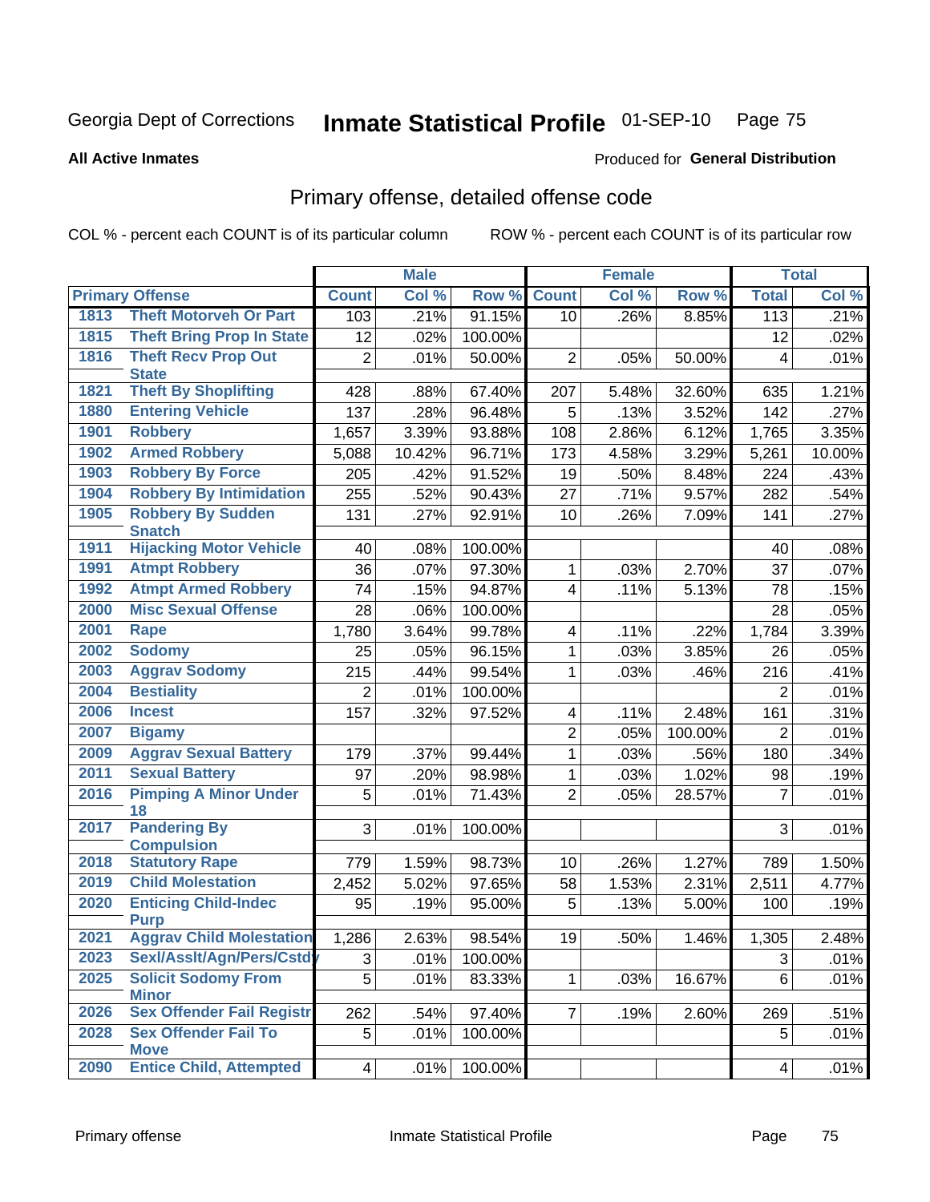Georgia Dept of Corrections **Inmate Statistical Profile** 01-SEP-10

**All Active Inmates**

Produced for **General Distribution**

## Primary offense, detailed offense code

COL % - percent each COUNT is of its particular column

ROW % - percent each COUNT is of its particular row

| Primary Offense | | Male | | | Female | | | Total | |
|---|---|---|---|---|---|---|---|---|---|
| | | Count | Col % | Row % | Count | Col % | Row % | Total | Col % |
| 1813 | Theft Motorveh Or Part | 103 | .21% | 91.15% | 10 | .26% | 8.85% | 113 | .21% |
| 1815 | Theft Bring Prop In State | 12 | .02% | 100.00% | | | | 12 | .02% |
| 1816 | Theft Recv Prop Out State | 2 | .01% | 50.00% | 2 | .05% | 50.00% | 4 | .01% |
| 1821 | Theft By Shoplifting | 428 | .88% | 67.40% | 207 | 5.48% | 32.60% | 635 | 1.21% |
| 1880 | Entering Vehicle | 137 | .28% | 96.48% | 5 | .13% | 3.52% | 142 | .27% |
| 1901 | Robbery | 1,657 | 3.39% | 93.88% | 108 | 2.86% | 6.12% | 1,765 | 3.35% |
| 1902 | Armed Robbery | 5,088 | 10.42% | 96.71% | 173 | 4.58% | 3.29% | 5,261 | 10.00% |
| 1903 | Robbery By Force | 205 | .42% | 91.52% | 19 | .50% | 8.48% | 224 | .43% |
| 1904 | Robbery By Intimidation | 255 | .52% | 90.43% | 27 | .71% | 9.57% | 282 | .54% |
| 1905 | Robbery By Sudden Snatch | 131 | .27% | 92.91% | 10 | .26% | 7.09% | 141 | .27% |
| 1911 | Hijacking Motor Vehicle | 40 | .08% | 100.00% | | | | 40 | .08% |
| 1991 | Atmpt Robbery | 36 | .07% | 97.30% | 1 | .03% | 2.70% | 37 | .07% |
| 1992 | Atmpt Armed Robbery | 74 | .15% | 94.87% | 4 | .11% | 5.13% | 78 | .15% |
| 2000 | Misc Sexual Offense | 28 | .06% | 100.00% | | | | 28 | .05% |
| 2001 | Rape | 1,780 | 3.64% | 99.78% | 4 | .11% | .22% | 1,784 | 3.39% |
| 2002 | Sodomy | 25 | .05% | 96.15% | 1 | .03% | 3.85% | 26 | .05% |
| 2003 | Aggrav Sodomy | 215 | .44% | 99.54% | 1 | .03% | .46% | 216 | .41% |
| 2004 | Bestiality | 2 | .01% | 100.00% | | | | 2 | .01% |
| 2006 | Incest | 157 | .32% | 97.52% | 4 | .11% | 2.48% | 161 | .31% |
| 2007 | Bigamy | | | | 2 | .05% | 100.00% | 2 | .01% |
| 2009 | Aggrav Sexual Battery | 179 | .37% | 99.44% | 1 | .03% | .56% | 180 | .34% |
| 2011 | Sexual Battery | 97 | .20% | 98.98% | 1 | .03% | 1.02% | 98 | .19% |
| 2016 | Pimping A Minor Under 18 | 5 | .01% | 71.43% | 2 | .05% | 28.57% | 7 | .01% |
| 2017 | Pandering By Compulsion | 3 | .01% | 100.00% | | | | 3 | .01% |
| 2018 | Statutory Rape | 779 | 1.59% | 98.73% | 10 | .26% | 1.27% | 789 | 1.50% |
| 2019 | Child Molestation | 2,452 | 5.02% | 97.65% | 58 | 1.53% | 2.31% | 2,511 | 4.77% |
| 2020 | Enticing Child-Indec Purp | 95 | .19% | 95.00% | 5 | .13% | 5.00% | 100 | .19% |
| 2021 | Aggrav Child Molestation | 1,286 | 2.63% | 98.54% | 19 | .50% | 1.46% | 1,305 | 2.48% |
| 2023 | Sexl/Asslt/Agn/Pers/Cstdy | 3 | .01% | 100.00% | | | | 3 | .01% |
| 2025 | Solicit Sodomy From Minor | 5 | .01% | 83.33% | 1 | .03% | 16.67% | 6 | .01% |
| 2026 | Sex Offender Fail Registr | 262 | .54% | 97.40% | 7 | .19% | 2.60% | 269 | .51% |
| 2028 | Sex Offender Fail To Move | 5 | .01% | 100.00% | | | | 5 | .01% |
| 2090 | Entice Child, Attempted | 4 | .01% | 100.00% | | | | 4 | .01% |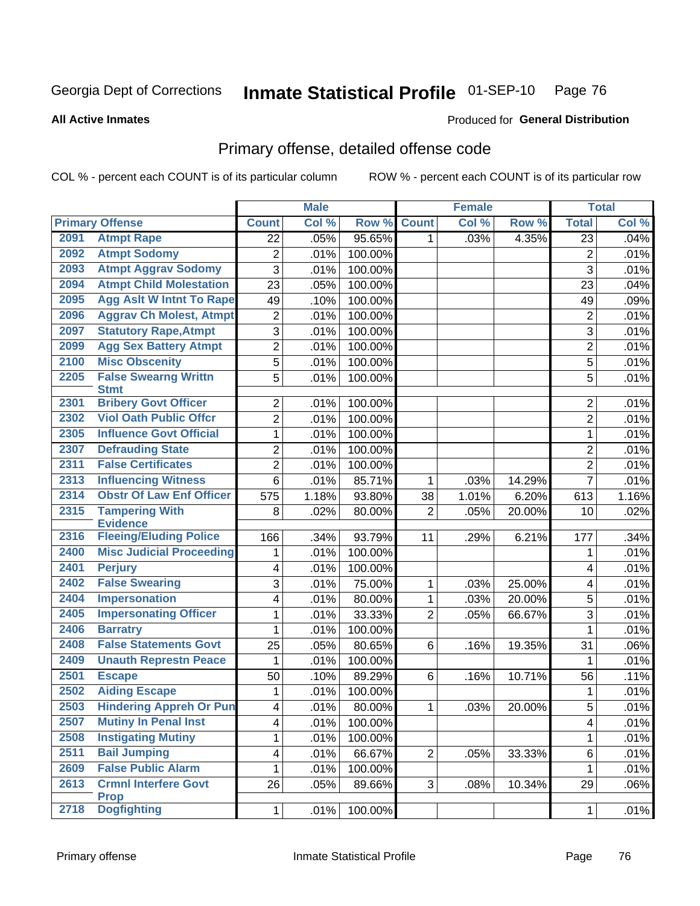Georgia Dept of Corrections **Inmate Statistical Profile** 01-SEP-10

**All Active Inmates**

Produced for **General Distribution**

## Primary offense, detailed offense code

COL % - percent each COUNT is of its particular column    ROW % - percent each COUNT is of its particular row

| Primary Offense | | Male | | | Female | | | Total | |
|---|---|---|---|---|---|---|---|---|---|
| | | Count | Col % | Row % | Count | Col % | Row % | Total | Col % |
| 2091 | Atmpt Rape | 22 | .05% | 95.65% | 1 | .03% | 4.35% | 23 | .04% |
| 2092 | Atmpt Sodomy | 2 | .01% | 100.00% | | | | 2 | .01% |
| 2093 | Atmpt Aggrav Sodomy | 3 | .01% | 100.00% | | | | 3 | .01% |
| 2094 | Atmpt Child Molestation | 23 | .05% | 100.00% | | | | 23 | .04% |
| 2095 | Agg Aslt W Intnt To Rape | 49 | .10% | 100.00% | | | | 49 | .09% |
| 2096 | Aggrav Ch Molest, Atmpt | 2 | .01% | 100.00% | | | | 2 | .01% |
| 2097 | Statutory Rape,Atmpt | 3 | .01% | 100.00% | | | | 3 | .01% |
| 2099 | Agg Sex Battery Atmpt | 2 | .01% | 100.00% | | | | 2 | .01% |
| 2100 | Misc Obscenity | 5 | .01% | 100.00% | | | | 5 | .01% |
| 2205 | False Swearng Writtn Stmt | 5 | .01% | 100.00% | | | | 5 | .01% |
| 2301 | Bribery Govt Officer | 2 | .01% | 100.00% | | | | 2 | .01% |
| 2302 | Viol Oath Public Offcr | 2 | .01% | 100.00% | | | | 2 | .01% |
| 2305 | Influence Govt Official | 1 | .01% | 100.00% | | | | 1 | .01% |
| 2307 | Defrauding State | 2 | .01% | 100.00% | | | | 2 | .01% |
| 2311 | False Certificates | 2 | .01% | 100.00% | | | | 2 | .01% |
| 2313 | Influencing Witness | 6 | .01% | 85.71% | 1 | .03% | 14.29% | 7 | .01% |
| 2314 | Obstr Of Law Enf Officer | 575 | 1.18% | 93.80% | 38 | 1.01% | 6.20% | 613 | 1.16% |
| 2315 | Tampering With Evidence | 8 | .02% | 80.00% | 2 | .05% | 20.00% | 10 | .02% |
| 2316 | Fleeing/Eluding Police | 166 | .34% | 93.79% | 11 | .29% | 6.21% | 177 | .34% |
| 2400 | Misc Judicial Proceeding | 1 | .01% | 100.00% | | | | 1 | .01% |
| 2401 | Perjury | 4 | .01% | 100.00% | | | | 4 | .01% |
| 2402 | False Swearing | 3 | .01% | 75.00% | 1 | .03% | 25.00% | 4 | .01% |
| 2404 | Impersonation | 4 | .01% | 80.00% | 1 | .03% | 20.00% | 5 | .01% |
| 2405 | Impersonating Officer | 1 | .01% | 33.33% | 2 | .05% | 66.67% | 3 | .01% |
| 2406 | Barratry | 1 | .01% | 100.00% | | | | 1 | .01% |
| 2408 | False Statements Govt | 25 | .05% | 80.65% | 6 | .16% | 19.35% | 31 | .06% |
| 2409 | Unauth Represtn Peace | 1 | .01% | 100.00% | | | | 1 | .01% |
| 2501 | Escape | 50 | .10% | 89.29% | 6 | .16% | 10.71% | 56 | .11% |
| 2502 | Aiding Escape | 1 | .01% | 100.00% | | | | 1 | .01% |
| 2503 | Hindering Appreh Or Pun | 4 | .01% | 80.00% | 1 | .03% | 20.00% | 5 | .01% |
| 2507 | Mutiny In Penal Inst | 4 | .01% | 100.00% | | | | 4 | .01% |
| 2508 | Instigating Mutiny | 1 | .01% | 100.00% | | | | 1 | .01% |
| 2511 | Bail Jumping | 4 | .01% | 66.67% | 2 | .05% | 33.33% | 6 | .01% |
| 2609 | False Public Alarm | 1 | .01% | 100.00% | | | | 1 | .01% |
| 2613 | Crmnl Interfere Govt Prop | 26 | .05% | 89.66% | 3 | .08% | 10.34% | 29 | .06% |
| 2718 | Dogfighting | 1 | .01% | 100.00% | | | | 1 | .01% |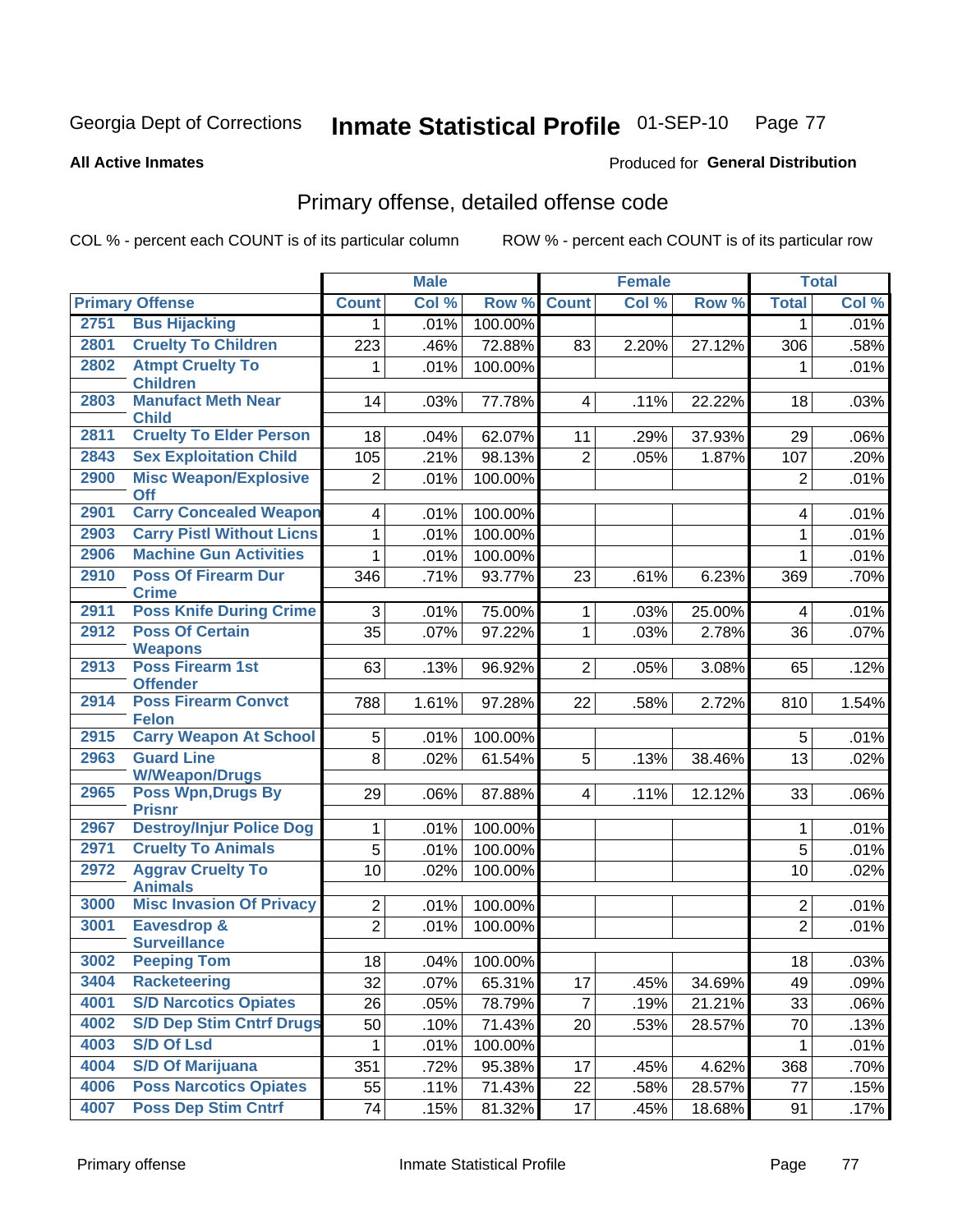Georgia Dept of Corrections **Inmate Statistical Profile** 01-SEP-10

**All Active Inmates** Produced for **General Distribution**

## Primary offense, detailed offense code

COL % - percent each COUNT is of its particular column ROW % - percent each COUNT is of its particular row

| Primary Offense | | Male | | | Female | | | Total | |
|---|---|---|---|---|---|---|---|---|---|
| | | Count | Col % | Row % | Count | Col % | Row % | Total | Col % |
| 2751 | Bus Hijacking | 1 | .01% | 100.00% | | | | 1 | .01% |
| 2801 | Cruelty To Children | 223 | .46% | 72.88% | 83 | 2.20% | 27.12% | 306 | .58% |
| 2802 | Atmpt Cruelty To Children | 1 | .01% | 100.00% | | | | 1 | .01% |
| 2803 | Manufact Meth Near Child | 14 | .03% | 77.78% | 4 | .11% | 22.22% | 18 | .03% |
| 2811 | Cruelty To Elder Person | 18 | .04% | 62.07% | 11 | .29% | 37.93% | 29 | .06% |
| 2843 | Sex Exploitation Child | 105 | .21% | 98.13% | 2 | .05% | 1.87% | 107 | .20% |
| 2900 | Misc Weapon/Explosive Off | 2 | .01% | 100.00% | | | | 2 | .01% |
| 2901 | Carry Concealed Weapon | 4 | .01% | 100.00% | | | | 4 | .01% |
| 2903 | Carry Pistl Without Licns | 1 | .01% | 100.00% | | | | 1 | .01% |
| 2906 | Machine Gun Activities | 1 | .01% | 100.00% | | | | 1 | .01% |
| 2910 | Poss Of Firearm Dur Crime | 346 | .71% | 93.77% | 23 | .61% | 6.23% | 369 | .70% |
| 2911 | Poss Knife During Crime | 3 | .01% | 75.00% | 1 | .03% | 25.00% | 4 | .01% |
| 2912 | Poss Of Certain Weapons | 35 | .07% | 97.22% | 1 | .03% | 2.78% | 36 | .07% |
| 2913 | Poss Firearm 1st Offender | 63 | .13% | 96.92% | 2 | .05% | 3.08% | 65 | .12% |
| 2914 | Poss Firearm Convct Felon | 788 | 1.61% | 97.28% | 22 | .58% | 2.72% | 810 | 1.54% |
| 2915 | Carry Weapon At School | 5 | .01% | 100.00% | | | | 5 | .01% |
| 2963 | Guard Line W/Weapon/Drugs | 8 | .02% | 61.54% | 5 | .13% | 38.46% | 13 | .02% |
| 2965 | Poss Wpn,Drugs By Prisnr | 29 | .06% | 87.88% | 4 | .11% | 12.12% | 33 | .06% |
| 2967 | Destroy/Injur Police Dog | 1 | .01% | 100.00% | | | | 1 | .01% |
| 2971 | Cruelty To Animals | 5 | .01% | 100.00% | | | | 5 | .01% |
| 2972 | Aggrav Cruelty To Animals | 10 | .02% | 100.00% | | | | 10 | .02% |
| 3000 | Misc Invasion Of Privacy | 2 | .01% | 100.00% | | | | 2 | .01% |
| 3001 | Eavesdrop & Surveillance | 2 | .01% | 100.00% | | | | 2 | .01% |
| 3002 | Peeping Tom | 18 | .04% | 100.00% | | | | 18 | .03% |
| 3404 | Racketeering | 32 | .07% | 65.31% | 17 | .45% | 34.69% | 49 | .09% |
| 4001 | S/D Narcotics Opiates | 26 | .05% | 78.79% | 7 | .19% | 21.21% | 33 | .06% |
| 4002 | S/D Dep Stim Cntrf Drugs | 50 | .10% | 71.43% | 20 | .53% | 28.57% | 70 | .13% |
| 4003 | S/D Of Lsd | 1 | .01% | 100.00% | | | | 1 | .01% |
| 4004 | S/D Of Marijuana | 351 | .72% | 95.38% | 17 | .45% | 4.62% | 368 | .70% |
| 4006 | Poss Narcotics Opiates | 55 | .11% | 71.43% | 22 | .58% | 28.57% | 77 | .15% |
| 4007 | Poss Dep Stim Cntrf | 74 | .15% | 81.32% | 17 | .45% | 18.68% | 91 | .17% |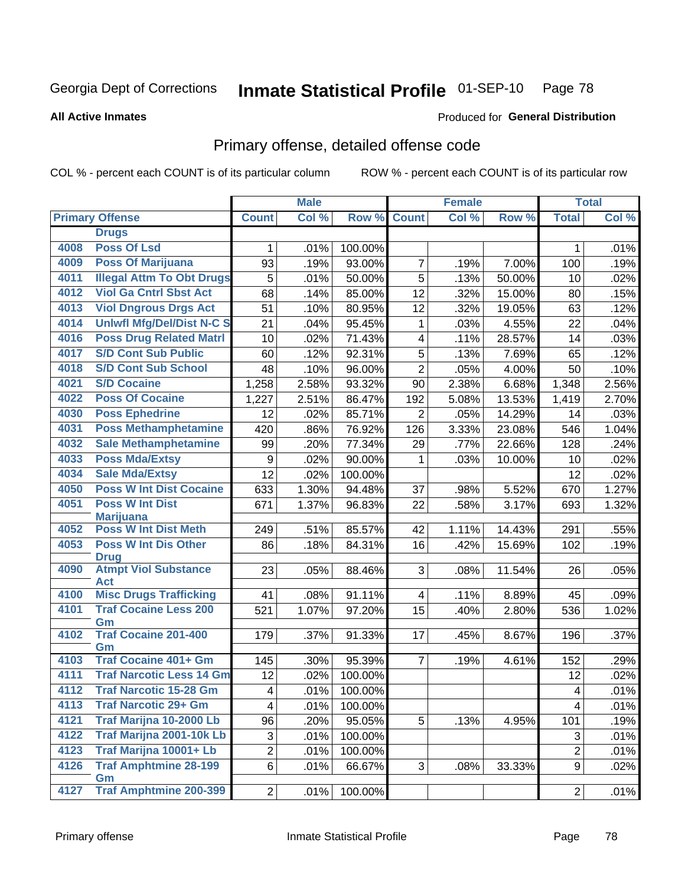Georgia Dept of Corrections **Inmate Statistical Profile** 01-SEP-10

**All Active Inmates**

Produced for **General Distribution**

## Primary offense, detailed offense code

COL % - percent each COUNT is of its particular column ROW % - percent each COUNT is of its particular row

| Primary Offense | | Male | | | Female | | | Total | |
|---|---|---|---|---|---|---|---|---|---|
| | | Count | Col % | Row % | Count | Col % | Row % | Total | Col % |
| | Drugs | | | | | | | | |
| 4008 | Poss Of Lsd | 1 | .01% | 100.00% | | | | 1 | .01% |
| 4009 | Poss Of Marijuana | 93 | .19% | 93.00% | 7 | .19% | 7.00% | 100 | .19% |
| 4011 | Illegal Attm To Obt Drugs | 5 | .01% | 50.00% | 5 | .13% | 50.00% | 10 | .02% |
| 4012 | Viol Ga Cntrl Sbst Act | 68 | .14% | 85.00% | 12 | .32% | 15.00% | 80 | .15% |
| 4013 | Viol Dngrous Drgs Act | 51 | .10% | 80.95% | 12 | .32% | 19.05% | 63 | .12% |
| 4014 | Unlwfl Mfg/Del/Dist N-C S | 21 | .04% | 95.45% | 1 | .03% | 4.55% | 22 | .04% |
| 4016 | Poss Drug Related Matrl | 10 | .02% | 71.43% | 4 | .11% | 28.57% | 14 | .03% |
| 4017 | S/D Cont Sub Public | 60 | .12% | 92.31% | 5 | .13% | 7.69% | 65 | .12% |
| 4018 | S/D Cont Sub School | 48 | .10% | 96.00% | 2 | .05% | 4.00% | 50 | .10% |
| 4021 | S/D Cocaine | 1,258 | 2.58% | 93.32% | 90 | 2.38% | 6.68% | 1,348 | 2.56% |
| 4022 | Poss Of Cocaine | 1,227 | 2.51% | 86.47% | 192 | 5.08% | 13.53% | 1,419 | 2.70% |
| 4030 | Poss Ephedrine | 12 | .02% | 85.71% | 2 | .05% | 14.29% | 14 | .03% |
| 4031 | Poss Methamphetamine | 420 | .86% | 76.92% | 126 | 3.33% | 23.08% | 546 | 1.04% |
| 4032 | Sale Methamphetamine | 99 | .20% | 77.34% | 29 | .77% | 22.66% | 128 | .24% |
| 4033 | Poss Mda/Extsy | 9 | .02% | 90.00% | 1 | .03% | 10.00% | 10 | .02% |
| 4034 | Sale Mda/Extsy | 12 | .02% | 100.00% | | | | 12 | .02% |
| 4050 | Poss W Int Dist Cocaine | 633 | 1.30% | 94.48% | 37 | .98% | 5.52% | 670 | 1.27% |
| 4051 | Poss W Int Dist Marijuana | 671 | 1.37% | 96.83% | 22 | .58% | 3.17% | 693 | 1.32% |
| 4052 | Poss W Int Dist Meth | 249 | .51% | 85.57% | 42 | 1.11% | 14.43% | 291 | .55% |
| 4053 | Poss W Int Dis Other Drug | 86 | .18% | 84.31% | 16 | .42% | 15.69% | 102 | .19% |
| 4090 | Atmpt Viol Substance Act | 23 | .05% | 88.46% | 3 | .08% | 11.54% | 26 | .05% |
| 4100 | Misc Drugs Trafficking | 41 | .08% | 91.11% | 4 | .11% | 8.89% | 45 | .09% |
| 4101 | Traf Cocaine Less 200 Gm | 521 | 1.07% | 97.20% | 15 | .40% | 2.80% | 536 | 1.02% |
| 4102 | Traf Cocaine 201-400 Gm | 179 | .37% | 91.33% | 17 | .45% | 8.67% | 196 | .37% |
| 4103 | Traf Cocaine 401+ Gm | 145 | .30% | 95.39% | 7 | .19% | 4.61% | 152 | .29% |
| 4111 | Traf Narcotic Less 14 Gm | 12 | .02% | 100.00% | | | | 12 | .02% |
| 4112 | Traf Narcotic 15-28 Gm | 4 | .01% | 100.00% | | | | 4 | .01% |
| 4113 | Traf Narcotic 29+ Gm | 4 | .01% | 100.00% | | | | 4 | .01% |
| 4121 | Traf Marijna 10-2000 Lb | 96 | .20% | 95.05% | 5 | .13% | 4.95% | 101 | .19% |
| 4122 | Traf Marijna 2001-10k Lb | 3 | .01% | 100.00% | | | | 3 | .01% |
| 4123 | Traf Marijna 10001+ Lb | 2 | .01% | 100.00% | | | | 2 | .01% |
| 4126 | Traf Amphtmine 28-199 Gm | 6 | .01% | 66.67% | 3 | .08% | 33.33% | 9 | .02% |
| 4127 | Traf Amphtmine 200-399 | 2 | .01% | 100.00% | | | | 2 | .01% |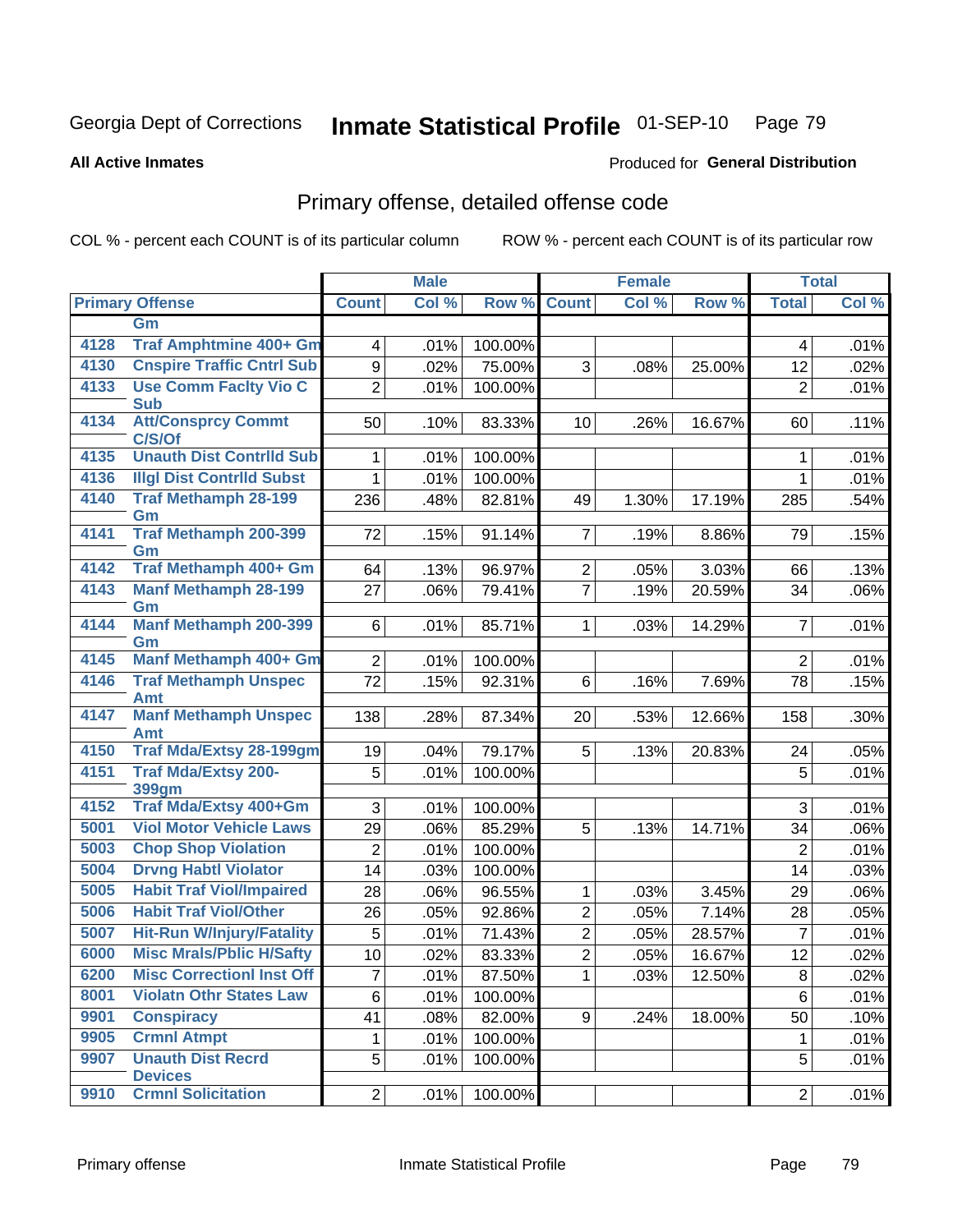Georgia Dept of Corrections **Inmate Statistical Profile** 01-SEP-10

**All Active Inmates**

Produced for **General Distribution**

## Primary offense, detailed offense code

COL % - percent each COUNT is of its particular column

ROW % - percent each COUNT is of its particular row

| Primary Offense | | Male | | | Female | | | Total | |
|---|---|---|---|---|---|---|---|---|---|
| | | Count | Col % | Row % | Count | Col % | Row % | Total | Col % |
| | Gm | | | | | | | | |
| 4128 | Traf Amphtmine 400+ Gm | 4 | .01% | 100.00% | | | | 4 | .01% |
| 4130 | Cnspire Traffic Cntrl Sub | 9 | .02% | 75.00% | 3 | .08% | 25.00% | 12 | .02% |
| 4133 | Use Comm Faclty Vio C Sub | 2 | .01% | 100.00% | | | | 2 | .01% |
| 4134 | Att/Consprcy Commt C/S/Of | 50 | .10% | 83.33% | 10 | .26% | 16.67% | 60 | .11% |
| 4135 | Unauth Dist Contrlld Sub | 1 | .01% | 100.00% | | | | 1 | .01% |
| 4136 | Illgl Dist Contrlld Subst | 1 | .01% | 100.00% | | | | 1 | .01% |
| 4140 | Traf Methamph 28-199 Gm | 236 | .48% | 82.81% | 49 | 1.30% | 17.19% | 285 | .54% |
| 4141 | Traf Methamph 200-399 Gm | 72 | .15% | 91.14% | 7 | .19% | 8.86% | 79 | .15% |
| 4142 | Traf Methamph 400+ Gm | 64 | .13% | 96.97% | 2 | .05% | 3.03% | 66 | .13% |
| 4143 | Manf Methamph 28-199 Gm | 27 | .06% | 79.41% | 7 | .19% | 20.59% | 34 | .06% |
| 4144 | Manf Methamph 200-399 Gm | 6 | .01% | 85.71% | 1 | .03% | 14.29% | 7 | .01% |
| 4145 | Manf Methamph 400+ Gm | 2 | .01% | 100.00% | | | | 2 | .01% |
| 4146 | Traf Methamph Unspec Amt | 72 | .15% | 92.31% | 6 | .16% | 7.69% | 78 | .15% |
| 4147 | Manf Methamph Unspec Amt | 138 | .28% | 87.34% | 20 | .53% | 12.66% | 158 | .30% |
| 4150 | Traf Mda/Extsy 28-199gm | 19 | .04% | 79.17% | 5 | .13% | 20.83% | 24 | .05% |
| 4151 | Traf Mda/Extsy 200-399gm | 5 | .01% | 100.00% | | | | 5 | .01% |
| 4152 | Traf Mda/Extsy 400+Gm | 3 | .01% | 100.00% | | | | 3 | .01% |
| 5001 | Viol Motor Vehicle Laws | 29 | .06% | 85.29% | 5 | .13% | 14.71% | 34 | .06% |
| 5003 | Chop Shop Violation | 2 | .01% | 100.00% | | | | 2 | .01% |
| 5004 | Drvng Habtl Violator | 14 | .03% | 100.00% | | | | 14 | .03% |
| 5005 | Habit Traf Viol/Impaired | 28 | .06% | 96.55% | 1 | .03% | 3.45% | 29 | .06% |
| 5006 | Habit Traf Viol/Other | 26 | .05% | 92.86% | 2 | .05% | 7.14% | 28 | .05% |
| 5007 | Hit-Run W/Injury/Fatality | 5 | .01% | 71.43% | 2 | .05% | 28.57% | 7 | .01% |
| 6000 | Misc Mrals/Pblic H/Safty | 10 | .02% | 83.33% | 2 | .05% | 16.67% | 12 | .02% |
| 6200 | Misc Correctionl Inst Off | 7 | .01% | 87.50% | 1 | .03% | 12.50% | 8 | .02% |
| 8001 | Violatn Othr States Law | 6 | .01% | 100.00% | | | | 6 | .01% |
| 9901 | Conspiracy | 41 | .08% | 82.00% | 9 | .24% | 18.00% | 50 | .10% |
| 9905 | Crmnl Atmpt | 1 | .01% | 100.00% | | | | 1 | .01% |
| 9907 | Unauth Dist Recrd Devices | 5 | .01% | 100.00% | | | | 5 | .01% |
| 9910 | Crmnl Solicitation | 2 | .01% | 100.00% | | | | 2 | .01% |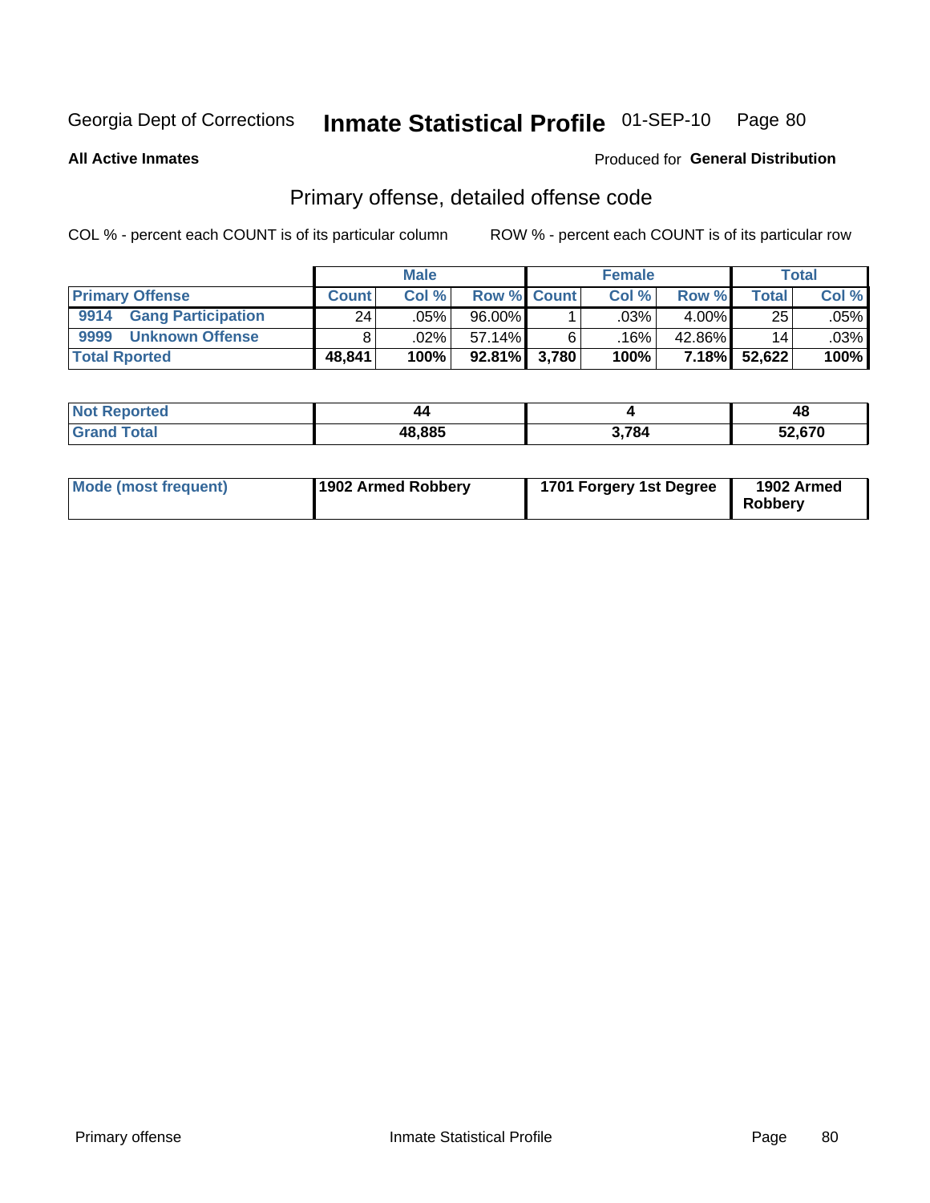Georgia Dept of Corrections **Inmate Statistical Profile** 01-SEP-10

**All Active Inmates**

Produced for **General Distribution**

## Primary offense, detailed offense code

COL % - percent each COUNT is of its particular column    ROW % - percent each COUNT is of its particular row

| | Male | | | Female | | | Total | |
|---|---|---|---|---|---|---|---|---|
| **Primary Offense** | **Count** | **Col %** | **Row %** | **Count** | **Col %** | **Row %** | **Total** | **Col %** |
| **9914 Gang Participation** | 24 | .05% | 96.00% | 1 | .03% | 4.00% | 25 | .05% |
| **9999 Unknown Offense** | 8 | .02% | 57.14% | 6 | .16% | 42.86% | 14 | .03% |
| **Total Rported** | **48,841** | **100%** | **92.81%** | **3,780** | **100%** | **7.18%** | **52,622** | **100%** |

| | Male | Female | Total |
|---|---|---|---|
| **Not Reported** | **44** | **4** | **48** |
| **Grand Total** | **48,885** | **3,784** | **52,670** |

| | Male | Female | Total |
|---|---|---|---|
| **Mode (most frequent)** | **1902 Armed Robbery** | **1701 Forgery 1st Degree** | **1902 Armed Robbery** |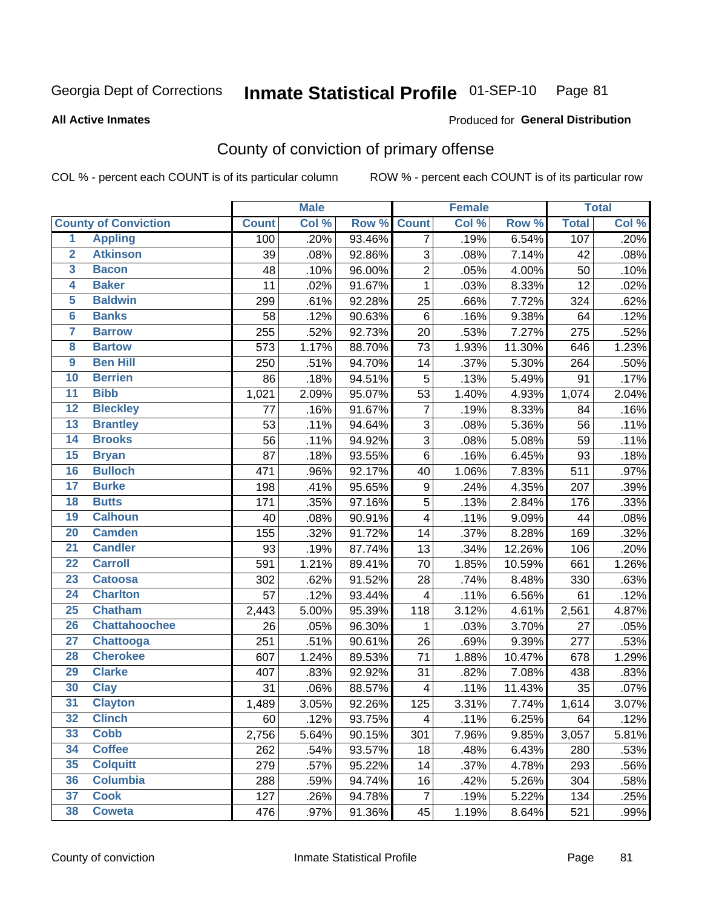Georgia Dept of Corrections **Inmate Statistical Profile** 01-SEP-10

**All Active Inmates** Produced for **General Distribution**

## County of conviction of primary offense

COL % - percent each COUNT is of its particular column ROW % - percent each COUNT is of its particular row

| | County of Conviction | Male | | | Female | | | Total | |
|---|---|---|---|---|---|---|---|---|---|
| | | Count | Col % | Row % | Count | Col % | Row % | Total | Col % |
| 1 | Appling | 100 | .20% | 93.46% | 7 | .19% | 6.54% | 107 | .20% |
| 2 | Atkinson | 39 | .08% | 92.86% | 3 | .08% | 7.14% | 42 | .08% |
| 3 | Bacon | 48 | .10% | 96.00% | 2 | .05% | 4.00% | 50 | .10% |
| 4 | Baker | 11 | .02% | 91.67% | 1 | .03% | 8.33% | 12 | .02% |
| 5 | Baldwin | 299 | .61% | 92.28% | 25 | .66% | 7.72% | 324 | .62% |
| 6 | Banks | 58 | .12% | 90.63% | 6 | .16% | 9.38% | 64 | .12% |
| 7 | Barrow | 255 | .52% | 92.73% | 20 | .53% | 7.27% | 275 | .52% |
| 8 | Bartow | 573 | 1.17% | 88.70% | 73 | 1.93% | 11.30% | 646 | 1.23% |
| 9 | Ben Hill | 250 | .51% | 94.70% | 14 | .37% | 5.30% | 264 | .50% |
| 10 | Berrien | 86 | .18% | 94.51% | 5 | .13% | 5.49% | 91 | .17% |
| 11 | Bibb | 1,021 | 2.09% | 95.07% | 53 | 1.40% | 4.93% | 1,074 | 2.04% |
| 12 | Bleckley | 77 | .16% | 91.67% | 7 | .19% | 8.33% | 84 | .16% |
| 13 | Brantley | 53 | .11% | 94.64% | 3 | .08% | 5.36% | 56 | .11% |
| 14 | Brooks | 56 | .11% | 94.92% | 3 | .08% | 5.08% | 59 | .11% |
| 15 | Bryan | 87 | .18% | 93.55% | 6 | .16% | 6.45% | 93 | .18% |
| 16 | Bulloch | 471 | .96% | 92.17% | 40 | 1.06% | 7.83% | 511 | .97% |
| 17 | Burke | 198 | .41% | 95.65% | 9 | .24% | 4.35% | 207 | .39% |
| 18 | Butts | 171 | .35% | 97.16% | 5 | .13% | 2.84% | 176 | .33% |
| 19 | Calhoun | 40 | .08% | 90.91% | 4 | .11% | 9.09% | 44 | .08% |
| 20 | Camden | 155 | .32% | 91.72% | 14 | .37% | 8.28% | 169 | .32% |
| 21 | Candler | 93 | .19% | 87.74% | 13 | .34% | 12.26% | 106 | .20% |
| 22 | Carroll | 591 | 1.21% | 89.41% | 70 | 1.85% | 10.59% | 661 | 1.26% |
| 23 | Catoosa | 302 | .62% | 91.52% | 28 | .74% | 8.48% | 330 | .63% |
| 24 | Charlton | 57 | .12% | 93.44% | 4 | .11% | 6.56% | 61 | .12% |
| 25 | Chatham | 2,443 | 5.00% | 95.39% | 118 | 3.12% | 4.61% | 2,561 | 4.87% |
| 26 | Chattahoochee | 26 | .05% | 96.30% | 1 | .03% | 3.70% | 27 | .05% |
| 27 | Chattooga | 251 | .51% | 90.61% | 26 | .69% | 9.39% | 277 | .53% |
| 28 | Cherokee | 607 | 1.24% | 89.53% | 71 | 1.88% | 10.47% | 678 | 1.29% |
| 29 | Clarke | 407 | .83% | 92.92% | 31 | .82% | 7.08% | 438 | .83% |
| 30 | Clay | 31 | .06% | 88.57% | 4 | .11% | 11.43% | 35 | .07% |
| 31 | Clayton | 1,489 | 3.05% | 92.26% | 125 | 3.31% | 7.74% | 1,614 | 3.07% |
| 32 | Clinch | 60 | .12% | 93.75% | 4 | .11% | 6.25% | 64 | .12% |
| 33 | Cobb | 2,756 | 5.64% | 90.15% | 301 | 7.96% | 9.85% | 3,057 | 5.81% |
| 34 | Coffee | 262 | .54% | 93.57% | 18 | .48% | 6.43% | 280 | .53% |
| 35 | Colquitt | 279 | .57% | 95.22% | 14 | .37% | 4.78% | 293 | .56% |
| 36 | Columbia | 288 | .59% | 94.74% | 16 | .42% | 5.26% | 304 | .58% |
| 37 | Cook | 127 | .26% | 94.78% | 7 | .19% | 5.22% | 134 | .25% |
| 38 | Coweta | 476 | .97% | 91.36% | 45 | 1.19% | 8.64% | 521 | .99% |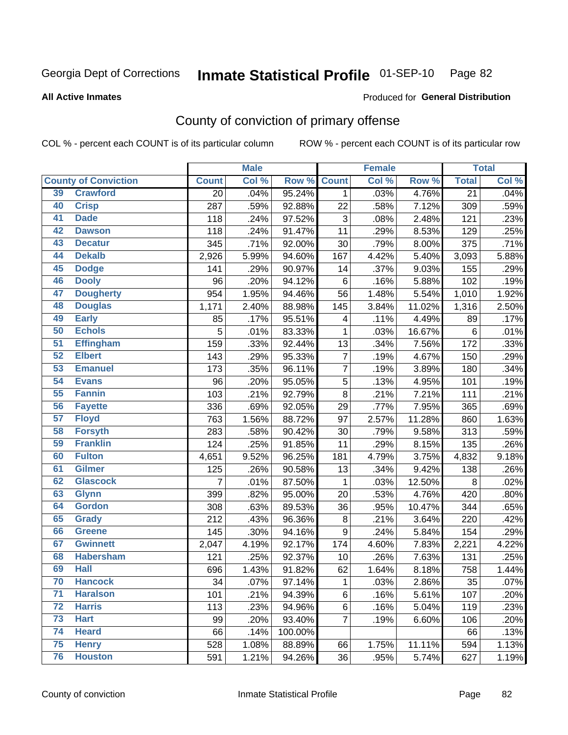Georgia Dept of Corrections **Inmate Statistical Profile** 01-SEP-10

**All Active Inmates**

Produced for **General Distribution**

## County of conviction of primary offense

COL % - percent each COUNT is of its particular column ROW % - percent each COUNT is of its particular row

| County of Conviction | | Male | | | Female | | | Total | |
|---|---|---|---|---|---|---|---|---|---|
| | | Count | Col % | Row % | Count | Col % | Row % | Total | Col % |
| 39 | Crawford | 20 | .04% | 95.24% | 1 | .03% | 4.76% | 21 | .04% |
| 40 | Crisp | 287 | .59% | 92.88% | 22 | .58% | 7.12% | 309 | .59% |
| 41 | Dade | 118 | .24% | 97.52% | 3 | .08% | 2.48% | 121 | .23% |
| 42 | Dawson | 118 | .24% | 91.47% | 11 | .29% | 8.53% | 129 | .25% |
| 43 | Decatur | 345 | .71% | 92.00% | 30 | .79% | 8.00% | 375 | .71% |
| 44 | Dekalb | 2,926 | 5.99% | 94.60% | 167 | 4.42% | 5.40% | 3,093 | 5.88% |
| 45 | Dodge | 141 | .29% | 90.97% | 14 | .37% | 9.03% | 155 | .29% |
| 46 | Dooly | 96 | .20% | 94.12% | 6 | .16% | 5.88% | 102 | .19% |
| 47 | Dougherty | 954 | 1.95% | 94.46% | 56 | 1.48% | 5.54% | 1,010 | 1.92% |
| 48 | Douglas | 1,171 | 2.40% | 88.98% | 145 | 3.84% | 11.02% | 1,316 | 2.50% |
| 49 | Early | 85 | .17% | 95.51% | 4 | .11% | 4.49% | 89 | .17% |
| 50 | Echols | 5 | .01% | 83.33% | 1 | .03% | 16.67% | 6 | .01% |
| 51 | Effingham | 159 | .33% | 92.44% | 13 | .34% | 7.56% | 172 | .33% |
| 52 | Elbert | 143 | .29% | 95.33% | 7 | .19% | 4.67% | 150 | .29% |
| 53 | Emanuel | 173 | .35% | 96.11% | 7 | .19% | 3.89% | 180 | .34% |
| 54 | Evans | 96 | .20% | 95.05% | 5 | .13% | 4.95% | 101 | .19% |
| 55 | Fannin | 103 | .21% | 92.79% | 8 | .21% | 7.21% | 111 | .21% |
| 56 | Fayette | 336 | .69% | 92.05% | 29 | .77% | 7.95% | 365 | .69% |
| 57 | Floyd | 763 | 1.56% | 88.72% | 97 | 2.57% | 11.28% | 860 | 1.63% |
| 58 | Forsyth | 283 | .58% | 90.42% | 30 | .79% | 9.58% | 313 | .59% |
| 59 | Franklin | 124 | .25% | 91.85% | 11 | .29% | 8.15% | 135 | .26% |
| 60 | Fulton | 4,651 | 9.52% | 96.25% | 181 | 4.79% | 3.75% | 4,832 | 9.18% |
| 61 | Gilmer | 125 | .26% | 90.58% | 13 | .34% | 9.42% | 138 | .26% |
| 62 | Glascock | 7 | .01% | 87.50% | 1 | .03% | 12.50% | 8 | .02% |
| 63 | Glynn | 399 | .82% | 95.00% | 20 | .53% | 4.76% | 420 | .80% |
| 64 | Gordon | 308 | .63% | 89.53% | 36 | .95% | 10.47% | 344 | .65% |
| 65 | Grady | 212 | .43% | 96.36% | 8 | .21% | 3.64% | 220 | .42% |
| 66 | Greene | 145 | .30% | 94.16% | 9 | .24% | 5.84% | 154 | .29% |
| 67 | Gwinnett | 2,047 | 4.19% | 92.17% | 174 | 4.60% | 7.83% | 2,221 | 4.22% |
| 68 | Habersham | 121 | .25% | 92.37% | 10 | .26% | 7.63% | 131 | .25% |
| 69 | Hall | 696 | 1.43% | 91.82% | 62 | 1.64% | 8.18% | 758 | 1.44% |
| 70 | Hancock | 34 | .07% | 97.14% | 1 | .03% | 2.86% | 35 | .07% |
| 71 | Haralson | 101 | .21% | 94.39% | 6 | .16% | 5.61% | 107 | .20% |
| 72 | Harris | 113 | .23% | 94.96% | 6 | .16% | 5.04% | 119 | .23% |
| 73 | Hart | 99 | .20% | 93.40% | 7 | .19% | 6.60% | 106 | .20% |
| 74 | Heard | 66 | .14% | 100.00% | | | | 66 | .13% |
| 75 | Henry | 528 | 1.08% | 88.89% | 66 | 1.75% | 11.11% | 594 | 1.13% |
| 76 | Houston | 591 | 1.21% | 94.26% | 36 | .95% | 5.74% | 627 | 1.19% |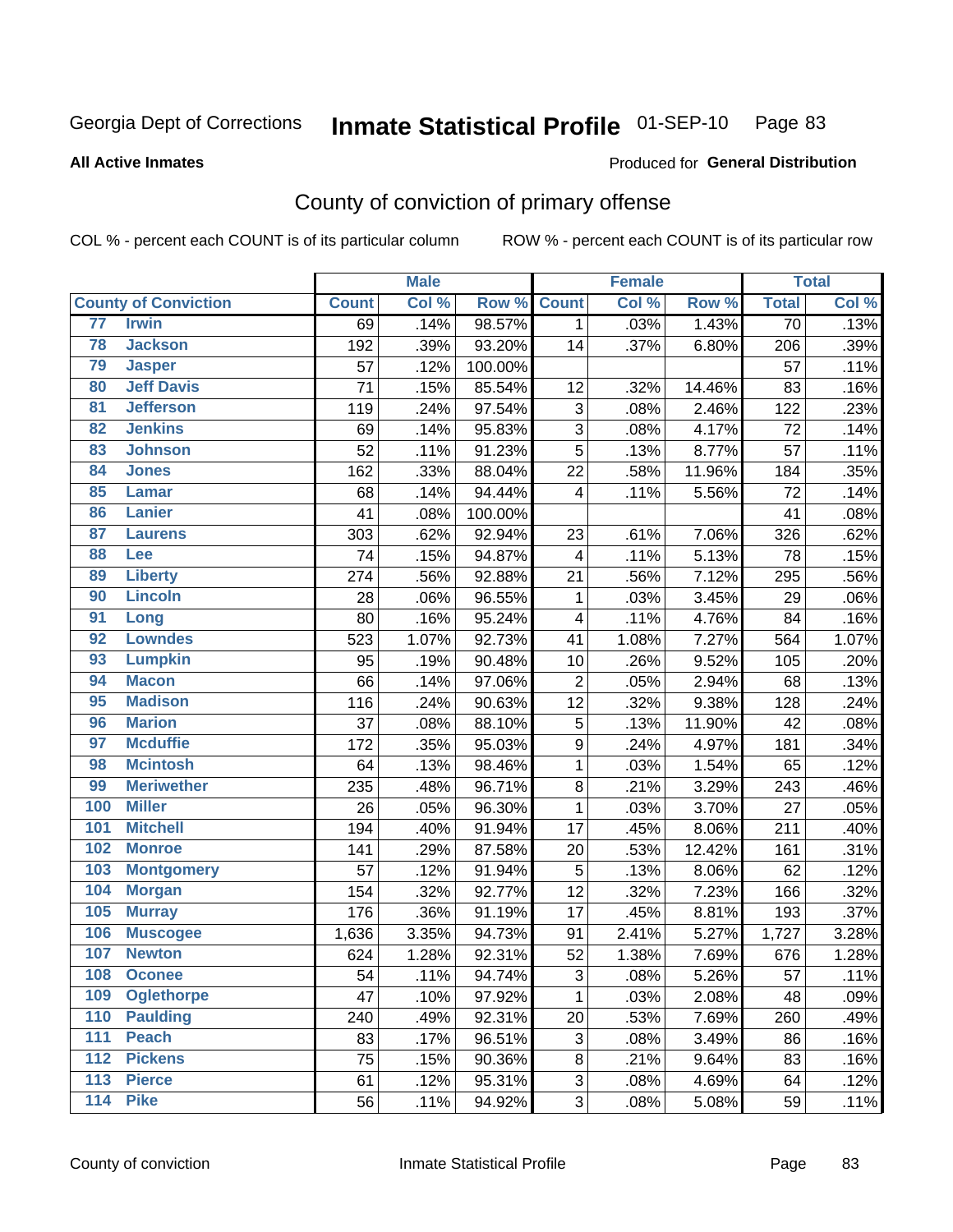Georgia Dept of Corrections **Inmate Statistical Profile** 01-SEP-10

**All Active Inmates**

Produced for **General Distribution**

## County of conviction of primary offense

COL % - percent each COUNT is of its particular column ROW % - percent each COUNT is of its particular row

| County of Conviction | | Male | | | Female | | | Total | |
|---|---|---|---|---|---|---|---|---|---|
| | | Count | Col % | Row % | Count | Col % | Row % | Total | Col % |
| 77 | Irwin | 69 | .14% | 98.57% | 1 | .03% | 1.43% | 70 | .13% |
| 78 | Jackson | 192 | .39% | 93.20% | 14 | .37% | 6.80% | 206 | .39% |
| 79 | Jasper | 57 | .12% | 100.00% | | | | 57 | .11% |
| 80 | Jeff Davis | 71 | .15% | 85.54% | 12 | .32% | 14.46% | 83 | .16% |
| 81 | Jefferson | 119 | .24% | 97.54% | 3 | .08% | 2.46% | 122 | .23% |
| 82 | Jenkins | 69 | .14% | 95.83% | 3 | .08% | 4.17% | 72 | .14% |
| 83 | Johnson | 52 | .11% | 91.23% | 5 | .13% | 8.77% | 57 | .11% |
| 84 | Jones | 162 | .33% | 88.04% | 22 | .58% | 11.96% | 184 | .35% |
| 85 | Lamar | 68 | .14% | 94.44% | 4 | .11% | 5.56% | 72 | .14% |
| 86 | Lanier | 41 | .08% | 100.00% | | | | 41 | .08% |
| 87 | Laurens | 303 | .62% | 92.94% | 23 | .61% | 7.06% | 326 | .62% |
| 88 | Lee | 74 | .15% | 94.87% | 4 | .11% | 5.13% | 78 | .15% |
| 89 | Liberty | 274 | .56% | 92.88% | 21 | .56% | 7.12% | 295 | .56% |
| 90 | Lincoln | 28 | .06% | 96.55% | 1 | .03% | 3.45% | 29 | .06% |
| 91 | Long | 80 | .16% | 95.24% | 4 | .11% | 4.76% | 84 | .16% |
| 92 | Lowndes | 523 | 1.07% | 92.73% | 41 | 1.08% | 7.27% | 564 | 1.07% |
| 93 | Lumpkin | 95 | .19% | 90.48% | 10 | .26% | 9.52% | 105 | .20% |
| 94 | Macon | 66 | .14% | 97.06% | 2 | .05% | 2.94% | 68 | .13% |
| 95 | Madison | 116 | .24% | 90.63% | 12 | .32% | 9.38% | 128 | .24% |
| 96 | Marion | 37 | .08% | 88.10% | 5 | .13% | 11.90% | 42 | .08% |
| 97 | Mcduffie | 172 | .35% | 95.03% | 9 | .24% | 4.97% | 181 | .34% |
| 98 | Mcintosh | 64 | .13% | 98.46% | 1 | .03% | 1.54% | 65 | .12% |
| 99 | Meriwether | 235 | .48% | 96.71% | 8 | .21% | 3.29% | 243 | .46% |
| 100 | Miller | 26 | .05% | 96.30% | 1 | .03% | 3.70% | 27 | .05% |
| 101 | Mitchell | 194 | .40% | 91.94% | 17 | .45% | 8.06% | 211 | .40% |
| 102 | Monroe | 141 | .29% | 87.58% | 20 | .53% | 12.42% | 161 | .31% |
| 103 | Montgomery | 57 | .12% | 91.94% | 5 | .13% | 8.06% | 62 | .12% |
| 104 | Morgan | 154 | .32% | 92.77% | 12 | .32% | 7.23% | 166 | .32% |
| 105 | Murray | 176 | .36% | 91.19% | 17 | .45% | 8.81% | 193 | .37% |
| 106 | Muscogee | 1,636 | 3.35% | 94.73% | 91 | 2.41% | 5.27% | 1,727 | 3.28% |
| 107 | Newton | 624 | 1.28% | 92.31% | 52 | 1.38% | 7.69% | 676 | 1.28% |
| 108 | Oconee | 54 | .11% | 94.74% | 3 | .08% | 5.26% | 57 | .11% |
| 109 | Oglethorpe | 47 | .10% | 97.92% | 1 | .03% | 2.08% | 48 | .09% |
| 110 | Paulding | 240 | .49% | 92.31% | 20 | .53% | 7.69% | 260 | .49% |
| 111 | Peach | 83 | .17% | 96.51% | 3 | .08% | 3.49% | 86 | .16% |
| 112 | Pickens | 75 | .15% | 90.36% | 8 | .21% | 9.64% | 83 | .16% |
| 113 | Pierce | 61 | .12% | 95.31% | 3 | .08% | 4.69% | 64 | .12% |
| 114 | Pike | 56 | .11% | 94.92% | 3 | .08% | 5.08% | 59 | .11% |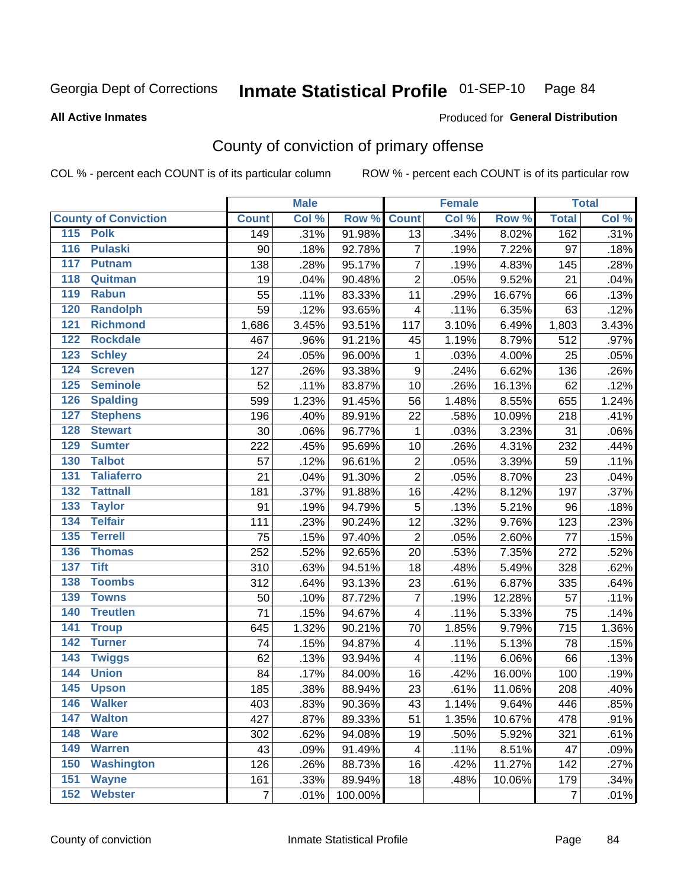Georgia Dept of Corrections **Inmate Statistical Profile** 01-SEP-10

**All Active Inmates**

Produced for **General Distribution**

## County of conviction of primary offense

COL % - percent each COUNT is of its particular column ROW % - percent each COUNT is of its particular row

| County of Conviction | Male | | | Female | | | Total | |
|---|---|---|---|---|---|---|---|---|
| | Count | Col % | Row % | Count | Col % | Row % | Total | Col % |
| 115 Polk | 149 | .31% | 91.98% | 13 | .34% | 8.02% | 162 | .31% |
| 116 Pulaski | 90 | .18% | 92.78% | 7 | .19% | 7.22% | 97 | .18% |
| 117 Putnam | 138 | .28% | 95.17% | 7 | .19% | 4.83% | 145 | .28% |
| 118 Quitman | 19 | .04% | 90.48% | 2 | .05% | 9.52% | 21 | .04% |
| 119 Rabun | 55 | .11% | 83.33% | 11 | .29% | 16.67% | 66 | .13% |
| 120 Randolph | 59 | .12% | 93.65% | 4 | .11% | 6.35% | 63 | .12% |
| 121 Richmond | 1,686 | 3.45% | 93.51% | 117 | 3.10% | 6.49% | 1,803 | 3.43% |
| 122 Rockdale | 467 | .96% | 91.21% | 45 | 1.19% | 8.79% | 512 | .97% |
| 123 Schley | 24 | .05% | 96.00% | 1 | .03% | 4.00% | 25 | .05% |
| 124 Screven | 127 | .26% | 93.38% | 9 | .24% | 6.62% | 136 | .26% |
| 125 Seminole | 52 | .11% | 83.87% | 10 | .26% | 16.13% | 62 | .12% |
| 126 Spalding | 599 | 1.23% | 91.45% | 56 | 1.48% | 8.55% | 655 | 1.24% |
| 127 Stephens | 196 | .40% | 89.91% | 22 | .58% | 10.09% | 218 | .41% |
| 128 Stewart | 30 | .06% | 96.77% | 1 | .03% | 3.23% | 31 | .06% |
| 129 Sumter | 222 | .45% | 95.69% | 10 | .26% | 4.31% | 232 | .44% |
| 130 Talbot | 57 | .12% | 96.61% | 2 | .05% | 3.39% | 59 | .11% |
| 131 Taliaferro | 21 | .04% | 91.30% | 2 | .05% | 8.70% | 23 | .04% |
| 132 Tattnall | 181 | .37% | 91.88% | 16 | .42% | 8.12% | 197 | .37% |
| 133 Taylor | 91 | .19% | 94.79% | 5 | .13% | 5.21% | 96 | .18% |
| 134 Telfair | 111 | .23% | 90.24% | 12 | .32% | 9.76% | 123 | .23% |
| 135 Terrell | 75 | .15% | 97.40% | 2 | .05% | 2.60% | 77 | .15% |
| 136 Thomas | 252 | .52% | 92.65% | 20 | .53% | 7.35% | 272 | .52% |
| 137 Tift | 310 | .63% | 94.51% | 18 | .48% | 5.49% | 328 | .62% |
| 138 Toombs | 312 | .64% | 93.13% | 23 | .61% | 6.87% | 335 | .64% |
| 139 Towns | 50 | .10% | 87.72% | 7 | .19% | 12.28% | 57 | .11% |
| 140 Treutlen | 71 | .15% | 94.67% | 4 | .11% | 5.33% | 75 | .14% |
| 141 Troup | 645 | 1.32% | 90.21% | 70 | 1.85% | 9.79% | 715 | 1.36% |
| 142 Turner | 74 | .15% | 94.87% | 4 | .11% | 5.13% | 78 | .15% |
| 143 Twiggs | 62 | .13% | 93.94% | 4 | .11% | 6.06% | 66 | .13% |
| 144 Union | 84 | .17% | 84.00% | 16 | .42% | 16.00% | 100 | .19% |
| 145 Upson | 185 | .38% | 88.94% | 23 | .61% | 11.06% | 208 | .40% |
| 146 Walker | 403 | .83% | 90.36% | 43 | 1.14% | 9.64% | 446 | .85% |
| 147 Walton | 427 | .87% | 89.33% | 51 | 1.35% | 10.67% | 478 | .91% |
| 148 Ware | 302 | .62% | 94.08% | 19 | .50% | 5.92% | 321 | .61% |
| 149 Warren | 43 | .09% | 91.49% | 4 | .11% | 8.51% | 47 | .09% |
| 150 Washington | 126 | .26% | 88.73% | 16 | .42% | 11.27% | 142 | .27% |
| 151 Wayne | 161 | .33% | 89.94% | 18 | .48% | 10.06% | 179 | .34% |
| 152 Webster | 7 | .01% | 100.00% | | | | 7 | .01% |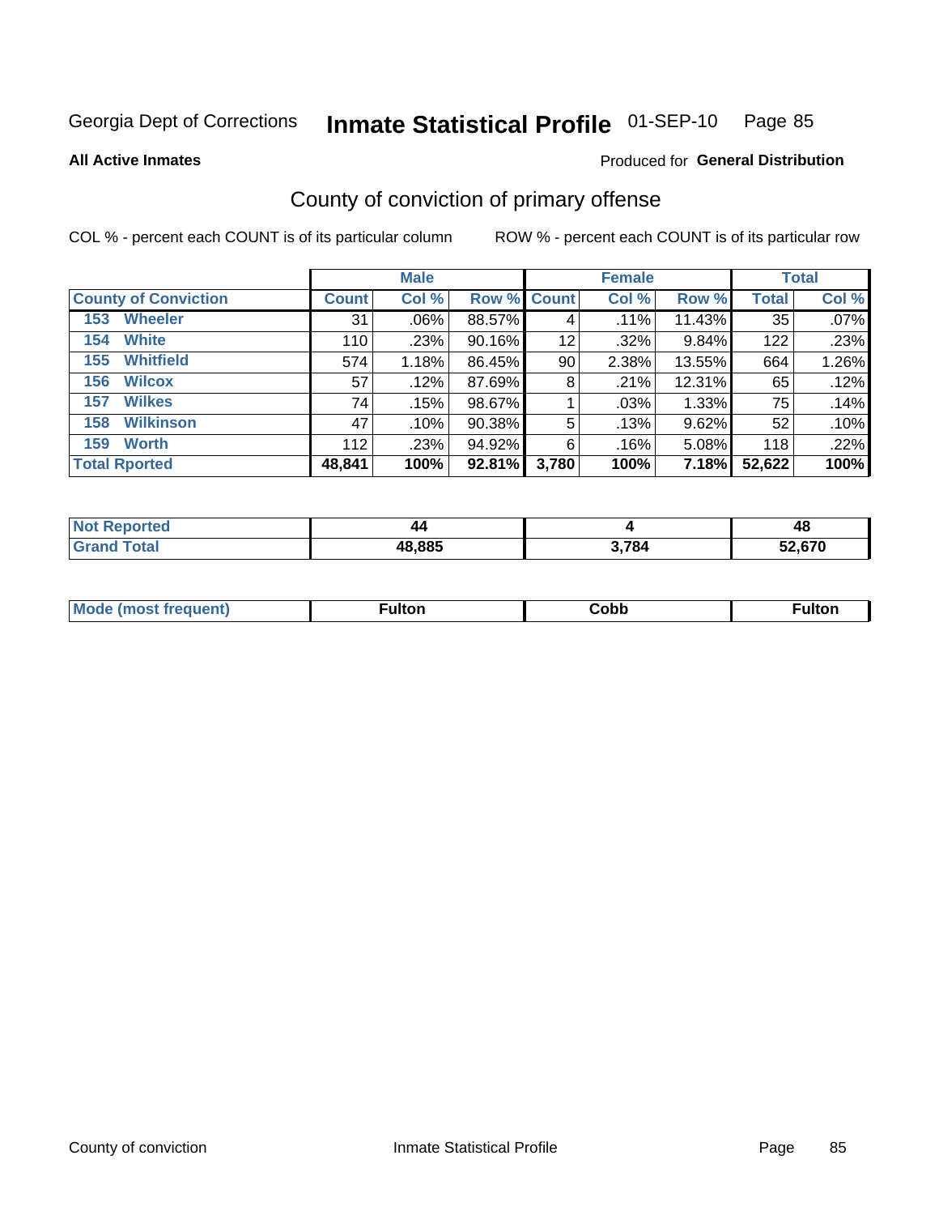Georgia Dept of Corrections **Inmate Statistical Profile** 01-SEP-10

**All Active Inmates**

Produced for **General Distribution**

## County of conviction of primary offense

COL % - percent each COUNT is of its particular column

ROW % - percent each COUNT is of its particular row

| | Male | | | Female | | | Total | |
|---|---|---|---|---|---|---|---|---|
| **County of Conviction** | **Count** | **Col %** | **Row %** | **Count** | **Col %** | **Row %** | **Total** | **Col %** |
| **153 Wheeler** | 31 | .06% | 88.57% | 4 | .11% | 11.43% | 35 | .07% |
| **154 White** | 110 | .23% | 90.16% | 12 | .32% | 9.84% | 122 | .23% |
| **155 Whitfield** | 574 | 1.18% | 86.45% | 90 | 2.38% | 13.55% | 664 | 1.26% |
| **156 Wilcox** | 57 | .12% | 87.69% | 8 | .21% | 12.31% | 65 | .12% |
| **157 Wilkes** | 74 | .15% | 98.67% | 1 | .03% | 1.33% | 75 | .14% |
| **158 Wilkinson** | 47 | .10% | 90.38% | 5 | .13% | 9.62% | 52 | .10% |
| **159 Worth** | 112 | .23% | 94.92% | 6 | .16% | 5.08% | 118 | .22% |
| **Total Rported** | **48,841** | **100%** | **92.81%** | **3,780** | **100%** | **7.18%** | **52,622** | **100%** |

| | Male | Female | Total |
|---|---|---|---|
| **Not Reported** | **44** | **4** | **48** |
| **Grand Total** | **48,885** | **3,784** | **52,670** |

| | Male | Female | Total |
|---|---|---|---|
| **Mode (most frequent)** | **Fulton** | **Cobb** | **Fulton** |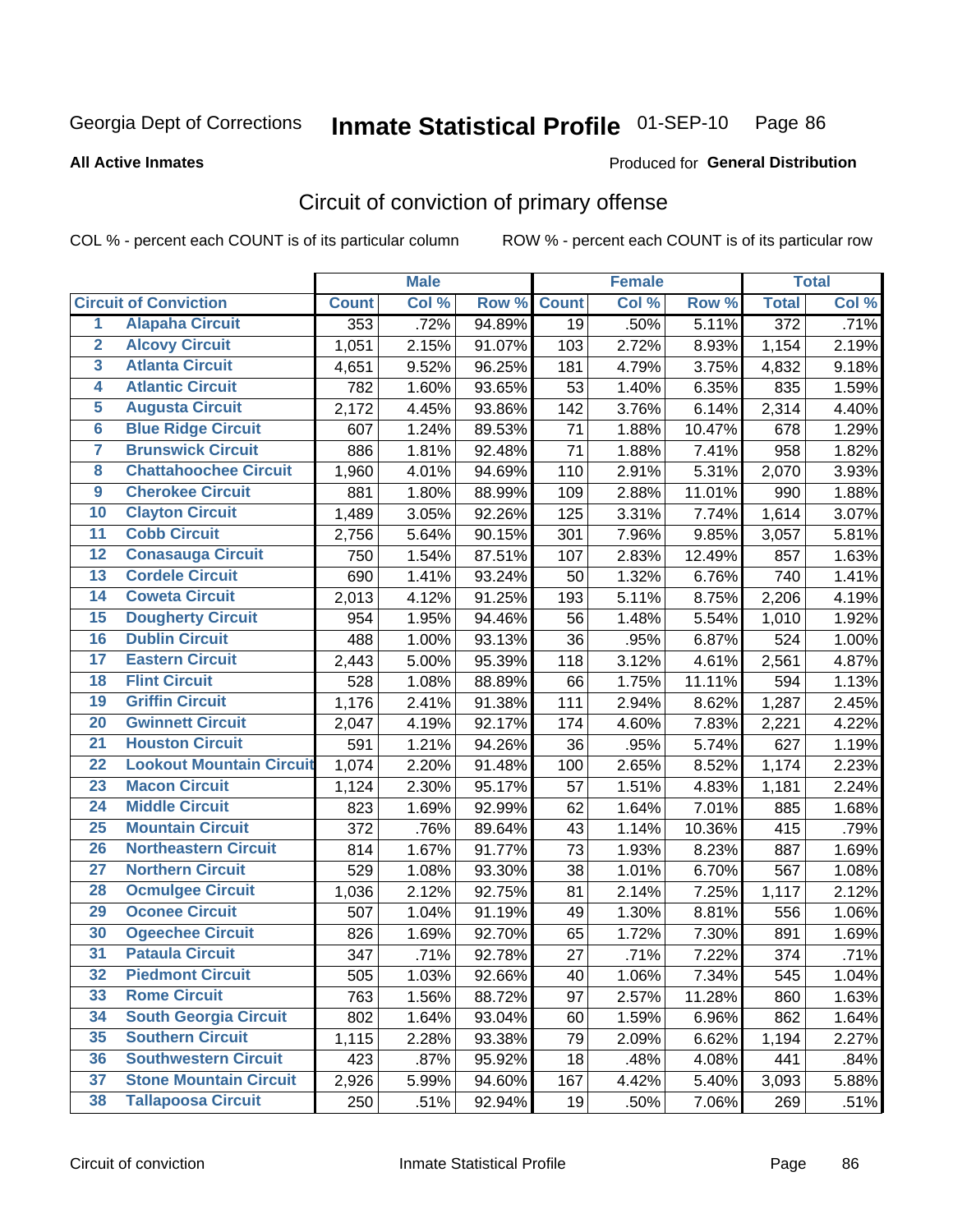Georgia Dept of Corrections **Inmate Statistical Profile** 01-SEP-10 Page 86

**All Active Inmates**

Produced for **General Distribution**

## Circuit of conviction of primary offense

COL % - percent each COUNT is of its particular column ROW % - percent each COUNT is of its particular row

| Circuit of Conviction | | Male | | | Female | | | Total | |
|---|---|---|---|---|---|---|---|---|---|
| | | Count | Col % | Row % | Count | Col % | Row % | Total | Col % |
| 1 | Alapaha Circuit | 353 | .72% | 94.89% | 19 | .50% | 5.11% | 372 | .71% |
| 2 | Alcovy Circuit | 1,051 | 2.15% | 91.07% | 103 | 2.72% | 8.93% | 1,154 | 2.19% |
| 3 | Atlanta Circuit | 4,651 | 9.52% | 96.25% | 181 | 4.79% | 3.75% | 4,832 | 9.18% |
| 4 | Atlantic Circuit | 782 | 1.60% | 93.65% | 53 | 1.40% | 6.35% | 835 | 1.59% |
| 5 | Augusta Circuit | 2,172 | 4.45% | 93.86% | 142 | 3.76% | 6.14% | 2,314 | 4.40% |
| 6 | Blue Ridge Circuit | 607 | 1.24% | 89.53% | 71 | 1.88% | 10.47% | 678 | 1.29% |
| 7 | Brunswick Circuit | 886 | 1.81% | 92.48% | 71 | 1.88% | 7.41% | 958 | 1.82% |
| 8 | Chattahoochee Circuit | 1,960 | 4.01% | 94.69% | 110 | 2.91% | 5.31% | 2,070 | 3.93% |
| 9 | Cherokee Circuit | 881 | 1.80% | 88.99% | 109 | 2.88% | 11.01% | 990 | 1.88% |
| 10 | Clayton Circuit | 1,489 | 3.05% | 92.26% | 125 | 3.31% | 7.74% | 1,614 | 3.07% |
| 11 | Cobb Circuit | 2,756 | 5.64% | 90.15% | 301 | 7.96% | 9.85% | 3,057 | 5.81% |
| 12 | Conasauga Circuit | 750 | 1.54% | 87.51% | 107 | 2.83% | 12.49% | 857 | 1.63% |
| 13 | Cordele Circuit | 690 | 1.41% | 93.24% | 50 | 1.32% | 6.76% | 740 | 1.41% |
| 14 | Coweta Circuit | 2,013 | 4.12% | 91.25% | 193 | 5.11% | 8.75% | 2,206 | 4.19% |
| 15 | Dougherty Circuit | 954 | 1.95% | 94.46% | 56 | 1.48% | 5.54% | 1,010 | 1.92% |
| 16 | Dublin Circuit | 488 | 1.00% | 93.13% | 36 | .95% | 6.87% | 524 | 1.00% |
| 17 | Eastern Circuit | 2,443 | 5.00% | 95.39% | 118 | 3.12% | 4.61% | 2,561 | 4.87% |
| 18 | Flint Circuit | 528 | 1.08% | 88.89% | 66 | 1.75% | 11.11% | 594 | 1.13% |
| 19 | Griffin Circuit | 1,176 | 2.41% | 91.38% | 111 | 2.94% | 8.62% | 1,287 | 2.45% |
| 20 | Gwinnett Circuit | 2,047 | 4.19% | 92.17% | 174 | 4.60% | 7.83% | 2,221 | 4.22% |
| 21 | Houston Circuit | 591 | 1.21% | 94.26% | 36 | .95% | 5.74% | 627 | 1.19% |
| 22 | Lookout Mountain Circuit | 1,074 | 2.20% | 91.48% | 100 | 2.65% | 8.52% | 1,174 | 2.23% |
| 23 | Macon Circuit | 1,124 | 2.30% | 95.17% | 57 | 1.51% | 4.83% | 1,181 | 2.24% |
| 24 | Middle Circuit | 823 | 1.69% | 92.99% | 62 | 1.64% | 7.01% | 885 | 1.68% |
| 25 | Mountain Circuit | 372 | .76% | 89.64% | 43 | 1.14% | 10.36% | 415 | .79% |
| 26 | Northeastern Circuit | 814 | 1.67% | 91.77% | 73 | 1.93% | 8.23% | 887 | 1.69% |
| 27 | Northern Circuit | 529 | 1.08% | 93.30% | 38 | 1.01% | 6.70% | 567 | 1.08% |
| 28 | Ocmulgee Circuit | 1,036 | 2.12% | 92.75% | 81 | 2.14% | 7.25% | 1,117 | 2.12% |
| 29 | Oconee Circuit | 507 | 1.04% | 91.19% | 49 | 1.30% | 8.81% | 556 | 1.06% |
| 30 | Ogeechee Circuit | 826 | 1.69% | 92.70% | 65 | 1.72% | 7.30% | 891 | 1.69% |
| 31 | Pataula Circuit | 347 | .71% | 92.78% | 27 | .71% | 7.22% | 374 | .71% |
| 32 | Piedmont Circuit | 505 | 1.03% | 92.66% | 40 | 1.06% | 7.34% | 545 | 1.04% |
| 33 | Rome Circuit | 763 | 1.56% | 88.72% | 97 | 2.57% | 11.28% | 860 | 1.63% |
| 34 | South Georgia Circuit | 802 | 1.64% | 93.04% | 60 | 1.59% | 6.96% | 862 | 1.64% |
| 35 | Southern Circuit | 1,115 | 2.28% | 93.38% | 79 | 2.09% | 6.62% | 1,194 | 2.27% |
| 36 | Southwestern Circuit | 423 | .87% | 95.92% | 18 | .48% | 4.08% | 441 | .84% |
| 37 | Stone Mountain Circuit | 2,926 | 5.99% | 94.60% | 167 | 4.42% | 5.40% | 3,093 | 5.88% |
| 38 | Tallapoosa Circuit | 250 | .51% | 92.94% | 19 | .50% | 7.06% | 269 | .51% |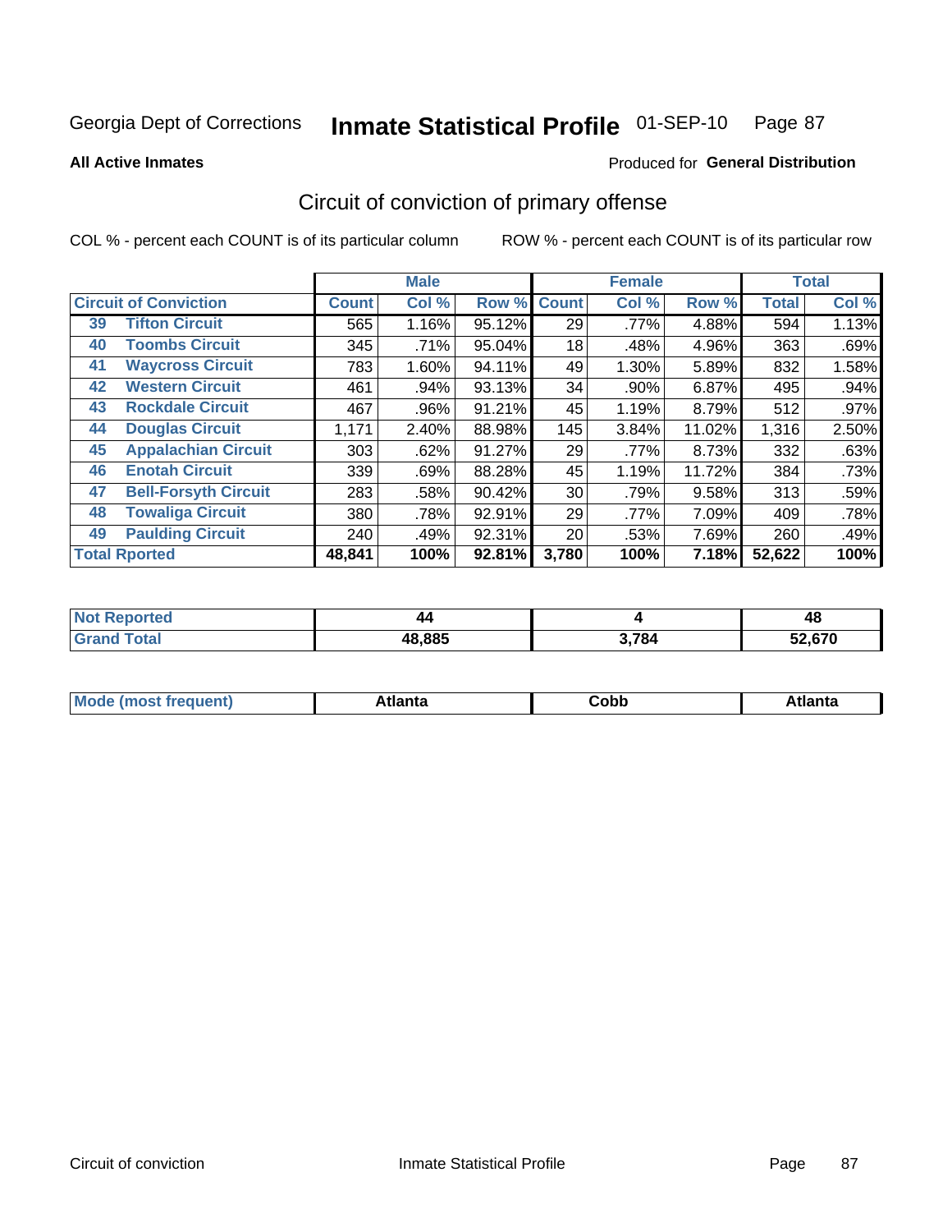Georgia Dept of Corrections **Inmate Statistical Profile** 01-SEP-10

**All Active Inmates**

Produced for **General Distribution**

## Circuit of conviction of primary offense

COL % - percent each COUNT is of its particular column

ROW % - percent each COUNT is of its particular row

| Circuit of Conviction | | Male | | | Female | | | Total | |
|---|---|---|---|---|---|---|---|---|---|
| | | Count | Col % | Row % | Count | Col % | Row % | Total | Col % |
| 39 | Tifton Circuit | 565 | 1.16% | 95.12% | 29 | .77% | 4.88% | 594 | 1.13% |
| 40 | Toombs Circuit | 345 | .71% | 95.04% | 18 | .48% | 4.96% | 363 | .69% |
| 41 | Waycross Circuit | 783 | 1.60% | 94.11% | 49 | 1.30% | 5.89% | 832 | 1.58% |
| 42 | Western Circuit | 461 | .94% | 93.13% | 34 | .90% | 6.87% | 495 | .94% |
| 43 | Rockdale Circuit | 467 | .96% | 91.21% | 45 | 1.19% | 8.79% | 512 | .97% |
| 44 | Douglas Circuit | 1,171 | 2.40% | 88.98% | 145 | 3.84% | 11.02% | 1,316 | 2.50% |
| 45 | Appalachian Circuit | 303 | .62% | 91.27% | 29 | .77% | 8.73% | 332 | .63% |
| 46 | Enotah Circuit | 339 | .69% | 88.28% | 45 | 1.19% | 11.72% | 384 | .73% |
| 47 | Bell-Forsyth Circuit | 283 | .58% | 90.42% | 30 | .79% | 9.58% | 313 | .59% |
| 48 | Towaliga Circuit | 380 | .78% | 92.91% | 29 | .77% | 7.09% | 409 | .78% |
| 49 | Paulding Circuit | 240 | .49% | 92.31% | 20 | .53% | 7.69% | 260 | .49% |
| **Total Rported** | | **48,841** | **100%** | **92.81%** | **3,780** | **100%** | **7.18%** | **52,622** | **100%** |

| | Male | Female | Total |
|---|---|---|---|
| Not Reported | 44 | 4 | 48 |
| Grand Total | 48,885 | 3,784 | 52,670 |

| | Male | Female | Total |
|---|---|---|---|
| Mode (most frequent) | Atlanta | Cobb | Atlanta |

Circuit of conviction Inmate Statistical Profile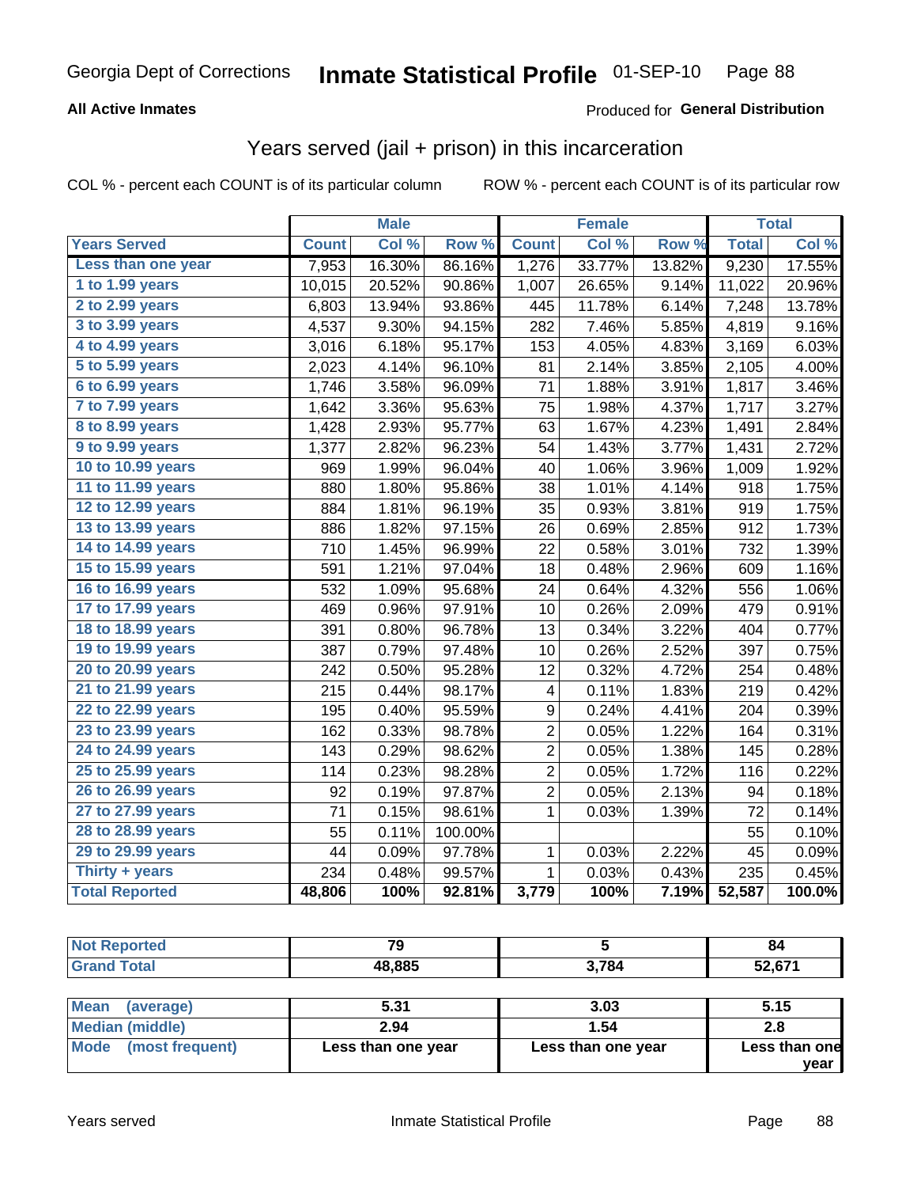# Georgia Dept of Corrections — Inmate Statistical Profile 01-SEP-10

**All Active Inmates**

Produced for **General Distribution**

## Years served (jail + prison) in this incarceration

COL % - percent each COUNT is of its particular column

ROW % - percent each COUNT is of its particular row

| | Male | | | Female | | | Total | |
|---|---|---|---|---|---|---|---|---|
| **Years Served** | **Count** | **Col %** | **Row %** | **Count** | **Col %** | **Row %** | **Total** | **Col %** |
| Less than one year | 7,953 | 16.30% | 86.16% | 1,276 | 33.77% | 13.82% | 9,230 | 17.55% |
| 1 to 1.99 years | 10,015 | 20.52% | 90.86% | 1,007 | 26.65% | 9.14% | 11,022 | 20.96% |
| 2 to 2.99 years | 6,803 | 13.94% | 93.86% | 445 | 11.78% | 6.14% | 7,248 | 13.78% |
| 3 to 3.99 years | 4,537 | 9.30% | 94.15% | 282 | 7.46% | 5.85% | 4,819 | 9.16% |
| 4 to 4.99 years | 3,016 | 6.18% | 95.17% | 153 | 4.05% | 4.83% | 3,169 | 6.03% |
| 5 to 5.99 years | 2,023 | 4.14% | 96.10% | 81 | 2.14% | 3.85% | 2,105 | 4.00% |
| 6 to 6.99 years | 1,746 | 3.58% | 96.09% | 71 | 1.88% | 3.91% | 1,817 | 3.46% |
| 7 to 7.99 years | 1,642 | 3.36% | 95.63% | 75 | 1.98% | 4.37% | 1,717 | 3.27% |
| 8 to 8.99 years | 1,428 | 2.93% | 95.77% | 63 | 1.67% | 4.23% | 1,491 | 2.84% |
| 9 to 9.99 years | 1,377 | 2.82% | 96.23% | 54 | 1.43% | 3.77% | 1,431 | 2.72% |
| 10 to 10.99 years | 969 | 1.99% | 96.04% | 40 | 1.06% | 3.96% | 1,009 | 1.92% |
| 11 to 11.99 years | 880 | 1.80% | 95.86% | 38 | 1.01% | 4.14% | 918 | 1.75% |
| 12 to 12.99 years | 884 | 1.81% | 96.19% | 35 | 0.93% | 3.81% | 919 | 1.75% |
| 13 to 13.99 years | 886 | 1.82% | 97.15% | 26 | 0.69% | 2.85% | 912 | 1.73% |
| 14 to 14.99 years | 710 | 1.45% | 96.99% | 22 | 0.58% | 3.01% | 732 | 1.39% |
| 15 to 15.99 years | 591 | 1.21% | 97.04% | 18 | 0.48% | 2.96% | 609 | 1.16% |
| 16 to 16.99 years | 532 | 1.09% | 95.68% | 24 | 0.64% | 4.32% | 556 | 1.06% |
| 17 to 17.99 years | 469 | 0.96% | 97.91% | 10 | 0.26% | 2.09% | 479 | 0.91% |
| 18 to 18.99 years | 391 | 0.80% | 96.78% | 13 | 0.34% | 3.22% | 404 | 0.77% |
| 19 to 19.99 years | 387 | 0.79% | 97.48% | 10 | 0.26% | 2.52% | 397 | 0.75% |
| 20 to 20.99 years | 242 | 0.50% | 95.28% | 12 | 0.32% | 4.72% | 254 | 0.48% |
| 21 to 21.99 years | 215 | 0.44% | 98.17% | 4 | 0.11% | 1.83% | 219 | 0.42% |
| 22 to 22.99 years | 195 | 0.40% | 95.59% | 9 | 0.24% | 4.41% | 204 | 0.39% |
| 23 to 23.99 years | 162 | 0.33% | 98.78% | 2 | 0.05% | 1.22% | 164 | 0.31% |
| 24 to 24.99 years | 143 | 0.29% | 98.62% | 2 | 0.05% | 1.38% | 145 | 0.28% |
| 25 to 25.99 years | 114 | 0.23% | 98.28% | 2 | 0.05% | 1.72% | 116 | 0.22% |
| 26 to 26.99 years | 92 | 0.19% | 97.87% | 2 | 0.05% | 2.13% | 94 | 0.18% |
| 27 to 27.99 years | 71 | 0.15% | 98.61% | 1 | 0.03% | 1.39% | 72 | 0.14% |
| 28 to 28.99 years | 55 | 0.11% | 100.00% | | | | 55 | 0.10% |
| 29 to 29.99 years | 44 | 0.09% | 97.78% | 1 | 0.03% | 2.22% | 45 | 0.09% |
| Thirty + years | 234 | 0.48% | 99.57% | 1 | 0.03% | 0.43% | 235 | 0.45% |
| **Total Reported** | **48,806** | **100%** | **92.81%** | **3,779** | **100%** | **7.19%** | **52,587** | **100.0%** |

| | Male | Female | Total |
|---|---|---|---|
| Not Reported | 79 | 5 | 84 |
| Grand Total | 48,885 | 3,784 | 52,671 |

| | Male | Female | Total |
|---|---|---|---|
| Mean (average) | 5.31 | 3.03 | 5.15 |
| Median (middle) | 2.94 | 1.54 | 2.8 |
| Mode (most frequent) | Less than one year | Less than one year | Less than one year |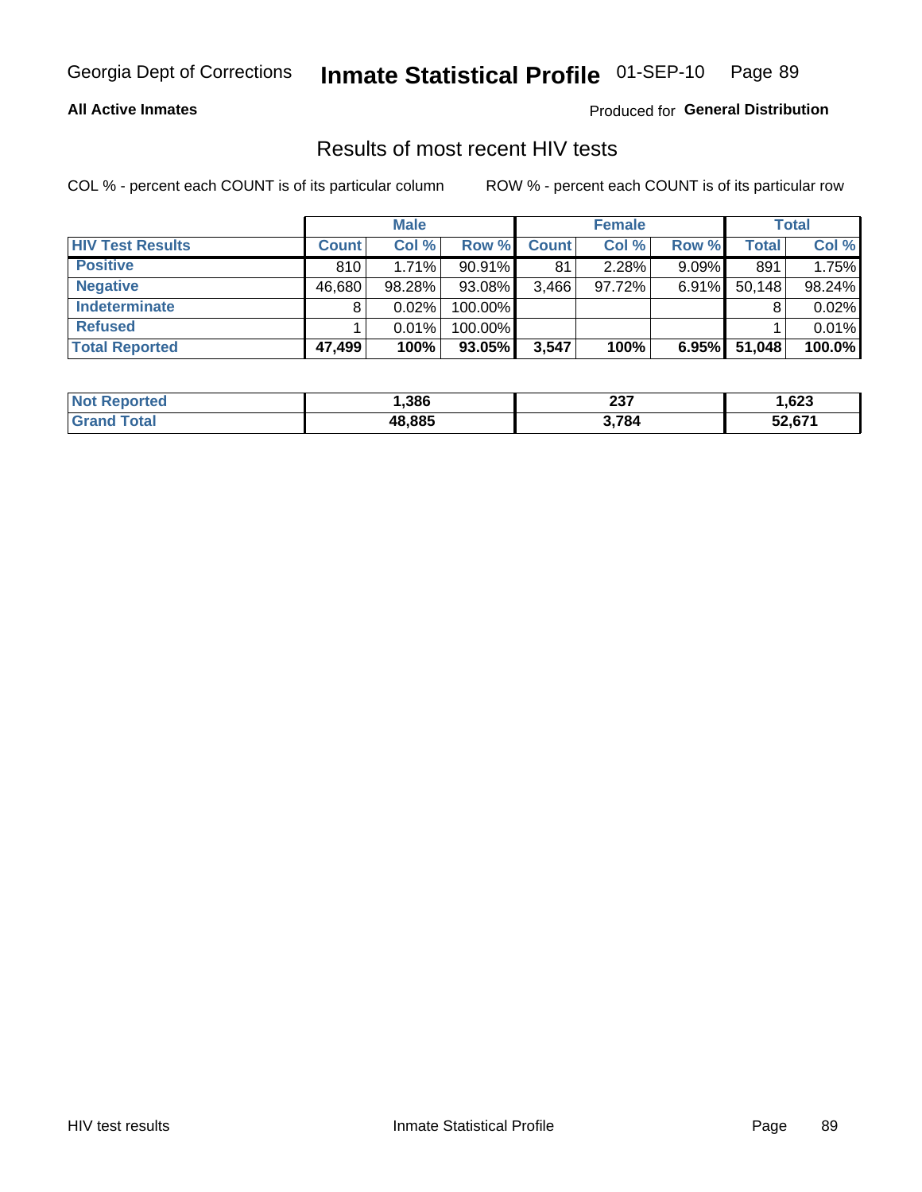Georgia Dept of Corrections **Inmate Statistical Profile** 01-SEP-10

**All Active Inmates**

Produced for **General Distribution**

## Results of most recent HIV tests

COL % - percent each COUNT is of its particular column ROW % - percent each COUNT is of its particular row

| | Male | | | Female | | | Total | |
|---|---|---|---|---|---|---|---|---|
| **HIV Test Results** | **Count** | **Col %** | **Row %** | **Count** | **Col %** | **Row %** | **Total** | **Col %** |
| **Positive** | 810 | 1.71% | 90.91% | 81 | 2.28% | 9.09% | 891 | 1.75% |
| **Negative** | 46,680 | 98.28% | 93.08% | 3,466 | 97.72% | 6.91% | 50,148 | 98.24% |
| **Indeterminate** | 8 | 0.02% | 100.00% | | | | 8 | 0.02% |
| **Refused** | 1 | 0.01% | 100.00% | | | | 1 | 0.01% |
| **Total Reported** | **47,499** | **100%** | **93.05%** | **3,547** | **100%** | **6.95%** | **51,048** | **100.0%** |

| | Male | Female | Total |
|---|---|---|---|
| **Not Reported** | **1,386** | **237** | **1,623** |
| **Grand Total** | **48,885** | **3,784** | **52,671** |

HIV test results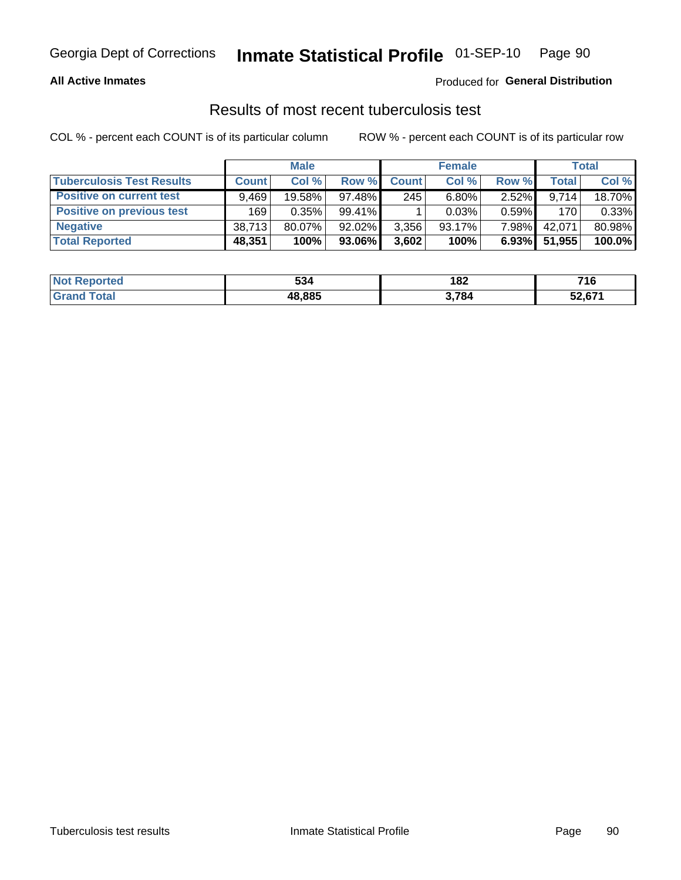Georgia Dept of Corrections **Inmate Statistical Profile** 01-SEP-10

**All Active Inmates**

Produced for **General Distribution**

## Results of most recent tuberculosis test

COL % - percent each COUNT is of its particular column ROW % - percent each COUNT is of its particular row

| | Male | | | Female | | | Total | |
|---|---|---|---|---|---|---|---|---|
| **Tuberculosis Test Results** | **Count** | **Col %** | **Row %** | **Count** | **Col %** | **Row %** | **Total** | **Col %** |
| **Positive on current test** | 9,469 | 19.58% | 97.48% | 245 | 6.80% | 2.52% | 9,714 | 18.70% |
| **Positive on previous test** | 169 | 0.35% | 99.41% | 1 | 0.03% | 0.59% | 170 | 0.33% |
| **Negative** | 38,713 | 80.07% | 92.02% | 3,356 | 93.17% | 7.98% | 42,071 | 80.98% |
| **Total Reported** | **48,351** | **100%** | **93.06%** | **3,602** | **100%** | **6.93%** | **51,955** | **100.0%** |

| | Male | Female | Total |
|---|---|---|---|
| **Not Reported** | **534** | **182** | **716** |
| **Grand Total** | **48,885** | **3,784** | **52,671** |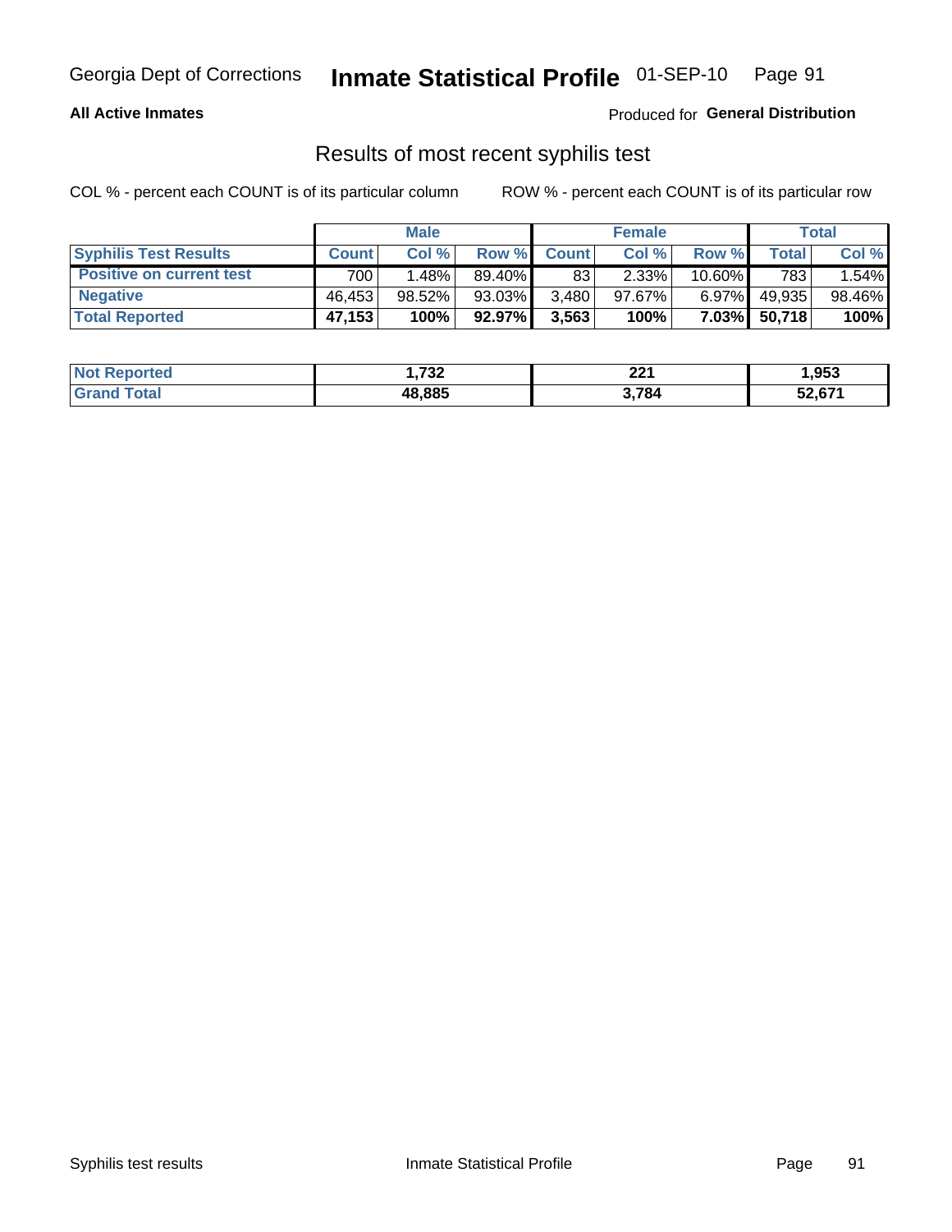Georgia Dept of Corrections **Inmate Statistical Profile** 01-SEP-10

**All Active Inmates**

Produced for **General Distribution**

## Results of most recent syphilis test

COL % - percent each COUNT is of its particular column

ROW % - percent each COUNT is of its particular row

| | Male | | | Female | | | Total | |
|---|---|---|---|---|---|---|---|---|
| **Syphilis Test Results** | **Count** | **Col %** | **Row %** | **Count** | **Col %** | **Row %** | **Total** | **Col %** |
| **Positive on current test** | 700 | 1.48% | 89.40% | 83 | 2.33% | 10.60% | 783 | 1.54% |
| **Negative** | 46,453 | 98.52% | 93.03% | 3,480 | 97.67% | 6.97% | 49,935 | 98.46% |
| **Total Reported** | **47,153** | **100%** | **92.97%** | **3,563** | **100%** | **7.03%** | **50,718** | **100%** |

| | Male | Female | Total |
|---|---|---|---|
| **Not Reported** | **1,732** | **221** | **1,953** |
| **Grand Total** | **48,885** | **3,784** | **52,671** |

Syphilis test results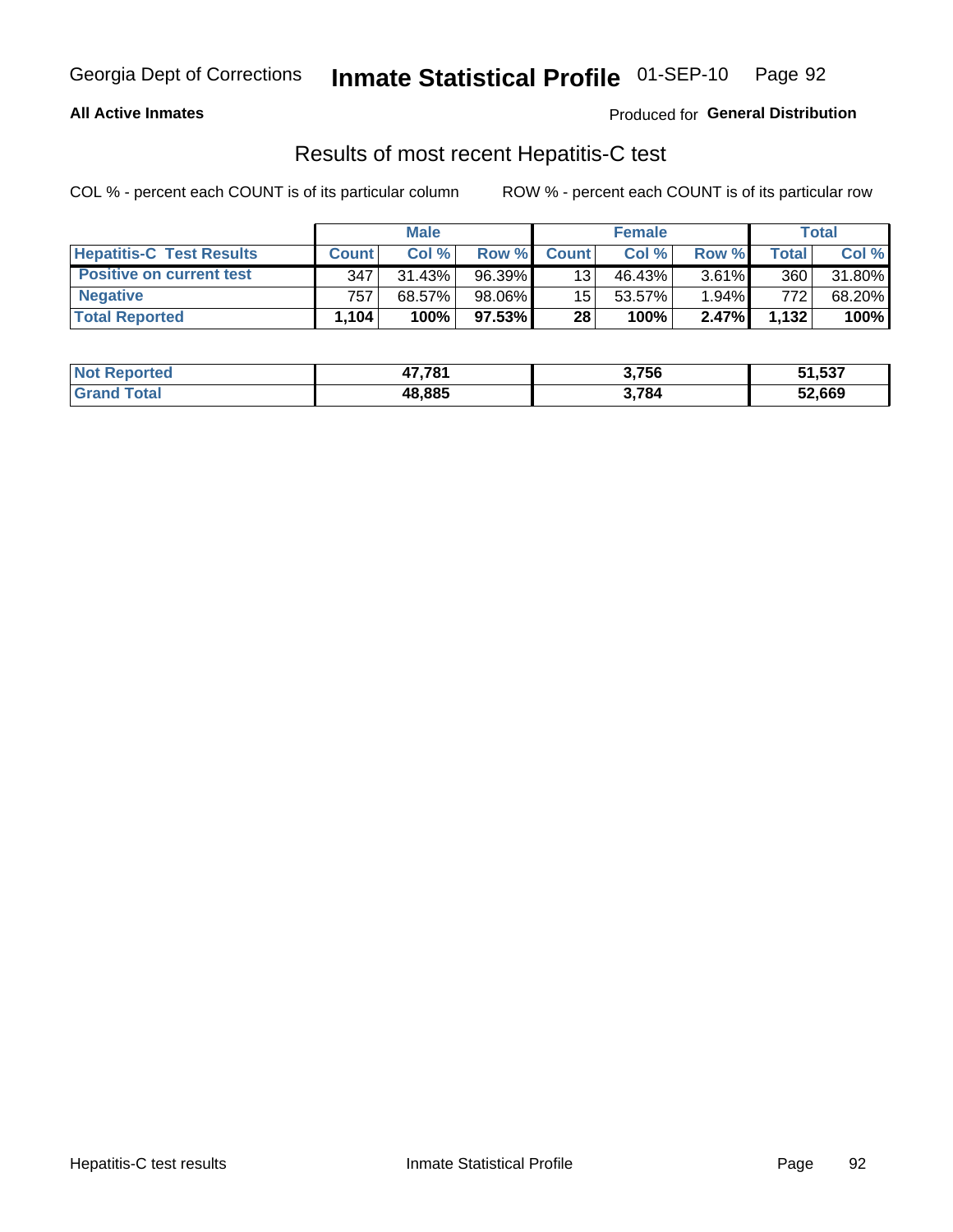**All Active Inmates**

Produced for **General Distribution**

## Results of most recent Hepatitis-C test

COL % - percent each COUNT is of its particular column

ROW % - percent each COUNT is of its particular row

| | Male | | | Female | | | Total | |
|---|---|---|---|---|---|---|---|---|
| **Hepatitis-C Test Results** | **Count** | **Col %** | **Row %** | **Count** | **Col %** | **Row %** | **Total** | **Col %** |
| **Positive on current test** | 347 | 31.43% | 96.39% | 13 | 46.43% | 3.61% | 360 | 31.80% |
| **Negative** | 757 | 68.57% | 98.06% | 15 | 53.57% | 1.94% | 772 | 68.20% |
| **Total Reported** | **1,104** | **100%** | **97.53%** | **28** | **100%** | **2.47%** | **1,132** | **100%** |

| | Male | Female | Total |
|---|---|---|---|
| **Not Reported** | **47,781** | **3,756** | **51,537** |
| **Grand Total** | **48,885** | **3,784** | **52,669** |